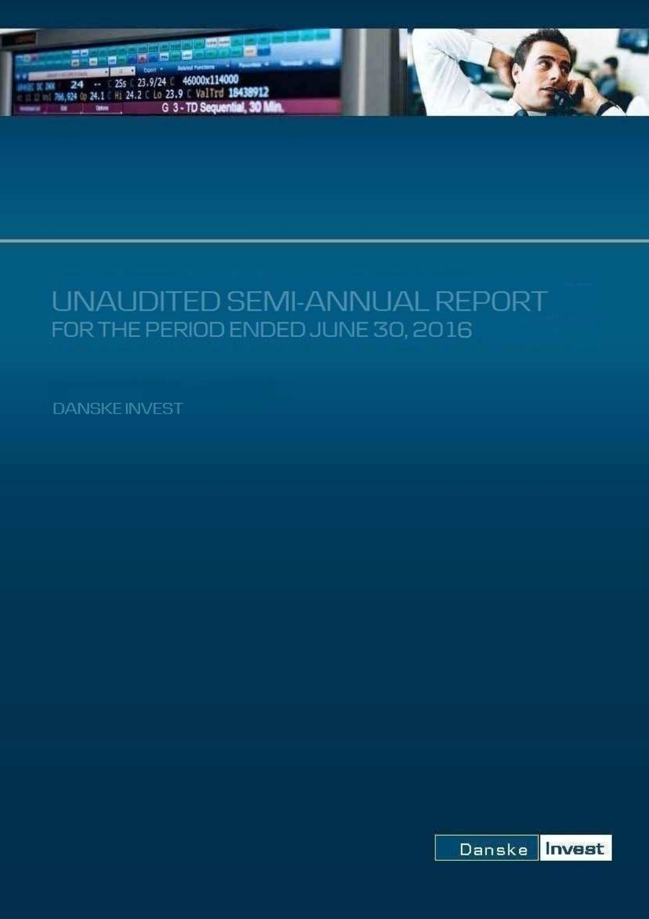# UNAUDITED SEMI-ANNUAL REPORT

## FOR THE PERIOD ENDED JUNE 30, 2016

DANSKE INVEST

Danske Invest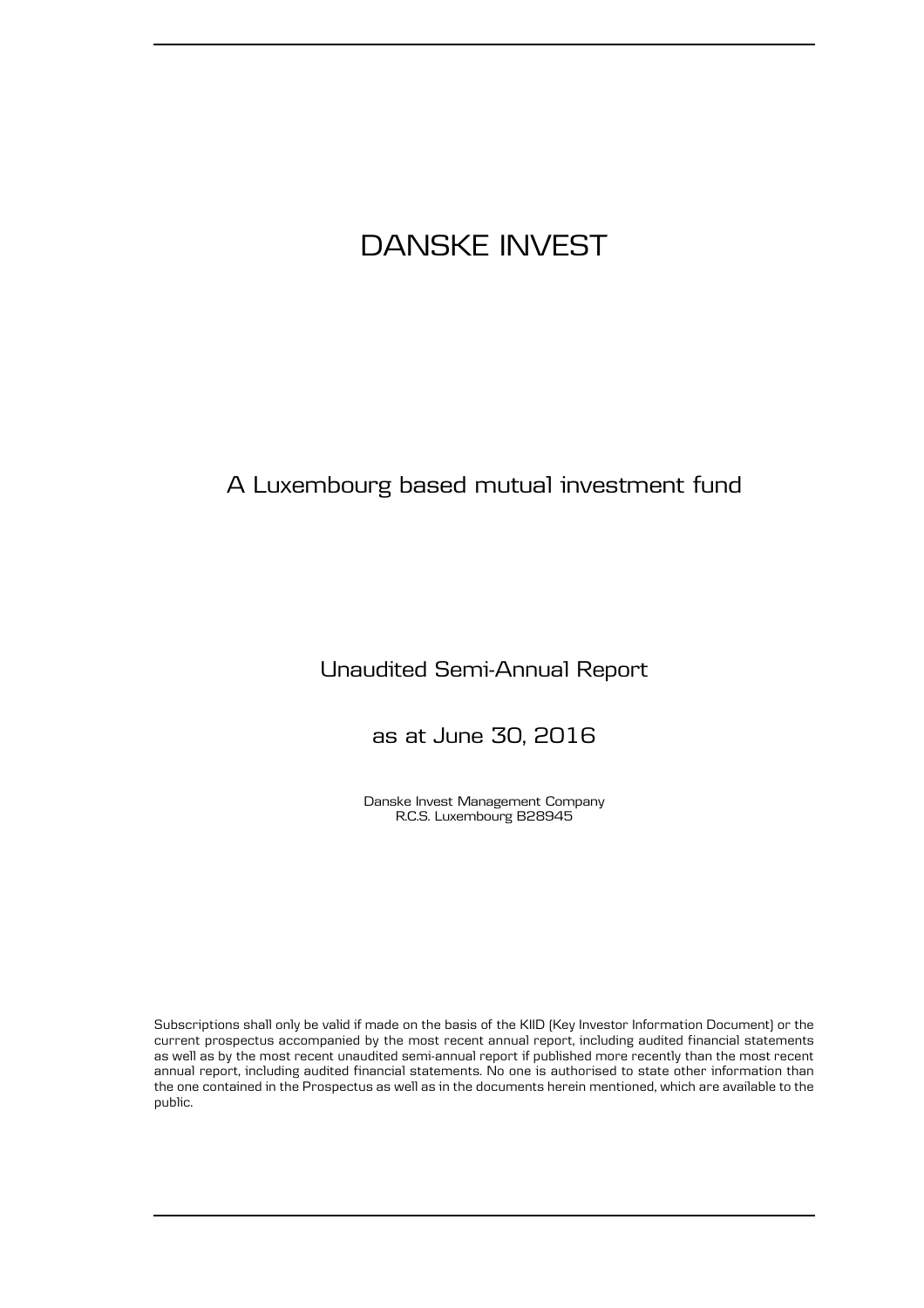# DANSKE INVEST

## A Luxembourg based mutual investment fund

### Unaudited Semi-Annual Report

### as at June 30, 2016

Danske Invest Management Company
R.C.S. Luxembourg B28945

Subscriptions shall only be valid if made on the basis of the KIID (Key Investor Information Document) or the current prospectus accompanied by the most recent annual report, including audited financial statements as well as by the most recent unaudited semi-annual report if published more recently than the most recent annual report, including audited financial statements. No one is authorised to state other information than the one contained in the Prospectus as well as in the documents herein mentioned, which are available to the public.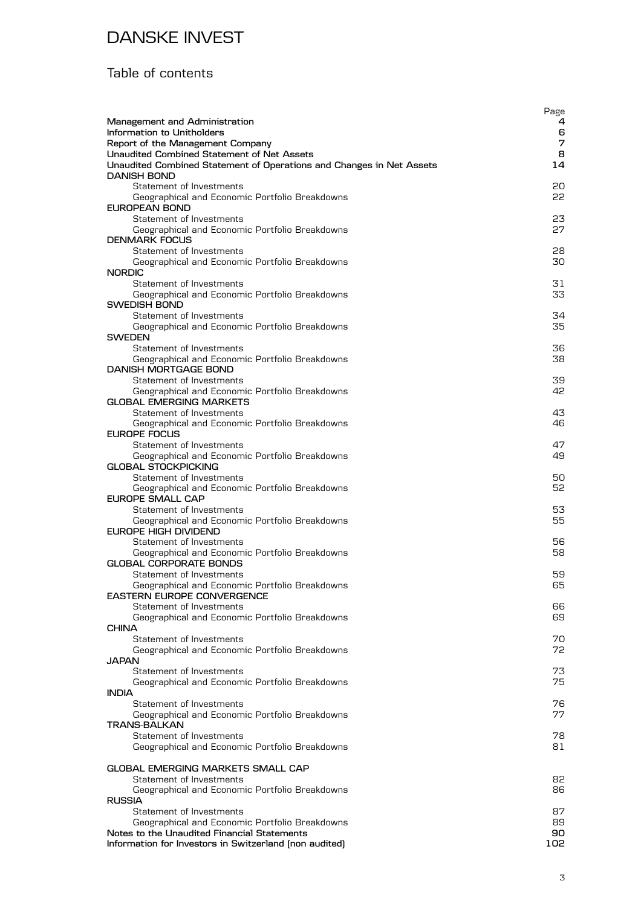# DANSKE INVEST

## Table of contents

| | Page |
|---|---|
| **Management and Administration** | **4** |
| **Information to Unitholders** | **6** |
| **Report of the Management Company** | **7** |
| **Unaudited Combined Statement of Net Assets** | **8** |
| **Unaudited Combined Statement of Operations and Changes in Net Assets** | **14** |
| **DANISH BOND** | |
| Statement of Investments | 20 |
| Geographical and Economic Portfolio Breakdowns | 22 |
| **EUROPEAN BOND** | |
| Statement of Investments | 23 |
| Geographical and Economic Portfolio Breakdowns | 27 |
| **DENMARK FOCUS** | |
| Statement of Investments | 28 |
| Geographical and Economic Portfolio Breakdowns | 30 |
| **NORDIC** | |
| Statement of Investments | 31 |
| Geographical and Economic Portfolio Breakdowns | 33 |
| **SWEDISH BOND** | |
| Statement of Investments | 34 |
| Geographical and Economic Portfolio Breakdowns | 35 |
| **SWEDEN** | |
| Statement of Investments | 36 |
| Geographical and Economic Portfolio Breakdowns | 38 |
| **DANISH MORTGAGE BOND** | |
| Statement of Investments | 39 |
| Geographical and Economic Portfolio Breakdowns | 42 |
| **GLOBAL EMERGING MARKETS** | |
| Statement of Investments | 43 |
| Geographical and Economic Portfolio Breakdowns | 46 |
| **EUROPE FOCUS** | |
| Statement of Investments | 47 |
| Geographical and Economic Portfolio Breakdowns | 49 |
| **GLOBAL STOCKPICKING** | |
| Statement of Investments | 50 |
| Geographical and Economic Portfolio Breakdowns | 52 |
| **EUROPE SMALL CAP** | |
| Statement of Investments | 53 |
| Geographical and Economic Portfolio Breakdowns | 55 |
| **EUROPE HIGH DIVIDEND** | |
| Statement of Investments | 56 |
| Geographical and Economic Portfolio Breakdowns | 58 |
| **GLOBAL CORPORATE BONDS** | |
| Statement of Investments | 59 |
| Geographical and Economic Portfolio Breakdowns | 65 |
| **EASTERN EUROPE CONVERGENCE** | |
| Statement of Investments | 66 |
| Geographical and Economic Portfolio Breakdowns | 69 |
| **CHINA** | |
| Statement of Investments | 70 |
| Geographical and Economic Portfolio Breakdowns | 72 |
| **JAPAN** | |
| Statement of Investments | 73 |
| Geographical and Economic Portfolio Breakdowns | 75 |
| **INDIA** | |
| Statement of Investments | 76 |
| Geographical and Economic Portfolio Breakdowns | 77 |
| **TRANS-BALKAN** | |
| Statement of Investments | 78 |
| Geographical and Economic Portfolio Breakdowns | 81 |
| **GLOBAL EMERGING MARKETS SMALL CAP** | |
| Statement of Investments | 82 |
| Geographical and Economic Portfolio Breakdowns | 86 |
| **RUSSIA** | |
| Statement of Investments | 87 |
| Geographical and Economic Portfolio Breakdowns | 89 |
| **Notes to the Unaudited Financial Statements** | **90** |
| **Information for Investors in Switzerland (non audited)** | **102** |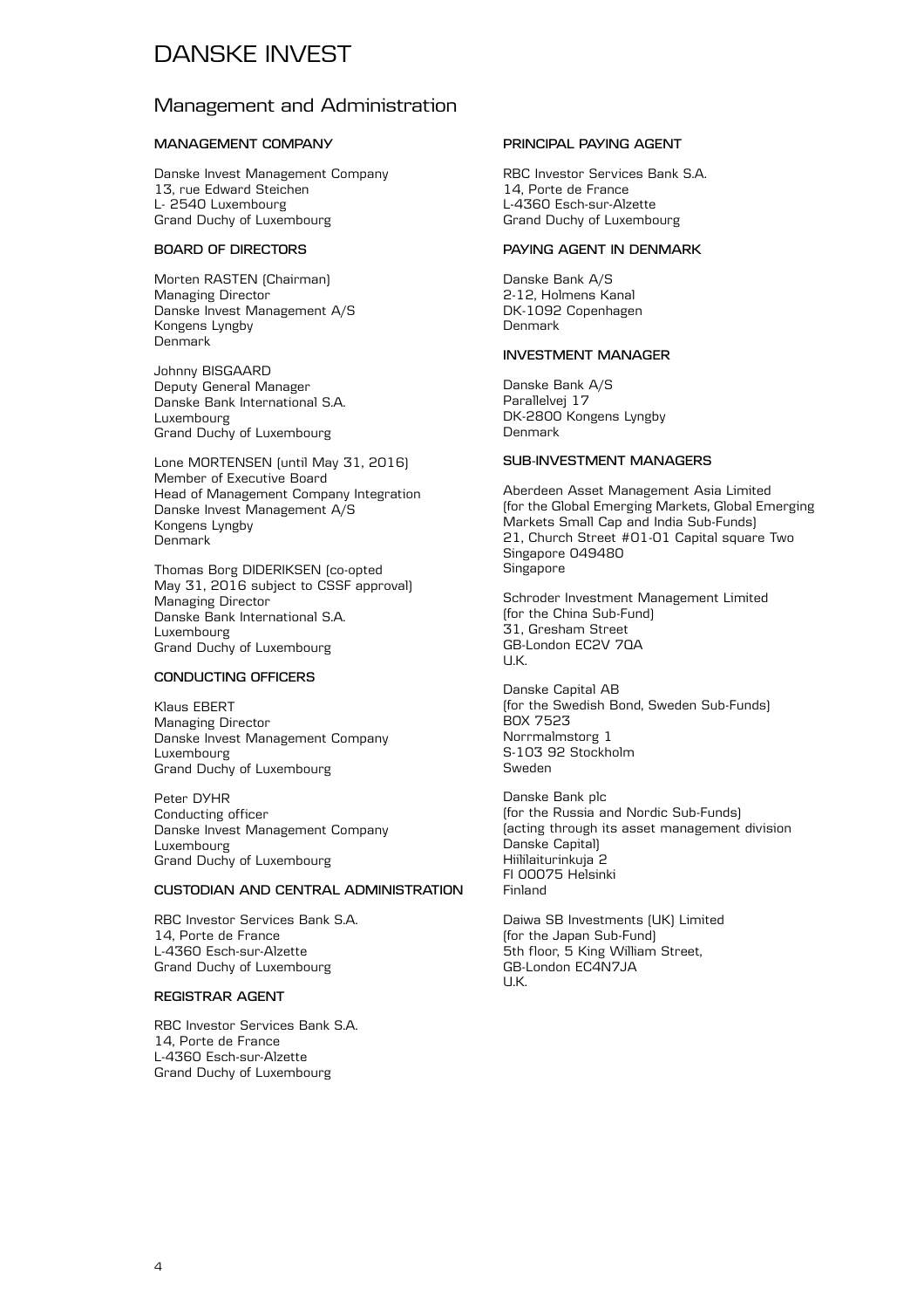# DANSKE INVEST

## Management and Administration

### MANAGEMENT COMPANY

Danske Invest Management Company
13, rue Edward Steichen
L- 2540 Luxembourg
Grand Duchy of Luxembourg

### BOARD OF DIRECTORS

Morten RASTEN (Chairman)
Managing Director
Danske Invest Management A/S
Kongens Lyngby
Denmark

Johnny BISGAARD
Deputy General Manager
Danske Bank International S.A.
Luxembourg
Grand Duchy of Luxembourg

Lone MORTENSEN (until May 31, 2016)
Member of Executive Board
Head of Management Company Integration
Danske Invest Management A/S
Kongens Lyngby
Denmark

Thomas Borg DIDERIKSEN (co-opted May 31, 2016 subject to CSSF approval)
Managing Director
Danske Bank International S.A.
Luxembourg
Grand Duchy of Luxembourg

### CONDUCTING OFFICERS

Klaus EBERT
Managing Director
Danske Invest Management Company
Luxembourg
Grand Duchy of Luxembourg

Peter DYHR
Conducting officer
Danske Invest Management Company
Luxembourg
Grand Duchy of Luxembourg

### CUSTODIAN AND CENTRAL ADMINISTRATION

RBC Investor Services Bank S.A.
14, Porte de France
L-4360 Esch-sur-Alzette
Grand Duchy of Luxembourg

### REGISTRAR AGENT

RBC Investor Services Bank S.A.
14, Porte de France
L-4360 Esch-sur-Alzette
Grand Duchy of Luxembourg

### PRINCIPAL PAYING AGENT

RBC Investor Services Bank S.A.
14, Porte de France
L-4360 Esch-sur-Alzette
Grand Duchy of Luxembourg

### PAYING AGENT IN DENMARK

Danske Bank A/S
2-12, Holmens Kanal
DK-1092 Copenhagen
Denmark

### INVESTMENT MANAGER

Danske Bank A/S
Parallelvej 17
DK-2800 Kongens Lyngby
Denmark

### SUB-INVESTMENT MANAGERS

Aberdeen Asset Management Asia Limited
(for the Global Emerging Markets, Global Emerging Markets Small Cap and India Sub-Funds)
21, Church Street #01-01 Capital square Two
Singapore 049480
Singapore

Schroder Investment Management Limited
(for the China Sub-Fund)
31, Gresham Street
GB-London EC2V 7QA
U.K.

Danske Capital AB
(for the Swedish Bond, Sweden Sub-Funds)
BOX 7523
Norrmalmstorg 1
S-103 92 Stockholm
Sweden

Danske Bank plc
(for the Russia and Nordic Sub-Funds)
(acting through its asset management division Danske Capital)
Hiililaiturinkuja 2
FI 00075 Helsinki
Finland

Daiwa SB Investments (UK) Limited
(for the Japan Sub-Fund)
5th floor, 5 King William Street,
GB-London EC4N7JA
U.K.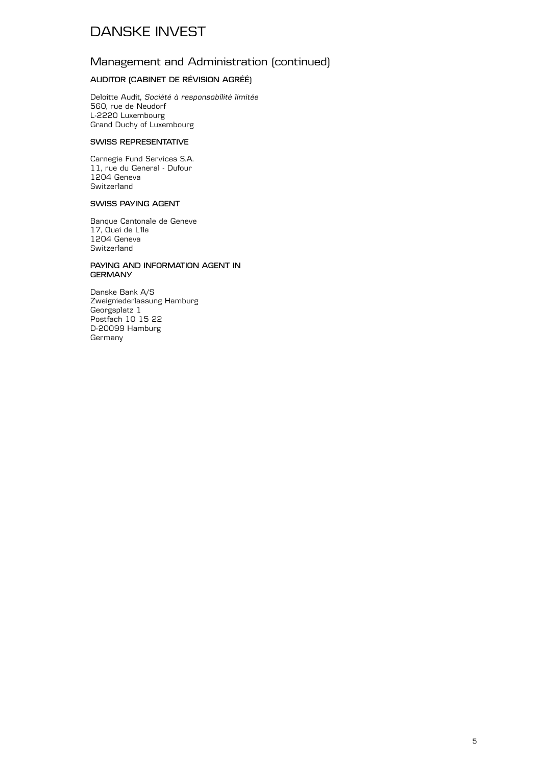# DANSKE INVEST

## Management and Administration (continued)

### AUDITOR (CABINET DE RÉVISION AGRÉÉ)

Deloitte Audit, *Société à responsabilité limitée*
560, rue de Neudorf
L-2220 Luxembourg
Grand Duchy of Luxembourg

### SWISS REPRESENTATIVE

Carnegie Fund Services S.A.
11, rue du General - Dufour
1204 Geneva
Switzerland

### SWISS PAYING AGENT

Banque Cantonale de Geneve
17, Quai de L'Ile
1204 Geneva
Switzerland

### PAYING AND INFORMATION AGENT IN GERMANY

Danske Bank A/S
Zweigniederlassung Hamburg
Georgsplatz 1
Postfach 10 15 22
D-20099 Hamburg
Germany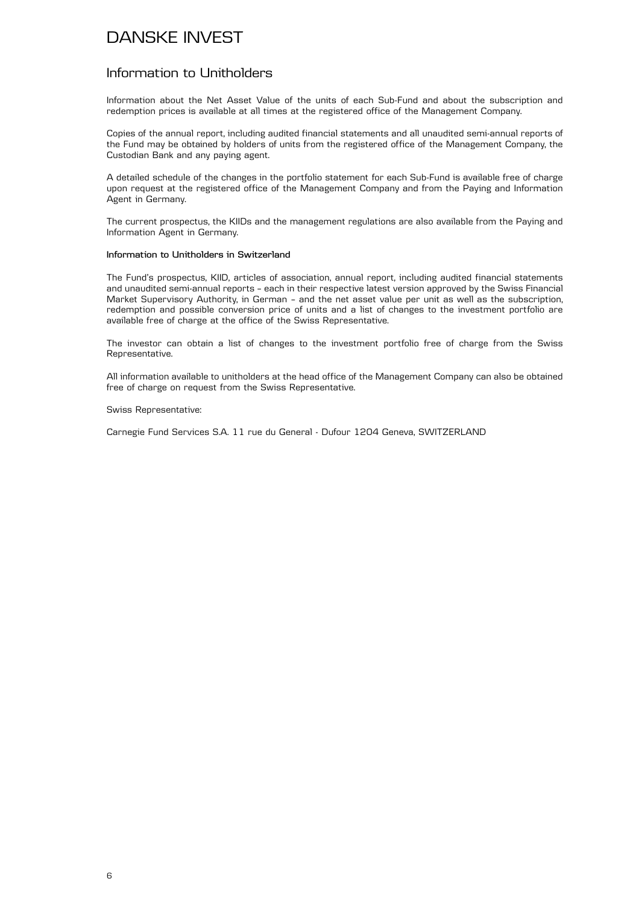# DANSKE INVEST

## Information to Unitholders

Information about the Net Asset Value of the units of each Sub-Fund and about the subscription and redemption prices is available at all times at the registered office of the Management Company.

Copies of the annual report, including audited financial statements and all unaudited semi-annual reports of the Fund may be obtained by holders of units from the registered office of the Management Company, the Custodian Bank and any paying agent.

A detailed schedule of the changes in the portfolio statement for each Sub-Fund is available free of charge upon request at the registered office of the Management Company and from the Paying and Information Agent in Germany.

The current prospectus, the KIIDs and the management regulations are also available from the Paying and Information Agent in Germany.

**Information to Unitholders in Switzerland**

The Fund's prospectus, KIID, articles of association, annual report, including audited financial statements and unaudited semi-annual reports – each in their respective latest version approved by the Swiss Financial Market Supervisory Authority, in German – and the net asset value per unit as well as the subscription, redemption and possible conversion price of units and a list of changes to the investment portfolio are available free of charge at the office of the Swiss Representative.

The investor can obtain a list of changes to the investment portfolio free of charge from the Swiss Representative.

All information available to unitholders at the head office of the Management Company can also be obtained free of charge on request from the Swiss Representative.

Swiss Representative:

Carnegie Fund Services S.A. 11 rue du General - Dufour 1204 Geneva, SWITZERLAND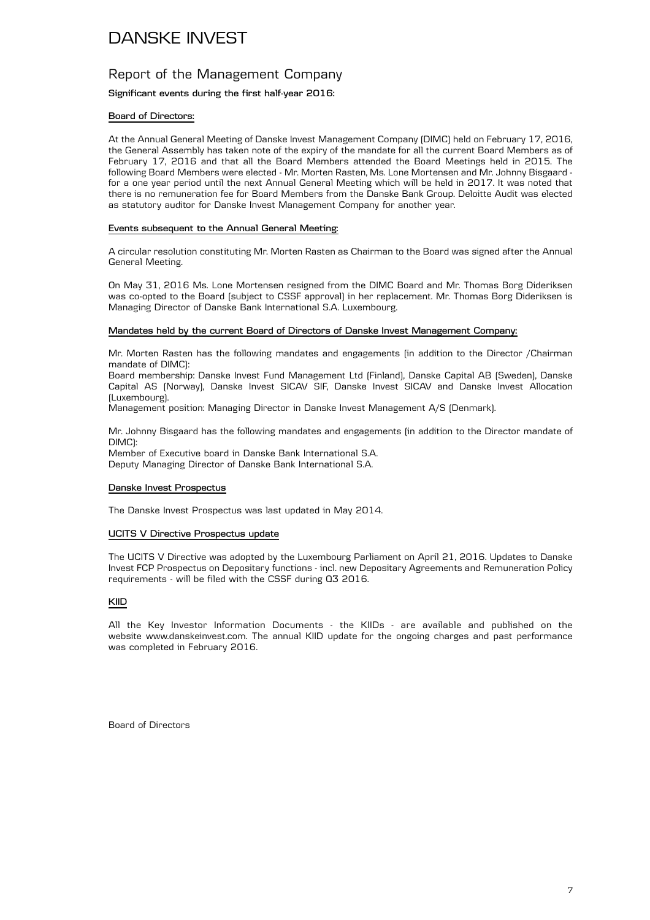# DANSKE INVEST

## Report of the Management Company

**Significant events during the first half-year 2016:**

**Board of Directors:**

At the Annual General Meeting of Danske Invest Management Company (DIMC) held on February 17, 2016, the General Assembly has taken note of the expiry of the mandate for all the current Board Members as of February 17, 2016 and that all the Board Members attended the Board Meetings held in 2015. The following Board Members were elected - Mr. Morten Rasten, Ms. Lone Mortensen and Mr. Johnny Bisgaard - for a one year period until the next Annual General Meeting which will be held in 2017. It was noted that there is no remuneration fee for Board Members from the Danske Bank Group. Deloitte Audit was elected as statutory auditor for Danske Invest Management Company for another year.

**Events subsequent to the Annual General Meeting:**

A circular resolution constituting Mr. Morten Rasten as Chairman to the Board was signed after the Annual General Meeting.

On May 31, 2016 Ms. Lone Mortensen resigned from the DIMC Board and Mr. Thomas Borg Dideriksen was co-opted to the Board (subject to CSSF approval) in her replacement. Mr. Thomas Borg Dideriksen is Managing Director of Danske Bank International S.A. Luxembourg.

**Mandates held by the current Board of Directors of Danske Invest Management Company:**

Mr. Morten Rasten has the following mandates and engagements (in addition to the Director /Chairman mandate of DIMC):
Board membership: Danske Invest Fund Management Ltd (Finland), Danske Capital AB (Sweden), Danske Capital AS (Norway), Danske Invest SICAV SIF, Danske Invest SICAV and Danske Invest Allocation (Luxembourg).
Management position: Managing Director in Danske Invest Management A/S (Denmark).

Mr. Johnny Bisgaard has the following mandates and engagements (in addition to the Director mandate of DIMC):
Member of Executive board in Danske Bank International S.A.
Deputy Managing Director of Danske Bank International S.A.

**Danske Invest Prospectus**

The Danske Invest Prospectus was last updated in May 2014.

**UCITS V Directive Prospectus update**

The UCITS V Directive was adopted by the Luxembourg Parliament on April 21, 2016. Updates to Danske Invest FCP Prospectus on Depositary functions - incl. new Depositary Agreements and Remuneration Policy requirements - will be filed with the CSSF during Q3 2016.

**KIID**

All the Key Investor Information Documents - the KIIDs - are available and published on the website www.danskeinvest.com. The annual KIID update for the ongoing charges and past performance was completed in February 2016.

Board of Directors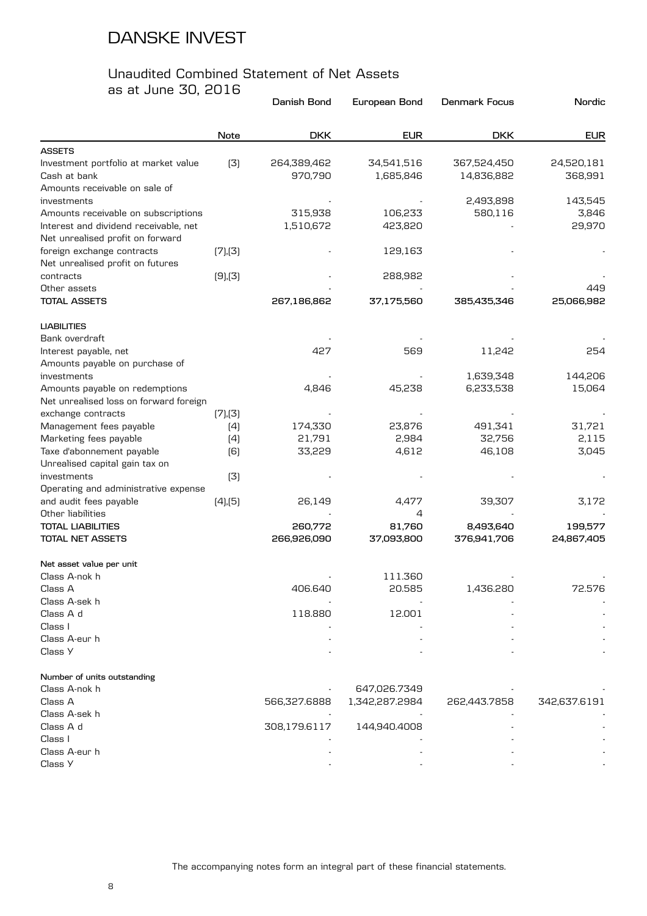# DANSKE INVEST

## Unaudited Combined Statement of Net Assets
as at June 30, 2016

| | Note | Danish Bond DKK | European Bond EUR | Denmark Focus DKK | Nordic EUR |
|---|---|---|---|---|---|
| **ASSETS** | | | | | |
| Investment portfolio at market value | (3) | 264,389,462 | 34,541,516 | 367,524,450 | 24,520,181 |
| Cash at bank | | 970,790 | 1,685,846 | 14,836,882 | 368,991 |
| Amounts receivable on sale of investments | | - | - | 2,493,898 | 143,545 |
| Amounts receivable on subscriptions | | 315,938 | 106,233 | 580,116 | 3,846 |
| Interest and dividend receivable, net | | 1,510,672 | 423,820 | - | 29,970 |
| Net unrealised profit on forward foreign exchange contracts | (7),(3) | - | 129,163 | - | - |
| Net unrealised profit on futures contracts | (9),(3) | - | 288,982 | - | - |
| Other assets | | - | - | - | 449 |
| **TOTAL ASSETS** | | **267,186,862** | **37,175,560** | **385,435,346** | **25,066,982** |
| **LIABILITIES** | | | | | |
| Bank overdraft | | - | - | - | - |
| Interest payable, net | | 427 | 569 | 11,242 | 254 |
| Amounts payable on purchase of investments | | - | - | 1,639,348 | 144,206 |
| Amounts payable on redemptions | | 4,846 | 45,238 | 6,233,538 | 15,064 |
| Net unrealised loss on forward foreign exchange contracts | (7),(3) | - | - | - | - |
| Management fees payable | (4) | 174,330 | 23,876 | 491,341 | 31,721 |
| Marketing fees payable | (4) | 21,791 | 2,984 | 32,756 | 2,115 |
| Taxe d'abonnement payable | (6) | 33,229 | 4,612 | 46,108 | 3,045 |
| Unrealised capital gain tax on investments | (3) | - | - | - | - |
| Operating and administrative expense and audit fees payable | (4),(5) | 26,149 | 4,477 | 39,307 | 3,172 |
| Other liabilities | | - | 4 | - | - |
| **TOTAL LIABILITIES** | | **260,772** | **81,760** | **8,493,640** | **199,577** |
| **TOTAL NET ASSETS** | | **266,926,090** | **37,093,800** | **376,941,706** | **24,867,405** |
| **Net asset value per unit** | | | | | |
| Class A-nok h | | - | 111.360 | - | - |
| Class A | | 406.640 | 20.585 | 1,436.280 | 72.576 |
| Class A-sek h | | - | - | - | - |
| Class A d | | 118.880 | 12.001 | - | - |
| Class I | | - | - | - | - |
| Class A-eur h | | - | - | - | - |
| Class Y | | - | - | - | - |
| **Number of units outstanding** | | | | | |
| Class A-nok h | | - | 647,026.7349 | - | - |
| Class A | | 566,327.6888 | 1,342,287.2984 | 262,443.7858 | 342,637.6191 |
| Class A-sek h | | - | - | - | - |
| Class A d | | 308,179.6117 | 144,940.4008 | - | - |
| Class I | | - | - | - | - |
| Class A-eur h | | - | - | - | - |
| Class Y | | - | - | - | - |

The accompanying notes form an integral part of these financial statements.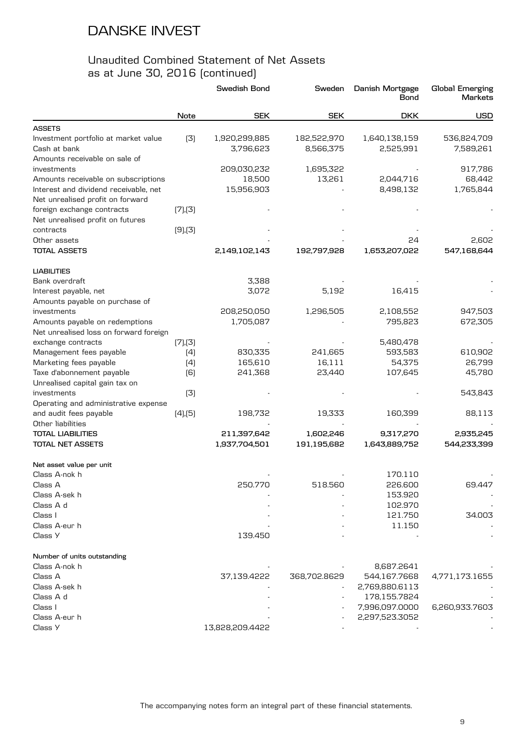# DANSKE INVEST

## Unaudited Combined Statement of Net Assets as at June 30, 2016 (continued)

| | Note | Swedish Bond | Sweden | Danish Mortgage Bond | Global Emerging Markets |
|---|---|---|---|---|---|
| | | SEK | SEK | DKK | USD |
| **ASSETS** | | | | | |
| Investment portfolio at market value | (3) | 1,920,299,885 | 182,522,970 | 1,640,138,159 | 536,824,709 |
| Cash at bank | | 3,796,623 | 8,566,375 | 2,525,991 | 7,589,261 |
| Amounts receivable on sale of investments | | 209,030,232 | 1,695,322 | - | 917,786 |
| Amounts receivable on subscriptions | | 18,500 | 13,261 | 2,044,716 | 68,442 |
| Interest and dividend receivable, net | | 15,956,903 | - | 8,498,132 | 1,765,844 |
| Net unrealised profit on forward foreign exchange contracts | (7),(3) | - | - | - | - |
| Net unrealised profit on futures contracts | (9),(3) | - | - | - | - |
| Other assets | | - | - | 24 | 2,602 |
| **TOTAL ASSETS** | | **2,149,102,143** | **192,797,928** | **1,653,207,022** | **547,168,644** |
| **LIABILITIES** | | | | | |
| Bank overdraft | | 3,388 | - | - | - |
| Interest payable, net | | 3,072 | 5,192 | 16,415 | - |
| Amounts payable on purchase of investments | | 208,250,050 | 1,296,505 | 2,108,552 | 947,503 |
| Amounts payable on redemptions | | 1,705,087 | - | 795,823 | 672,305 |
| Net unrealised loss on forward foreign exchange contracts | (7),(3) | - | - | 5,480,478 | - |
| Management fees payable | (4) | 830,335 | 241,665 | 593,583 | 610,902 |
| Marketing fees payable | (4) | 165,610 | 16,111 | 54,375 | 26,799 |
| Taxe d'abonnement payable | (6) | 241,368 | 23,440 | 107,645 | 45,780 |
| Unrealised capital gain tax on investments | (3) | - | - | - | 543,843 |
| Operating and administrative expense and audit fees payable | (4),(5) | 198,732 | 19,333 | 160,399 | 88,113 |
| Other liabilities | | - | - | - | - |
| **TOTAL LIABILITIES** | | **211,397,642** | **1,602,246** | **9,317,270** | **2,935,245** |
| **TOTAL NET ASSETS** | | **1,937,704,501** | **191,195,682** | **1,643,889,752** | **544,233,399** |
| **Net asset value per unit** | | | | | |
| Class A-nok h | | - | - | 170.110 | - |
| Class A | | 250.770 | 518.560 | 226.600 | 69.447 |
| Class A-sek h | | - | - | 153.920 | - |
| Class A d | | - | - | 102.970 | - |
| Class I | | - | - | 121.750 | 34.003 |
| Class A-eur h | | - | - | 11.150 | - |
| Class Y | | 139.450 | - | - | - |
| **Number of units outstanding** | | | | | |
| Class A-nok h | | - | - | 8,687.2641 | - |
| Class A | | 37,139.4222 | 368,702.8629 | 544,167.7668 | 4,771,173.1655 |
| Class A-sek h | | - | - | 2,769,880.6113 | - |
| Class A d | | - | - | 178,155.7824 | - |
| Class I | | - | - | 7,996,097.0000 | 6,260,933.7603 |
| Class A-eur h | | - | - | 2,297,523.3052 | - |
| Class Y | | 13,828,209.4422 | - | - | - |

The accompanying notes form an integral part of these financial statements.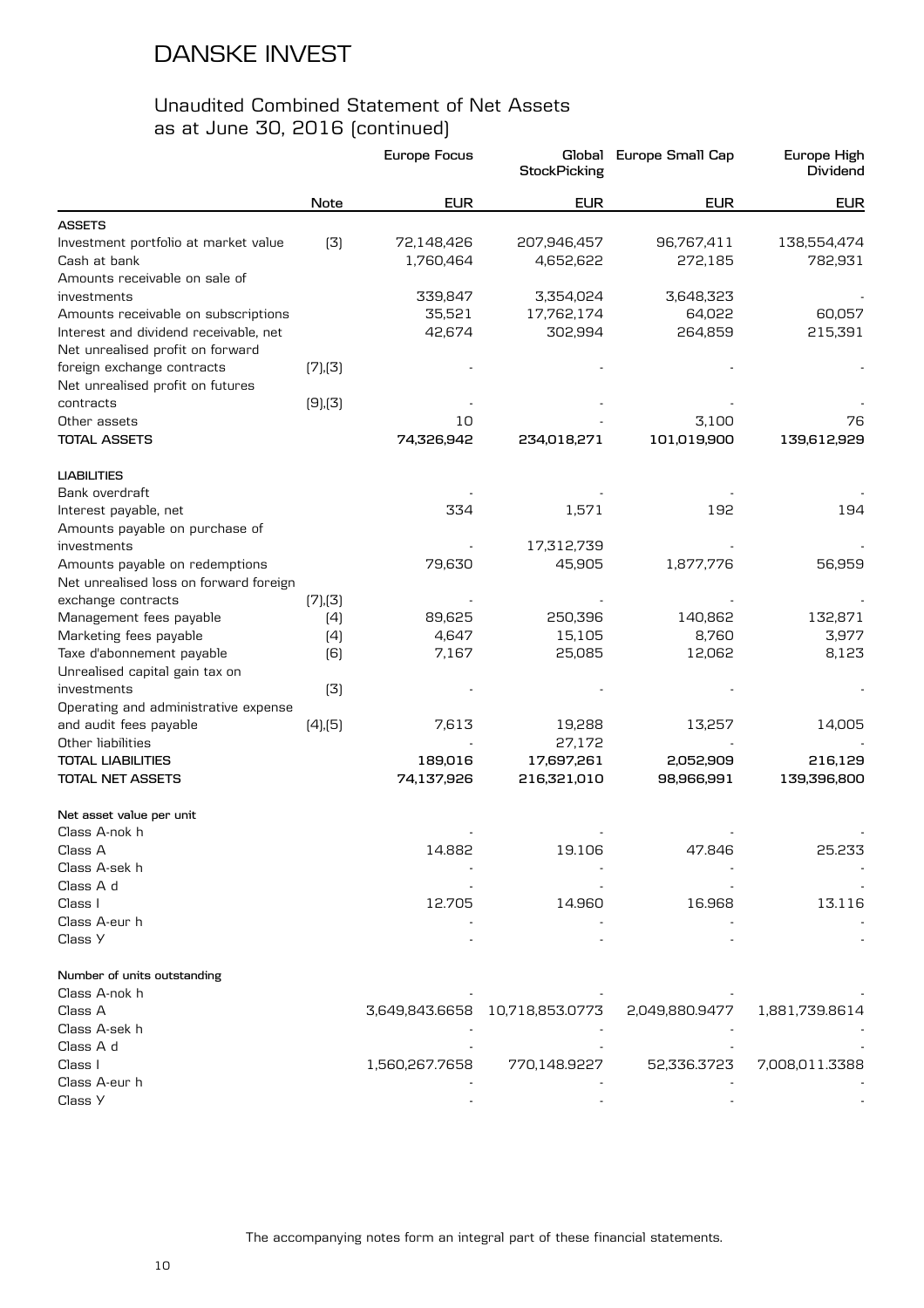# DANSKE INVEST

## Unaudited Combined Statement of Net Assets as at June 30, 2016 (continued)

| | Note | Europe Focus | Global StockPicking | Europe Small Cap | Europe High Dividend |
|---|---|---|---|---|---|
| | | EUR | EUR | EUR | EUR |
| **ASSETS** | | | | | |
| Investment portfolio at market value | (3) | 72,148,426 | 207,946,457 | 96,767,411 | 138,554,474 |
| Cash at bank | | 1,760,464 | 4,652,622 | 272,185 | 782,931 |
| Amounts receivable on sale of investments | | 339,847 | 3,354,024 | 3,648,323 | - |
| Amounts receivable on subscriptions | | 35,521 | 17,762,174 | 64,022 | 60,057 |
| Interest and dividend receivable, net | | 42,674 | 302,994 | 264,859 | 215,391 |
| Net unrealised profit on forward foreign exchange contracts | (7),(3) | - | - | - | - |
| Net unrealised profit on futures contracts | (9),(3) | - | - | - | - |
| Other assets | | 10 | - | 3,100 | 76 |
| **TOTAL ASSETS** | | **74,326,942** | **234,018,271** | **101,019,900** | **139,612,929** |
| **LIABILITIES** | | | | | |
| Bank overdraft | | - | - | - | - |
| Interest payable, net | | 334 | 1,571 | 192 | 194 |
| Amounts payable on purchase of investments | | - | 17,312,739 | - | - |
| Amounts payable on redemptions | | 79,630 | 45,905 | 1,877,776 | 56,959 |
| Net unrealised loss on forward foreign exchange contracts | (7),(3) | - | - | - | - |
| Management fees payable | (4) | 89,625 | 250,396 | 140,862 | 132,871 |
| Marketing fees payable | (4) | 4,647 | 15,105 | 8,760 | 3,977 |
| Taxe d'abonnement payable | (6) | 7,167 | 25,085 | 12,062 | 8,123 |
| Unrealised capital gain tax on investments | (3) | - | - | - | - |
| Operating and administrative expense and audit fees payable | (4),(5) | 7,613 | 19,288 | 13,257 | 14,005 |
| Other liabilities | | - | 27,172 | - | - |
| **TOTAL LIABILITIES** | | **189,016** | **17,697,261** | **2,052,909** | **216,129** |
| **TOTAL NET ASSETS** | | **74,137,926** | **216,321,010** | **98,966,991** | **139,396,800** |
| **Net asset value per unit** | | | | | |
| Class A-nok h | | - | - | - | - |
| Class A | | 14.882 | 19.106 | 47.846 | 25.233 |
| Class A-sek h | | - | - | - | - |
| Class A d | | - | - | - | - |
| Class I | | 12.705 | 14.960 | 16.968 | 13.116 |
| Class A-eur h | | - | - | - | - |
| Class Y | | - | - | - | - |
| **Number of units outstanding** | | | | | |
| Class A-nok h | | - | - | - | - |
| Class A | | 3,649,843.6658 | 10,718,853.0773 | 2,049,880.9477 | 1,881,739.8614 |
| Class A-sek h | | - | - | - | - |
| Class A d | | - | - | - | - |
| Class I | | 1,560,267.7658 | 770,148.9227 | 52,336.3723 | 7,008,011.3388 |
| Class A-eur h | | - | - | - | - |
| Class Y | | - | - | - | - |

The accompanying notes form an integral part of these financial statements.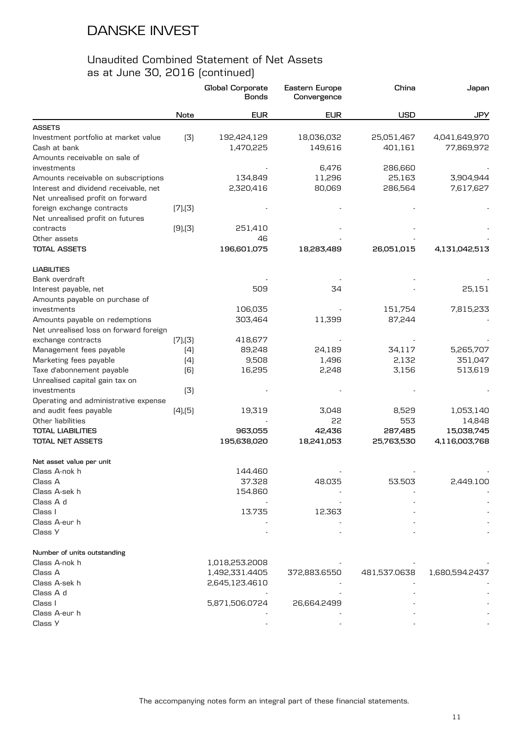# DANSKE INVEST

## Unaudited Combined Statement of Net Assets as at June 30, 2016 (continued)

| | Note | Global Corporate Bonds | Eastern Europe Convergence | China | Japan |
|---|---|---|---|---|---|
| | | EUR | EUR | USD | JPY |
| **ASSETS** | | | | | |
| Investment portfolio at market value | (3) | 192,424,129 | 18,036,032 | 25,051,467 | 4,041,649,970 |
| Cash at bank | | 1,470,225 | 149,616 | 401,161 | 77,869,972 |
| Amounts receivable on sale of investments | | - | 6,476 | 286,660 | - |
| Amounts receivable on subscriptions | | 134,849 | 11,296 | 25,163 | 3,904,944 |
| Interest and dividend receivable, net | | 2,320,416 | 80,069 | 286,564 | 7,617,627 |
| Net unrealised profit on forward foreign exchange contracts | (7),(3) | - | - | - | - |
| Net unrealised profit on futures contracts | (9),(3) | 251,410 | - | - | - |
| Other assets | | 46 | - | - | - |
| **TOTAL ASSETS** | | **196,601,075** | **18,283,489** | **26,051,015** | **4,131,042,513** |
| **LIABILITIES** | | | | | |
| Bank overdraft | | - | - | - | - |
| Interest payable, net | | 509 | 34 | - | 25,151 |
| Amounts payable on purchase of investments | | 106,035 | - | 151,754 | 7,815,233 |
| Amounts payable on redemptions | | 303,464 | 11,399 | 87,244 | - |
| Net unrealised loss on forward foreign exchange contracts | (7),(3) | 418,677 | - | - | - |
| Management fees payable | (4) | 89,248 | 24,189 | 34,117 | 5,265,707 |
| Marketing fees payable | (4) | 9,508 | 1,496 | 2,132 | 351,047 |
| Taxe d'abonnement payable | (6) | 16,295 | 2,248 | 3,156 | 513,619 |
| Unrealised capital gain tax on investments | (3) | - | - | - | - |
| Operating and administrative expense and audit fees payable | (4),(5) | 19,319 | 3,048 | 8,529 | 1,053,140 |
| Other liabilities | | - | 22 | 553 | 14,848 |
| **TOTAL LIABILITIES** | | **963,055** | **42,436** | **287,485** | **15,038,745** |
| **TOTAL NET ASSETS** | | **195,638,020** | **18,241,053** | **25,763,530** | **4,116,003,768** |
| **Net asset value per unit** | | | | | |
| Class A-nok h | | 144.460 | - | - | - |
| Class A | | 37.328 | 48.035 | 53.503 | 2,449.100 |
| Class A-sek h | | 154.860 | - | - | - |
| Class A d | | - | - | - | - |
| Class I | | 13.735 | 12.363 | - | - |
| Class A-eur h | | - | - | - | - |
| Class Y | | - | - | - | - |
| **Number of units outstanding** | | | | | |
| Class A-nok h | | 1,018,253.2008 | - | - | - |
| Class A | | 1,492,331.4405 | 372,883.6550 | 481,537.0638 | 1,680,594.2437 |
| Class A-sek h | | 2,645,123.4610 | - | - | - |
| Class A d | | - | - | - | - |
| Class I | | 5,871,506.0724 | 26,664.2499 | - | - |
| Class A-eur h | | - | - | - | - |
| Class Y | | - | - | - | - |

The accompanying notes form an integral part of these financial statements.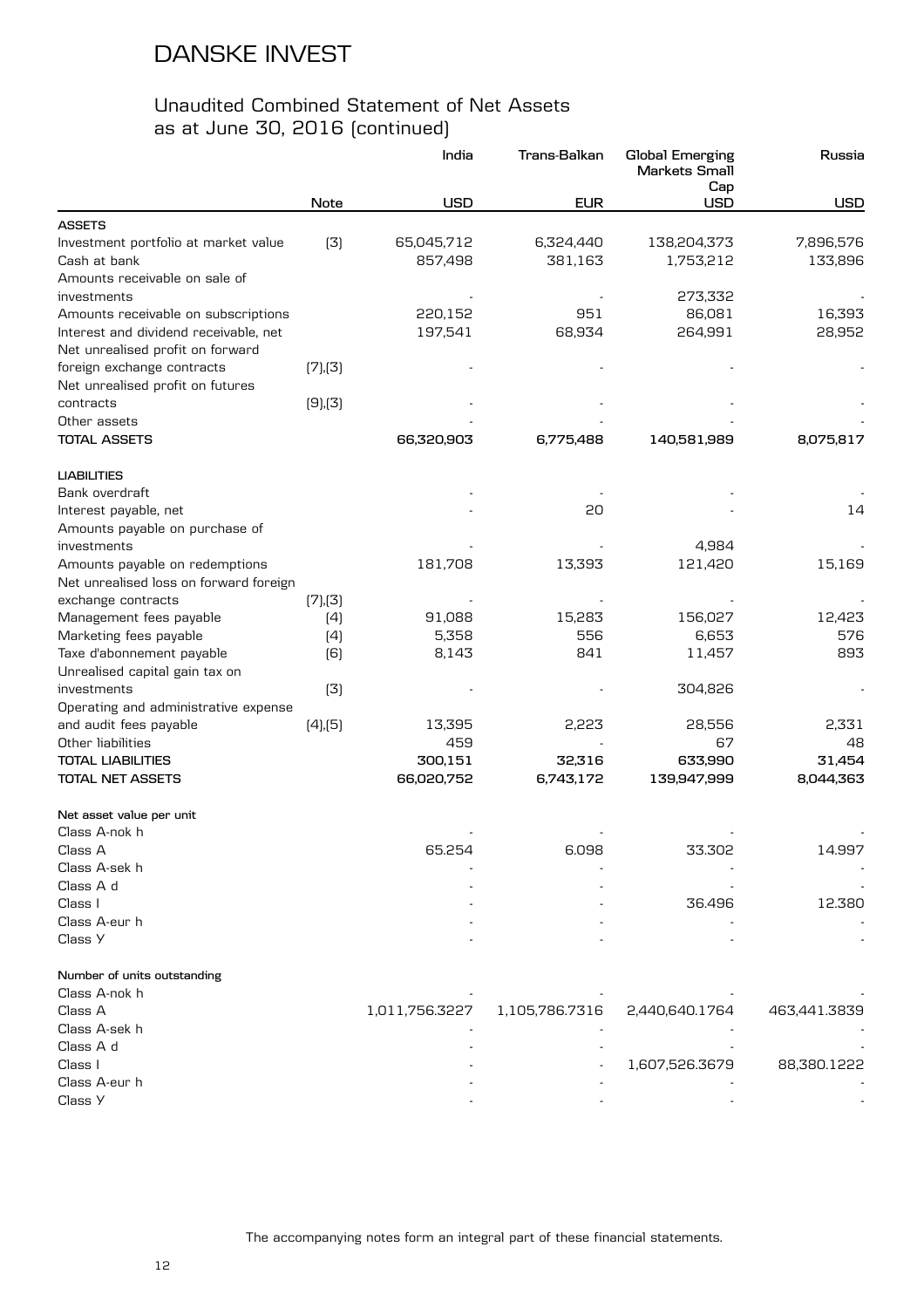# DANSKE INVEST

## Unaudited Combined Statement of Net Assets as at June 30, 2016 (continued)

| | Note | India | Trans-Balkan | Global Emerging Markets Small Cap | Russia |
|---|---|---|---|---|---|
| | | USD | EUR | USD | USD |
| **ASSETS** | | | | | |
| Investment portfolio at market value | (3) | 65,045,712 | 6,324,440 | 138,204,373 | 7,896,576 |
| Cash at bank | | 857,498 | 381,163 | 1,753,212 | 133,896 |
| Amounts receivable on sale of investments | | - | - | 273,332 | - |
| Amounts receivable on subscriptions | | 220,152 | 951 | 86,081 | 16,393 |
| Interest and dividend receivable, net | | 197,541 | 68,934 | 264,991 | 28,952 |
| Net unrealised profit on forward foreign exchange contracts | (7),(3) | - | - | - | - |
| Net unrealised profit on futures contracts | (9),(3) | - | - | - | - |
| Other assets | | - | - | - | - |
| **TOTAL ASSETS** | | **66,320,903** | **6,775,488** | **140,581,989** | **8,075,817** |
| **LIABILITIES** | | | | | |
| Bank overdraft | | - | - | - | - |
| Interest payable, net | | - | 20 | - | 14 |
| Amounts payable on purchase of investments | | - | - | 4,984 | - |
| Amounts payable on redemptions | | 181,708 | 13,393 | 121,420 | 15,169 |
| Net unrealised loss on forward foreign exchange contracts | (7),(3) | - | - | - | - |
| Management fees payable | (4) | 91,088 | 15,283 | 156,027 | 12,423 |
| Marketing fees payable | (4) | 5,358 | 556 | 6,653 | 576 |
| Taxe d'abonnement payable | (6) | 8,143 | 841 | 11,457 | 893 |
| Unrealised capital gain tax on investments | (3) | - | - | 304,826 | - |
| Operating and administrative expense and audit fees payable | (4),(5) | 13,395 | 2,223 | 28,556 | 2,331 |
| Other liabilities | | 459 | - | 67 | 48 |
| **TOTAL LIABILITIES** | | **300,151** | **32,316** | **633,990** | **31,454** |
| **TOTAL NET ASSETS** | | **66,020,752** | **6,743,172** | **139,947,999** | **8,044,363** |
| **Net asset value per unit** | | | | | |
| Class A-nok h | | - | - | - | - |
| Class A | | 65.254 | 6.098 | 33.302 | 14.997 |
| Class A-sek h | | - | - | - | - |
| Class A d | | - | - | - | - |
| Class I | | - | - | 36.496 | 12.380 |
| Class A-eur h | | - | - | - | - |
| Class Y | | - | - | - | - |
| **Number of units outstanding** | | | | | |
| Class A-nok h | | - | - | - | - |
| Class A | | 1,011,756.3227 | 1,105,786.7316 | 2,440,640.1764 | 463,441.3839 |
| Class A-sek h | | - | - | - | - |
| Class A d | | - | - | - | - |
| Class I | | - | - | 1,607,526.3679 | 88,380.1222 |
| Class A-eur h | | - | - | - | - |
| Class Y | | - | - | - | - |

The accompanying notes form an integral part of these financial statements.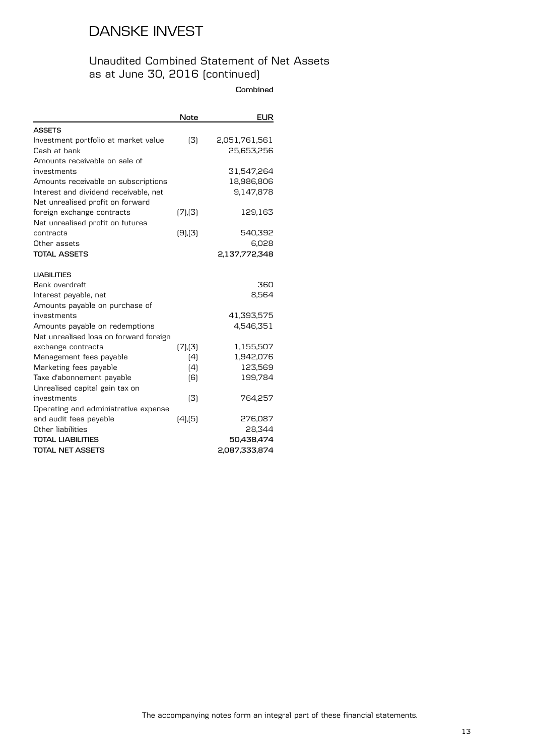# DANSKE INVEST

## Unaudited Combined Statement of Net Assets as at June 30, 2016 (continued)

**Combined**

| | Note | EUR |
|---|---|---|
| **ASSETS** | | |
| Investment portfolio at market value | (3) | 2,051,761,561 |
| Cash at bank | | 25,653,256 |
| Amounts receivable on sale of investments | | 31,547,264 |
| Amounts receivable on subscriptions | | 18,986,806 |
| Interest and dividend receivable, net | | 9,147,878 |
| Net unrealised profit on forward foreign exchange contracts | (7),(3) | 129,163 |
| Net unrealised profit on futures contracts | (9),(3) | 540,392 |
| Other assets | | 6,028 |
| **TOTAL ASSETS** | | **2,137,772,348** |
| | | |
| **LIABILITIES** | | |
| Bank overdraft | | 360 |
| Interest payable, net | | 8,564 |
| Amounts payable on purchase of investments | | 41,393,575 |
| Amounts payable on redemptions | | 4,546,351 |
| Net unrealised loss on forward foreign exchange contracts | (7),(3) | 1,155,507 |
| Management fees payable | (4) | 1,942,076 |
| Marketing fees payable | (4) | 123,569 |
| Taxe d'abonnement payable | (6) | 199,784 |
| Unrealised capital gain tax on investments | (3) | 764,257 |
| Operating and administrative expense and audit fees payable | (4),(5) | 276,087 |
| Other liabilities | | 28,344 |
| **TOTAL LIABILITIES** | | **50,438,474** |
| **TOTAL NET ASSETS** | | **2,087,333,874** |

The accompanying notes form an integral part of these financial statements.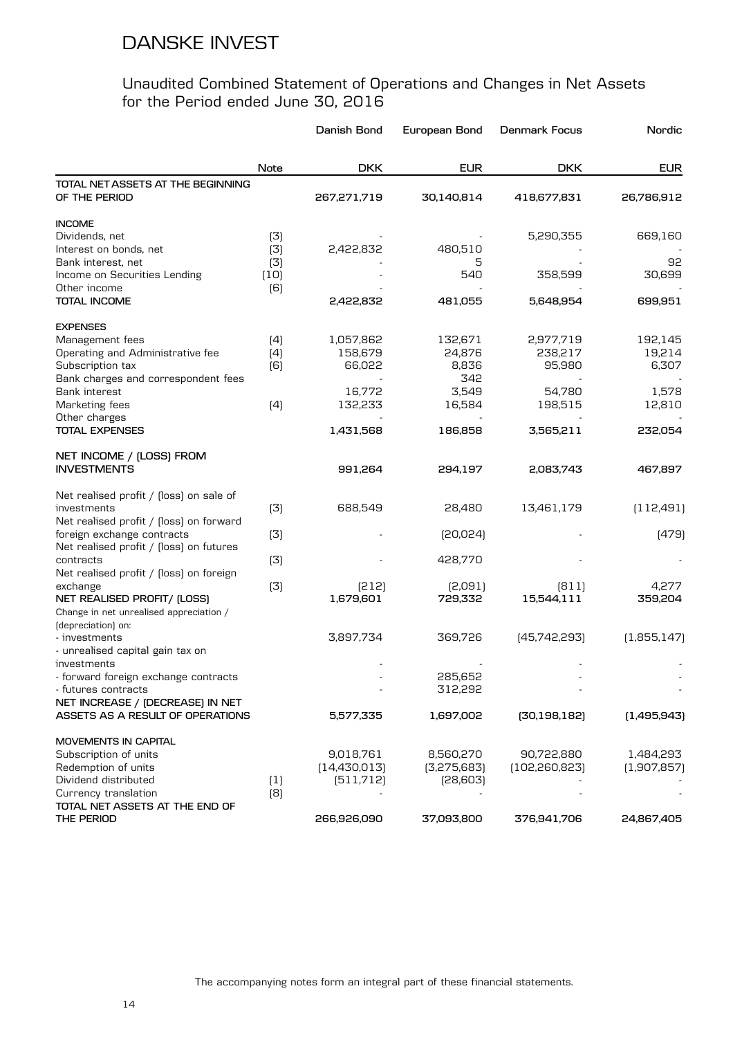# DANSKE INVEST

## Unaudited Combined Statement of Operations and Changes in Net Assets for the Period ended June 30, 2016

| | Note | Danish Bond | European Bond | Denmark Focus | Nordic |
|---|---|---|---|---|---|
| | | **DKK** | **EUR** | **DKK** | **EUR** |
| **TOTAL NET ASSETS AT THE BEGINNING OF THE PERIOD** | | **267,271,719** | **30,140,814** | **418,677,831** | **26,786,912** |
| **INCOME** | | | | | |
| Dividends, net | (3) | - | - | 5,290,355 | 669,160 |
| Interest on bonds, net | (3) | 2,422,832 | 480,510 | - | - |
| Bank interest, net | (3) | - | 5 | - | 92 |
| Income on Securities Lending | (10) | - | 540 | 358,599 | 30,699 |
| Other income | (6) | - | - | - | - |
| **TOTAL INCOME** | | **2,422,832** | **481,055** | **5,648,954** | **699,951** |
| **EXPENSES** | | | | | |
| Management fees | (4) | 1,057,862 | 132,671 | 2,977,719 | 192,145 |
| Operating and Administrative fee | (4) | 158,679 | 24,876 | 238,217 | 19,214 |
| Subscription tax | (6) | 66,022 | 8,836 | 95,980 | 6,307 |
| Bank charges and correspondent fees | | - | 342 | - | - |
| Bank interest | | 16,772 | 3,549 | 54,780 | 1,578 |
| Marketing fees | (4) | 132,233 | 16,584 | 198,515 | 12,810 |
| Other charges | | - | - | - | - |
| **TOTAL EXPENSES** | | **1,431,568** | **186,858** | **3,565,211** | **232,054** |
| **NET INCOME / (LOSS) FROM INVESTMENTS** | | **991,264** | **294,197** | **2,083,743** | **467,897** |
| Net realised profit / (loss) on sale of investments | (3) | 688,549 | 28,480 | 13,461,179 | (112,491) |
| Net realised profit / (loss) on forward foreign exchange contracts | (3) | - | (20,024) | - | (479) |
| Net realised profit / (loss) on futures contracts | (3) | - | 428,770 | - | - |
| Net realised profit / (loss) on foreign exchange | (3) | (212) | (2,091) | (811) | 4,277 |
| **NET REALISED PROFIT/ (LOSS)** | | **1,679,601** | **729,332** | **15,544,111** | **359,204** |
| Change in net unrealised appreciation / (depreciation) on: | | | | | |
| - investments | | 3,897,734 | 369,726 | (45,742,293) | (1,855,147) |
| - unrealised capital gain tax on investments | | - | - | - | - |
| - forward foreign exchange contracts | | - | 285,652 | - | - |
| - futures contracts | | - | 312,292 | - | - |
| **NET INCREASE / (DECREASE) IN NET ASSETS AS A RESULT OF OPERATIONS** | | **5,577,335** | **1,697,002** | **(30,198,182)** | **(1,495,943)** |
| **MOVEMENTS IN CAPITAL** | | | | | |
| Subscription of units | | 9,018,761 | 8,560,270 | 90,722,880 | 1,484,293 |
| Redemption of units | | (14,430,013) | (3,275,683) | (102,260,823) | (1,907,857) |
| Dividend distributed | (1) | (511,712) | (28,603) | - | - |
| Currency translation | (8) | - | - | - | - |
| **TOTAL NET ASSETS AT THE END OF THE PERIOD** | | **266,926,090** | **37,093,800** | **376,941,706** | **24,867,405** |

The accompanying notes form an integral part of these financial statements.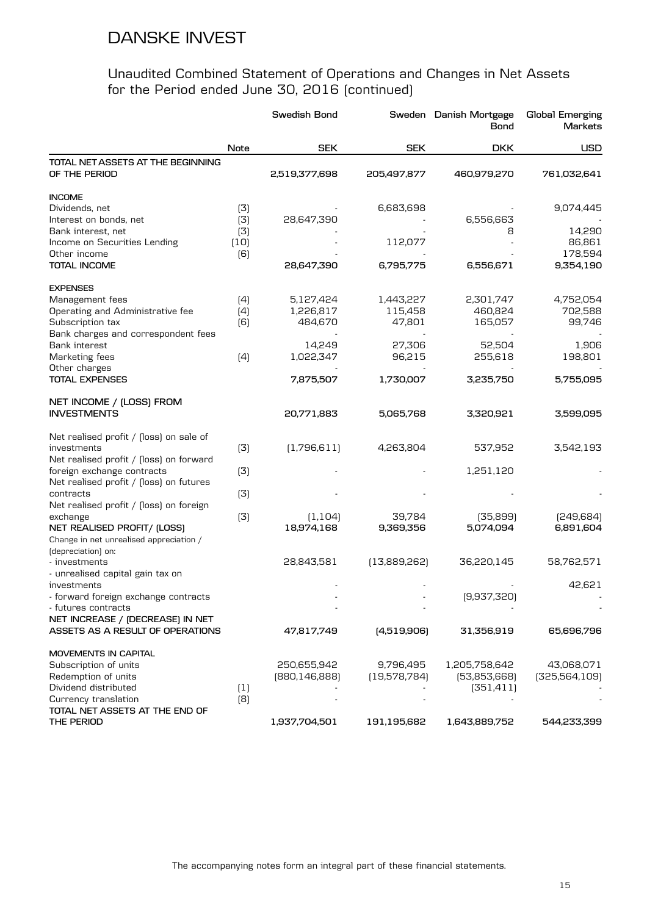# DANSKE INVEST

## Unaudited Combined Statement of Operations and Changes in Net Assets for the Period ended June 30, 2016 (continued)

| | Note | Swedish Bond | Sweden | Danish Mortgage Bond | Global Emerging Markets |
|---|---|---|---|---|---|
| | | SEK | SEK | DKK | USD |
| **TOTAL NET ASSETS AT THE BEGINNING OF THE PERIOD** | | **2,519,377,698** | **205,497,877** | **460,979,270** | **761,032,641** |
| **INCOME** | | | | | |
| Dividends, net | (3) | - | 6,683,698 | - | 9,074,445 |
| Interest on bonds, net | (3) | 28,647,390 | - | 6,556,663 | - |
| Bank interest, net | (3) | - | - | 8 | 14,290 |
| Income on Securities Lending | (10) | - | 112,077 | - | 86,861 |
| Other income | (6) | - | - | - | 178,594 |
| **TOTAL INCOME** | | **28,647,390** | **6,795,775** | **6,556,671** | **9,354,190** |
| **EXPENSES** | | | | | |
| Management fees | (4) | 5,127,424 | 1,443,227 | 2,301,747 | 4,752,054 |
| Operating and Administrative fee | (4) | 1,226,817 | 115,458 | 460,824 | 702,588 |
| Subscription tax | (6) | 484,670 | 47,801 | 165,057 | 99,746 |
| Bank charges and correspondent fees | | - | - | - | - |
| Bank interest | | 14,249 | 27,306 | 52,504 | 1,906 |
| Marketing fees | (4) | 1,022,347 | 96,215 | 255,618 | 198,801 |
| Other charges | | - | - | - | - |
| **TOTAL EXPENSES** | | **7,875,507** | **1,730,007** | **3,235,750** | **5,755,095** |
| **NET INCOME / (LOSS) FROM INVESTMENTS** | | **20,771,883** | **5,065,768** | **3,320,921** | **3,599,095** |
| Net realised profit / (loss) on sale of investments | (3) | (1,796,611) | 4,263,804 | 537,952 | 3,542,193 |
| Net realised profit / (loss) on forward foreign exchange contracts | (3) | - | - | 1,251,120 | - |
| Net realised profit / (loss) on futures contracts | (3) | - | - | - | - |
| Net realised profit / (loss) on foreign exchange | (3) | (1,104) | 39,784 | (35,899) | (249,684) |
| **NET REALISED PROFIT/ (LOSS)** | | **18,974,168** | **9,369,356** | **5,074,094** | **6,891,604** |
| Change in net unrealised appreciation / (depreciation) on: | | | | | |
| - investments | | 28,843,581 | (13,889,262) | 36,220,145 | 58,762,571 |
| - unrealised capital gain tax on investments | | - | - | - | 42,621 |
| - forward foreign exchange contracts | | - | - | (9,937,320) | - |
| - futures contracts | | - | - | - | - |
| **NET INCREASE / (DECREASE) IN NET ASSETS AS A RESULT OF OPERATIONS** | | **47,817,749** | **(4,519,906)** | **31,356,919** | **65,696,796** |
| **MOVEMENTS IN CAPITAL** | | | | | |
| Subscription of units | | 250,655,942 | 9,796,495 | 1,205,758,642 | 43,068,071 |
| Redemption of units | | (880,146,888) | (19,578,784) | (53,853,668) | (325,564,109) |
| Dividend distributed | (1) | - | - | (351,411) | - |
| Currency translation | (8) | - | - | - | - |
| **TOTAL NET ASSETS AT THE END OF THE PERIOD** | | **1,937,704,501** | **191,195,682** | **1,643,889,752** | **544,233,399** |

The accompanying notes form an integral part of these financial statements.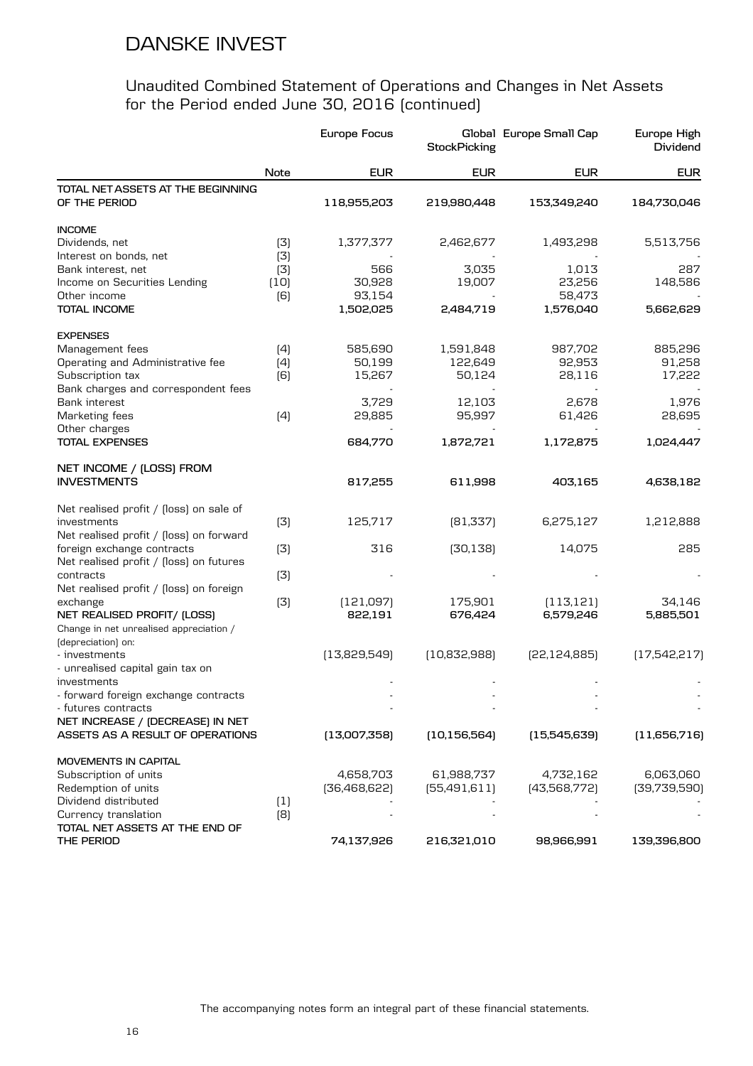# DANSKE INVEST

## Unaudited Combined Statement of Operations and Changes in Net Assets for the Period ended June 30, 2016 (continued)

| | Note | Europe Focus | Global StockPicking | Europe Small Cap | Europe High Dividend |
|---|---|---|---|---|---|
| | | EUR | EUR | EUR | EUR |
| **TOTAL NET ASSETS AT THE BEGINNING OF THE PERIOD** | | **118,955,203** | **219,980,448** | **153,349,240** | **184,730,046** |
| **INCOME** | | | | | |
| Dividends, net | (3) | 1,377,377 | 2,462,677 | 1,493,298 | 5,513,756 |
| Interest on bonds, net | (3) | - | - | - | - |
| Bank interest, net | (3) | 566 | 3,035 | 1,013 | 287 |
| Income on Securities Lending | (10) | 30,928 | 19,007 | 23,256 | 148,586 |
| Other income | (6) | 93,154 | - | 58,473 | - |
| **TOTAL INCOME** | | **1,502,025** | **2,484,719** | **1,576,040** | **5,662,629** |
| **EXPENSES** | | | | | |
| Management fees | (4) | 585,690 | 1,591,848 | 987,702 | 885,296 |
| Operating and Administrative fee | (4) | 50,199 | 122,649 | 92,953 | 91,258 |
| Subscription tax | (6) | 15,267 | 50,124 | 28,116 | 17,222 |
| Bank charges and correspondent fees | | - | - | - | - |
| Bank interest | | 3,729 | 12,103 | 2,678 | 1,976 |
| Marketing fees | (4) | 29,885 | 95,997 | 61,426 | 28,695 |
| Other charges | | - | - | - | - |
| **TOTAL EXPENSES** | | **684,770** | **1,872,721** | **1,172,875** | **1,024,447** |
| **NET INCOME / (LOSS) FROM INVESTMENTS** | | **817,255** | **611,998** | **403,165** | **4,638,182** |
| Net realised profit / (loss) on sale of investments | (3) | 125,717 | (81,337) | 6,275,127 | 1,212,888 |
| Net realised profit / (loss) on forward foreign exchange contracts | (3) | 316 | (30,138) | 14,075 | 285 |
| Net realised profit / (loss) on futures contracts | (3) | - | - | - | - |
| Net realised profit / (loss) on foreign exchange | (3) | (121,097) | 175,901 | (113,121) | 34,146 |
| **NET REALISED PROFIT/ (LOSS)** | | **822,191** | **676,424** | **6,579,246** | **5,885,501** |
| Change in net unrealised appreciation / (depreciation) on: | | | | | |
| - investments | | (13,829,549) | (10,832,988) | (22,124,885) | (17,542,217) |
| - unrealised capital gain tax on investments | | - | - | - | - |
| - forward foreign exchange contracts | | - | - | - | - |
| - futures contracts | | - | - | - | - |
| **NET INCREASE / (DECREASE) IN NET ASSETS AS A RESULT OF OPERATIONS** | | **(13,007,358)** | **(10,156,564)** | **(15,545,639)** | **(11,656,716)** |
| **MOVEMENTS IN CAPITAL** | | | | | |
| Subscription of units | | 4,658,703 | 61,988,737 | 4,732,162 | 6,063,060 |
| Redemption of units | | (36,468,622) | (55,491,611) | (43,568,772) | (39,739,590) |
| Dividend distributed | (1) | - | - | - | - |
| Currency translation | (8) | - | - | - | - |
| **TOTAL NET ASSETS AT THE END OF THE PERIOD** | | **74,137,926** | **216,321,010** | **98,966,991** | **139,396,800** |

The accompanying notes form an integral part of these financial statements.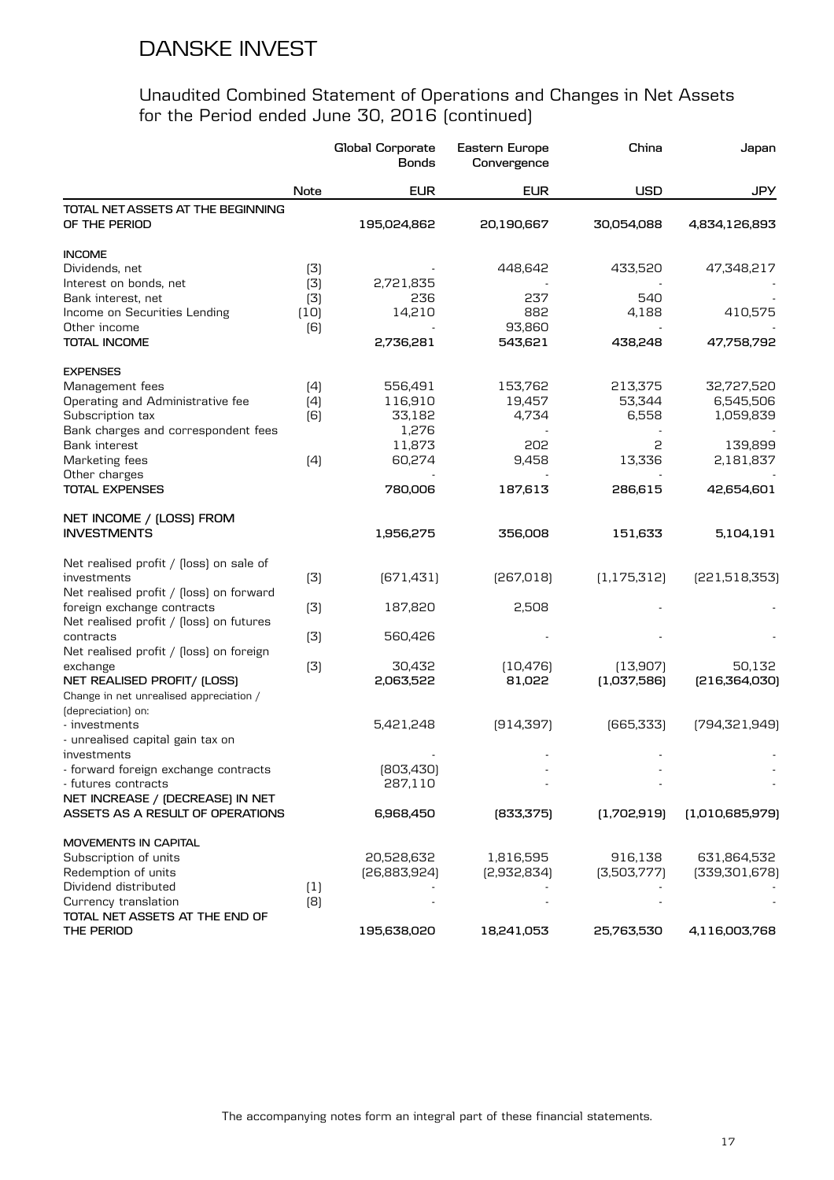# DANSKE INVEST

## Unaudited Combined Statement of Operations and Changes in Net Assets for the Period ended June 30, 2016 (continued)

| | Note | Global Corporate Bonds | Eastern Europe Convergence | China | Japan |
|---|---|---|---|---|---|
| | | EUR | EUR | USD | JPY |
| **TOTAL NET ASSETS AT THE BEGINNING OF THE PERIOD** | | 195,024,862 | 20,190,667 | 30,054,088 | 4,834,126,893 |
| **INCOME** | | | | | |
| Dividends, net | (3) | - | 448,642 | 433,520 | 47,348,217 |
| Interest on bonds, net | (3) | 2,721,835 | - | - | - |
| Bank interest, net | (3) | 236 | 237 | 540 | - |
| Income on Securities Lending | (10) | 14,210 | 882 | 4,188 | 410,575 |
| Other income | (6) | - | 93,860 | - | - |
| **TOTAL INCOME** | | 2,736,281 | 543,621 | 438,248 | 47,758,792 |
| **EXPENSES** | | | | | |
| Management fees | (4) | 556,491 | 153,762 | 213,375 | 32,727,520 |
| Operating and Administrative fee | (4) | 116,910 | 19,457 | 53,344 | 6,545,506 |
| Subscription tax | (6) | 33,182 | 4,734 | 6,558 | 1,059,839 |
| Bank charges and correspondent fees | | 1,276 | - | - | - |
| Bank interest | | 11,873 | 202 | 2 | 139,899 |
| Marketing fees | (4) | 60,274 | 9,458 | 13,336 | 2,181,837 |
| Other charges | | - | - | - | - |
| **TOTAL EXPENSES** | | 780,006 | 187,613 | 286,615 | 42,654,601 |
| **NET INCOME / (LOSS) FROM INVESTMENTS** | | 1,956,275 | 356,008 | 151,633 | 5,104,191 |
| Net realised profit / (loss) on sale of investments | (3) | (671,431) | (267,018) | (1,175,312) | (221,518,353) |
| Net realised profit / (loss) on forward foreign exchange contracts | (3) | 187,820 | 2,508 | - | - |
| Net realised profit / (loss) on futures contracts | (3) | 560,426 | - | - | - |
| Net realised profit / (loss) on foreign exchange | (3) | 30,432 | (10,476) | (13,907) | 50,132 |
| **NET REALISED PROFIT/ (LOSS)** | | 2,063,522 | 81,022 | (1,037,586) | (216,364,030) |
| Change in net unrealised appreciation / (depreciation) on: | | | | | |
| - investments | | 5,421,248 | (914,397) | (665,333) | (794,321,949) |
| - unrealised capital gain tax on investments | | - | - | - | - |
| - forward foreign exchange contracts | | (803,430) | - | - | - |
| - futures contracts | | 287,110 | - | - | - |
| **NET INCREASE / (DECREASE) IN NET ASSETS AS A RESULT OF OPERATIONS** | | 6,968,450 | (833,375) | (1,702,919) | (1,010,685,979) |
| **MOVEMENTS IN CAPITAL** | | | | | |
| Subscription of units | | 20,528,632 | 1,816,595 | 916,138 | 631,864,532 |
| Redemption of units | | (26,883,924) | (2,932,834) | (3,503,777) | (339,301,678) |
| Dividend distributed | (1) | - | - | - | - |
| Currency translation | (8) | - | - | - | - |
| **TOTAL NET ASSETS AT THE END OF THE PERIOD** | | 195,638,020 | 18,241,053 | 25,763,530 | 4,116,003,768 |

The accompanying notes form an integral part of these financial statements.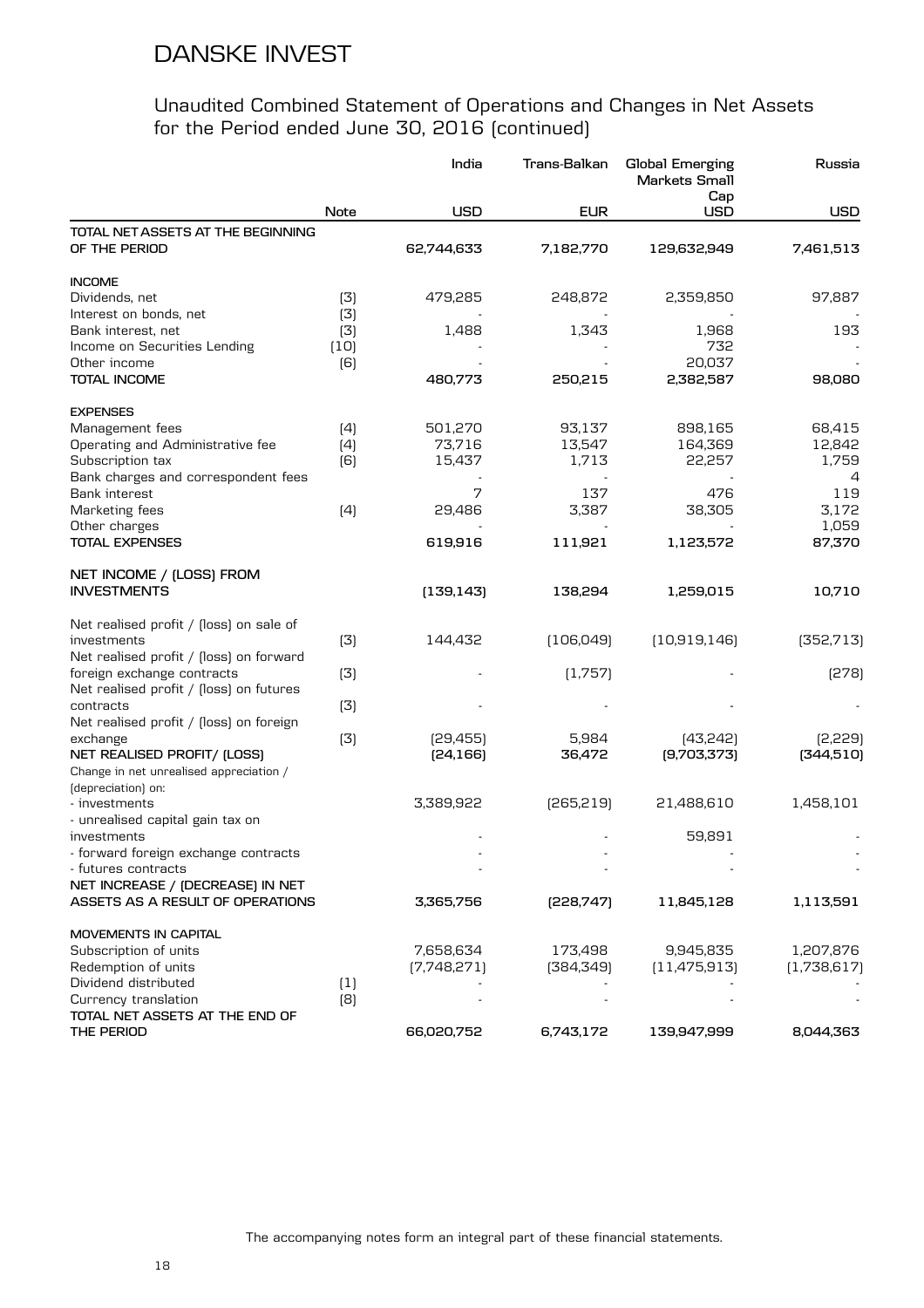# DANSKE INVEST

## Unaudited Combined Statement of Operations and Changes in Net Assets for the Period ended June 30, 2016 (continued)

| | Note | India USD | Trans-Balkan EUR | Global Emerging Markets Small Cap USD | Russia USD |
|---|---|---|---|---|---|
| **TOTAL NET ASSETS AT THE BEGINNING OF THE PERIOD** | | **62,744,633** | **7,182,770** | **129,632,949** | **7,461,513** |
| **INCOME** | | | | | |
| Dividends, net | (3) | 479,285 | 248,872 | 2,359,850 | 97,887 |
| Interest on bonds, net | (3) | - | - | - | - |
| Bank interest, net | (3) | 1,488 | 1,343 | 1,968 | 193 |
| Income on Securities Lending | (10) | - | - | 732 | - |
| Other income | (6) | - | - | 20,037 | - |
| **TOTAL INCOME** | | **480,773** | **250,215** | **2,382,587** | **98,080** |
| **EXPENSES** | | | | | |
| Management fees | (4) | 501,270 | 93,137 | 898,165 | 68,415 |
| Operating and Administrative fee | (4) | 73,716 | 13,547 | 164,369 | 12,842 |
| Subscription tax | (6) | 15,437 | 1,713 | 22,257 | 1,759 |
| Bank charges and correspondent fees | | - | - | - | 4 |
| Bank interest | | 7 | 137 | 476 | 119 |
| Marketing fees | (4) | 29,486 | 3,387 | 38,305 | 3,172 |
| Other charges | | - | - | - | 1,059 |
| **TOTAL EXPENSES** | | **619,916** | **111,921** | **1,123,572** | **87,370** |
| **NET INCOME / (LOSS) FROM INVESTMENTS** | | **(139,143)** | **138,294** | **1,259,015** | **10,710** |
| Net realised profit / (loss) on sale of investments | (3) | 144,432 | (106,049) | (10,919,146) | (352,713) |
| Net realised profit / (loss) on forward foreign exchange contracts | (3) | - | (1,757) | - | (278) |
| Net realised profit / (loss) on futures contracts | (3) | - | - | - | - |
| Net realised profit / (loss) on foreign exchange | (3) | (29,455) | 5,984 | (43,242) | (2,229) |
| **NET REALISED PROFIT/ (LOSS)** | | **(24,166)** | **36,472** | **(9,703,373)** | **(344,510)** |
| Change in net unrealised appreciation / (depreciation) on: | | | | | |
| - investments | | 3,389,922 | (265,219) | 21,488,610 | 1,458,101 |
| - unrealised capital gain tax on investments | | - | - | 59,891 | - |
| - forward foreign exchange contracts | | - | - | - | - |
| - futures contracts | | - | - | - | - |
| **NET INCREASE / (DECREASE) IN NET ASSETS AS A RESULT OF OPERATIONS** | | **3,365,756** | **(228,747)** | **11,845,128** | **1,113,591** |
| **MOVEMENTS IN CAPITAL** | | | | | |
| Subscription of units | | 7,658,634 | 173,498 | 9,945,835 | 1,207,876 |
| Redemption of units | | (7,748,271) | (384,349) | (11,475,913) | (1,738,617) |
| Dividend distributed | (1) | - | - | - | - |
| Currency translation | (8) | - | - | - | - |
| **TOTAL NET ASSETS AT THE END OF THE PERIOD** | | **66,020,752** | **6,743,172** | **139,947,999** | **8,044,363** |

The accompanying notes form an integral part of these financial statements.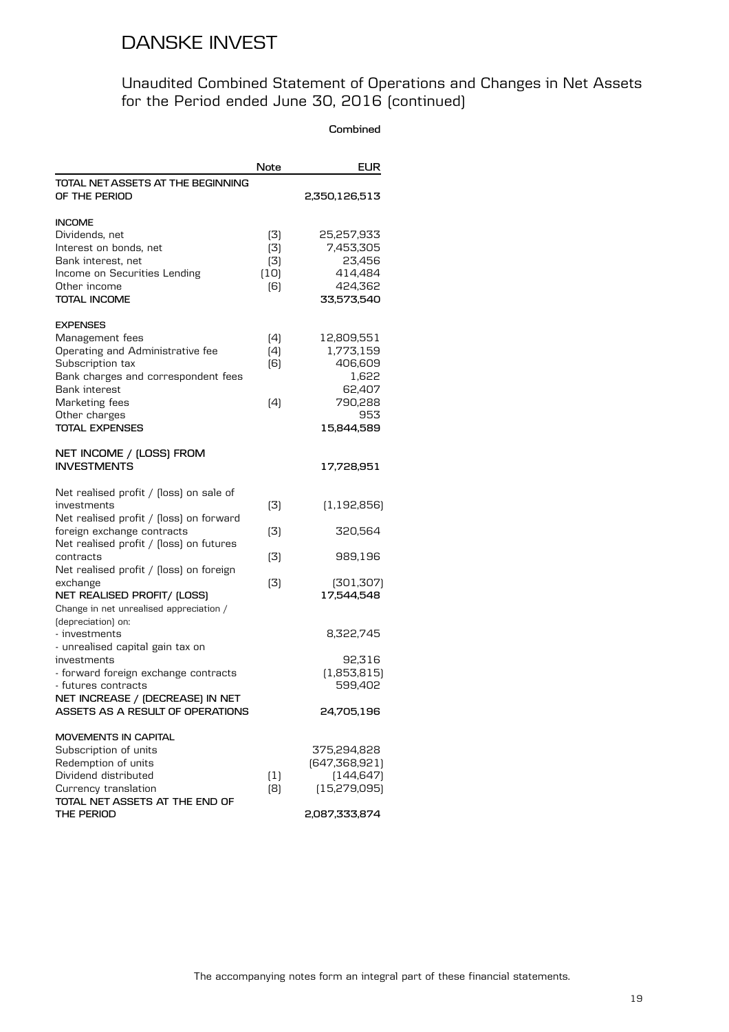# DANSKE INVEST

## Unaudited Combined Statement of Operations and Changes in Net Assets for the Period ended June 30, 2016 (continued)

| | Note | Combined EUR |
|---|---|---|
| **TOTAL NET ASSETS AT THE BEGINNING OF THE PERIOD** | | **2,350,126,513** |
| **INCOME** | | |
| Dividends, net | (3) | 25,257,933 |
| Interest on bonds, net | (3) | 7,453,305 |
| Bank interest, net | (3) | 23,456 |
| Income on Securities Lending | (10) | 414,484 |
| Other income | (6) | 424,362 |
| **TOTAL INCOME** | | **33,573,540** |
| **EXPENSES** | | |
| Management fees | (4) | 12,809,551 |
| Operating and Administrative fee | (4) | 1,773,159 |
| Subscription tax | (6) | 406,609 |
| Bank charges and correspondent fees | | 1,622 |
| Bank interest | | 62,407 |
| Marketing fees | (4) | 790,288 |
| Other charges | | 953 |
| **TOTAL EXPENSES** | | **15,844,589** |
| **NET INCOME / (LOSS) FROM INVESTMENTS** | | **17,728,951** |
| Net realised profit / (loss) on sale of investments | (3) | (1,192,856) |
| Net realised profit / (loss) on forward foreign exchange contracts | (3) | 320,564 |
| Net realised profit / (loss) on futures contracts | (3) | 989,196 |
| Net realised profit / (loss) on foreign exchange | (3) | (301,307) |
| **NET REALISED PROFIT/ (LOSS)** | | **17,544,548** |
| Change in net unrealised appreciation / (depreciation) on: | | |
| - investments | | 8,322,745 |
| - unrealised capital gain tax on investments | | 92,316 |
| - forward foreign exchange contracts | | (1,853,815) |
| - futures contracts | | 599,402 |
| **NET INCREASE / (DECREASE) IN NET ASSETS AS A RESULT OF OPERATIONS** | | **24,705,196** |
| **MOVEMENTS IN CAPITAL** | | |
| Subscription of units | | 375,294,828 |
| Redemption of units | | (647,368,921) |
| Dividend distributed | (1) | (144,647) |
| Currency translation | (8) | (15,279,095) |
| **TOTAL NET ASSETS AT THE END OF THE PERIOD** | | **2,087,333,874** |

The accompanying notes form an integral part of these financial statements.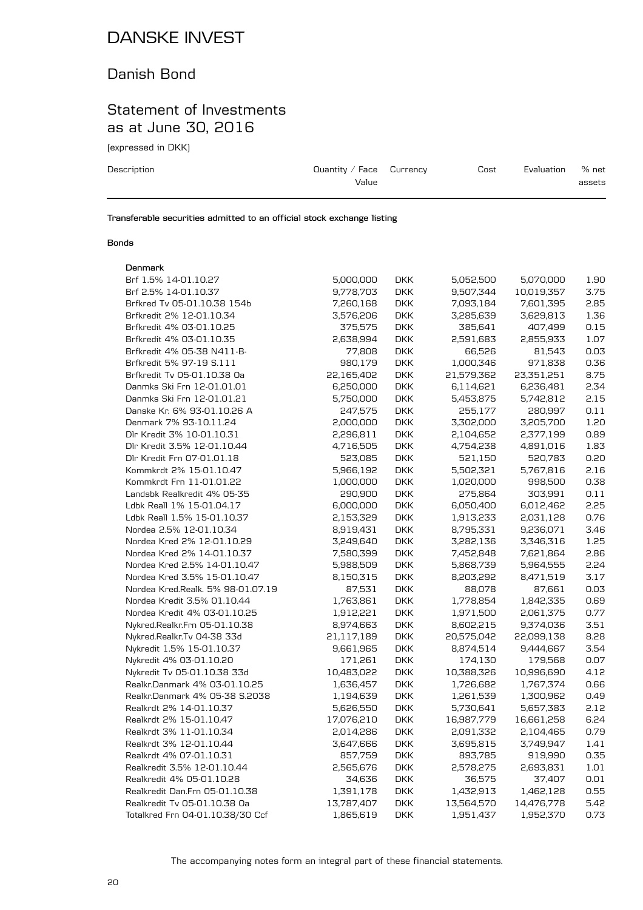# DANSKE INVEST

## Danish Bond

## Statement of Investments as at June 30, 2016

(expressed in DKK)

| Description | Quantity / Face Value | Currency | Cost | Evaluation | % net assets |
|---|---|---|---|---|---|
| **Transferable securities admitted to an official stock exchange listing** | | | | | |
| **Bonds** | | | | | |
| **Denmark** | | | | | |
| Brf 1.5% 14-01.10.27 | 5,000,000 | DKK | 5,052,500 | 5,070,000 | 1.90 |
| Brf 2.5% 14-01.10.37 | 9,778,703 | DKK | 9,507,344 | 10,019,357 | 3.75 |
| Brfkred Tv 05-01.10.38 154b | 7,260,168 | DKK | 7,093,184 | 7,601,395 | 2.85 |
| Brfkredit 2% 12-01.10.34 | 3,576,206 | DKK | 3,285,639 | 3,629,813 | 1.36 |
| Brfkredit 4% 03-01.10.25 | 375,575 | DKK | 385,641 | 407,499 | 0.15 |
| Brfkredit 4% 03-01.10.35 | 2,638,994 | DKK | 2,591,683 | 2,855,933 | 1.07 |
| Brfkredit 4% 05-38 N411-B- | 77,808 | DKK | 66,526 | 81,543 | 0.03 |
| Brfkredit 5% 97-19 S.111 | 980,179 | DKK | 1,000,346 | 971,838 | 0.36 |
| Brfkredit Tv 05-01.10.38 Oa | 22,165,402 | DKK | 21,579,362 | 23,351,251 | 8.75 |
| Danmks Ski Frn 12-01.01.01 | 6,250,000 | DKK | 6,114,621 | 6,236,481 | 2.34 |
| Danmks Ski Frn 12-01.01.21 | 5,750,000 | DKK | 5,453,875 | 5,742,812 | 2.15 |
| Danske Kr. 6% 93-01.10.26 A | 247,575 | DKK | 255,177 | 280,997 | 0.11 |
| Denmark 7% 93-10.11.24 | 2,000,000 | DKK | 3,302,000 | 3,205,700 | 1.20 |
| Dlr Kredit 3% 10-01.10.31 | 2,296,811 | DKK | 2,104,652 | 2,377,199 | 0.89 |
| Dlr Kredit 3.5% 12-01.10.44 | 4,716,505 | DKK | 4,754,238 | 4,891,016 | 1.83 |
| Dlr Kredit Frn 07-01.01.18 | 523,085 | DKK | 521,150 | 520,783 | 0.20 |
| Kommkrdt 2% 15-01.10.47 | 5,966,192 | DKK | 5,502,321 | 5,767,816 | 2.16 |
| Kommkrdt Frn 11-01.01.22 | 1,000,000 | DKK | 1,020,000 | 998,500 | 0.38 |
| Landsbk Realkredit 4% 05-35 | 290,900 | DKK | 275,864 | 303,991 | 0.11 |
| Ldbk Reall 1% 15-01.04.17 | 6,000,000 | DKK | 6,050,400 | 6,012,462 | 2.25 |
| Ldbk Reall 1.5% 15-01.10.37 | 2,153,329 | DKK | 1,913,233 | 2,031,128 | 0.76 |
| Nordea 2.5% 12-01.10.34 | 8,919,431 | DKK | 8,795,331 | 9,236,071 | 3.46 |
| Nordea Kred 2% 12-01.10.29 | 3,249,640 | DKK | 3,282,136 | 3,346,316 | 1.25 |
| Nordea Kred 2% 14-01.10.37 | 7,580,399 | DKK | 7,452,848 | 7,621,864 | 2.86 |
| Nordea Kred 2.5% 14-01.10.47 | 5,988,509 | DKK | 5,868,739 | 5,964,555 | 2.24 |
| Nordea Kred 3.5% 15-01.10.47 | 8,150,315 | DKK | 8,203,292 | 8,471,519 | 3.17 |
| Nordea Kred.Realk. 5% 98-01.07.19 | 87,531 | DKK | 88,078 | 87,661 | 0.03 |
| Nordea Kredit 3.5% 01.10.44 | 1,763,861 | DKK | 1,778,854 | 1,842,335 | 0.69 |
| Nordea Kredit 4% 03-01.10.25 | 1,912,221 | DKK | 1,971,500 | 2,061,375 | 0.77 |
| Nykred.Realkr.Frn 05-01.10.38 | 8,974,663 | DKK | 8,602,215 | 9,374,036 | 3.51 |
| Nykred.Realkr.Tv 04-38 33d | 21,117,189 | DKK | 20,575,042 | 22,099,138 | 8.28 |
| Nykredit 1.5% 15-01.10.37 | 9,661,965 | DKK | 8,874,514 | 9,444,667 | 3.54 |
| Nykredit 4% 03-01.10.20 | 171,261 | DKK | 174,130 | 179,568 | 0.07 |
| Nykredit Tv 05-01.10.38 33d | 10,483,022 | DKK | 10,388,326 | 10,996,690 | 4.12 |
| Realkr.Danmark 4% 03-01.10.25 | 1,636,457 | DKK | 1,726,682 | 1,767,374 | 0.66 |
| Realkr.Danmark 4% 05-38 S.2038 | 1,194,639 | DKK | 1,261,539 | 1,300,962 | 0.49 |
| Realkrdt 2% 14-01.10.37 | 5,626,550 | DKK | 5,730,641 | 5,657,383 | 2.12 |
| Realkrdt 2% 15-01.10.47 | 17,076,210 | DKK | 16,987,779 | 16,661,258 | 6.24 |
| Realkrdt 3% 11-01.10.34 | 2,014,286 | DKK | 2,091,332 | 2,104,465 | 0.79 |
| Realkrdt 3% 12-01.10.44 | 3,647,666 | DKK | 3,695,815 | 3,749,947 | 1.41 |
| Realkrdt 4% 07-01.10.31 | 857,759 | DKK | 893,785 | 919,990 | 0.35 |
| Realkredit 3.5% 12-01.10.44 | 2,565,676 | DKK | 2,578,275 | 2,693,831 | 1.01 |
| Realkredit 4% 05-01.10.28 | 34,636 | DKK | 36,575 | 37,407 | 0.01 |
| Realkredit Dan.Frn 05-01.10.38 | 1,391,178 | DKK | 1,432,913 | 1,462,128 | 0.55 |
| Realkredit Tv 05-01.10.38 Oa | 13,787,407 | DKK | 13,564,570 | 14,476,778 | 5.42 |
| Totalkred Frn 04-01.10.38/30 Ccf | 1,865,619 | DKK | 1,951,437 | 1,952,370 | 0.73 |

The accompanying notes form an integral part of these financial statements.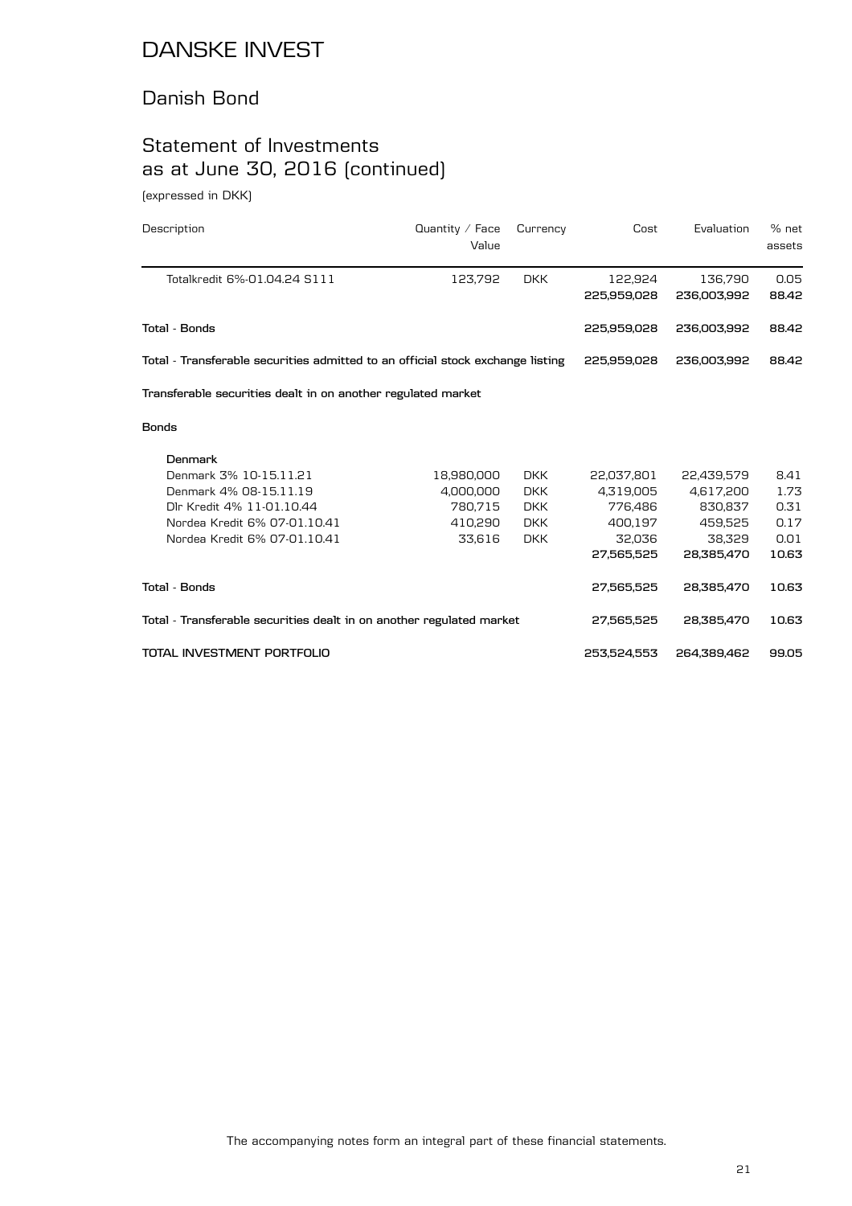# DANSKE INVEST

## Danish Bond

## Statement of Investments as at June 30, 2016 (continued)

(expressed in DKK)

| Description | Quantity / Face Value | Currency | Cost | Evaluation | % net assets |
|---|---|---|---|---|---|
| Totalkredit 6%-01.04.24 S111 | 123,792 | DKK | 122,924 | 136,790 | 0.05 |
| | | | **225,959,028** | **236,003,992** | **88.42** |
| **Total - Bonds** | | | **225,959,028** | **236,003,992** | **88.42** |
| **Total - Transferable securities admitted to an official stock exchange listing** | | | **225,959,028** | **236,003,992** | **88.42** |
| **Transferable securities dealt in on another regulated market** | | | | | |
| **Bonds** | | | | | |
| **Denmark** | | | | | |
| Denmark 3% 10-15.11.21 | 18,980,000 | DKK | 22,037,801 | 22,439,579 | 8.41 |
| Denmark 4% 08-15.11.19 | 4,000,000 | DKK | 4,319,005 | 4,617,200 | 1.73 |
| Dlr Kredit 4% 11-01.10.44 | 780,715 | DKK | 776,486 | 830,837 | 0.31 |
| Nordea Kredit 6% 07-01.10.41 | 410,290 | DKK | 400,197 | 459,525 | 0.17 |
| Nordea Kredit 6% 07-01.10.41 | 33,616 | DKK | 32,036 | 38,329 | 0.01 |
| | | | **27,565,525** | **28,385,470** | **10.63** |
| **Total - Bonds** | | | **27,565,525** | **28,385,470** | **10.63** |
| **Total - Transferable securities dealt in on another regulated market** | | | **27,565,525** | **28,385,470** | **10.63** |
| **TOTAL INVESTMENT PORTFOLIO** | | | **253,524,553** | **264,389,462** | **99.05** |

The accompanying notes form an integral part of these financial statements.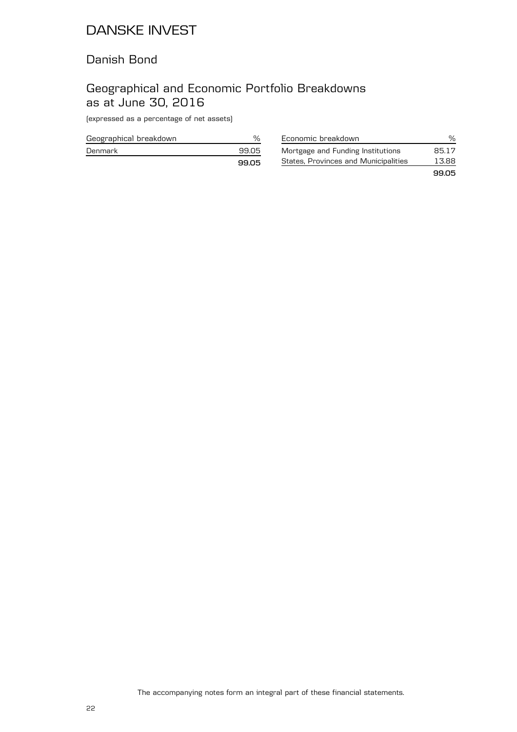# DANSKE INVEST

## Danish Bond

## Geographical and Economic Portfolio Breakdowns as at June 30, 2016

(expressed as a percentage of net assets)

| Geographical breakdown | % |
|---|---|
| Denmark | 99.05 |
| | **99.05** |

| Economic breakdown | % |
|---|---|
| Mortgage and Funding Institutions | 85.17 |
| States, Provinces and Municipalities | 13.88 |
| | **99.05** |

The accompanying notes form an integral part of these financial statements.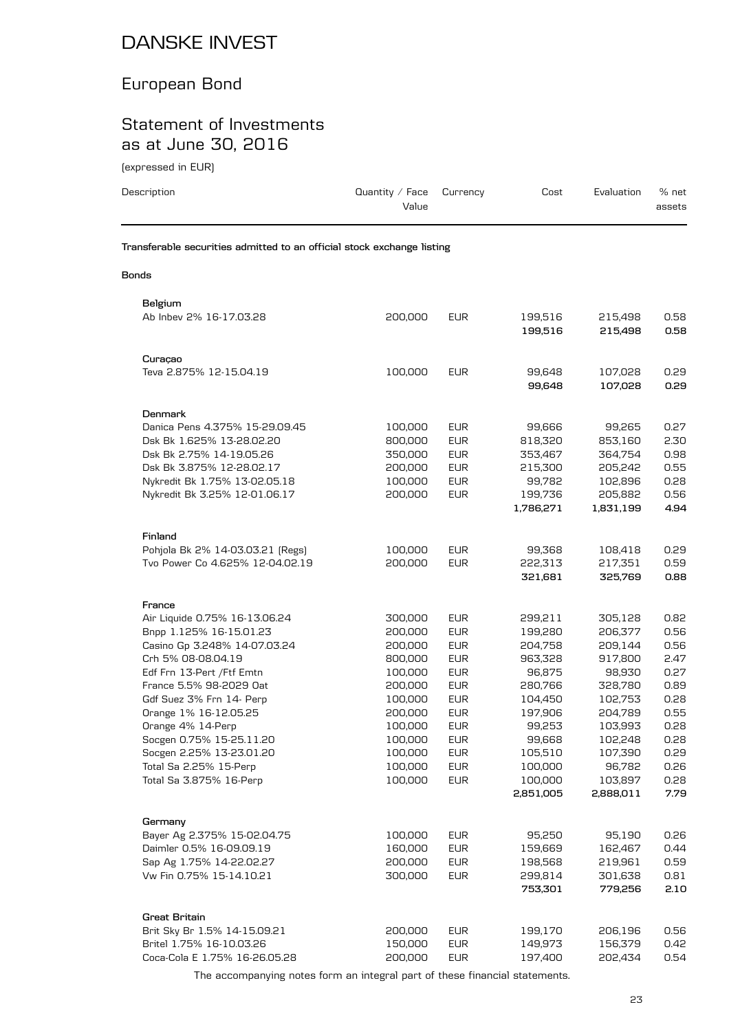# DANSKE INVEST

## European Bond

## Statement of Investments as at June 30, 2016

(expressed in EUR)

| Description | Quantity / Face Value | Currency | Cost | Evaluation | % net assets |
|---|---|---|---|---|---|
| **Transferable securities admitted to an official stock exchange listing** | | | | | |
| **Bonds** | | | | | |
| **Belgium** | | | | | |
| Ab Inbev 2% 16-17.03.28 | 200,000 | EUR | 199,516 | 215,498 | 0.58 |
| | | | **199,516** | **215,498** | **0.58** |
| **Curaçao** | | | | | |
| Teva 2.875% 12-15.04.19 | 100,000 | EUR | 99,648 | 107,028 | 0.29 |
| | | | **99,648** | **107,028** | **0.29** |
| **Denmark** | | | | | |
| Danica Pens 4.375% 15-29.09.45 | 100,000 | EUR | 99,666 | 99,265 | 0.27 |
| Dsk Bk 1.625% 13-28.02.20 | 800,000 | EUR | 818,320 | 853,160 | 2.30 |
| Dsk Bk 2.75% 14-19.05.26 | 350,000 | EUR | 353,467 | 364,754 | 0.98 |
| Dsk Bk 3.875% 12-28.02.17 | 200,000 | EUR | 215,300 | 205,242 | 0.55 |
| Nykredit Bk 1.75% 13-02.05.18 | 100,000 | EUR | 99,782 | 102,896 | 0.28 |
| Nykredit Bk 3.25% 12-01.06.17 | 200,000 | EUR | 199,736 | 205,882 | 0.56 |
| | | | **1,786,271** | **1,831,199** | **4.94** |
| **Finland** | | | | | |
| Pohjola Bk 2% 14-03.03.21 (Regs) | 100,000 | EUR | 99,368 | 108,418 | 0.29 |
| Tvo Power Co 4.625% 12-04.02.19 | 200,000 | EUR | 222,313 | 217,351 | 0.59 |
| | | | **321,681** | **325,769** | **0.88** |
| **France** | | | | | |
| Air Liquide 0.75% 16-13.06.24 | 300,000 | EUR | 299,211 | 305,128 | 0.82 |
| Bnpp 1.125% 16-15.01.23 | 200,000 | EUR | 199,280 | 206,377 | 0.56 |
| Casino Gp 3.248% 14-07.03.24 | 200,000 | EUR | 204,758 | 209,144 | 0.56 |
| Crh 5% 08-08.04.19 | 800,000 | EUR | 963,328 | 917,800 | 2.47 |
| Edf Frn 13-Pert /Ftf Emtn | 100,000 | EUR | 96,875 | 98,930 | 0.27 |
| France 5.5% 98-2029 Oat | 200,000 | EUR | 280,766 | 328,780 | 0.89 |
| Gdf Suez 3% Frn 14- Perp | 100,000 | EUR | 104,450 | 102,753 | 0.28 |
| Orange 1% 16-12.05.25 | 200,000 | EUR | 197,906 | 204,789 | 0.55 |
| Orange 4% 14-Perp | 100,000 | EUR | 99,253 | 103,993 | 0.28 |
| Socgen 0.75% 15-25.11.20 | 100,000 | EUR | 99,668 | 102,248 | 0.28 |
| Socgen 2.25% 13-23.01.20 | 100,000 | EUR | 105,510 | 107,390 | 0.29 |
| Total Sa 2.25% 15-Perp | 100,000 | EUR | 100,000 | 96,782 | 0.26 |
| Total Sa 3.875% 16-Perp | 100,000 | EUR | 100,000 | 103,897 | 0.28 |
| | | | **2,851,005** | **2,888,011** | **7.79** |
| **Germany** | | | | | |
| Bayer Ag 2.375% 15-02.04.75 | 100,000 | EUR | 95,250 | 95,190 | 0.26 |
| Daimler 0.5% 16-09.09.19 | 160,000 | EUR | 159,669 | 162,467 | 0.44 |
| Sap Ag 1.75% 14-22.02.27 | 200,000 | EUR | 198,568 | 219,961 | 0.59 |
| Vw Fin 0.75% 15-14.10.21 | 300,000 | EUR | 299,814 | 301,638 | 0.81 |
| | | | **753,301** | **779,256** | **2.10** |
| **Great Britain** | | | | | |
| Brit Sky Br 1.5% 14-15.09.21 | 200,000 | EUR | 199,170 | 206,196 | 0.56 |
| Britel 1.75% 16-10.03.26 | 150,000 | EUR | 149,973 | 156,379 | 0.42 |
| Coca-Cola E 1.75% 16-26.05.28 | 200,000 | EUR | 197,400 | 202,434 | 0.54 |

The accompanying notes form an integral part of these financial statements.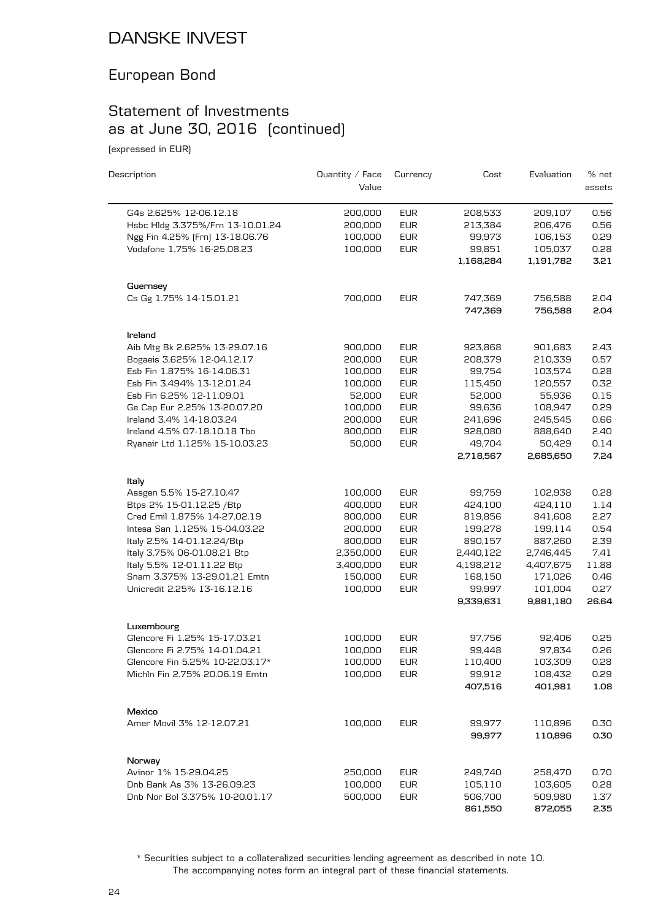# DANSKE INVEST

## European Bond

## Statement of Investments as at June 30, 2016 (continued)

(expressed in EUR)

| Description | Quantity / Face Value | Currency | Cost | Evaluation | % net assets |
|---|---|---|---|---|---|
| G4s 2.625% 12-06.12.18 | 200,000 | EUR | 208,533 | 209,107 | 0.56 |
| Hsbc Hldg 3.375%/Frn 13-10.01.24 | 200,000 | EUR | 213,384 | 206,476 | 0.56 |
| Ngg Fin 4.25% (Frn) 13-18.06.76 | 100,000 | EUR | 99,973 | 106,153 | 0.29 |
| Vodafone 1.75% 16-25.08.23 | 100,000 | EUR | 99,851 | 105,037 | 0.28 |
| | | | **1,168,284** | **1,191,782** | **3.21** |
| **Guernsey** | | | | | |
| Cs Gg 1.75% 14-15.01.21 | 700,000 | EUR | 747,369 | 756,588 | 2.04 |
| | | | **747,369** | **756,588** | **2.04** |
| **Ireland** | | | | | |
| Aib Mtg Bk 2.625% 13-29.07.16 | 900,000 | EUR | 923,868 | 901,683 | 2.43 |
| Bogaeis 3.625% 12-04.12.17 | 200,000 | EUR | 208,379 | 210,339 | 0.57 |
| Esb Fin 1.875% 16-14.06.31 | 100,000 | EUR | 99,754 | 103,574 | 0.28 |
| Esb Fin 3.494% 13-12.01.24 | 100,000 | EUR | 115,450 | 120,557 | 0.32 |
| Esb Fin 6.25% 12-11.09.01 | 52,000 | EUR | 52,000 | 55,936 | 0.15 |
| Ge Cap Eur 2.25% 13-20.07.20 | 100,000 | EUR | 99,636 | 108,947 | 0.29 |
| Ireland 3.4% 14-18.03.24 | 200,000 | EUR | 241,696 | 245,545 | 0.66 |
| Ireland 4.5% 07-18.10.18 Tbo | 800,000 | EUR | 928,080 | 888,640 | 2.40 |
| Ryanair Ltd 1.125% 15-10.03.23 | 50,000 | EUR | 49,704 | 50,429 | 0.14 |
| | | | **2,718,567** | **2,685,650** | **7.24** |
| **Italy** | | | | | |
| Assgen 5.5% 15-27.10.47 | 100,000 | EUR | 99,759 | 102,938 | 0.28 |
| Btps 2% 15-01.12.25 /Btp | 400,000 | EUR | 424,100 | 424,110 | 1.14 |
| Cred Emil 1.875% 14-27.02.19 | 800,000 | EUR | 819,856 | 841,608 | 2.27 |
| Intesa San 1.125% 15-04.03.22 | 200,000 | EUR | 199,278 | 199,114 | 0.54 |
| Italy 2.5% 14-01.12.24/Btp | 800,000 | EUR | 890,157 | 887,260 | 2.39 |
| Italy 3.75% 06-01.08.21 Btp | 2,350,000 | EUR | 2,440,122 | 2,746,445 | 7.41 |
| Italy 5.5% 12-01.11.22 Btp | 3,400,000 | EUR | 4,198,212 | 4,407,675 | 11.88 |
| Snam 3.375% 13-29.01.21 Emtn | 150,000 | EUR | 168,150 | 171,026 | 0.46 |
| Unicredit 2.25% 13-16.12.16 | 100,000 | EUR | 99,997 | 101,004 | 0.27 |
| | | | **9,339,631** | **9,881,180** | **26.64** |
| **Luxembourg** | | | | | |
| Glencore Fi 1.25% 15-17.03.21 | 100,000 | EUR | 97,756 | 92,406 | 0.25 |
| Glencore Fi 2.75% 14-01.04.21 | 100,000 | EUR | 99,448 | 97,834 | 0.26 |
| Glencore Fin 5.25% 10-22.03.17* | 100,000 | EUR | 110,400 | 103,309 | 0.28 |
| Michln Fin 2.75% 20.06.19 Emtn | 100,000 | EUR | 99,912 | 108,432 | 0.29 |
| | | | **407,516** | **401,981** | **1.08** |
| **Mexico** | | | | | |
| Amer Movil 3% 12-12.07.21 | 100,000 | EUR | 99,977 | 110,896 | 0.30 |
| | | | **99,977** | **110,896** | **0.30** |
| **Norway** | | | | | |
| Avinor 1% 15-29.04.25 | 250,000 | EUR | 249,740 | 258,470 | 0.70 |
| Dnb Bank As 3% 13-26.09.23 | 100,000 | EUR | 105,110 | 103,605 | 0.28 |
| Dnb Nor Bol 3.375% 10-20.01.17 | 500,000 | EUR | 506,700 | 509,980 | 1.37 |
| | | | **861,550** | **872,055** | **2.35** |

\* Securities subject to a collateralized securities lending agreement as described in note 10.
The accompanying notes form an integral part of these financial statements.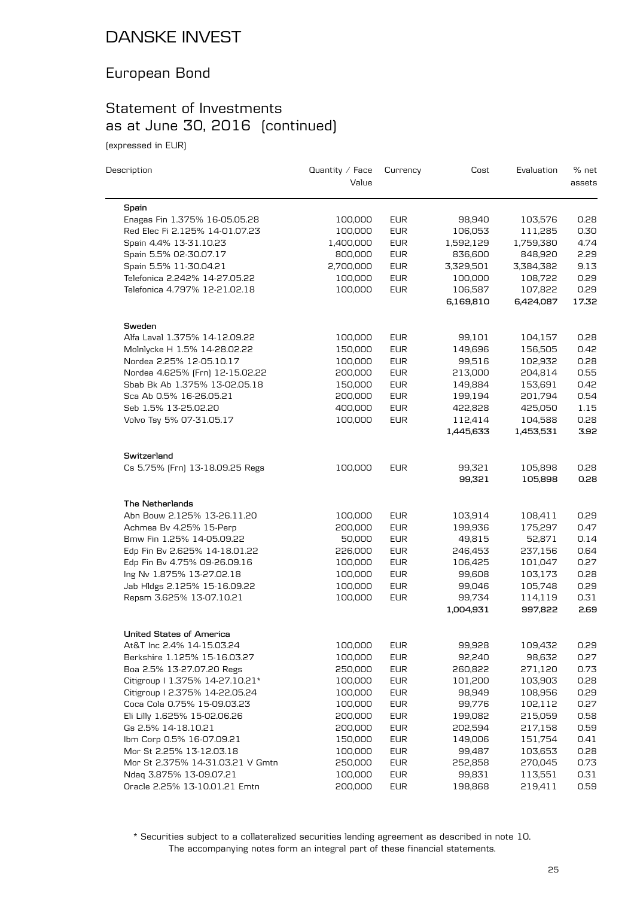# DANSKE INVEST

## European Bond

## Statement of Investments as at June 30, 2016 (continued)

(expressed in EUR)

| Description | Quantity / Face Value | Currency | Cost | Evaluation | % net assets |
|---|---|---|---|---|---|
| **Spain** | | | | | |
| Enagas Fin 1.375% 16-05.05.28 | 100,000 | EUR | 98,940 | 103,576 | 0.28 |
| Red Elec Fi 2.125% 14-01.07.23 | 100,000 | EUR | 106,053 | 111,285 | 0.30 |
| Spain 4.4% 13-31.10.23 | 1,400,000 | EUR | 1,592,129 | 1,759,380 | 4.74 |
| Spain 5.5% 02-30.07.17 | 800,000 | EUR | 836,600 | 848,920 | 2.29 |
| Spain 5.5% 11-30.04.21 | 2,700,000 | EUR | 3,329,501 | 3,384,382 | 9.13 |
| Telefonica 2.242% 14-27.05.22 | 100,000 | EUR | 100,000 | 108,722 | 0.29 |
| Telefonica 4.797% 12-21.02.18 | 100,000 | EUR | 106,587 | 107,822 | 0.29 |
| | | | **6,169,810** | **6,424,087** | **17.32** |
| **Sweden** | | | | | |
| Alfa Laval 1.375% 14-12.09.22 | 100,000 | EUR | 99,101 | 104,157 | 0.28 |
| Molnlycke H 1.5% 14-28.02.22 | 150,000 | EUR | 149,696 | 156,505 | 0.42 |
| Nordea 2.25% 12-05.10.17 | 100,000 | EUR | 99,516 | 102,932 | 0.28 |
| Nordea 4.625% (Frn) 12-15.02.22 | 200,000 | EUR | 213,000 | 204,814 | 0.55 |
| Sbab Bk Ab 1.375% 13-02.05.18 | 150,000 | EUR | 149,884 | 153,691 | 0.42 |
| Sca Ab 0.5% 16-26.05.21 | 200,000 | EUR | 199,194 | 201,794 | 0.54 |
| Seb 1.5% 13-25.02.20 | 400,000 | EUR | 422,828 | 425,050 | 1.15 |
| Volvo Tsy 5% 07-31.05.17 | 100,000 | EUR | 112,414 | 104,588 | 0.28 |
| | | | **1,445,633** | **1,453,531** | **3.92** |
| **Switzerland** | | | | | |
| Cs 5.75% (Frn) 13-18.09.25 Regs | 100,000 | EUR | 99,321 | 105,898 | 0.28 |
| | | | **99,321** | **105,898** | **0.28** |
| **The Netherlands** | | | | | |
| Abn Bouw 2.125% 13-26.11.20 | 100,000 | EUR | 103,914 | 108,411 | 0.29 |
| Achmea Bv 4.25% 15-Perp | 200,000 | EUR | 199,936 | 175,297 | 0.47 |
| Bmw Fin 1.25% 14-05.09.22 | 50,000 | EUR | 49,815 | 52,871 | 0.14 |
| Edp Fin Bv 2.625% 14-18.01.22 | 226,000 | EUR | 246,453 | 237,156 | 0.64 |
| Edp Fin Bv 4.75% 09-26.09.16 | 100,000 | EUR | 106,425 | 101,047 | 0.27 |
| Ing Nv 1.875% 13-27.02.18 | 100,000 | EUR | 99,608 | 103,173 | 0.28 |
| Jab Hldgs 2.125% 15-16.09.22 | 100,000 | EUR | 99,046 | 105,748 | 0.29 |
| Repsm 3.625% 13-07.10.21 | 100,000 | EUR | 99,734 | 114,119 | 0.31 |
| | | | **1,004,931** | **997,822** | **2.69** |
| **United States of America** | | | | | |
| At&T Inc 2.4% 14-15.03.24 | 100,000 | EUR | 99,928 | 109,432 | 0.29 |
| Berkshire 1.125% 15-16.03.27 | 100,000 | EUR | 92,240 | 98,632 | 0.27 |
| Boa 2.5% 13-27.07.20 Regs | 250,000 | EUR | 260,822 | 271,120 | 0.73 |
| Citigroup I 1.375% 14-27.10.21* | 100,000 | EUR | 101,200 | 103,903 | 0.28 |
| Citigroup I 2.375% 14-22.05.24 | 100,000 | EUR | 98,949 | 108,956 | 0.29 |
| Coca Cola 0.75% 15-09.03.23 | 100,000 | EUR | 99,776 | 102,112 | 0.27 |
| Eli Lilly 1.625% 15-02.06.26 | 200,000 | EUR | 199,082 | 215,059 | 0.58 |
| Gs 2.5% 14-18.10.21 | 200,000 | EUR | 202,594 | 217,158 | 0.59 |
| Ibm Corp 0.5% 16-07.09.21 | 150,000 | EUR | 149,006 | 151,754 | 0.41 |
| Mor St 2.25% 13-12.03.18 | 100,000 | EUR | 99,487 | 103,653 | 0.28 |
| Mor St 2.375% 14-31.03.21 V Gmtn | 250,000 | EUR | 252,858 | 270,045 | 0.73 |
| Ndaq 3.875% 13-09.07.21 | 100,000 | EUR | 99,831 | 113,551 | 0.31 |
| Oracle 2.25% 13-10.01.21 Emtn | 200,000 | EUR | 198,868 | 219,411 | 0.59 |

\* Securities subject to a collateralized securities lending agreement as described in note 10.

The accompanying notes form an integral part of these financial statements.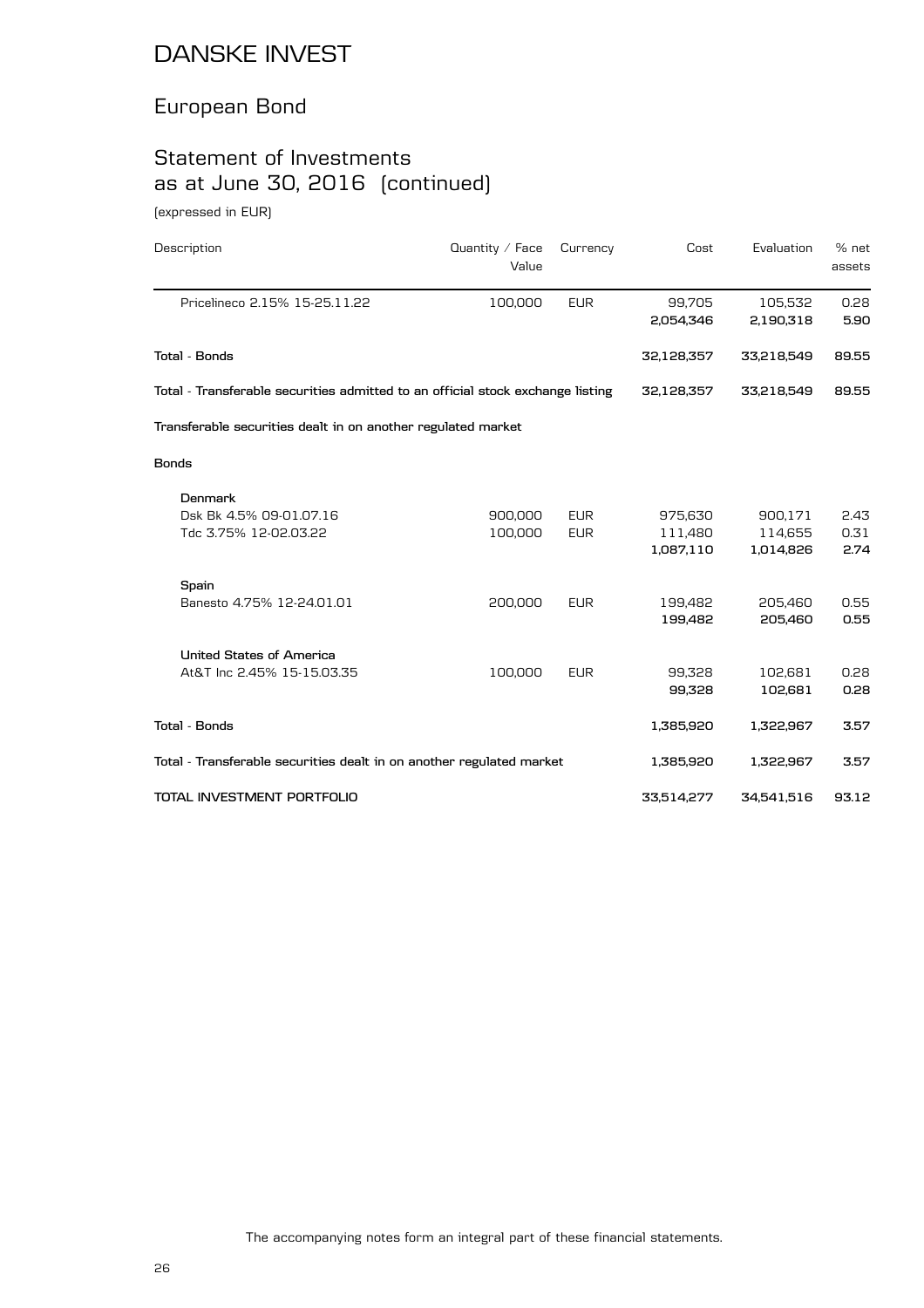# DANSKE INVEST

## European Bond

### Statement of Investments as at June 30, 2016 (continued)

(expressed in EUR)

| Description | Quantity / Face Value | Currency | Cost | Evaluation | % net assets |
|---|---|---|---|---|---|
| Pricelineco 2.15% 15-25.11.22 | 100,000 | EUR | 99,705 | 105,532 | 0.28 |
| | | | **2,054,346** | **2,190,318** | **5.90** |
| **Total - Bonds** | | | **32,128,357** | **33,218,549** | **89.55** |
| **Total - Transferable securities admitted to an official stock exchange listing** | | | **32,128,357** | **33,218,549** | **89.55** |
| **Transferable securities dealt in on another regulated market** | | | | | |
| **Bonds** | | | | | |
| **Denmark** | | | | | |
| Dsk Bk 4.5% 09-01.07.16 | 900,000 | EUR | 975,630 | 900,171 | 2.43 |
| Tdc 3.75% 12-02.03.22 | 100,000 | EUR | 111,480 | 114,655 | 0.31 |
| | | | **1,087,110** | **1,014,826** | **2.74** |
| **Spain** | | | | | |
| Banesto 4.75% 12-24.01.01 | 200,000 | EUR | 199,482 | 205,460 | 0.55 |
| | | | **199,482** | **205,460** | **0.55** |
| **United States of America** | | | | | |
| At&T Inc 2.45% 15-15.03.35 | 100,000 | EUR | 99,328 | 102,681 | 0.28 |
| | | | **99,328** | **102,681** | **0.28** |
| **Total - Bonds** | | | **1,385,920** | **1,322,967** | **3.57** |
| **Total - Transferable securities dealt in on another regulated market** | | | **1,385,920** | **1,322,967** | **3.57** |
| **TOTAL INVESTMENT PORTFOLIO** | | | **33,514,277** | **34,541,516** | **93.12** |

The accompanying notes form an integral part of these financial statements.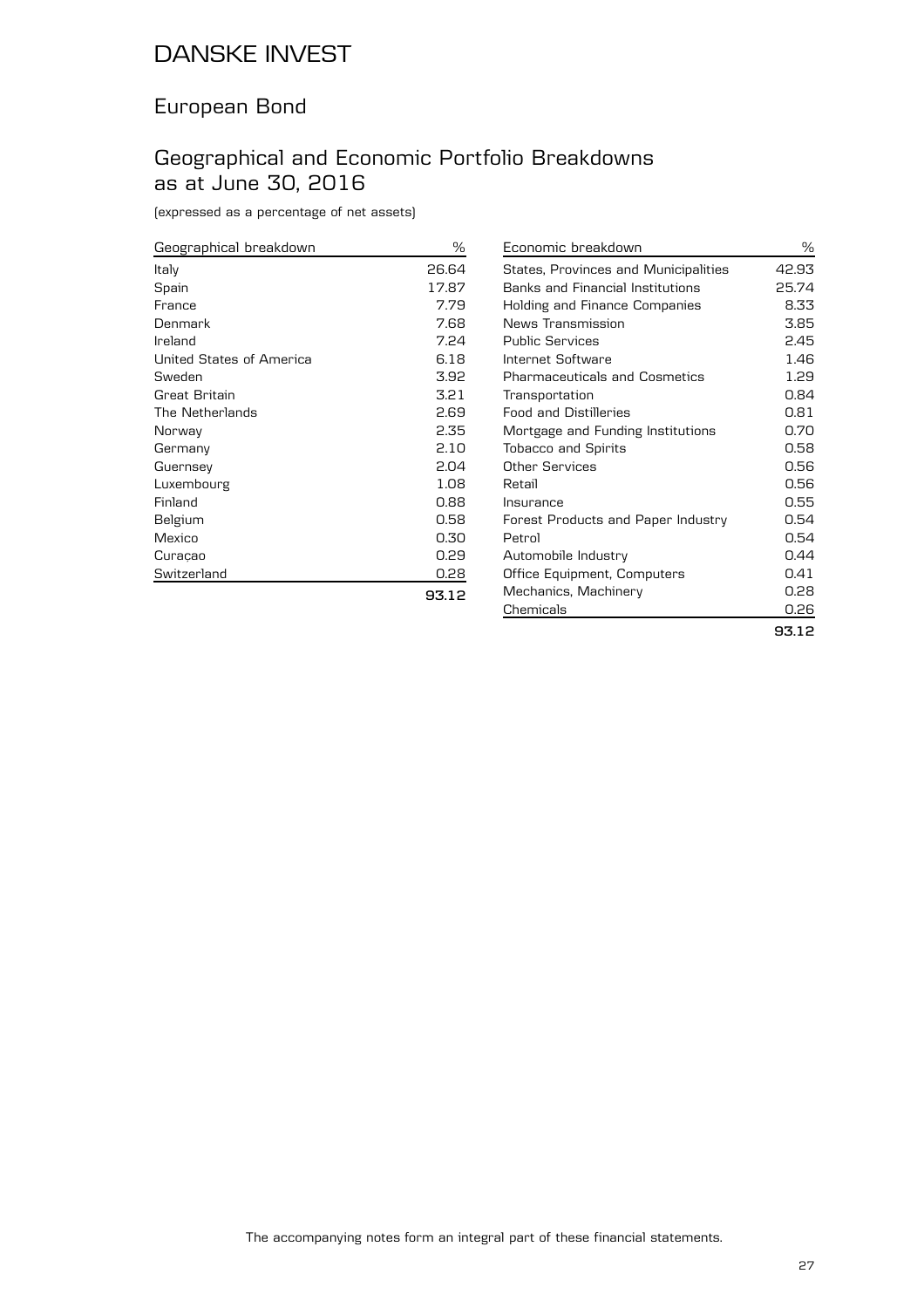# DANSKE INVEST

## European Bond

## Geographical and Economic Portfolio Breakdowns as at June 30, 2016

(expressed as a percentage of net assets)

| Geographical breakdown | % |
|---|---|
| Italy | 26.64 |
| Spain | 17.87 |
| France | 7.79 |
| Denmark | 7.68 |
| Ireland | 7.24 |
| United States of America | 6.18 |
| Sweden | 3.92 |
| Great Britain | 3.21 |
| The Netherlands | 2.69 |
| Norway | 2.35 |
| Germany | 2.10 |
| Guernsey | 2.04 |
| Luxembourg | 1.08 |
| Finland | 0.88 |
| Belgium | 0.58 |
| Mexico | 0.30 |
| Curaçao | 0.29 |
| Switzerland | 0.28 |
| | **93.12** |

| Economic breakdown | % |
|---|---|
| States, Provinces and Municipalities | 42.93 |
| Banks and Financial Institutions | 25.74 |
| Holding and Finance Companies | 8.33 |
| News Transmission | 3.85 |
| Public Services | 2.45 |
| Internet Software | 1.46 |
| Pharmaceuticals and Cosmetics | 1.29 |
| Transportation | 0.84 |
| Food and Distilleries | 0.81 |
| Mortgage and Funding Institutions | 0.70 |
| Tobacco and Spirits | 0.58 |
| Other Services | 0.56 |
| Retail | 0.56 |
| Insurance | 0.55 |
| Forest Products and Paper Industry | 0.54 |
| Petrol | 0.54 |
| Automobile Industry | 0.44 |
| Office Equipment, Computers | 0.41 |
| Mechanics, Machinery | 0.28 |
| Chemicals | 0.26 |
| | **93.12** |

The accompanying notes form an integral part of these financial statements.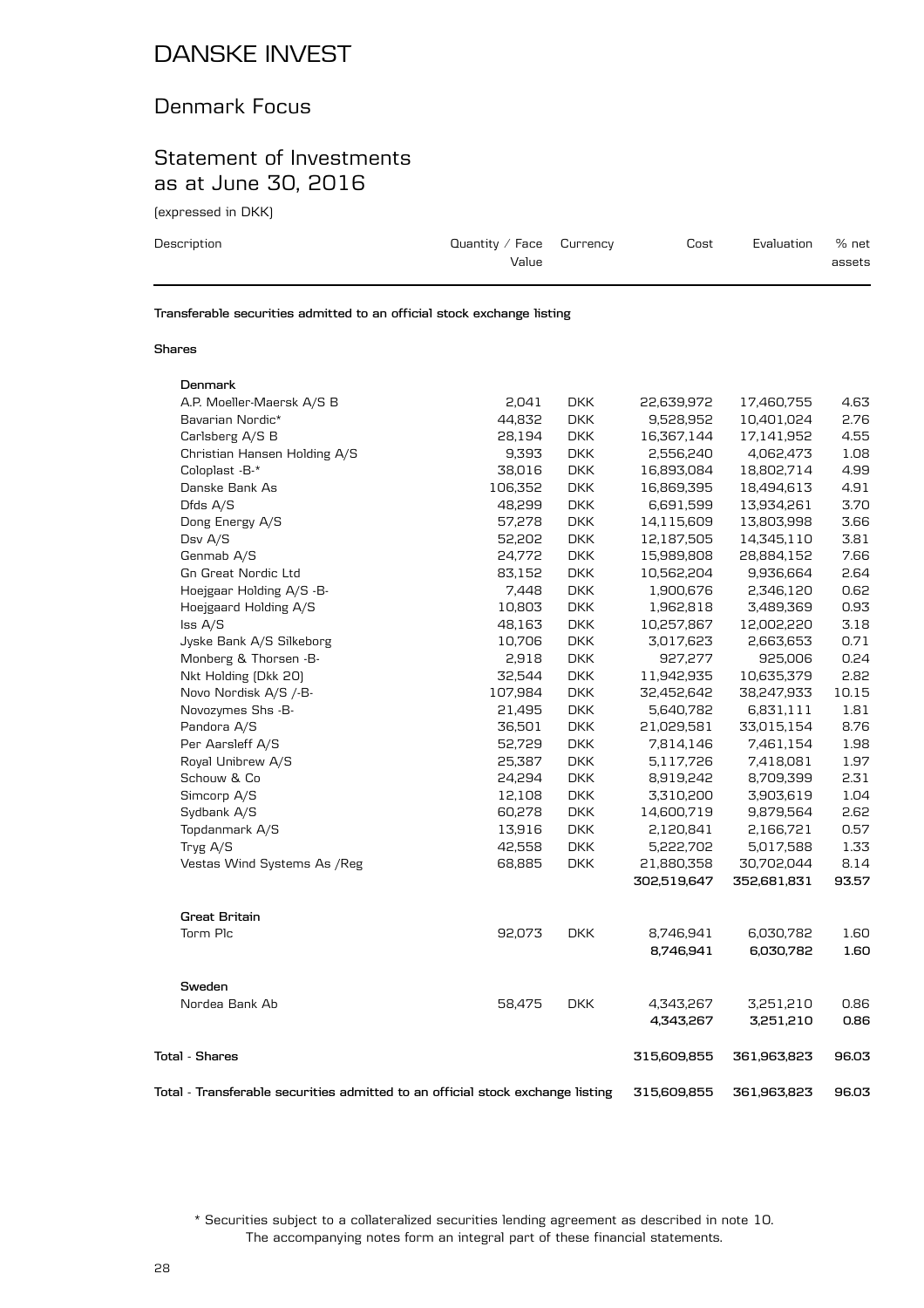# DANSKE INVEST

## Denmark Focus

## Statement of Investments as at June 30, 2016

(expressed in DKK)

| Description | Quantity / Face Value | Currency | Cost | Evaluation | % net assets |
|---|---|---|---|---|---|
| **Transferable securities admitted to an official stock exchange listing** | | | | | |
| **Shares** | | | | | |
| **Denmark** | | | | | |
| A.P. Moeller-Maersk A/S B | 2,041 | DKK | 22,639,972 | 17,460,755 | 4.63 |
| Bavarian Nordic* | 44,832 | DKK | 9,528,952 | 10,401,024 | 2.76 |
| Carlsberg A/S B | 28,194 | DKK | 16,367,144 | 17,141,952 | 4.55 |
| Christian Hansen Holding A/S | 9,393 | DKK | 2,556,240 | 4,062,473 | 1.08 |
| Coloplast -B-* | 38,016 | DKK | 16,893,084 | 18,802,714 | 4.99 |
| Danske Bank As | 106,352 | DKK | 16,869,395 | 18,494,613 | 4.91 |
| Dfds A/S | 48,299 | DKK | 6,691,599 | 13,934,261 | 3.70 |
| Dong Energy A/S | 57,278 | DKK | 14,115,609 | 13,803,998 | 3.66 |
| Dsv A/S | 52,202 | DKK | 12,187,505 | 14,345,110 | 3.81 |
| Genmab A/S | 24,772 | DKK | 15,989,808 | 28,884,152 | 7.66 |
| Gn Great Nordic Ltd | 83,152 | DKK | 10,562,204 | 9,936,664 | 2.64 |
| Hoejgaar Holding A/S -B- | 7,448 | DKK | 1,900,676 | 2,346,120 | 0.62 |
| Hoejgaard Holding A/S | 10,803 | DKK | 1,962,818 | 3,489,369 | 0.93 |
| Iss A/S | 48,163 | DKK | 10,257,867 | 12,002,220 | 3.18 |
| Jyske Bank A/S Silkeborg | 10,706 | DKK | 3,017,623 | 2,663,653 | 0.71 |
| Monberg & Thorsen -B- | 2,918 | DKK | 927,277 | 925,006 | 0.24 |
| Nkt Holding (Dkk 20) | 32,544 | DKK | 11,942,935 | 10,635,379 | 2.82 |
| Novo Nordisk A/S /-B- | 107,984 | DKK | 32,452,642 | 38,247,933 | 10.15 |
| Novozymes Shs -B- | 21,495 | DKK | 5,640,782 | 6,831,111 | 1.81 |
| Pandora A/S | 36,501 | DKK | 21,029,581 | 33,015,154 | 8.76 |
| Per Aarsleff A/S | 52,729 | DKK | 7,814,146 | 7,461,154 | 1.98 |
| Royal Unibrew A/S | 25,387 | DKK | 5,117,726 | 7,418,081 | 1.97 |
| Schouw & Co | 24,294 | DKK | 8,919,242 | 8,709,399 | 2.31 |
| Simcorp A/S | 12,108 | DKK | 3,310,200 | 3,903,619 | 1.04 |
| Sydbank A/S | 60,278 | DKK | 14,600,719 | 9,879,564 | 2.62 |
| Topdanmark A/S | 13,916 | DKK | 2,120,841 | 2,166,721 | 0.57 |
| Tryg A/S | 42,558 | DKK | 5,222,702 | 5,017,588 | 1.33 |
| Vestas Wind Systems As /Reg | 68,885 | DKK | 21,880,358 | 30,702,044 | 8.14 |
| | | | **302,519,647** | **352,681,831** | **93.57** |
| **Great Britain** | | | | | |
| Torm Plc | 92,073 | DKK | 8,746,941 | 6,030,782 | 1.60 |
| | | | **8,746,941** | **6,030,782** | **1.60** |
| **Sweden** | | | | | |
| Nordea Bank Ab | 58,475 | DKK | 4,343,267 | 3,251,210 | 0.86 |
| | | | **4,343,267** | **3,251,210** | **0.86** |
| **Total - Shares** | | | **315,609,855** | **361,963,823** | **96.03** |
| **Total - Transferable securities admitted to an official stock exchange listing** | | | **315,609,855** | **361,963,823** | **96.03** |

\* Securities subject to a collateralized securities lending agreement as described in note 10.
The accompanying notes form an integral part of these financial statements.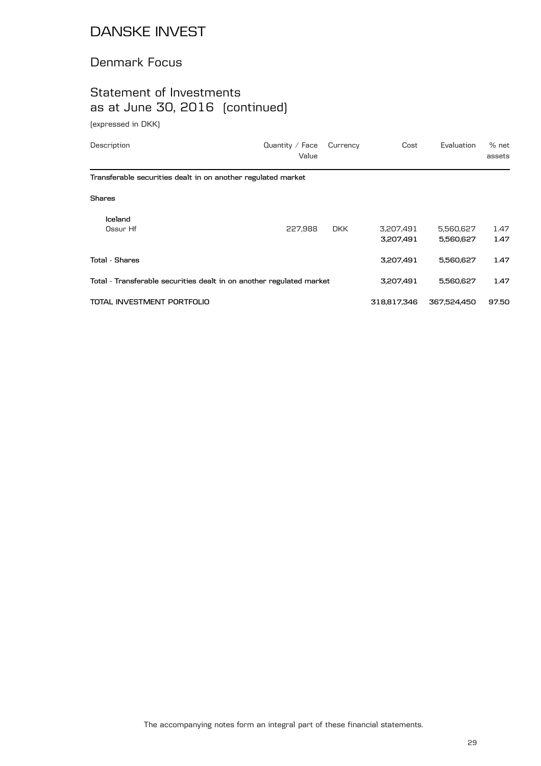# DANSKE INVEST

## Denmark Focus

## Statement of Investments as at June 30, 2016 (continued)

(expressed in DKK)

| Description | Quantity / Face Value | Currency | Cost | Evaluation | % net assets |
|---|---|---|---|---|---|
| **Transferable securities dealt in on another regulated market** | | | | | |
| **Shares** | | | | | |
| **Iceland** | | | | | |
| Ossur Hf | 227,988 | DKK | 3,207,491 | 5,560,627 | 1.47 |
| | | | **3,207,491** | **5,560,627** | **1.47** |
| **Total - Shares** | | | **3,207,491** | **5,560,627** | **1.47** |
| **Total - Transferable securities dealt in on another regulated market** | | | **3,207,491** | **5,560,627** | **1.47** |
| **TOTAL INVESTMENT PORTFOLIO** | | | **318,817,346** | **367,524,450** | **97.50** |

The accompanying notes form an integral part of these financial statements.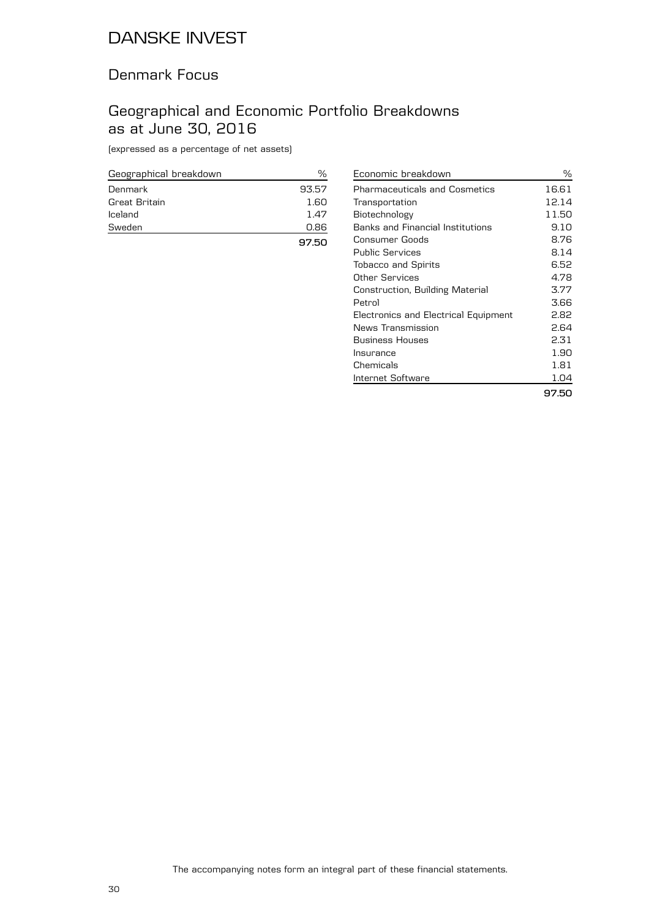# DANSKE INVEST

## Denmark Focus

## Geographical and Economic Portfolio Breakdowns as at June 30, 2016

(expressed as a percentage of net assets)

| Geographical breakdown | % |
|---|---|
| Denmark | 93.57 |
| Great Britain | 1.60 |
| Iceland | 1.47 |
| Sweden | 0.86 |
| | **97.50** |

| Economic breakdown | % |
|---|---|
| Pharmaceuticals and Cosmetics | 16.61 |
| Transportation | 12.14 |
| Biotechnology | 11.50 |
| Banks and Financial Institutions | 9.10 |
| Consumer Goods | 8.76 |
| Public Services | 8.14 |
| Tobacco and Spirits | 6.52 |
| Other Services | 4.78 |
| Construction, Building Material | 3.77 |
| Petrol | 3.66 |
| Electronics and Electrical Equipment | 2.82 |
| News Transmission | 2.64 |
| Business Houses | 2.31 |
| Insurance | 1.90 |
| Chemicals | 1.81 |
| Internet Software | 1.04 |
| | **97.50** |

The accompanying notes form an integral part of these financial statements.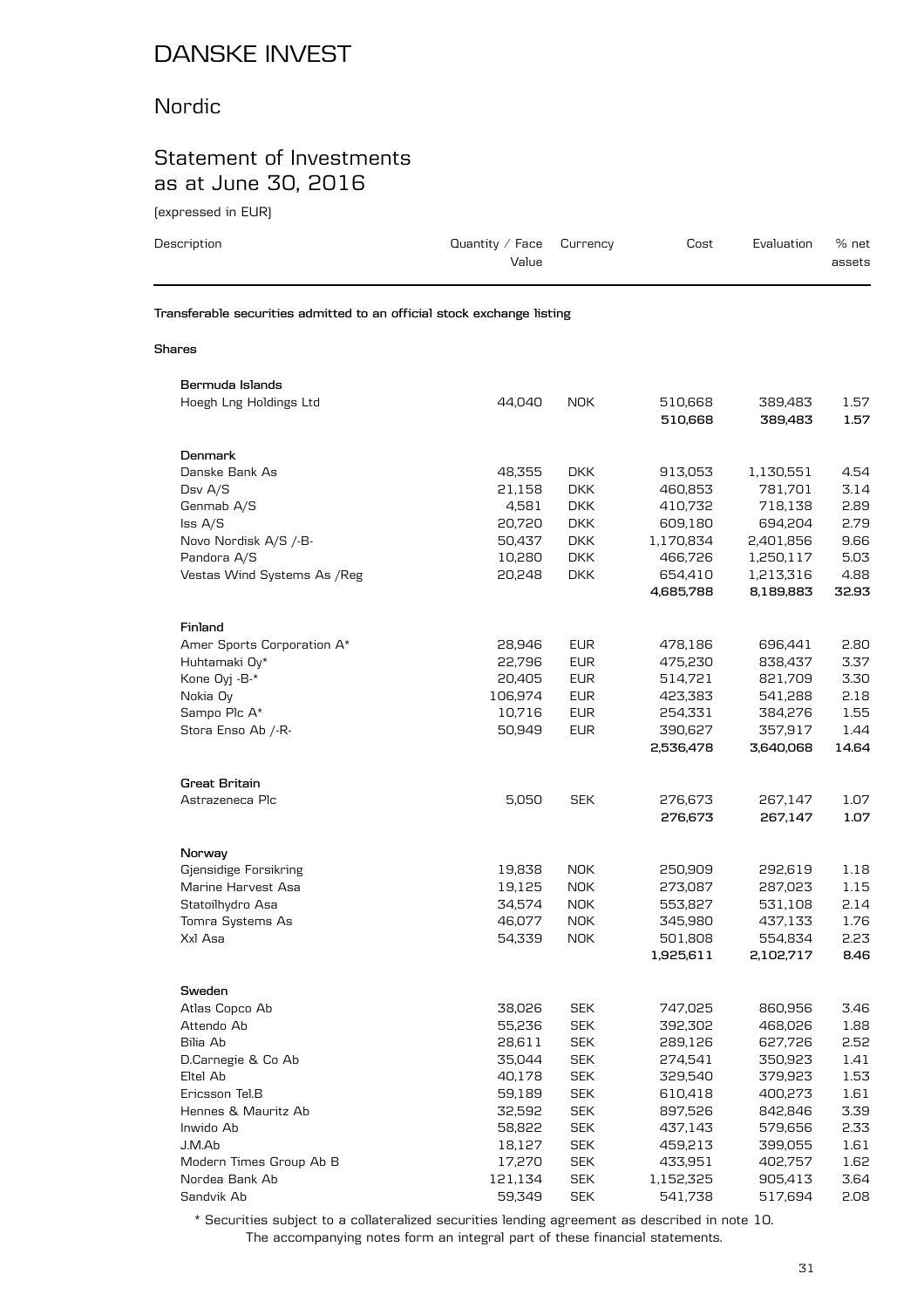# DANSKE INVEST

## Nordic

## Statement of Investments as at June 30, 2016

(expressed in EUR)

| Description | Quantity / Face Value | Currency | Cost | Evaluation | % net assets |
|---|---|---|---|---|---|
| **Transferable securities admitted to an official stock exchange listing** | | | | | |
| **Shares** | | | | | |
| **Bermuda Islands** | | | | | |
| Hoegh Lng Holdings Ltd | 44,040 | NOK | 510,668 | 389,483 | 1.57 |
| | | | **510,668** | **389,483** | **1.57** |
| **Denmark** | | | | | |
| Danske Bank As | 48,355 | DKK | 913,053 | 1,130,551 | 4.54 |
| Dsv A/S | 21,158 | DKK | 460,853 | 781,701 | 3.14 |
| Genmab A/S | 4,581 | DKK | 410,732 | 718,138 | 2.89 |
| Iss A/S | 20,720 | DKK | 609,180 | 694,204 | 2.79 |
| Novo Nordisk A/S /-B- | 50,437 | DKK | 1,170,834 | 2,401,856 | 9.66 |
| Pandora A/S | 10,280 | DKK | 466,726 | 1,250,117 | 5.03 |
| Vestas Wind Systems As /Reg | 20,248 | DKK | 654,410 | 1,213,316 | 4.88 |
| | | | **4,685,788** | **8,189,883** | **32.93** |
| **Finland** | | | | | |
| Amer Sports Corporation A* | 28,946 | EUR | 478,186 | 696,441 | 2.80 |
| Huhtamaki Oy* | 22,796 | EUR | 475,230 | 838,437 | 3.37 |
| Kone Oyj -B-* | 20,405 | EUR | 514,721 | 821,709 | 3.30 |
| Nokia Oy | 106,974 | EUR | 423,383 | 541,288 | 2.18 |
| Sampo Plc A* | 10,716 | EUR | 254,331 | 384,276 | 1.55 |
| Stora Enso Ab /-R- | 50,949 | EUR | 390,627 | 357,917 | 1.44 |
| | | | **2,536,478** | **3,640,068** | **14.64** |
| **Great Britain** | | | | | |
| Astrazeneca Plc | 5,050 | SEK | 276,673 | 267,147 | 1.07 |
| | | | **276,673** | **267,147** | **1.07** |
| **Norway** | | | | | |
| Gjensidige Forsikring | 19,838 | NOK | 250,909 | 292,619 | 1.18 |
| Marine Harvest Asa | 19,125 | NOK | 273,087 | 287,023 | 1.15 |
| Statoilhydro Asa | 34,574 | NOK | 553,827 | 531,108 | 2.14 |
| Tomra Systems As | 46,077 | NOK | 345,980 | 437,133 | 1.76 |
| Xxl Asa | 54,339 | NOK | 501,808 | 554,834 | 2.23 |
| | | | **1,925,611** | **2,102,717** | **8.46** |
| **Sweden** | | | | | |
| Atlas Copco Ab | 38,026 | SEK | 747,025 | 860,956 | 3.46 |
| Attendo Ab | 55,236 | SEK | 392,302 | 468,026 | 1.88 |
| Bilia Ab | 28,611 | SEK | 289,126 | 627,726 | 2.52 |
| D.Carnegie & Co Ab | 35,044 | SEK | 274,541 | 350,923 | 1.41 |
| Eltel Ab | 40,178 | SEK | 329,540 | 379,923 | 1.53 |
| Ericsson Tel.B | 59,189 | SEK | 610,418 | 400,273 | 1.61 |
| Hennes & Mauritz Ab | 32,592 | SEK | 897,526 | 842,846 | 3.39 |
| Inwido Ab | 58,822 | SEK | 437,143 | 579,656 | 2.33 |
| J.M.Ab | 18,127 | SEK | 459,213 | 399,055 | 1.61 |
| Modern Times Group Ab B | 17,270 | SEK | 433,951 | 402,757 | 1.62 |
| Nordea Bank Ab | 121,134 | SEK | 1,152,325 | 905,413 | 3.64 |
| Sandvik Ab | 59,349 | SEK | 541,738 | 517,694 | 2.08 |

\* Securities subject to a collateralized securities lending agreement as described in note 10.

The accompanying notes form an integral part of these financial statements.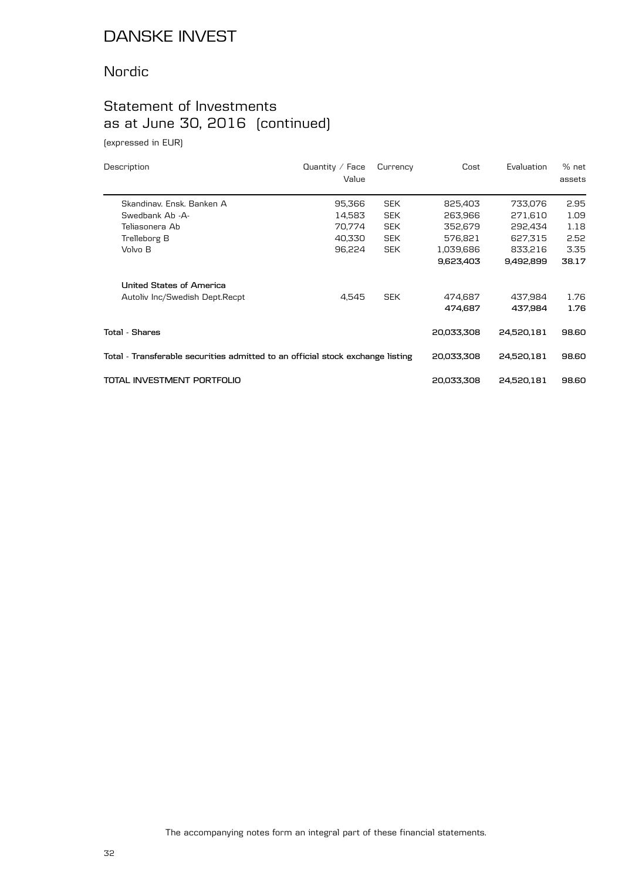# DANSKE INVEST

## Nordic

## Statement of Investments as at June 30, 2016 (continued)

(expressed in EUR)

| Description | Quantity / Face Value | Currency | Cost | Evaluation | % net assets |
|---|---|---|---|---|---|
| Skandinav. Ensk. Banken A | 95,366 | SEK | 825,403 | 733,076 | 2.95 |
| Swedbank Ab -A- | 14,583 | SEK | 263,966 | 271,610 | 1.09 |
| Teliasonera Ab | 70,774 | SEK | 352,679 | 292,434 | 1.18 |
| Trelleborg B | 40,330 | SEK | 576,821 | 627,315 | 2.52 |
| Volvo B | 96,224 | SEK | 1,039,686 | 833,216 | 3.35 |
| | | | **9,623,403** | **9,492,899** | **38.17** |
| **United States of America** | | | | | |
| Autoliv Inc/Swedish Dept.Recpt | 4,545 | SEK | 474,687 | 437,984 | 1.76 |
| | | | **474,687** | **437,984** | **1.76** |
| **Total - Shares** | | | **20,033,308** | **24,520,181** | **98.60** |
| **Total - Transferable securities admitted to an official stock exchange listing** | | | **20,033,308** | **24,520,181** | **98.60** |
| **TOTAL INVESTMENT PORTFOLIO** | | | **20,033,308** | **24,520,181** | **98.60** |

The accompanying notes form an integral part of these financial statements.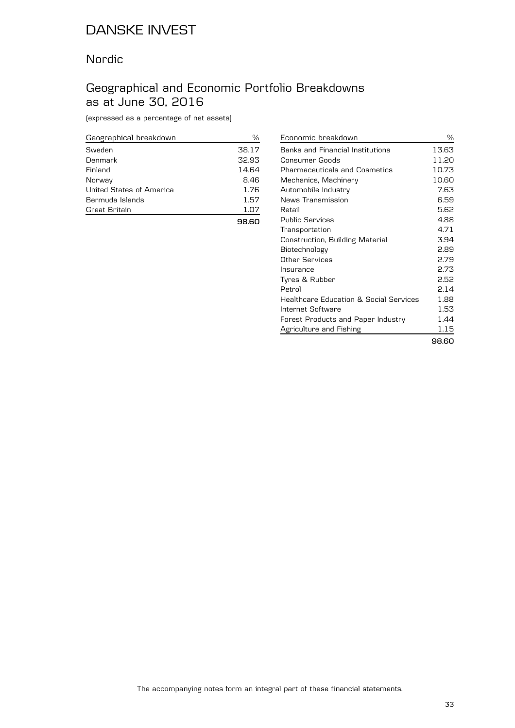# DANSKE INVEST

## Nordic

## Geographical and Economic Portfolio Breakdowns as at June 30, 2016

(expressed as a percentage of net assets)

| Geographical breakdown | % |
|---|---|
| Sweden | 38.17 |
| Denmark | 32.93 |
| Finland | 14.64 |
| Norway | 8.46 |
| United States of America | 1.76 |
| Bermuda Islands | 1.57 |
| Great Britain | 1.07 |
| | **98.60** |

| Economic breakdown | % |
|---|---|
| Banks and Financial Institutions | 13.63 |
| Consumer Goods | 11.20 |
| Pharmaceuticals and Cosmetics | 10.73 |
| Mechanics, Machinery | 10.60 |
| Automobile Industry | 7.63 |
| News Transmission | 6.59 |
| Retail | 5.62 |
| Public Services | 4.88 |
| Transportation | 4.71 |
| Construction, Building Material | 3.94 |
| Biotechnology | 2.89 |
| Other Services | 2.79 |
| Insurance | 2.73 |
| Tyres & Rubber | 2.52 |
| Petrol | 2.14 |
| Healthcare Education & Social Services | 1.88 |
| Internet Software | 1.53 |
| Forest Products and Paper Industry | 1.44 |
| Agriculture and Fishing | 1.15 |
| | **98.60** |

The accompanying notes form an integral part of these financial statements.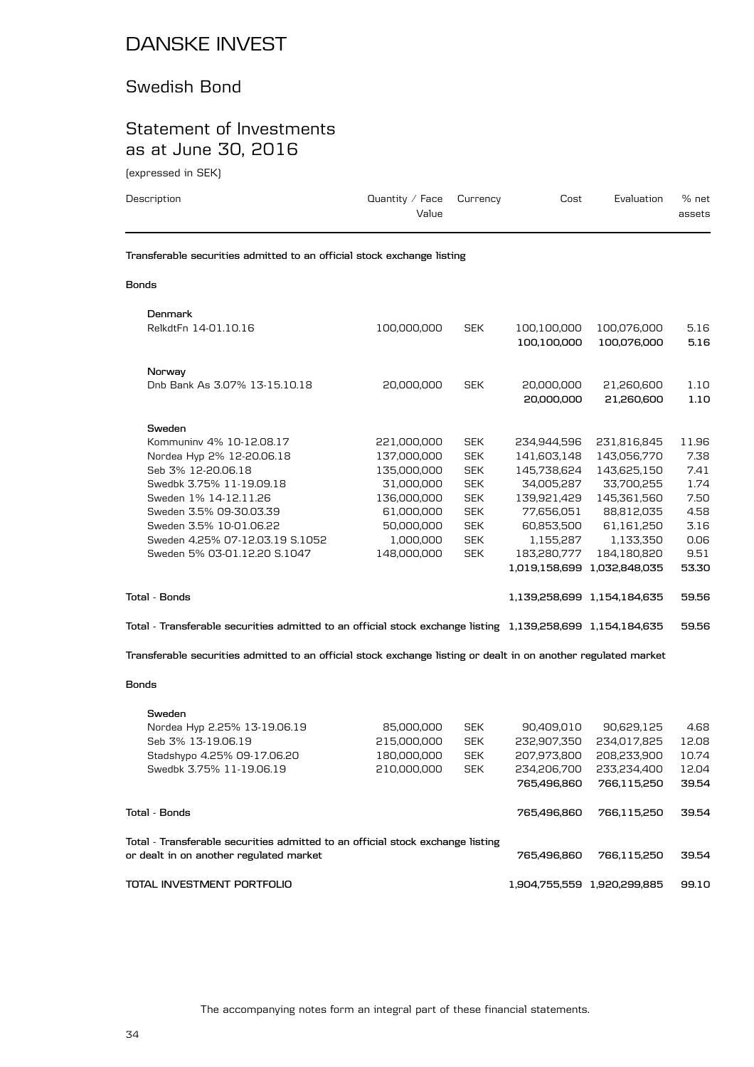# DANSKE INVEST

## Swedish Bond

## Statement of Investments as at June 30, 2016

(expressed in SEK)

| Description | Quantity / Face Value | Currency | Cost | Evaluation | % net assets |
|---|---|---|---|---|---|
| **Transferable securities admitted to an official stock exchange listing** | | | | | |
| **Bonds** | | | | | |
| **Denmark** | | | | | |
| RelkdtFn 14-01.10.16 | 100,000,000 | SEK | 100,100,000 | 100,076,000 | 5.16 |
| | | | **100,100,000** | **100,076,000** | **5.16** |
| **Norway** | | | | | |
| Dnb Bank As 3.07% 13-15.10.18 | 20,000,000 | SEK | 20,000,000 | 21,260,600 | 1.10 |
| | | | **20,000,000** | **21,260,600** | **1.10** |
| **Sweden** | | | | | |
| Kommuninv 4% 10-12.08.17 | 221,000,000 | SEK | 234,944,596 | 231,816,845 | 11.96 |
| Nordea Hyp 2% 12-20.06.18 | 137,000,000 | SEK | 141,603,148 | 143,056,770 | 7.38 |
| Seb 3% 12-20.06.18 | 135,000,000 | SEK | 145,738,624 | 143,625,150 | 7.41 |
| Swedbk 3.75% 11-19.09.18 | 31,000,000 | SEK | 34,005,287 | 33,700,255 | 1.74 |
| Sweden 1% 14-12.11.26 | 136,000,000 | SEK | 139,921,429 | 145,361,560 | 7.50 |
| Sweden 3.5% 09-30.03.39 | 61,000,000 | SEK | 77,656,051 | 88,812,035 | 4.58 |
| Sweden 3.5% 10-01.06.22 | 50,000,000 | SEK | 60,853,500 | 61,161,250 | 3.16 |
| Sweden 4.25% 07-12.03.19 S.1052 | 1,000,000 | SEK | 1,155,287 | 1,133,350 | 0.06 |
| Sweden 5% 03-01.12.20 S.1047 | 148,000,000 | SEK | 183,280,777 | 184,180,820 | 9.51 |
| | | | **1,019,158,699** | **1,032,848,035** | **53.30** |
| **Total - Bonds** | | | **1,139,258,699** | **1,154,184,635** | **59.56** |
| **Total - Transferable securities admitted to an official stock exchange listing** | | | **1,139,258,699** | **1,154,184,635** | **59.56** |
| **Transferable securities admitted to an official stock exchange listing or dealt in on another regulated market** | | | | | |
| **Bonds** | | | | | |
| **Sweden** | | | | | |
| Nordea Hyp 2.25% 13-19.06.19 | 85,000,000 | SEK | 90,409,010 | 90,629,125 | 4.68 |
| Seb 3% 13-19.06.19 | 215,000,000 | SEK | 232,907,350 | 234,017,825 | 12.08 |
| Stadshypo 4.25% 09-17.06.20 | 180,000,000 | SEK | 207,973,800 | 208,233,900 | 10.74 |
| Swedbk 3.75% 11-19.06.19 | 210,000,000 | SEK | 234,206,700 | 233,234,400 | 12.04 |
| | | | **765,496,860** | **766,115,250** | **39.54** |
| **Total - Bonds** | | | **765,496,860** | **766,115,250** | **39.54** |
| **Total - Transferable securities admitted to an official stock exchange listing or dealt in on another regulated market** | | | **765,496,860** | **766,115,250** | **39.54** |
| **TOTAL INVESTMENT PORTFOLIO** | | | **1,904,755,559** | **1,920,299,885** | **99.10** |

The accompanying notes form an integral part of these financial statements.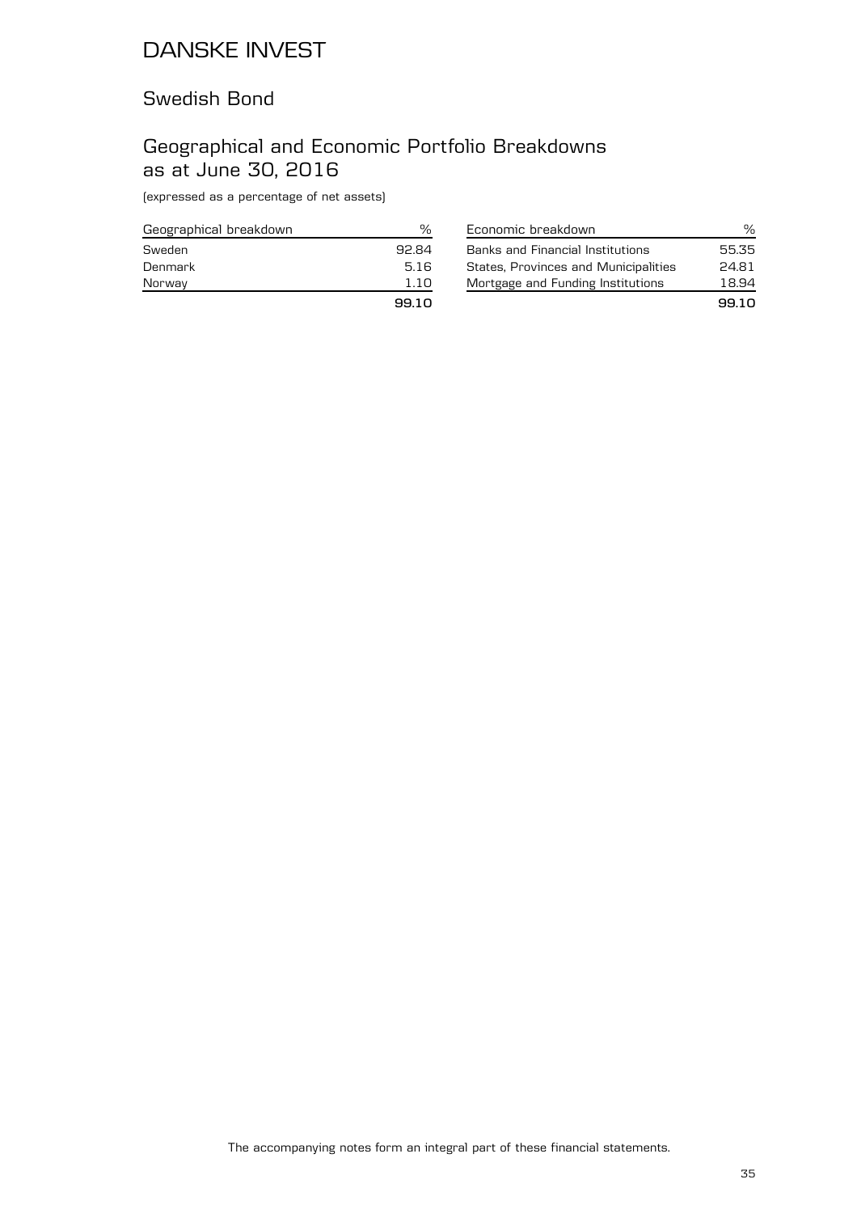# DANSKE INVEST

## Swedish Bond

## Geographical and Economic Portfolio Breakdowns as at June 30, 2016

(expressed as a percentage of net assets)

| Geographical breakdown | % |
|---|---|
| Sweden | 92.84 |
| Denmark | 5.16 |
| Norway | 1.10 |
| | **99.10** |

| Economic breakdown | % |
|---|---|
| Banks and Financial Institutions | 55.35 |
| States, Provinces and Municipalities | 24.81 |
| Mortgage and Funding Institutions | 18.94 |
| | **99.10** |

The accompanying notes form an integral part of these financial statements.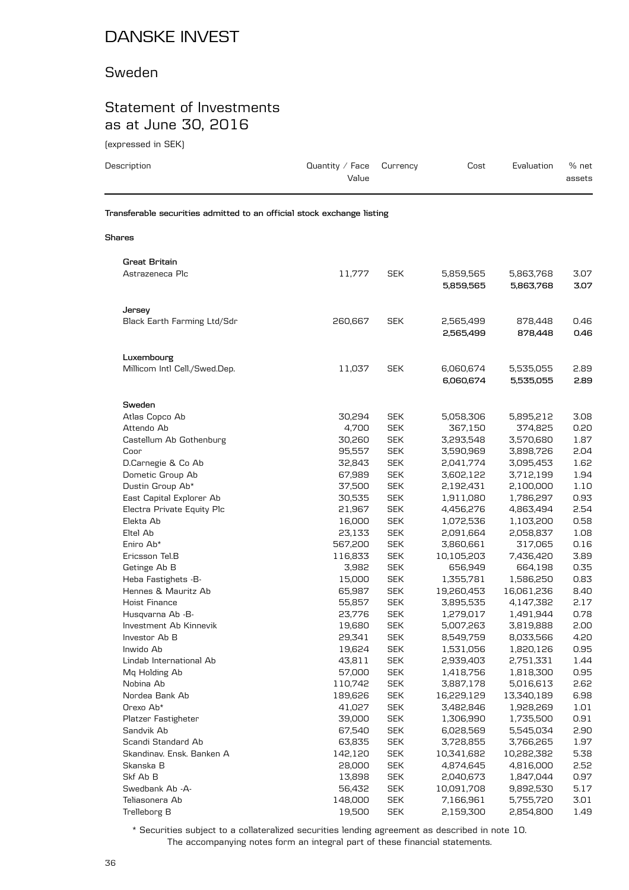# DANSKE INVEST

## Sweden

## Statement of Investments as at June 30, 2016

(expressed in SEK)

| Description | Quantity / Face Value | Currency | Cost | Evaluation | % net assets |
|---|---|---|---|---|---|
| **Transferable securities admitted to an official stock exchange listing** | | | | | |
| **Shares** | | | | | |
| **Great Britain** | | | | | |
| Astrazeneca Plc | 11,777 | SEK | 5,859,565 | 5,863,768 | 3.07 |
| | | | **5,859,565** | **5,863,768** | **3.07** |
| **Jersey** | | | | | |
| Black Earth Farming Ltd/Sdr | 260,667 | SEK | 2,565,499 | 878,448 | 0.46 |
| | | | **2,565,499** | **878,448** | **0.46** |
| **Luxembourg** | | | | | |
| Millicom Intl Cell./Swed.Dep. | 11,037 | SEK | 6,060,674 | 5,535,055 | 2.89 |
| | | | **6,060,674** | **5,535,055** | **2.89** |
| **Sweden** | | | | | |
| Atlas Copco Ab | 30,294 | SEK | 5,058,306 | 5,895,212 | 3.08 |
| Attendo Ab | 4,700 | SEK | 367,150 | 374,825 | 0.20 |
| Castellum Ab Gothenburg | 30,260 | SEK | 3,293,548 | 3,570,680 | 1.87 |
| Coor | 95,557 | SEK | 3,590,969 | 3,898,726 | 2.04 |
| D.Carnegie & Co Ab | 32,843 | SEK | 2,041,774 | 3,095,453 | 1.62 |
| Dometic Group Ab | 67,989 | SEK | 3,602,122 | 3,712,199 | 1.94 |
| Dustin Group Ab* | 37,500 | SEK | 2,192,431 | 2,100,000 | 1.10 |
| East Capital Explorer Ab | 30,535 | SEK | 1,911,080 | 1,786,297 | 0.93 |
| Electra Private Equity Plc | 21,967 | SEK | 4,456,276 | 4,863,494 | 2.54 |
| Elekta Ab | 16,000 | SEK | 1,072,536 | 1,103,200 | 0.58 |
| Eltel Ab | 23,133 | SEK | 2,091,664 | 2,058,837 | 1.08 |
| Eniro Ab* | 567,200 | SEK | 3,860,661 | 317,065 | 0.16 |
| Ericsson Tel.B | 116,833 | SEK | 10,105,203 | 7,436,420 | 3.89 |
| Getinge Ab B | 3,982 | SEK | 656,949 | 664,198 | 0.35 |
| Heba Fastighets -B- | 15,000 | SEK | 1,355,781 | 1,586,250 | 0.83 |
| Hennes & Mauritz Ab | 65,987 | SEK | 19,260,453 | 16,061,236 | 8.40 |
| Hoist Finance | 55,857 | SEK | 3,895,535 | 4,147,382 | 2.17 |
| Husqvarna Ab -B- | 23,776 | SEK | 1,279,017 | 1,491,944 | 0.78 |
| Investment Ab Kinnevik | 19,680 | SEK | 5,007,263 | 3,819,888 | 2.00 |
| Investor Ab B | 29,341 | SEK | 8,549,759 | 8,033,566 | 4.20 |
| Inwido Ab | 19,624 | SEK | 1,531,056 | 1,820,126 | 0.95 |
| Lindab International Ab | 43,811 | SEK | 2,939,403 | 2,751,331 | 1.44 |
| Mq Holding Ab | 57,000 | SEK | 1,418,756 | 1,818,300 | 0.95 |
| Nobina Ab | 110,742 | SEK | 3,887,178 | 5,016,613 | 2.62 |
| Nordea Bank Ab | 189,626 | SEK | 16,229,129 | 13,340,189 | 6.98 |
| Orexo Ab* | 41,027 | SEK | 3,482,846 | 1,928,269 | 1.01 |
| Platzer Fastigheter | 39,000 | SEK | 1,306,990 | 1,735,500 | 0.91 |
| Sandvik Ab | 67,540 | SEK | 6,028,569 | 5,545,034 | 2.90 |
| Scandi Standard Ab | 63,835 | SEK | 3,728,855 | 3,766,265 | 1.97 |
| Skandinav. Ensk. Banken A | 142,120 | SEK | 10,341,682 | 10,282,382 | 5.38 |
| Skanska B | 28,000 | SEK | 4,874,645 | 4,816,000 | 2.52 |
| Skf Ab B | 13,898 | SEK | 2,040,673 | 1,847,044 | 0.97 |
| Swedbank Ab -A- | 56,432 | SEK | 10,091,708 | 9,892,530 | 5.17 |
| Teliasonera Ab | 148,000 | SEK | 7,166,961 | 5,755,720 | 3.01 |
| Trelleborg B | 19,500 | SEK | 2,159,300 | 2,854,800 | 1.49 |

\* Securities subject to a collateralized securities lending agreement as described in note 10.

The accompanying notes form an integral part of these financial statements.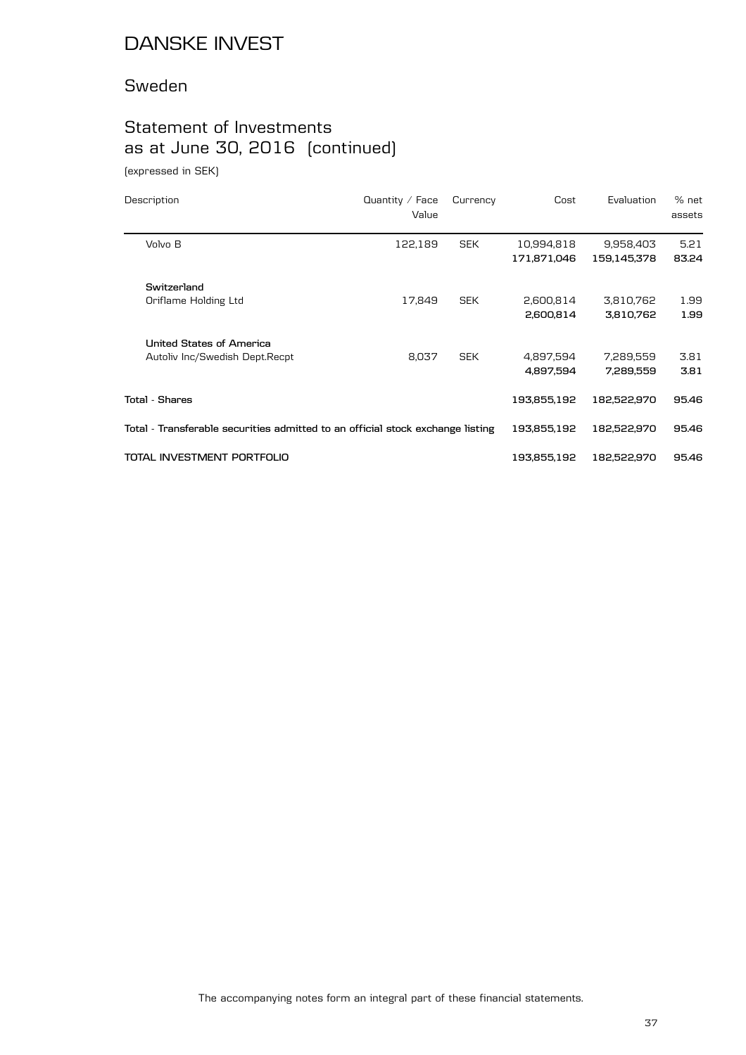# DANSKE INVEST

## Sweden

## Statement of Investments as at June 30, 2016 (continued)

(expressed in SEK)

| Description | Quantity / Face Value | Currency | Cost | Evaluation | % net assets |
|---|---|---|---|---|---|
| Volvo B | 122,189 | SEK | 10,994,818 | 9,958,403 | 5.21 |
| | | | **171,871,046** | **159,145,378** | **83.24** |
| **Switzerland** | | | | | |
| Oriflame Holding Ltd | 17,849 | SEK | 2,600,814 | 3,810,762 | 1.99 |
| | | | **2,600,814** | **3,810,762** | **1.99** |
| **United States of America** | | | | | |
| Autoliv Inc/Swedish Dept.Recpt | 8,037 | SEK | 4,897,594 | 7,289,559 | 3.81 |
| | | | **4,897,594** | **7,289,559** | **3.81** |
| **Total - Shares** | | | **193,855,192** | **182,522,970** | **95.46** |
| **Total - Transferable securities admitted to an official stock exchange listing** | | | **193,855,192** | **182,522,970** | **95.46** |
| **TOTAL INVESTMENT PORTFOLIO** | | | **193,855,192** | **182,522,970** | **95.46** |

The accompanying notes form an integral part of these financial statements.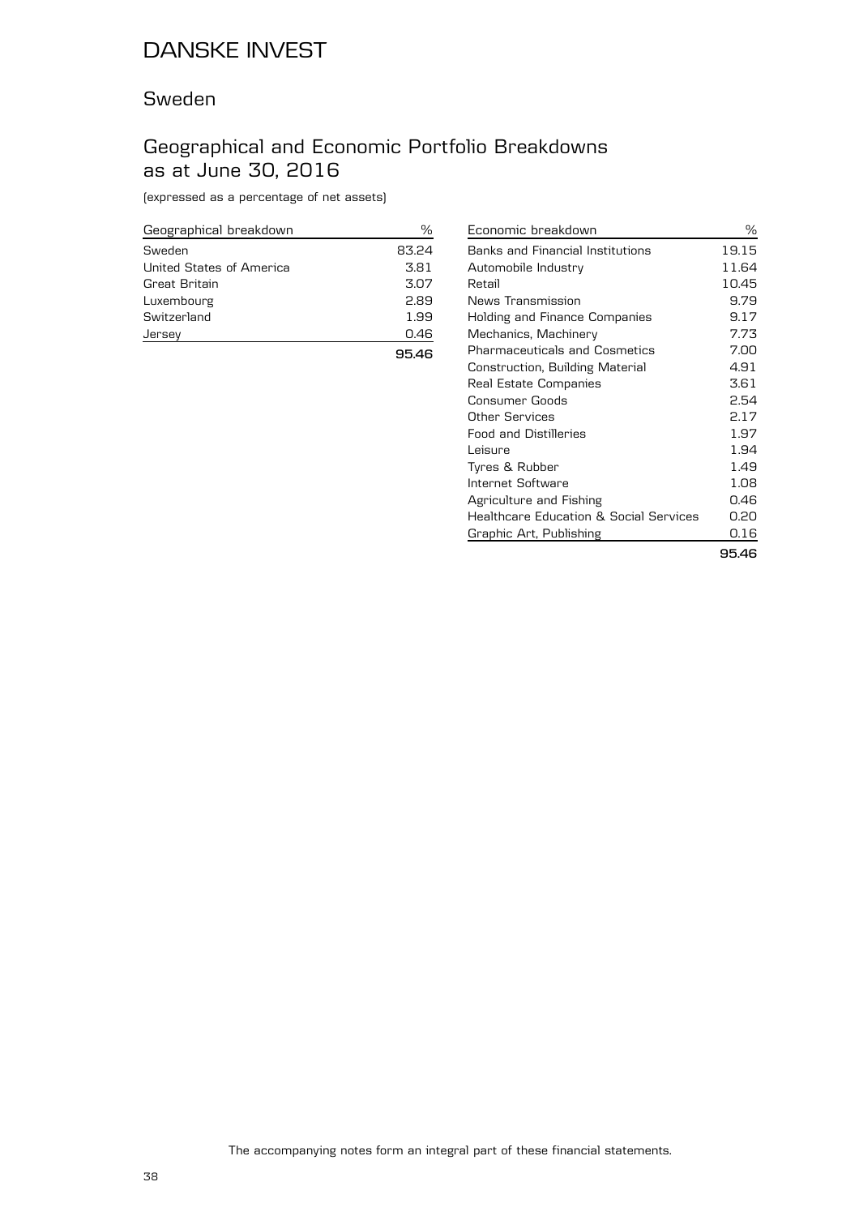# DANSKE INVEST

## Sweden

## Geographical and Economic Portfolio Breakdowns as at June 30, 2016

(expressed as a percentage of net assets)

| Geographical breakdown | % |
|---|---|
| Sweden | 83.24 |
| United States of America | 3.81 |
| Great Britain | 3.07 |
| Luxembourg | 2.89 |
| Switzerland | 1.99 |
| Jersey | 0.46 |
| | **95.46** |

| Economic breakdown | % |
|---|---|
| Banks and Financial Institutions | 19.15 |
| Automobile Industry | 11.64 |
| Retail | 10.45 |
| News Transmission | 9.79 |
| Holding and Finance Companies | 9.17 |
| Mechanics, Machinery | 7.73 |
| Pharmaceuticals and Cosmetics | 7.00 |
| Construction, Building Material | 4.91 |
| Real Estate Companies | 3.61 |
| Consumer Goods | 2.54 |
| Other Services | 2.17 |
| Food and Distilleries | 1.97 |
| Leisure | 1.94 |
| Tyres & Rubber | 1.49 |
| Internet Software | 1.08 |
| Agriculture and Fishing | 0.46 |
| Healthcare Education & Social Services | 0.20 |
| Graphic Art, Publishing | 0.16 |
| | **95.46** |

The accompanying notes form an integral part of these financial statements.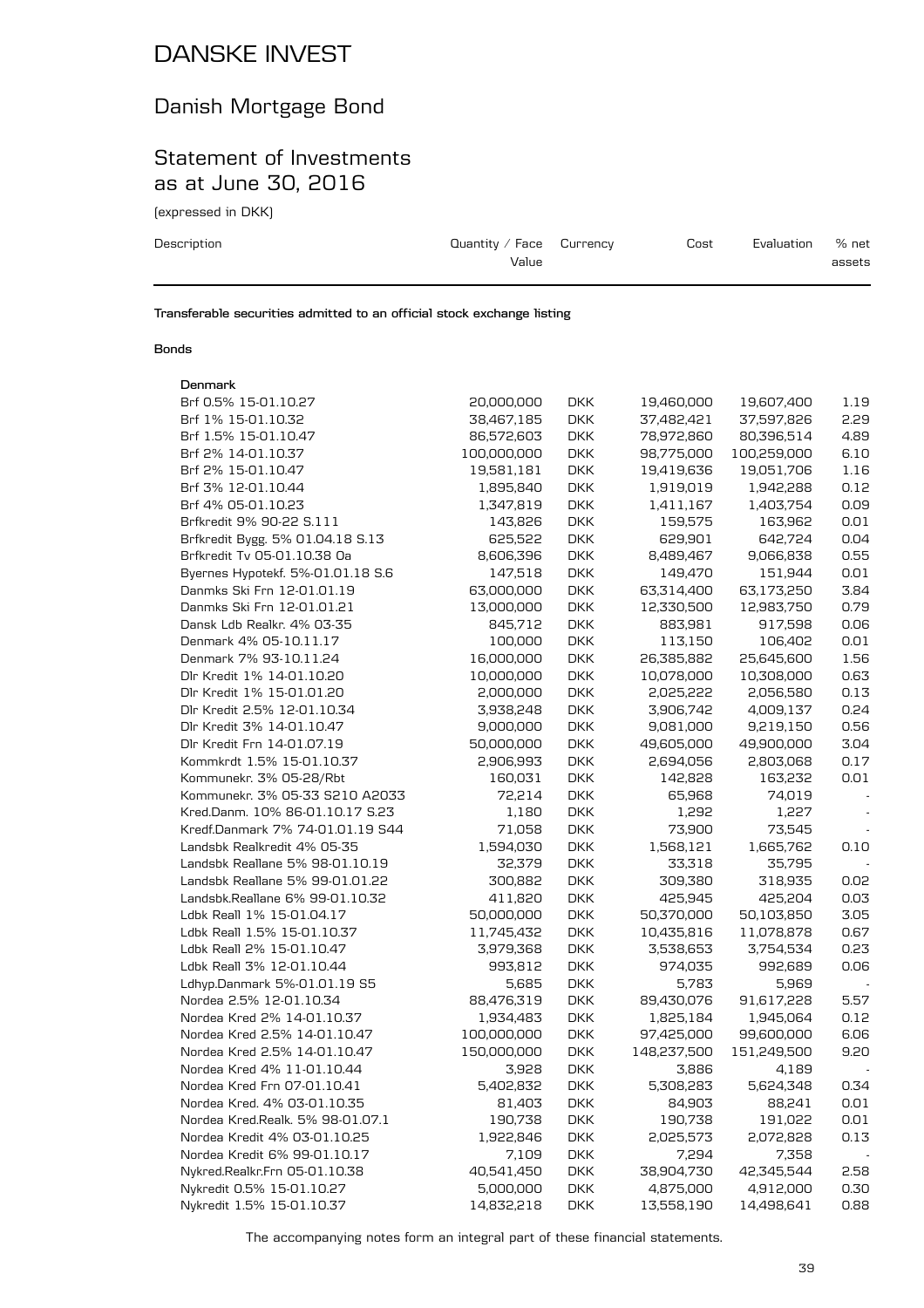# DANSKE INVEST

## Danish Mortgage Bond

## Statement of Investments as at June 30, 2016

(expressed in DKK)

| Description | Quantity / Face Value | Currency | Cost | Evaluation | % net assets |
|---|---|---|---|---|---|
| **Transferable securities admitted to an official stock exchange listing** | | | | | |
| **Bonds** | | | | | |
| **Denmark** | | | | | |
| Brf 0.5% 15-01.10.27 | 20,000,000 | DKK | 19,460,000 | 19,607,400 | 1.19 |
| Brf 1% 15-01.10.32 | 38,467,185 | DKK | 37,482,421 | 37,597,826 | 2.29 |
| Brf 1.5% 15-01.10.47 | 86,572,603 | DKK | 78,972,860 | 80,396,514 | 4.89 |
| Brf 2% 14-01.10.37 | 100,000,000 | DKK | 98,775,000 | 100,259,000 | 6.10 |
| Brf 2% 15-01.10.47 | 19,581,181 | DKK | 19,419,636 | 19,051,706 | 1.16 |
| Brf 3% 12-01.10.44 | 1,895,840 | DKK | 1,919,019 | 1,942,288 | 0.12 |
| Brf 4% 05-01.10.23 | 1,347,819 | DKK | 1,411,167 | 1,403,754 | 0.09 |
| Brfkredit 9% 90-22 S.111 | 143,826 | DKK | 159,575 | 163,962 | 0.01 |
| Brfkredit Bygg. 5% 01.04.18 S.13 | 625,522 | DKK | 629,901 | 642,724 | 0.04 |
| Brfkredit Tv 05-01.10.38 Oa | 8,606,396 | DKK | 8,489,467 | 9,066,838 | 0.55 |
| Byernes Hypotekf. 5%-01.01.18 S.6 | 147,518 | DKK | 149,470 | 151,944 | 0.01 |
| Danmks Ski Frn 12-01.01.19 | 63,000,000 | DKK | 63,314,400 | 63,173,250 | 3.84 |
| Danmks Ski Frn 12-01.01.21 | 13,000,000 | DKK | 12,330,500 | 12,983,750 | 0.79 |
| Dansk Ldb Realkr. 4% 03-35 | 845,712 | DKK | 883,981 | 917,598 | 0.06 |
| Denmark 4% 05-10.11.17 | 100,000 | DKK | 113,150 | 106,402 | 0.01 |
| Denmark 7% 93-10.11.24 | 16,000,000 | DKK | 26,385,882 | 25,645,600 | 1.56 |
| Dlr Kredit 1% 14-01.10.20 | 10,000,000 | DKK | 10,078,000 | 10,308,000 | 0.63 |
| Dlr Kredit 1% 15-01.01.20 | 2,000,000 | DKK | 2,025,222 | 2,056,580 | 0.13 |
| Dlr Kredit 2.5% 12-01.10.34 | 3,938,248 | DKK | 3,906,742 | 4,009,137 | 0.24 |
| Dlr Kredit 3% 14-01.10.47 | 9,000,000 | DKK | 9,081,000 | 9,219,150 | 0.56 |
| Dlr Kredit Frn 14-01.07.19 | 50,000,000 | DKK | 49,605,000 | 49,900,000 | 3.04 |
| Kommkrdt 1.5% 15-01.10.37 | 2,906,993 | DKK | 2,694,056 | 2,803,068 | 0.17 |
| Kommunekr. 3% 05-28/Rbt | 160,031 | DKK | 142,828 | 163,232 | 0.01 |
| Kommunekr. 3% 05-33 S210 A2033 | 72,214 | DKK | 65,968 | 74,019 | - |
| Kred.Danm. 10% 86-01.10.17 S.23 | 1,180 | DKK | 1,292 | 1,227 | - |
| Kredf.Danmark 7% 74-01.01.19 S44 | 71,058 | DKK | 73,900 | 73,545 | - |
| Landsbk Realkredit 4% 05-35 | 1,594,030 | DKK | 1,568,121 | 1,665,762 | 0.10 |
| Landsbk Reallane 5% 98-01.10.19 | 32,379 | DKK | 33,318 | 35,795 | - |
| Landsbk Reallane 5% 99-01.01.22 | 300,882 | DKK | 309,380 | 318,935 | 0.02 |
| Landsbk.Reallane 6% 99-01.10.32 | 411,820 | DKK | 425,945 | 425,204 | 0.03 |
| Ldbk Reall 1% 15-01.04.17 | 50,000,000 | DKK | 50,370,000 | 50,103,850 | 3.05 |
| Ldbk Reall 1.5% 15-01.10.37 | 11,745,432 | DKK | 10,435,816 | 11,078,878 | 0.67 |
| Ldbk Reall 2% 15-01.10.47 | 3,979,368 | DKK | 3,538,653 | 3,754,534 | 0.23 |
| Ldbk Reall 3% 12-01.10.44 | 993,812 | DKK | 974,035 | 992,689 | 0.06 |
| Ldhyp.Danmark 5%-01.01.19 S5 | 5,685 | DKK | 5,783 | 5,969 | - |
| Nordea 2.5% 12-01.10.34 | 88,476,319 | DKK | 89,430,076 | 91,617,228 | 5.57 |
| Nordea Kred 2% 14-01.10.37 | 1,934,483 | DKK | 1,825,184 | 1,945,064 | 0.12 |
| Nordea Kred 2.5% 14-01.10.47 | 100,000,000 | DKK | 97,425,000 | 99,600,000 | 6.06 |
| Nordea Kred 2.5% 14-01.10.47 | 150,000,000 | DKK | 148,237,500 | 151,249,500 | 9.20 |
| Nordea Kred 4% 11-01.10.44 | 3,928 | DKK | 3,886 | 4,189 | - |
| Nordea Kred Frn 07-01.10.41 | 5,402,832 | DKK | 5,308,283 | 5,624,348 | 0.34 |
| Nordea Kred. 4% 03-01.10.35 | 81,403 | DKK | 84,903 | 88,241 | 0.01 |
| Nordea Kred.Realk. 5% 98-01.07.1 | 190,738 | DKK | 190,738 | 191,022 | 0.01 |
| Nordea Kredit 4% 03-01.10.25 | 1,922,846 | DKK | 2,025,573 | 2,072,828 | 0.13 |
| Nordea Kredit 6% 99-01.10.17 | 7,109 | DKK | 7,294 | 7,358 | - |
| Nykred.Realkr.Frn 05-01.10.38 | 40,541,450 | DKK | 38,904,730 | 42,345,544 | 2.58 |
| Nykredit 0.5% 15-01.10.27 | 5,000,000 | DKK | 4,875,000 | 4,912,000 | 0.30 |
| Nykredit 1.5% 15-01.10.37 | 14,832,218 | DKK | 13,558,190 | 14,498,641 | 0.88 |

The accompanying notes form an integral part of these financial statements.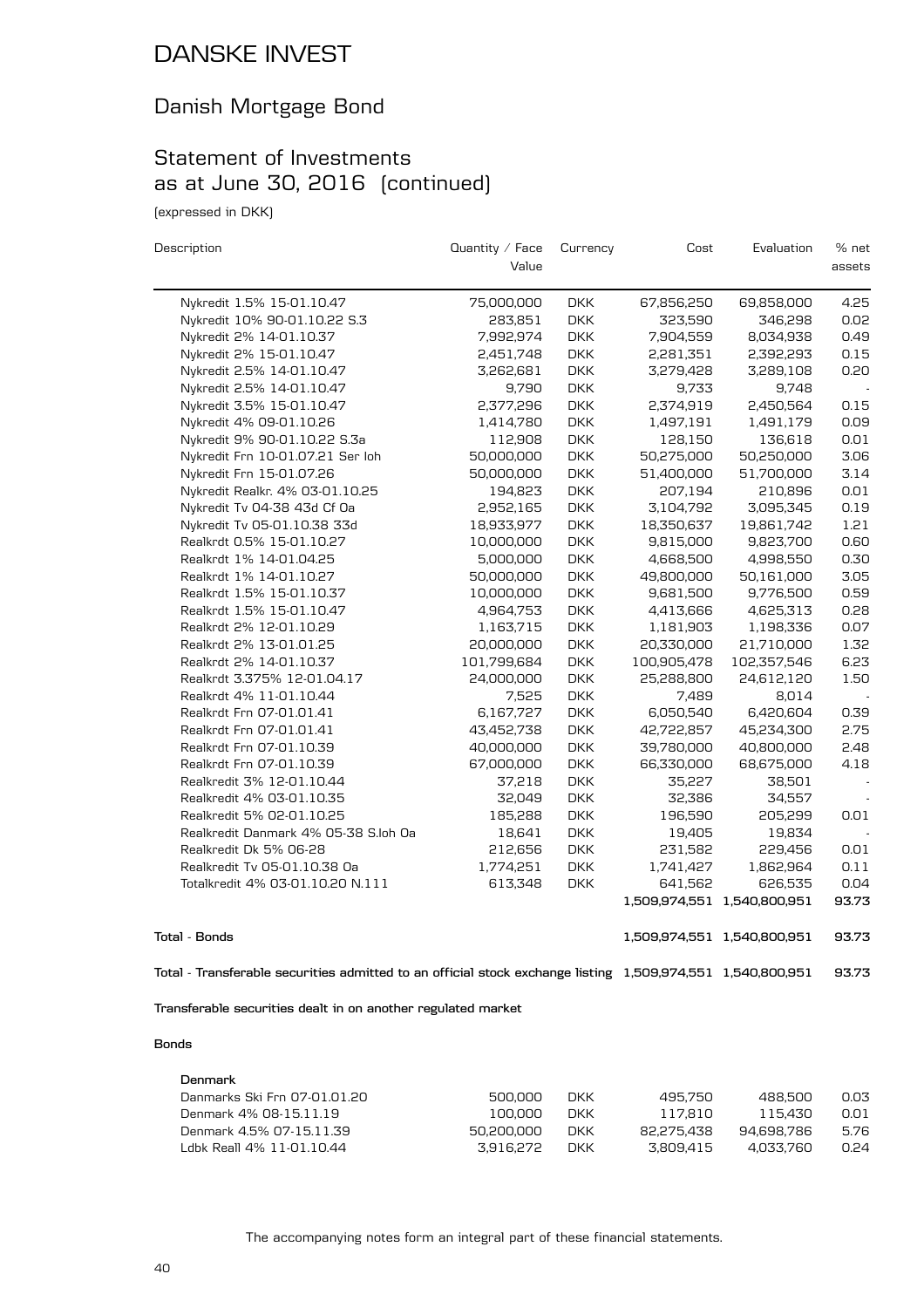# DANSKE INVEST

## Danish Mortgage Bond

## Statement of Investments as at June 30, 2016 (continued)

(expressed in DKK)

| Description | Quantity / Face Value | Currency | Cost | Evaluation | % net assets |
|---|---|---|---|---|---|
| Nykredit 1.5% 15-01.10.47 | 75,000,000 | DKK | 67,856,250 | 69,858,000 | 4.25 |
| Nykredit 10% 90-01.10.22 S.3 | 283,851 | DKK | 323,590 | 346,298 | 0.02 |
| Nykredit 2% 14-01.10.37 | 7,992,974 | DKK | 7,904,559 | 8,034,938 | 0.49 |
| Nykredit 2% 15-01.10.47 | 2,451,748 | DKK | 2,281,351 | 2,392,293 | 0.15 |
| Nykredit 2.5% 14-01.10.47 | 3,262,681 | DKK | 3,279,428 | 3,289,108 | 0.20 |
| Nykredit 2.5% 14-01.10.47 | 9,790 | DKK | 9,733 | 9,748 | - |
| Nykredit 3.5% 15-01.10.47 | 2,377,296 | DKK | 2,374,919 | 2,450,564 | 0.15 |
| Nykredit 4% 09-01.10.26 | 1,414,780 | DKK | 1,497,191 | 1,491,179 | 0.09 |
| Nykredit 9% 90-01.10.22 S.3a | 112,908 | DKK | 128,150 | 136,618 | 0.01 |
| Nykredit Frn 10-01.07.21 Ser Ioh | 50,000,000 | DKK | 50,275,000 | 50,250,000 | 3.06 |
| Nykredit Frn 15-01.07.26 | 50,000,000 | DKK | 51,400,000 | 51,700,000 | 3.14 |
| Nykredit Realkr. 4% 03-01.10.25 | 194,823 | DKK | 207,194 | 210,896 | 0.01 |
| Nykredit Tv 04-38 43d Cf Oa | 2,952,165 | DKK | 3,104,792 | 3,095,345 | 0.19 |
| Nykredit Tv 05-01.10.38 33d | 18,933,977 | DKK | 18,350,637 | 19,861,742 | 1.21 |
| Realkrdt 0.5% 15-01.10.27 | 10,000,000 | DKK | 9,815,000 | 9,823,700 | 0.60 |
| Realkrdt 1% 14-01.04.25 | 5,000,000 | DKK | 4,668,500 | 4,998,550 | 0.30 |
| Realkrdt 1% 14-01.10.27 | 50,000,000 | DKK | 49,800,000 | 50,161,000 | 3.05 |
| Realkrdt 1.5% 15-01.10.37 | 10,000,000 | DKK | 9,681,500 | 9,776,500 | 0.59 |
| Realkrdt 1.5% 15-01.10.47 | 4,964,753 | DKK | 4,413,666 | 4,625,313 | 0.28 |
| Realkrdt 2% 12-01.10.29 | 1,163,715 | DKK | 1,181,903 | 1,198,336 | 0.07 |
| Realkrdt 2% 13-01.01.25 | 20,000,000 | DKK | 20,330,000 | 21,710,000 | 1.32 |
| Realkrdt 2% 14-01.10.37 | 101,799,684 | DKK | 100,905,478 | 102,357,546 | 6.23 |
| Realkrdt 3.375% 12-01.04.17 | 24,000,000 | DKK | 25,288,800 | 24,612,120 | 1.50 |
| Realkrdt 4% 11-01.10.44 | 7,525 | DKK | 7,489 | 8,014 | - |
| Realkrdt Frn 07-01.01.41 | 6,167,727 | DKK | 6,050,540 | 6,420,604 | 0.39 |
| Realkrdt Frn 07-01.01.41 | 43,452,738 | DKK | 42,722,857 | 45,234,300 | 2.75 |
| Realkrdt Frn 07-01.10.39 | 40,000,000 | DKK | 39,780,000 | 40,800,000 | 2.48 |
| Realkrdt Frn 07-01.10.39 | 67,000,000 | DKK | 66,330,000 | 68,675,000 | 4.18 |
| Realkredit 3% 12-01.10.44 | 37,218 | DKK | 35,227 | 38,501 | - |
| Realkredit 4% 03-01.10.35 | 32,049 | DKK | 32,386 | 34,557 | - |
| Realkredit 5% 02-01.10.25 | 185,288 | DKK | 196,590 | 205,299 | 0.01 |
| Realkredit Danmark 4% 05-38 S.Ioh Oa | 18,641 | DKK | 19,405 | 19,834 | - |
| Realkredit Dk 5% 06-28 | 212,656 | DKK | 231,582 | 229,456 | 0.01 |
| Realkredit Tv 05-01.10.38 Oa | 1,774,251 | DKK | 1,741,427 | 1,862,964 | 0.11 |
| Totalkredit 4% 03-01.10.20 N.111 | 613,348 | DKK | 641,562 | 626,535 | 0.04 |
| | | | **1,509,974,551** | **1,540,800,951** | **93.73** |
| **Total - Bonds** | | | **1,509,974,551** | **1,540,800,951** | **93.73** |
| **Total - Transferable securities admitted to an official stock exchange listing** | | | **1,509,974,551** | **1,540,800,951** | **93.73** |

**Transferable securities dealt in on another regulated market**

**Bonds**

| Description | Quantity / Face Value | Currency | Cost | Evaluation | % net assets |
|---|---|---|---|---|---|
| **Denmark** | | | | | |
| Danmarks Ski Frn 07-01.01.20 | 500,000 | DKK | 495,750 | 488,500 | 0.03 |
| Denmark 4% 08-15.11.19 | 100,000 | DKK | 117,810 | 115,430 | 0.01 |
| Denmark 4.5% 07-15.11.39 | 50,200,000 | DKK | 82,275,438 | 94,698,786 | 5.76 |
| Ldbk Reall 4% 11-01.10.44 | 3,916,272 | DKK | 3,809,415 | 4,033,760 | 0.24 |

The accompanying notes form an integral part of these financial statements.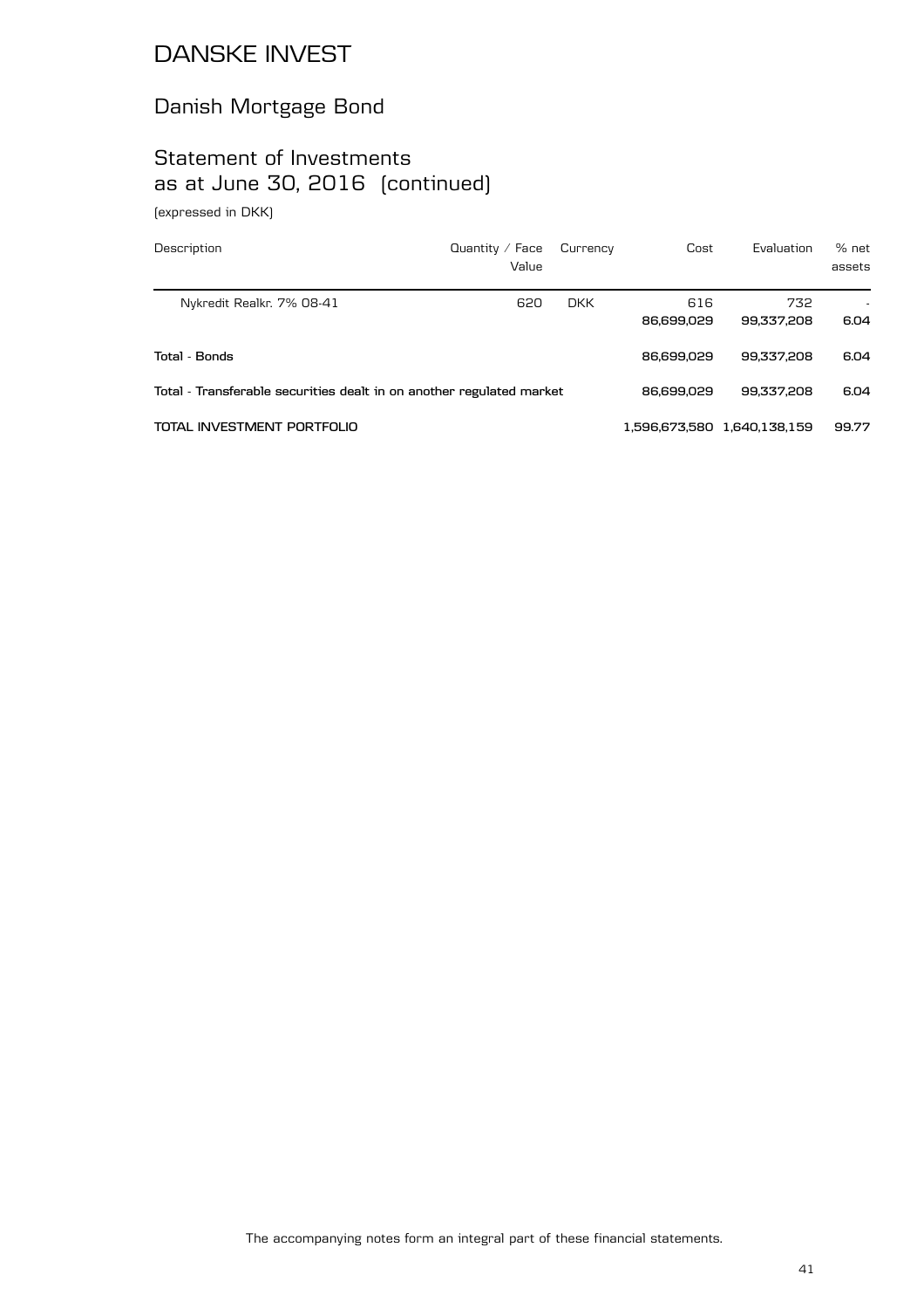# DANSKE INVEST

## Danish Mortgage Bond

## Statement of Investments as at June 30, 2016 (continued)

(expressed in DKK)

| Description | Quantity / Face Value | Currency | Cost | Evaluation | % net assets |
|---|---|---|---|---|---|
| Nykredit Realkr. 7% 08-41 | 620 | DKK | 616 | 732 | - |
| | | | **86,699,029** | **99,337,208** | **6.04** |
| **Total - Bonds** | | | **86,699,029** | **99,337,208** | **6.04** |
| **Total - Transferable securities dealt in on another regulated market** | | | **86,699,029** | **99,337,208** | **6.04** |
| **TOTAL INVESTMENT PORTFOLIO** | | | **1,596,673,580** | **1,640,138,159** | **99.77** |

The accompanying notes form an integral part of these financial statements.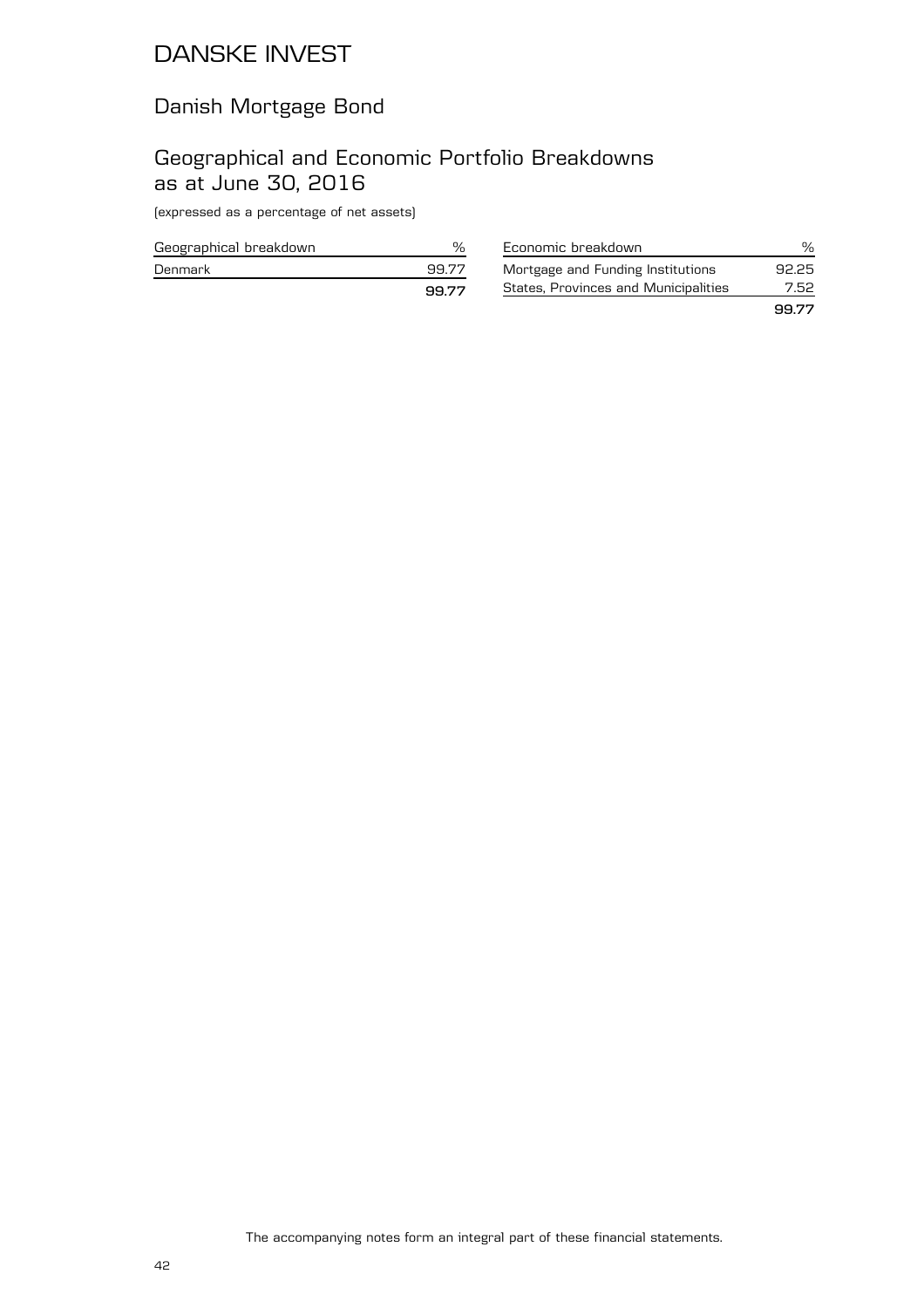# DANSKE INVEST

## Danish Mortgage Bond

## Geographical and Economic Portfolio Breakdowns as at June 30, 2016

(expressed as a percentage of net assets)

| Geographical breakdown | % |
|---|---|
| Denmark | 99.77 |
| | **99.77** |

| Economic breakdown | % |
|---|---|
| Mortgage and Funding Institutions | 92.25 |
| States, Provinces and Municipalities | 7.52 |
| | **99.77** |

The accompanying notes form an integral part of these financial statements.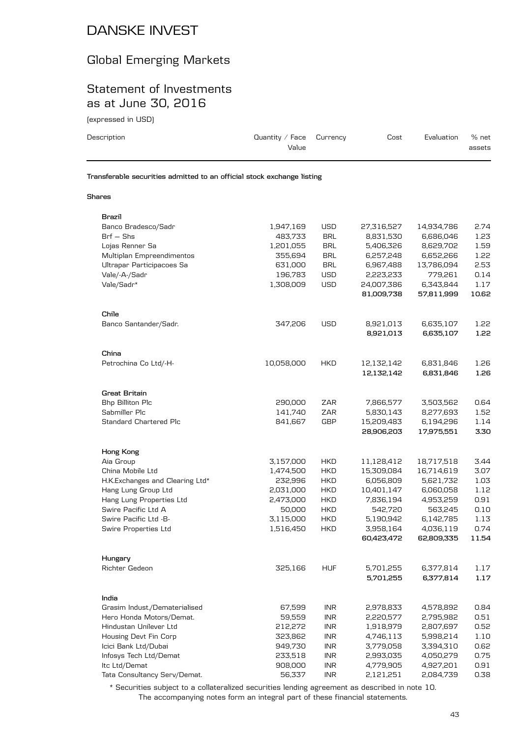# DANSKE INVEST

## Global Emerging Markets

## Statement of Investments as at June 30, 2016

(expressed in USD)

| Description | Quantity / Face Value | Currency | Cost | Evaluation | % net assets |
|---|---|---|---|---|---|
| **Transferable securities admitted to an official stock exchange listing** | | | | | |
| **Shares** | | | | | |
| **Brazil** | | | | | |
| Banco Bradesco/Sadr | 1,947,169 | USD | 27,316,527 | 14,934,786 | 2.74 |
| Brf – Shs | 483,733 | BRL | 8,831,530 | 6,686,046 | 1.23 |
| Lojas Renner Sa | 1,201,055 | BRL | 5,406,326 | 8,629,702 | 1.59 |
| Multiplan Empreendimentos | 355,694 | BRL | 6,257,248 | 6,652,266 | 1.22 |
| Ultrapar Participacoes Sa | 631,000 | BRL | 6,967,488 | 13,786,094 | 2.53 |
| Vale/-A-/Sadr | 196,783 | USD | 2,223,233 | 779,261 | 0.14 |
| Vale/Sadr* | 1,308,009 | USD | 24,007,386 | 6,343,844 | 1.17 |
| | | | **81,009,738** | **57,811,999** | **10.62** |
| **Chile** | | | | | |
| Banco Santander/Sadr. | 347,206 | USD | 8,921,013 | 6,635,107 | 1.22 |
| | | | **8,921,013** | **6,635,107** | **1.22** |
| **China** | | | | | |
| Petrochina Co Ltd/-H- | 10,058,000 | HKD | 12,132,142 | 6,831,846 | 1.26 |
| | | | **12,132,142** | **6,831,846** | **1.26** |
| **Great Britain** | | | | | |
| Bhp Billiton Plc | 290,000 | ZAR | 7,866,577 | 3,503,562 | 0.64 |
| Sabmiller Plc | 141,740 | ZAR | 5,830,143 | 8,277,693 | 1.52 |
| Standard Chartered Plc | 841,667 | GBP | 15,209,483 | 6,194,296 | 1.14 |
| | | | **28,906,203** | **17,975,551** | **3.30** |
| **Hong Kong** | | | | | |
| Aia Group | 3,157,000 | HKD | 11,128,412 | 18,717,518 | 3.44 |
| China Mobile Ltd | 1,474,500 | HKD | 15,309,084 | 16,714,619 | 3.07 |
| H.K.Exchanges and Clearing Ltd* | 232,996 | HKD | 6,056,809 | 5,621,732 | 1.03 |
| Hang Lung Group Ltd | 2,031,000 | HKD | 10,401,147 | 6,060,058 | 1.12 |
| Hang Lung Properties Ltd | 2,473,000 | HKD | 7,836,194 | 4,953,259 | 0.91 |
| Swire Pacific Ltd A | 50,000 | HKD | 542,720 | 563,245 | 0.10 |
| Swire Pacific Ltd -B- | 3,115,000 | HKD | 5,190,942 | 6,142,785 | 1.13 |
| Swire Properties Ltd | 1,516,450 | HKD | 3,958,164 | 4,036,119 | 0.74 |
| | | | **60,423,472** | **62,809,335** | **11.54** |
| **Hungary** | | | | | |
| Richter Gedeon | 325,166 | HUF | 5,701,255 | 6,377,814 | 1.17 |
| | | | **5,701,255** | **6,377,814** | **1.17** |
| **India** | | | | | |
| Grasim Indust./Dematerialised | 67,599 | INR | 2,978,833 | 4,578,892 | 0.84 |
| Hero Honda Motors/Demat. | 59,559 | INR | 2,220,577 | 2,795,982 | 0.51 |
| Hindustan Unilever Ltd | 212,272 | INR | 1,918,979 | 2,807,697 | 0.52 |
| Housing Devt Fin Corp | 323,862 | INR | 4,746,113 | 5,998,214 | 1.10 |
| Icici Bank Ltd/Dubai | 949,730 | INR | 3,779,058 | 3,394,310 | 0.62 |
| Infosys Tech Ltd/Demat | 233,518 | INR | 2,993,035 | 4,050,279 | 0.75 |
| Itc Ltd/Demat | 908,000 | INR | 4,779,905 | 4,927,201 | 0.91 |
| Tata Consultancy Serv/Demat. | 56,337 | INR | 2,121,251 | 2,084,739 | 0.38 |

\* Securities subject to a collateralized securities lending agreement as described in note 10.

The accompanying notes form an integral part of these financial statements.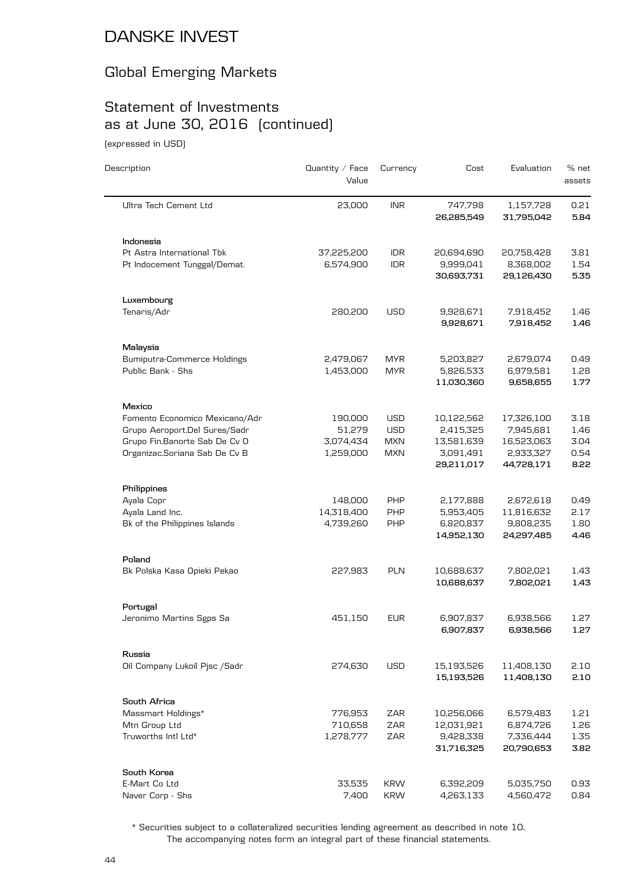# DANSKE INVEST

## Global Emerging Markets

## Statement of Investments as at June 30, 2016 (continued)

(expressed in USD)

| Description | Quantity / Face Value | Currency | Cost | Evaluation | % net assets |
|---|---|---|---|---|---|
| Ultra Tech Cement Ltd | 23,000 | INR | 747,798 | 1,157,728 | 0.21 |
| | | | **26,285,549** | **31,795,042** | **5.84** |
| **Indonesia** | | | | | |
| Pt Astra International Tbk | 37,225,200 | IDR | 20,694,690 | 20,758,428 | 3.81 |
| Pt Indocement Tunggal/Demat. | 6,574,900 | IDR | 9,999,041 | 8,368,002 | 1.54 |
| | | | **30,693,731** | **29,126,430** | **5.35** |
| **Luxembourg** | | | | | |
| Tenaris/Adr | 280,200 | USD | 9,928,671 | 7,918,452 | 1.46 |
| | | | **9,928,671** | **7,918,452** | **1.46** |
| **Malaysia** | | | | | |
| Bumiputra-Commerce Holdings | 2,479,067 | MYR | 5,203,827 | 2,679,074 | 0.49 |
| Public Bank - Shs | 1,453,000 | MYR | 5,826,533 | 6,979,581 | 1.28 |
| | | | **11,030,360** | **9,658,655** | **1.77** |
| **Mexico** | | | | | |
| Fomento Economico Mexicano/Adr | 190,000 | USD | 10,122,562 | 17,326,100 | 3.18 |
| Grupo Aeroport.Del Sures/Sadr | 51,279 | USD | 2,415,325 | 7,945,681 | 1.46 |
| Grupo Fin.Banorte Sab De Cv O | 3,074,434 | MXN | 13,581,639 | 16,523,063 | 3.04 |
| Organizac.Soriana Sab De Cv B | 1,259,000 | MXN | 3,091,491 | 2,933,327 | 0.54 |
| | | | **29,211,017** | **44,728,171** | **8.22** |
| **Philippines** | | | | | |
| Ayala Copr | 148,000 | PHP | 2,177,888 | 2,672,618 | 0.49 |
| Ayala Land Inc. | 14,318,400 | PHP | 5,953,405 | 11,816,632 | 2.17 |
| Bk of the Philippines Islands | 4,739,260 | PHP | 6,820,837 | 9,808,235 | 1.80 |
| | | | **14,952,130** | **24,297,485** | **4.46** |
| **Poland** | | | | | |
| Bk Polska Kasa Opieki Pekao | 227,983 | PLN | 10,688,637 | 7,802,021 | 1.43 |
| | | | **10,688,637** | **7,802,021** | **1.43** |
| **Portugal** | | | | | |
| Jeronimo Martins Sgps Sa | 451,150 | EUR | 6,907,837 | 6,938,566 | 1.27 |
| | | | **6,907,837** | **6,938,566** | **1.27** |
| **Russia** | | | | | |
| Oil Company Lukoil Pjsc /Sadr | 274,630 | USD | 15,193,526 | 11,408,130 | 2.10 |
| | | | **15,193,526** | **11,408,130** | **2.10** |
| **South Africa** | | | | | |
| Massmart Holdings* | 776,953 | ZAR | 10,256,066 | 6,579,483 | 1.21 |
| Mtn Group Ltd | 710,658 | ZAR | 12,031,921 | 6,874,726 | 1.26 |
| Truworths Intl Ltd* | 1,278,777 | ZAR | 9,428,338 | 7,336,444 | 1.35 |
| | | | **31,716,325** | **20,790,653** | **3.82** |
| **South Korea** | | | | | |
| E-Mart Co Ltd | 33,535 | KRW | 6,392,209 | 5,035,750 | 0.93 |
| Naver Corp - Shs | 7,400 | KRW | 4,263,133 | 4,560,472 | 0.84 |

\* Securities subject to a collateralized securities lending agreement as described in note 10.

The accompanying notes form an integral part of these financial statements.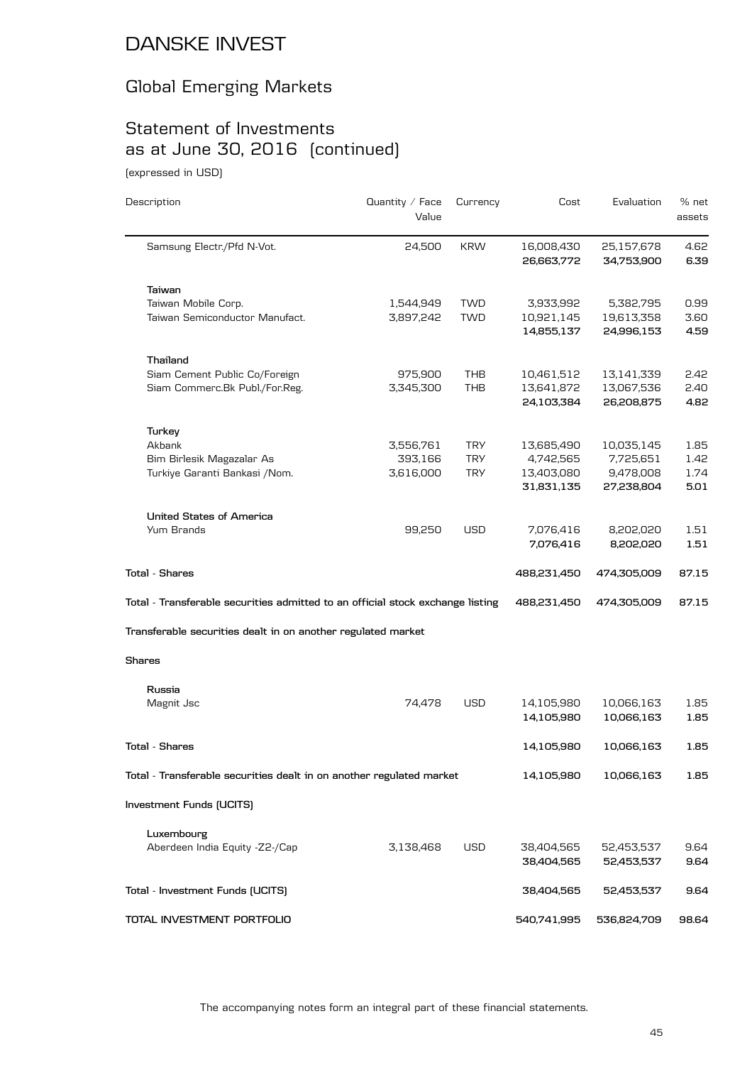# DANSKE INVEST

## Global Emerging Markets

## Statement of Investments as at June 30, 2016 (continued)

(expressed in USD)

| Description | Quantity / Face Value | Currency | Cost | Evaluation | % net assets |
|---|---|---|---|---|---|
| Samsung Electr./Pfd N-Vot. | 24,500 | KRW | 16,008,430 | 25,157,678 | 4.62 |
| | | | **26,663,772** | **34,753,900** | **6.39** |
| **Taiwan** | | | | | |
| Taiwan Mobile Corp. | 1,544,949 | TWD | 3,933,992 | 5,382,795 | 0.99 |
| Taiwan Semiconductor Manufact. | 3,897,242 | TWD | 10,921,145 | 19,613,358 | 3.60 |
| | | | **14,855,137** | **24,996,153** | **4.59** |
| **Thailand** | | | | | |
| Siam Cement Public Co/Foreign | 975,900 | THB | 10,461,512 | 13,141,339 | 2.42 |
| Siam Commerc.Bk Publ./For.Reg. | 3,345,300 | THB | 13,641,872 | 13,067,536 | 2.40 |
| | | | **24,103,384** | **26,208,875** | **4.82** |
| **Turkey** | | | | | |
| Akbank | 3,556,761 | TRY | 13,685,490 | 10,035,145 | 1.85 |
| Bim Birlesik Magazalar As | 393,166 | TRY | 4,742,565 | 7,725,651 | 1.42 |
| Turkiye Garanti Bankasi /Nom. | 3,616,000 | TRY | 13,403,080 | 9,478,008 | 1.74 |
| | | | **31,831,135** | **27,238,804** | **5.01** |
| **United States of America** | | | | | |
| Yum Brands | 99,250 | USD | 7,076,416 | 8,202,020 | 1.51 |
| | | | **7,076,416** | **8,202,020** | **1.51** |
| **Total - Shares** | | | **488,231,450** | **474,305,009** | **87.15** |
| **Total - Transferable securities admitted to an official stock exchange listing** | | | **488,231,450** | **474,305,009** | **87.15** |
| **Transferable securities dealt in on another regulated market** | | | | | |
| **Shares** | | | | | |
| **Russia** | | | | | |
| Magnit Jsc | 74,478 | USD | 14,105,980 | 10,066,163 | 1.85 |
| | | | **14,105,980** | **10,066,163** | **1.85** |
| **Total - Shares** | | | **14,105,980** | **10,066,163** | **1.85** |
| **Total - Transferable securities dealt in on another regulated market** | | | **14,105,980** | **10,066,163** | **1.85** |
| **Investment Funds (UCITS)** | | | | | |
| **Luxembourg** | | | | | |
| Aberdeen India Equity -Z2-/Cap | 3,138,468 | USD | 38,404,565 | 52,453,537 | 9.64 |
| | | | **38,404,565** | **52,453,537** | **9.64** |
| **Total - Investment Funds (UCITS)** | | | **38,404,565** | **52,453,537** | **9.64** |
| **TOTAL INVESTMENT PORTFOLIO** | | | **540,741,995** | **536,824,709** | **98.64** |

The accompanying notes form an integral part of these financial statements.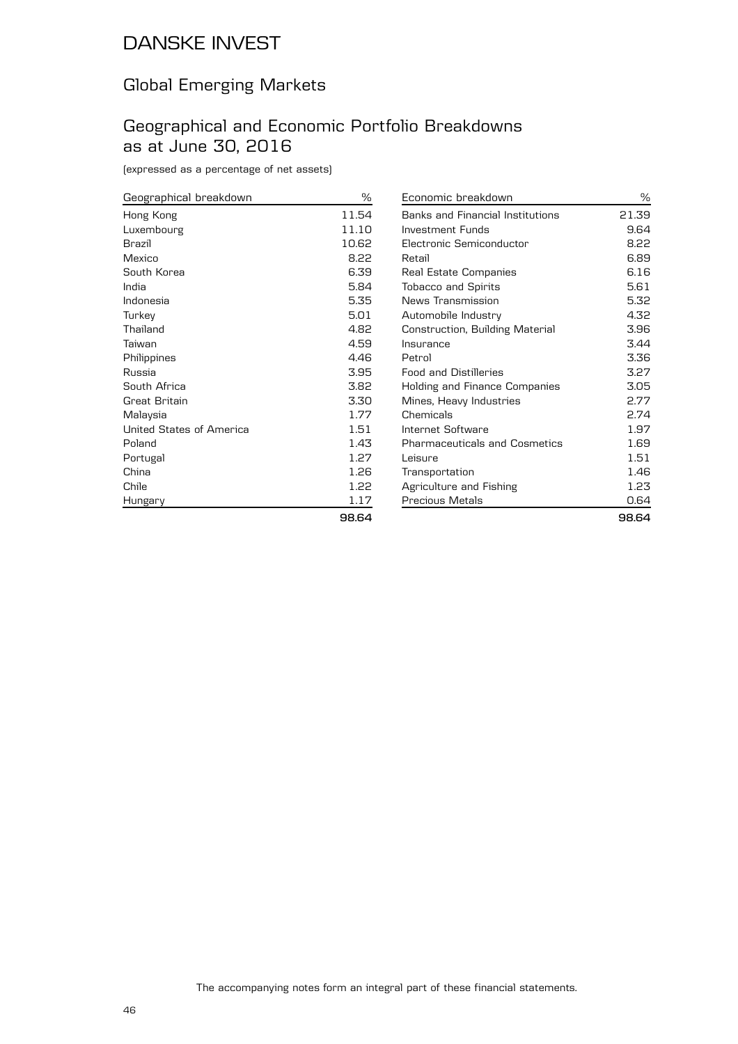# DANSKE INVEST

## Global Emerging Markets

## Geographical and Economic Portfolio Breakdowns as at June 30, 2016

(expressed as a percentage of net assets)

| Geographical breakdown | % |
|---|---|
| Hong Kong | 11.54 |
| Luxembourg | 11.10 |
| Brazil | 10.62 |
| Mexico | 8.22 |
| South Korea | 6.39 |
| India | 5.84 |
| Indonesia | 5.35 |
| Turkey | 5.01 |
| Thailand | 4.82 |
| Taiwan | 4.59 |
| Philippines | 4.46 |
| Russia | 3.95 |
| South Africa | 3.82 |
| Great Britain | 3.30 |
| Malaysia | 1.77 |
| United States of America | 1.51 |
| Poland | 1.43 |
| Portugal | 1.27 |
| China | 1.26 |
| Chile | 1.22 |
| Hungary | 1.17 |
| | **98.64** |

| Economic breakdown | % |
|---|---|
| Banks and Financial Institutions | 21.39 |
| Investment Funds | 9.64 |
| Electronic Semiconductor | 8.22 |
| Retail | 6.89 |
| Real Estate Companies | 6.16 |
| Tobacco and Spirits | 5.61 |
| News Transmission | 5.32 |
| Automobile Industry | 4.32 |
| Construction, Building Material | 3.96 |
| Insurance | 3.44 |
| Petrol | 3.36 |
| Food and Distilleries | 3.27 |
| Holding and Finance Companies | 3.05 |
| Mines, Heavy Industries | 2.77 |
| Chemicals | 2.74 |
| Internet Software | 1.97 |
| Pharmaceuticals and Cosmetics | 1.69 |
| Leisure | 1.51 |
| Transportation | 1.46 |
| Agriculture and Fishing | 1.23 |
| Precious Metals | 0.64 |
| | **98.64** |

The accompanying notes form an integral part of these financial statements.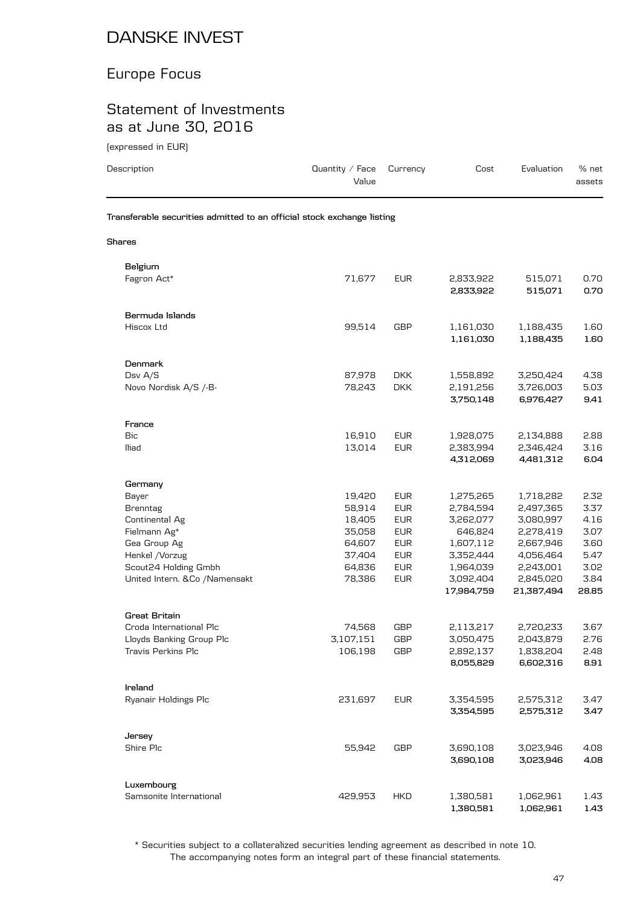# DANSKE INVEST

## Europe Focus

## Statement of Investments as at June 30, 2016

(expressed in EUR)

| Description | Quantity / Face Value | Currency | Cost | Evaluation | % net assets |
|---|---|---|---|---|---|
| **Transferable securities admitted to an official stock exchange listing** | | | | | |
| **Shares** | | | | | |
| **Belgium** | | | | | |
| Fagron Act* | 71,677 | EUR | 2,833,922 | 515,071 | 0.70 |
| | | | **2,833,922** | **515,071** | **0.70** |
| **Bermuda Islands** | | | | | |
| Hiscox Ltd | 99,514 | GBP | 1,161,030 | 1,188,435 | 1.60 |
| | | | **1,161,030** | **1,188,435** | **1.60** |
| **Denmark** | | | | | |
| Dsv A/S | 87,978 | DKK | 1,558,892 | 3,250,424 | 4.38 |
| Novo Nordisk A/S /-B- | 78,243 | DKK | 2,191,256 | 3,726,003 | 5.03 |
| | | | **3,750,148** | **6,976,427** | **9.41** |
| **France** | | | | | |
| Bic | 16,910 | EUR | 1,928,075 | 2,134,888 | 2.88 |
| Iliad | 13,014 | EUR | 2,383,994 | 2,346,424 | 3.16 |
| | | | **4,312,069** | **4,481,312** | **6.04** |
| **Germany** | | | | | |
| Bayer | 19,420 | EUR | 1,275,265 | 1,718,282 | 2.32 |
| Brenntag | 58,914 | EUR | 2,784,594 | 2,497,365 | 3.37 |
| Continental Ag | 18,405 | EUR | 3,262,077 | 3,080,997 | 4.16 |
| Fielmann Ag* | 35,058 | EUR | 646,824 | 2,278,419 | 3.07 |
| Gea Group Ag | 64,607 | EUR | 1,607,112 | 2,667,946 | 3.60 |
| Henkel /Vorzug | 37,404 | EUR | 3,352,444 | 4,056,464 | 5.47 |
| Scout24 Holding Gmbh | 64,836 | EUR | 1,964,039 | 2,243,001 | 3.02 |
| United Intern. &Co /Namensakt | 78,386 | EUR | 3,092,404 | 2,845,020 | 3.84 |
| | | | **17,984,759** | **21,387,494** | **28.85** |
| **Great Britain** | | | | | |
| Croda International Plc | 74,568 | GBP | 2,113,217 | 2,720,233 | 3.67 |
| Lloyds Banking Group Plc | 3,107,151 | GBP | 3,050,475 | 2,043,879 | 2.76 |
| Travis Perkins Plc | 106,198 | GBP | 2,892,137 | 1,838,204 | 2.48 |
| | | | **8,055,829** | **6,602,316** | **8.91** |
| **Ireland** | | | | | |
| Ryanair Holdings Plc | 231,697 | EUR | 3,354,595 | 2,575,312 | 3.47 |
| | | | **3,354,595** | **2,575,312** | **3.47** |
| **Jersey** | | | | | |
| Shire Plc | 55,942 | GBP | 3,690,108 | 3,023,946 | 4.08 |
| | | | **3,690,108** | **3,023,946** | **4.08** |
| **Luxembourg** | | | | | |
| Samsonite International | 429,953 | HKD | 1,380,581 | 1,062,961 | 1.43 |
| | | | **1,380,581** | **1,062,961** | **1.43** |

\* Securities subject to a collateralized securities lending agreement as described in note 10.

The accompanying notes form an integral part of these financial statements.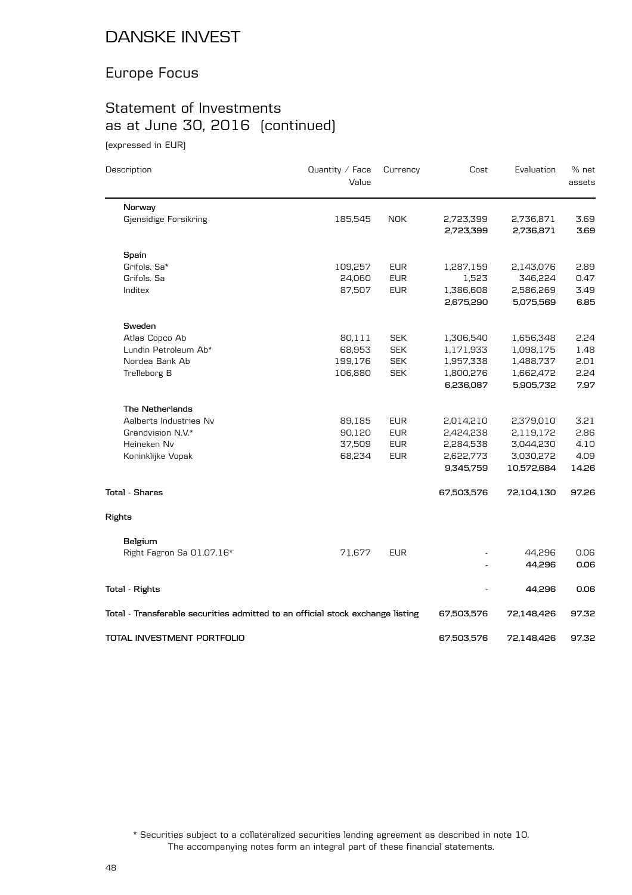# DANSKE INVEST

## Europe Focus

## Statement of Investments as at June 30, 2016 (continued)

(expressed in EUR)

| Description | Quantity / Face Value | Currency | Cost | Evaluation | % net assets |
|---|---|---|---|---|---|
| **Norway** | | | | | |
| Gjensidige Forsikring | 185,545 | NOK | 2,723,399 | 2,736,871 | 3.69 |
| | | | **2,723,399** | **2,736,871** | **3.69** |
| **Spain** | | | | | |
| Grifols. Sa* | 109,257 | EUR | 1,287,159 | 2,143,076 | 2.89 |
| Grifols. Sa | 24,060 | EUR | 1,523 | 346,224 | 0.47 |
| Inditex | 87,507 | EUR | 1,386,608 | 2,586,269 | 3.49 |
| | | | **2,675,290** | **5,075,569** | **6.85** |
| **Sweden** | | | | | |
| Atlas Copco Ab | 80,111 | SEK | 1,306,540 | 1,656,348 | 2.24 |
| Lundin Petroleum Ab* | 68,953 | SEK | 1,171,933 | 1,098,175 | 1.48 |
| Nordea Bank Ab | 199,176 | SEK | 1,957,338 | 1,488,737 | 2.01 |
| Trelleborg B | 106,880 | SEK | 1,800,276 | 1,662,472 | 2.24 |
| | | | **6,236,087** | **5,905,732** | **7.97** |
| **The Netherlands** | | | | | |
| Aalberts Industries Nv | 89,185 | EUR | 2,014,210 | 2,379,010 | 3.21 |
| Grandvision N.V.* | 90,120 | EUR | 2,424,238 | 2,119,172 | 2.86 |
| Heineken Nv | 37,509 | EUR | 2,284,538 | 3,044,230 | 4.10 |
| Koninklijke Vopak | 68,234 | EUR | 2,622,773 | 3,030,272 | 4.09 |
| | | | **9,345,759** | **10,572,684** | **14.26** |
| **Total - Shares** | | | **67,503,576** | **72,104,130** | **97.26** |
| **Rights** | | | | | |
| **Belgium** | | | | | |
| Right Fagron Sa 01.07.16* | 71,677 | EUR | - | 44,296 | 0.06 |
| | | | - | **44,296** | **0.06** |
| **Total - Rights** | | | - | **44,296** | **0.06** |
| **Total - Transferable securities admitted to an official stock exchange listing** | | | **67,503,576** | **72,148,426** | **97.32** |
| **TOTAL INVESTMENT PORTFOLIO** | | | **67,503,576** | **72,148,426** | **97.32** |

\* Securities subject to a collateralized securities lending agreement as described in note 10.

The accompanying notes form an integral part of these financial statements.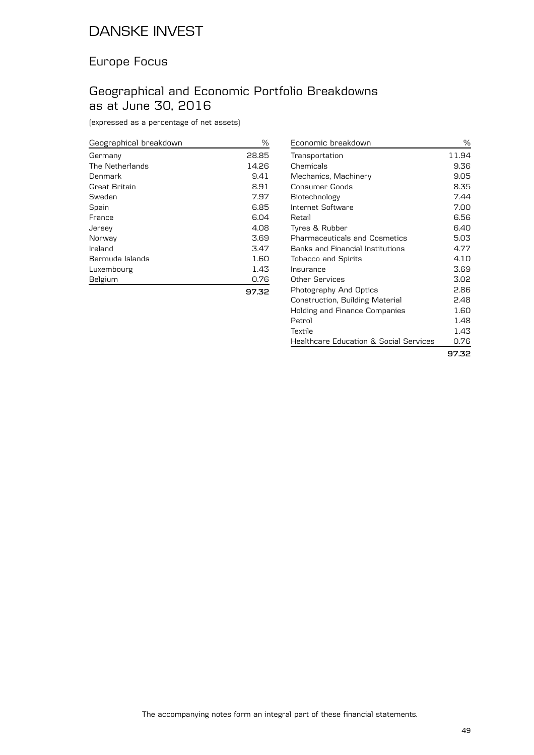# DANSKE INVEST

## Europe Focus

## Geographical and Economic Portfolio Breakdowns as at June 30, 2016

(expressed as a percentage of net assets)

| Geographical breakdown | % |
|---|---|
| Germany | 28.85 |
| The Netherlands | 14.26 |
| Denmark | 9.41 |
| Great Britain | 8.91 |
| Sweden | 7.97 |
| Spain | 6.85 |
| France | 6.04 |
| Jersey | 4.08 |
| Norway | 3.69 |
| Ireland | 3.47 |
| Bermuda Islands | 1.60 |
| Luxembourg | 1.43 |
| Belgium | 0.76 |
| | **97.32** |

| Economic breakdown | % |
|---|---|
| Transportation | 11.94 |
| Chemicals | 9.36 |
| Mechanics, Machinery | 9.05 |
| Consumer Goods | 8.35 |
| Biotechnology | 7.44 |
| Internet Software | 7.00 |
| Retail | 6.56 |
| Tyres & Rubber | 6.40 |
| Pharmaceuticals and Cosmetics | 5.03 |
| Banks and Financial Institutions | 4.77 |
| Tobacco and Spirits | 4.10 |
| Insurance | 3.69 |
| Other Services | 3.02 |
| Photography And Optics | 2.86 |
| Construction, Building Material | 2.48 |
| Holding and Finance Companies | 1.60 |
| Petrol | 1.48 |
| Textile | 1.43 |
| Healthcare Education & Social Services | 0.76 |
| | **97.32** |

The accompanying notes form an integral part of these financial statements.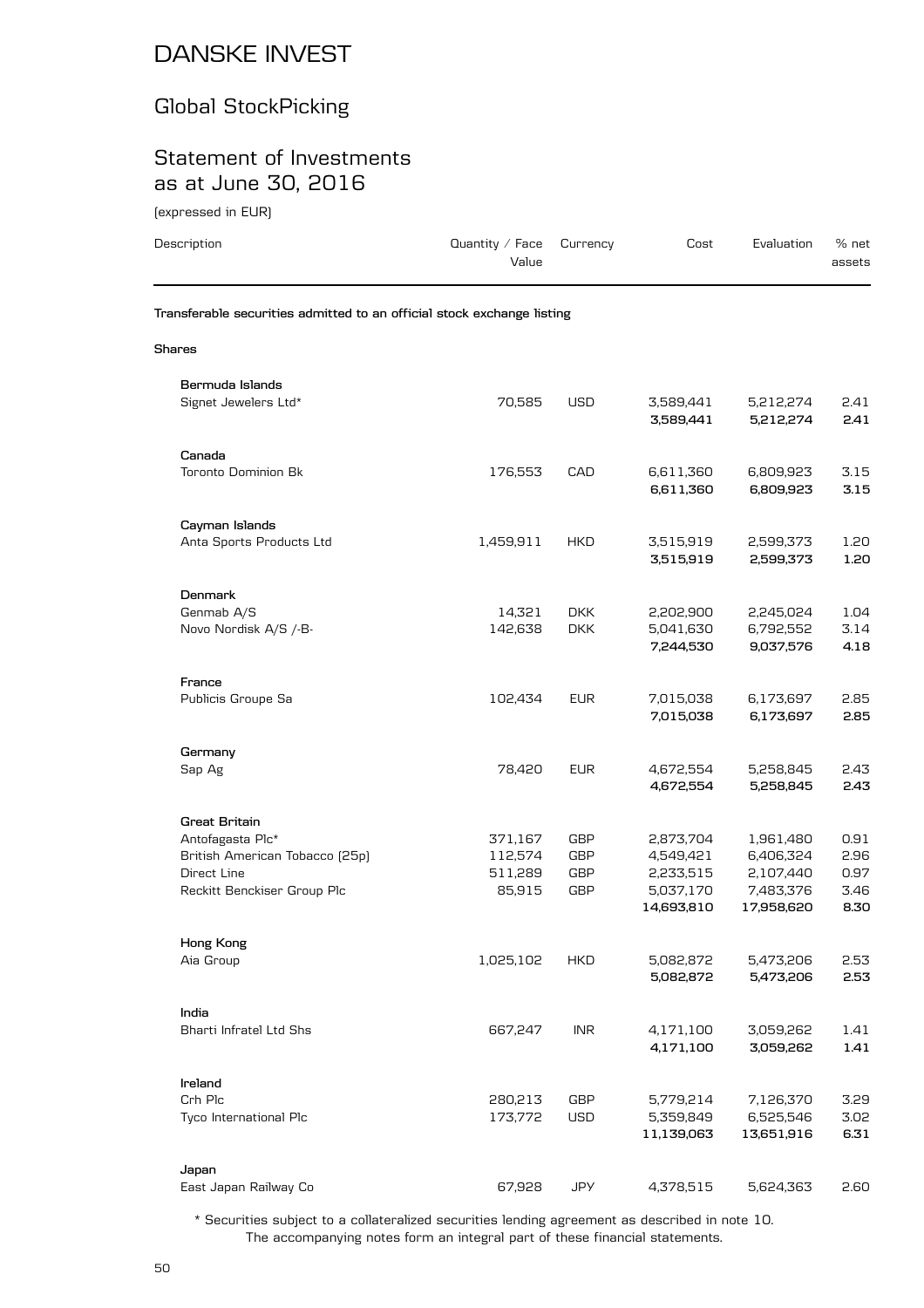# DANSKE INVEST

## Global StockPicking

## Statement of Investments as at June 30, 2016

(expressed in EUR)

| Description | Quantity / Face Value | Currency | Cost | Evaluation | % net assets |
|---|---|---|---|---|---|
| **Transferable securities admitted to an official stock exchange listing** | | | | | |
| **Shares** | | | | | |
| **Bermuda Islands** | | | | | |
| Signet Jewelers Ltd* | 70,585 | USD | 3,589,441 | 5,212,274 | 2.41 |
| | | | **3,589,441** | **5,212,274** | **2.41** |
| **Canada** | | | | | |
| Toronto Dominion Bk | 176,553 | CAD | 6,611,360 | 6,809,923 | 3.15 |
| | | | **6,611,360** | **6,809,923** | **3.15** |
| **Cayman Islands** | | | | | |
| Anta Sports Products Ltd | 1,459,911 | HKD | 3,515,919 | 2,599,373 | 1.20 |
| | | | **3,515,919** | **2,599,373** | **1.20** |
| **Denmark** | | | | | |
| Genmab A/S | 14,321 | DKK | 2,202,900 | 2,245,024 | 1.04 |
| Novo Nordisk A/S /-B- | 142,638 | DKK | 5,041,630 | 6,792,552 | 3.14 |
| | | | **7,244,530** | **9,037,576** | **4.18** |
| **France** | | | | | |
| Publicis Groupe Sa | 102,434 | EUR | 7,015,038 | 6,173,697 | 2.85 |
| | | | **7,015,038** | **6,173,697** | **2.85** |
| **Germany** | | | | | |
| Sap Ag | 78,420 | EUR | 4,672,554 | 5,258,845 | 2.43 |
| | | | **4,672,554** | **5,258,845** | **2.43** |
| **Great Britain** | | | | | |
| Antofagasta Plc* | 371,167 | GBP | 2,873,704 | 1,961,480 | 0.91 |
| British American Tobacco (25p) | 112,574 | GBP | 4,549,421 | 6,406,324 | 2.96 |
| Direct Line | 511,289 | GBP | 2,233,515 | 2,107,440 | 0.97 |
| Reckitt Benckiser Group Plc | 85,915 | GBP | 5,037,170 | 7,483,376 | 3.46 |
| | | | **14,693,810** | **17,958,620** | **8.30** |
| **Hong Kong** | | | | | |
| Aia Group | 1,025,102 | HKD | 5,082,872 | 5,473,206 | 2.53 |
| | | | **5,082,872** | **5,473,206** | **2.53** |
| **India** | | | | | |
| Bharti Infratel Ltd Shs | 667,247 | INR | 4,171,100 | 3,059,262 | 1.41 |
| | | | **4,171,100** | **3,059,262** | **1.41** |
| **Ireland** | | | | | |
| Crh Plc | 280,213 | GBP | 5,779,214 | 7,126,370 | 3.29 |
| Tyco International Plc | 173,772 | USD | 5,359,849 | 6,525,546 | 3.02 |
| | | | **11,139,063** | **13,651,916** | **6.31** |
| **Japan** | | | | | |
| East Japan Railway Co | 67,928 | JPY | 4,378,515 | 5,624,363 | 2.60 |

\* Securities subject to a collateralized securities lending agreement as described in note 10.

The accompanying notes form an integral part of these financial statements.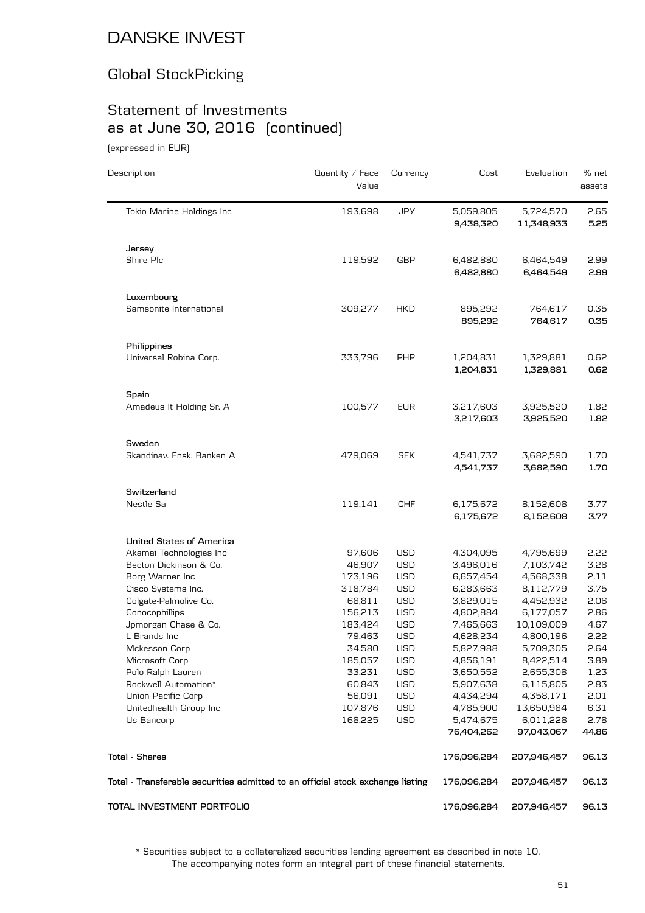# DANSKE INVEST

## Global StockPicking

## Statement of Investments as at June 30, 2016 (continued)

(expressed in EUR)

| Description | Quantity / Face Value | Currency | Cost | Evaluation | % net assets |
|---|---|---|---|---|---|
| Tokio Marine Holdings Inc | 193,698 | JPY | 5,059,805 | 5,724,570 | 2.65 |
| | | | **9,438,320** | **11,348,933** | **5.25** |
| **Jersey** | | | | | |
| Shire Plc | 119,592 | GBP | 6,482,880 | 6,464,549 | 2.99 |
| | | | **6,482,880** | **6,464,549** | **2.99** |
| **Luxembourg** | | | | | |
| Samsonite International | 309,277 | HKD | 895,292 | 764,617 | 0.35 |
| | | | **895,292** | **764,617** | **0.35** |
| **Philippines** | | | | | |
| Universal Robina Corp. | 333,796 | PHP | 1,204,831 | 1,329,881 | 0.62 |
| | | | **1,204,831** | **1,329,881** | **0.62** |
| **Spain** | | | | | |
| Amadeus It Holding Sr. A | 100,577 | EUR | 3,217,603 | 3,925,520 | 1.82 |
| | | | **3,217,603** | **3,925,520** | **1.82** |
| **Sweden** | | | | | |
| Skandinav. Ensk. Banken A | 479,069 | SEK | 4,541,737 | 3,682,590 | 1.70 |
| | | | **4,541,737** | **3,682,590** | **1.70** |
| **Switzerland** | | | | | |
| Nestle Sa | 119,141 | CHF | 6,175,672 | 8,152,608 | 3.77 |
| | | | **6,175,672** | **8,152,608** | **3.77** |
| **United States of America** | | | | | |
| Akamai Technologies Inc | 97,606 | USD | 4,304,095 | 4,795,699 | 2.22 |
| Becton Dickinson & Co. | 46,907 | USD | 3,496,016 | 7,103,742 | 3.28 |
| Borg Warner Inc | 173,196 | USD | 6,657,454 | 4,568,338 | 2.11 |
| Cisco Systems Inc. | 318,784 | USD | 6,283,663 | 8,112,779 | 3.75 |
| Colgate-Palmolive Co. | 68,811 | USD | 3,829,015 | 4,452,932 | 2.06 |
| Conocophillips | 156,213 | USD | 4,802,884 | 6,177,057 | 2.86 |
| Jpmorgan Chase & Co. | 183,424 | USD | 7,465,663 | 10,109,009 | 4.67 |
| L Brands Inc | 79,463 | USD | 4,628,234 | 4,800,196 | 2.22 |
| Mckesson Corp | 34,580 | USD | 5,827,988 | 5,709,305 | 2.64 |
| Microsoft Corp | 185,057 | USD | 4,856,191 | 8,422,514 | 3.89 |
| Polo Ralph Lauren | 33,231 | USD | 3,650,552 | 2,655,308 | 1.23 |
| Rockwell Automation* | 60,843 | USD | 5,907,638 | 6,115,805 | 2.83 |
| Union Pacific Corp | 56,091 | USD | 4,434,294 | 4,358,171 | 2.01 |
| Unitedhealth Group Inc | 107,876 | USD | 4,785,900 | 13,650,984 | 6.31 |
| Us Bancorp | 168,225 | USD | 5,474,675 | 6,011,228 | 2.78 |
| | | | **76,404,262** | **97,043,067** | **44.86** |
| **Total - Shares** | | | **176,096,284** | **207,946,457** | **96.13** |
| **Total - Transferable securities admitted to an official stock exchange listing** | | | **176,096,284** | **207,946,457** | **96.13** |
| **TOTAL INVESTMENT PORTFOLIO** | | | **176,096,284** | **207,946,457** | **96.13** |

\* Securities subject to a collateralized securities lending agreement as described in note 10.

The accompanying notes form an integral part of these financial statements.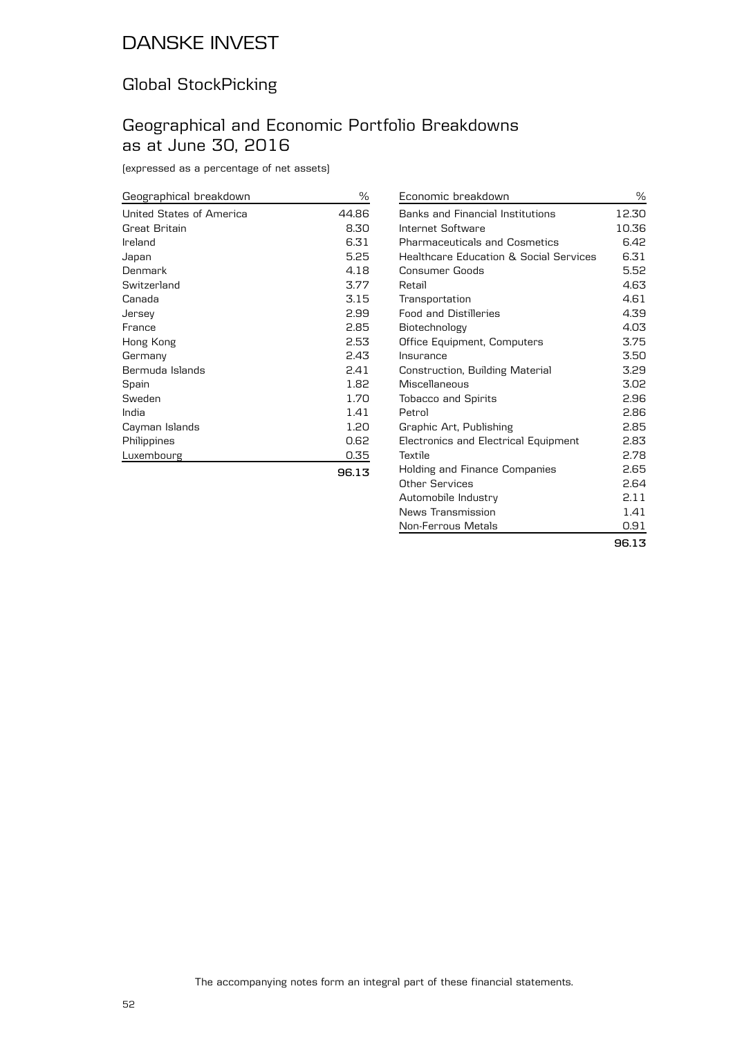# DANSKE INVEST

## Global StockPicking

## Geographical and Economic Portfolio Breakdowns as at June 30, 2016

(expressed as a percentage of net assets)

| Geographical breakdown | % |
|---|---|
| United States of America | 44.86 |
| Great Britain | 8.30 |
| Ireland | 6.31 |
| Japan | 5.25 |
| Denmark | 4.18 |
| Switzerland | 3.77 |
| Canada | 3.15 |
| Jersey | 2.99 |
| France | 2.85 |
| Hong Kong | 2.53 |
| Germany | 2.43 |
| Bermuda Islands | 2.41 |
| Spain | 1.82 |
| Sweden | 1.70 |
| India | 1.41 |
| Cayman Islands | 1.20 |
| Philippines | 0.62 |
| Luxembourg | 0.35 |
| | **96.13** |

| Economic breakdown | % |
|---|---|
| Banks and Financial Institutions | 12.30 |
| Internet Software | 10.36 |
| Pharmaceuticals and Cosmetics | 6.42 |
| Healthcare Education & Social Services | 6.31 |
| Consumer Goods | 5.52 |
| Retail | 4.63 |
| Transportation | 4.61 |
| Food and Distilleries | 4.39 |
| Biotechnology | 4.03 |
| Office Equipment, Computers | 3.75 |
| Insurance | 3.50 |
| Construction, Building Material | 3.29 |
| Miscellaneous | 3.02 |
| Tobacco and Spirits | 2.96 |
| Petrol | 2.86 |
| Graphic Art, Publishing | 2.85 |
| Electronics and Electrical Equipment | 2.83 |
| Textile | 2.78 |
| Holding and Finance Companies | 2.65 |
| Other Services | 2.64 |
| Automobile Industry | 2.11 |
| News Transmission | 1.41 |
| Non-Ferrous Metals | 0.91 |
| | **96.13** |

The accompanying notes form an integral part of these financial statements.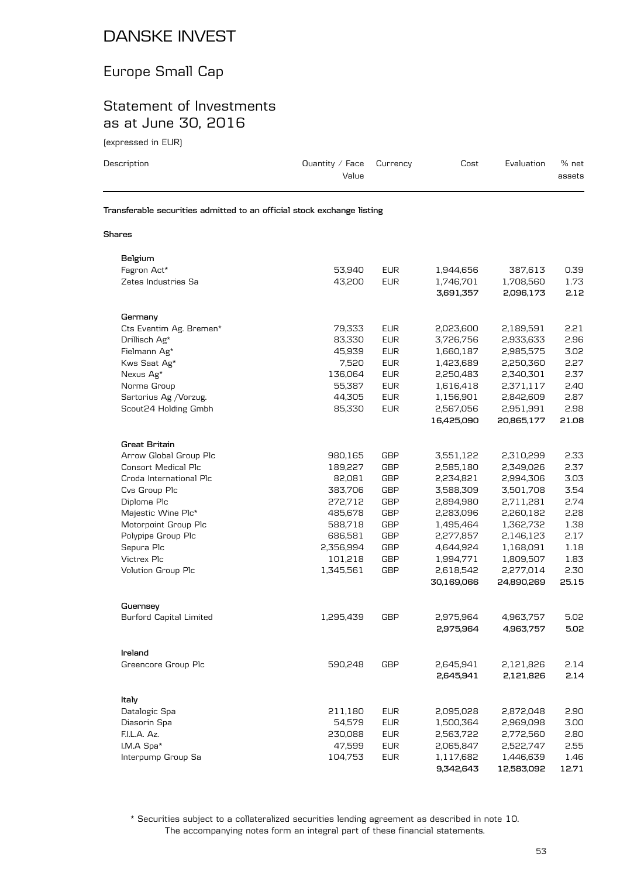# DANSKE INVEST

## Europe Small Cap

## Statement of Investments as at June 30, 2016

(expressed in EUR)

| Description | Quantity / Face Value | Currency | Cost | Evaluation | % net assets |
|---|---|---|---|---|---|
| **Transferable securities admitted to an official stock exchange listing** | | | | | |
| **Shares** | | | | | |
| **Belgium** | | | | | |
| Fagron Act* | 53,940 | EUR | 1,944,656 | 387,613 | 0.39 |
| Zetes Industries Sa | 43,200 | EUR | 1,746,701 | 1,708,560 | 1.73 |
| | | | **3,691,357** | **2,096,173** | **2.12** |
| **Germany** | | | | | |
| Cts Eventim Ag. Bremen* | 79,333 | EUR | 2,023,600 | 2,189,591 | 2.21 |
| Drillisch Ag* | 83,330 | EUR | 3,726,756 | 2,933,633 | 2.96 |
| Fielmann Ag* | 45,939 | EUR | 1,660,187 | 2,985,575 | 3.02 |
| Kws Saat Ag* | 7,520 | EUR | 1,423,689 | 2,250,360 | 2.27 |
| Nexus Ag* | 136,064 | EUR | 2,250,483 | 2,340,301 | 2.37 |
| Norma Group | 55,387 | EUR | 1,616,418 | 2,371,117 | 2.40 |
| Sartorius Ag /Vorzug. | 44,305 | EUR | 1,156,901 | 2,842,609 | 2.87 |
| Scout24 Holding Gmbh | 85,330 | EUR | 2,567,056 | 2,951,991 | 2.98 |
| | | | **16,425,090** | **20,865,177** | **21.08** |
| **Great Britain** | | | | | |
| Arrow Global Group Plc | 980,165 | GBP | 3,551,122 | 2,310,299 | 2.33 |
| Consort Medical Plc | 189,227 | GBP | 2,585,180 | 2,349,026 | 2.37 |
| Croda International Plc | 82,081 | GBP | 2,234,821 | 2,994,306 | 3.03 |
| Cvs Group Plc | 383,706 | GBP | 3,588,309 | 3,501,708 | 3.54 |
| Diploma Plc | 272,712 | GBP | 2,894,980 | 2,711,281 | 2.74 |
| Majestic Wine Plc* | 485,678 | GBP | 2,283,096 | 2,260,182 | 2.28 |
| Motorpoint Group Plc | 588,718 | GBP | 1,495,464 | 1,362,732 | 1.38 |
| Polypipe Group Plc | 686,581 | GBP | 2,277,857 | 2,146,123 | 2.17 |
| Sepura Plc | 2,356,994 | GBP | 4,644,924 | 1,168,091 | 1.18 |
| Victrex Plc | 101,218 | GBP | 1,994,771 | 1,809,507 | 1.83 |
| Volution Group Plc | 1,345,561 | GBP | 2,618,542 | 2,277,014 | 2.30 |
| | | | **30,169,066** | **24,890,269** | **25.15** |
| **Guernsey** | | | | | |
| Burford Capital Limited | 1,295,439 | GBP | 2,975,964 | 4,963,757 | 5.02 |
| | | | **2,975,964** | **4,963,757** | **5.02** |
| **Ireland** | | | | | |
| Greencore Group Plc | 590,248 | GBP | 2,645,941 | 2,121,826 | 2.14 |
| | | | **2,645,941** | **2,121,826** | **2.14** |
| **Italy** | | | | | |
| Datalogic Spa | 211,180 | EUR | 2,095,028 | 2,872,048 | 2.90 |
| Diasorin Spa | 54,579 | EUR | 1,500,364 | 2,969,098 | 3.00 |
| F.I.L.A. Az. | 230,088 | EUR | 2,563,722 | 2,772,560 | 2.80 |
| I.M.A Spa* | 47,599 | EUR | 2,065,847 | 2,522,747 | 2.55 |
| Interpump Group Sa | 104,753 | EUR | 1,117,682 | 1,446,639 | 1.46 |
| | | | **9,342,643** | **12,583,092** | **12.71** |

\* Securities subject to a collateralized securities lending agreement as described in note 10.
The accompanying notes form an integral part of these financial statements.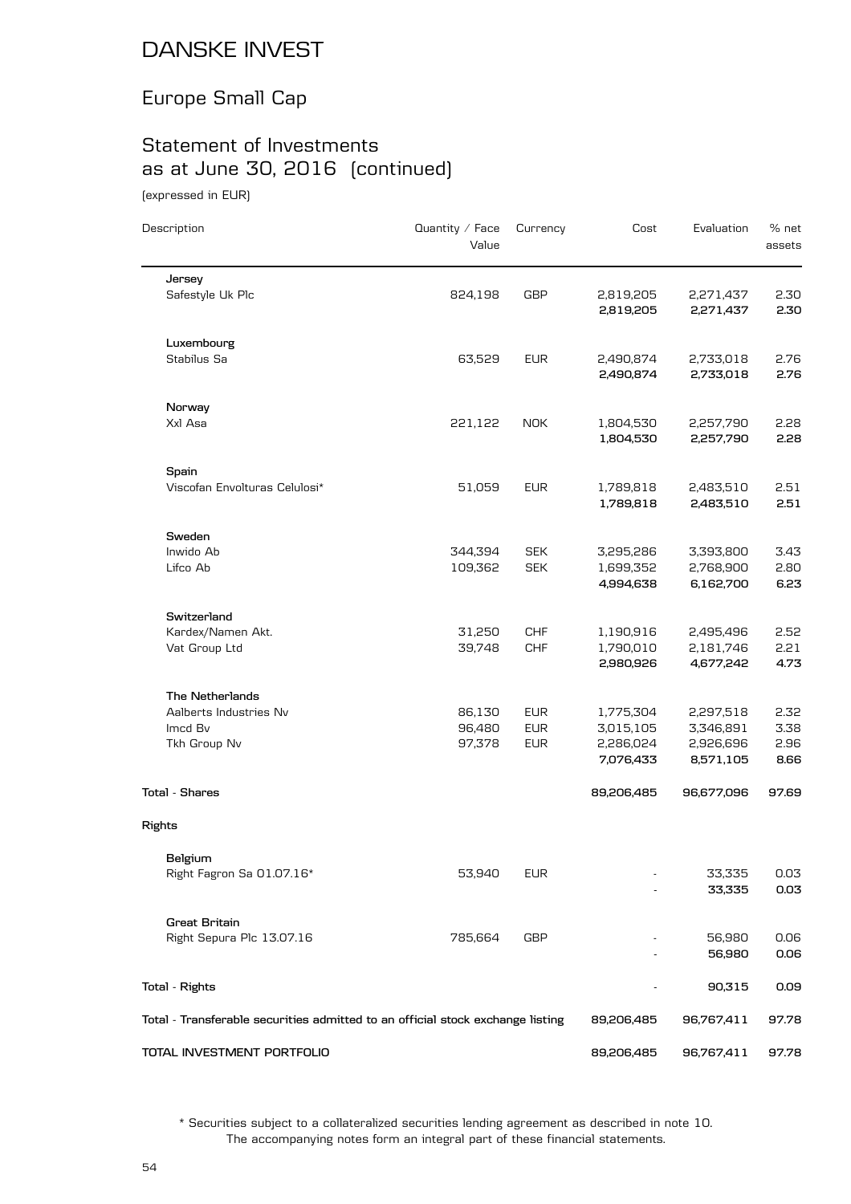# DANSKE INVEST

## Europe Small Cap

## Statement of Investments as at June 30, 2016 (continued)

(expressed in EUR)

| Description | Quantity / Face Value | Currency | Cost | Evaluation | % net assets |
|---|---|---|---|---|---|
| **Jersey** | | | | | |
| Safestyle Uk Plc | 824,198 | GBP | 2,819,205 | 2,271,437 | 2.30 |
| | | | **2,819,205** | **2,271,437** | **2.30** |
| **Luxembourg** | | | | | |
| Stabilus Sa | 63,529 | EUR | 2,490,874 | 2,733,018 | 2.76 |
| | | | **2,490,874** | **2,733,018** | **2.76** |
| **Norway** | | | | | |
| Xxl Asa | 221,122 | NOK | 1,804,530 | 2,257,790 | 2.28 |
| | | | **1,804,530** | **2,257,790** | **2.28** |
| **Spain** | | | | | |
| Viscofan Envolturas Celulosi* | 51,059 | EUR | 1,789,818 | 2,483,510 | 2.51 |
| | | | **1,789,818** | **2,483,510** | **2.51** |
| **Sweden** | | | | | |
| Inwido Ab | 344,394 | SEK | 3,295,286 | 3,393,800 | 3.43 |
| Lifco Ab | 109,362 | SEK | 1,699,352 | 2,768,900 | 2.80 |
| | | | **4,994,638** | **6,162,700** | **6.23** |
| **Switzerland** | | | | | |
| Kardex/Namen Akt. | 31,250 | CHF | 1,190,916 | 2,495,496 | 2.52 |
| Vat Group Ltd | 39,748 | CHF | 1,790,010 | 2,181,746 | 2.21 |
| | | | **2,980,926** | **4,677,242** | **4.73** |
| **The Netherlands** | | | | | |
| Aalberts Industries Nv | 86,130 | EUR | 1,775,304 | 2,297,518 | 2.32 |
| Imcd Bv | 96,480 | EUR | 3,015,105 | 3,346,891 | 3.38 |
| Tkh Group Nv | 97,378 | EUR | 2,286,024 | 2,926,696 | 2.96 |
| | | | **7,076,433** | **8,571,105** | **8.66** |
| **Total - Shares** | | | **89,206,485** | **96,677,096** | **97.69** |
| **Rights** | | | | | |
| **Belgium** | | | | | |
| Right Fagron Sa 01.07.16* | 53,940 | EUR | - | 33,335 | 0.03 |
| | | | - | **33,335** | **0.03** |
| **Great Britain** | | | | | |
| Right Sepura Plc 13.07.16 | 785,664 | GBP | - | 56,980 | 0.06 |
| | | | - | **56,980** | **0.06** |
| **Total - Rights** | | | - | **90,315** | **0.09** |
| **Total - Transferable securities admitted to an official stock exchange listing** | | | **89,206,485** | **96,767,411** | **97.78** |
| **TOTAL INVESTMENT PORTFOLIO** | | | **89,206,485** | **96,767,411** | **97.78** |

\* Securities subject to a collateralized securities lending agreement as described in note 10.
The accompanying notes form an integral part of these financial statements.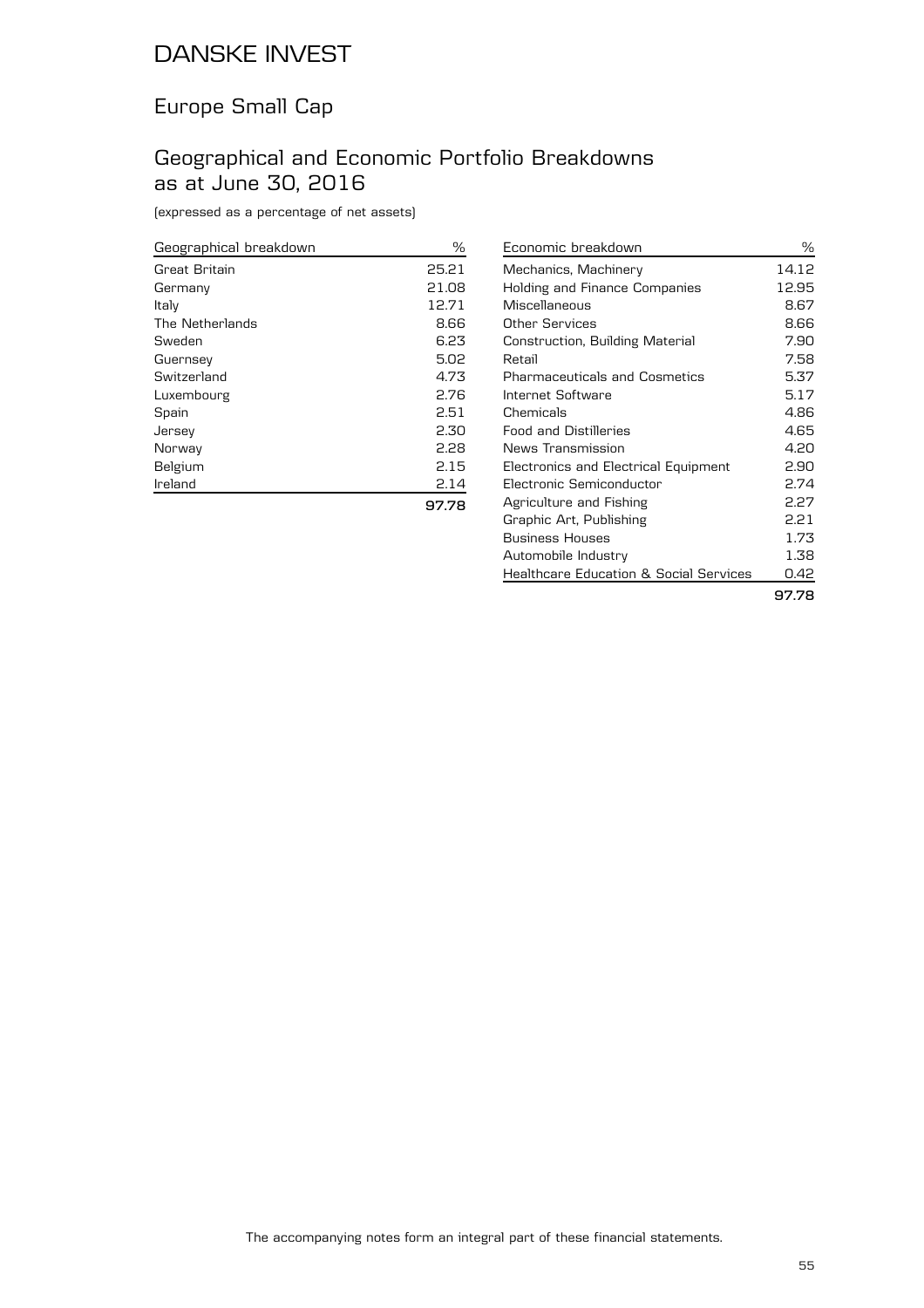# DANSKE INVEST

## Europe Small Cap

## Geographical and Economic Portfolio Breakdowns as at June 30, 2016

(expressed as a percentage of net assets)

| Geographical breakdown | % |
|---|---|
| Great Britain | 25.21 |
| Germany | 21.08 |
| Italy | 12.71 |
| The Netherlands | 8.66 |
| Sweden | 6.23 |
| Guernsey | 5.02 |
| Switzerland | 4.73 |
| Luxembourg | 2.76 |
| Spain | 2.51 |
| Jersey | 2.30 |
| Norway | 2.28 |
| Belgium | 2.15 |
| Ireland | 2.14 |
| | **97.78** |

| Economic breakdown | % |
|---|---|
| Mechanics, Machinery | 14.12 |
| Holding and Finance Companies | 12.95 |
| Miscellaneous | 8.67 |
| Other Services | 8.66 |
| Construction, Building Material | 7.90 |
| Retail | 7.58 |
| Pharmaceuticals and Cosmetics | 5.37 |
| Internet Software | 5.17 |
| Chemicals | 4.86 |
| Food and Distilleries | 4.65 |
| News Transmission | 4.20 |
| Electronics and Electrical Equipment | 2.90 |
| Electronic Semiconductor | 2.74 |
| Agriculture and Fishing | 2.27 |
| Graphic Art, Publishing | 2.21 |
| Business Houses | 1.73 |
| Automobile Industry | 1.38 |
| Healthcare Education & Social Services | 0.42 |
| | **97.78** |

The accompanying notes form an integral part of these financial statements.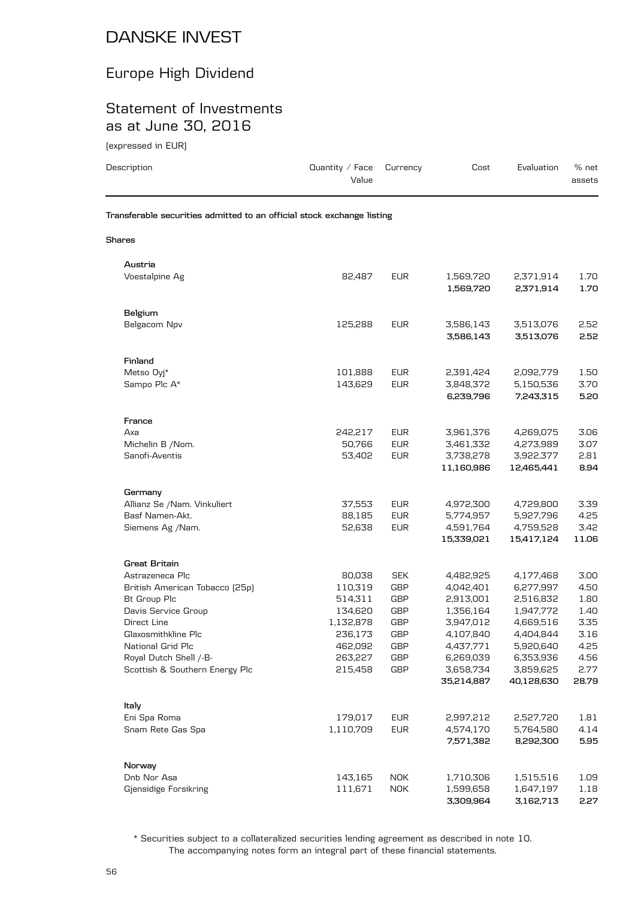# DANSKE INVEST

## Europe High Dividend

## Statement of Investments as at June 30, 2016

(expressed in EUR)

| Description | Quantity / Face Value | Currency | Cost | Evaluation | % net assets |
|---|---|---|---|---|---|
| **Transferable securities admitted to an official stock exchange listing** | | | | | |
| **Shares** | | | | | |
| **Austria** | | | | | |
| Voestalpine Ag | 82,487 | EUR | 1,569,720 | 2,371,914 | 1.70 |
| | | | **1,569,720** | **2,371,914** | **1.70** |
| **Belgium** | | | | | |
| Belgacom Npv | 125,288 | EUR | 3,586,143 | 3,513,076 | 2.52 |
| | | | **3,586,143** | **3,513,076** | **2.52** |
| **Finland** | | | | | |
| Metso Oyj* | 101,888 | EUR | 2,391,424 | 2,092,779 | 1.50 |
| Sampo Plc A* | 143,629 | EUR | 3,848,372 | 5,150,536 | 3.70 |
| | | | **6,239,796** | **7,243,315** | **5.20** |
| **France** | | | | | |
| Axa | 242,217 | EUR | 3,961,376 | 4,269,075 | 3.06 |
| Michelin B /Nom. | 50,766 | EUR | 3,461,332 | 4,273,989 | 3.07 |
| Sanofi-Aventis | 53,402 | EUR | 3,738,278 | 3,922,377 | 2.81 |
| | | | **11,160,986** | **12,465,441** | **8.94** |
| **Germany** | | | | | |
| Allianz Se /Nam. Vinkuliert | 37,553 | EUR | 4,972,300 | 4,729,800 | 3.39 |
| Basf Namen-Akt. | 88,185 | EUR | 5,774,957 | 5,927,796 | 4.25 |
| Siemens Ag /Nam. | 52,638 | EUR | 4,591,764 | 4,759,528 | 3.42 |
| | | | **15,339,021** | **15,417,124** | **11.06** |
| **Great Britain** | | | | | |
| Astrazeneca Plc | 80,038 | SEK | 4,482,925 | 4,177,468 | 3.00 |
| British American Tobacco (25p) | 110,319 | GBP | 4,042,401 | 6,277,997 | 4.50 |
| Bt Group Plc | 514,311 | GBP | 2,913,001 | 2,516,832 | 1.80 |
| Davis Service Group | 134,620 | GBP | 1,356,164 | 1,947,772 | 1.40 |
| Direct Line | 1,132,878 | GBP | 3,947,012 | 4,669,516 | 3.35 |
| Glaxosmithkline Plc | 236,173 | GBP | 4,107,840 | 4,404,844 | 3.16 |
| National Grid Plc | 462,092 | GBP | 4,437,771 | 5,920,640 | 4.25 |
| Royal Dutch Shell /-B- | 263,227 | GBP | 6,269,039 | 6,353,936 | 4.56 |
| Scottish & Southern Energy Plc | 215,458 | GBP | 3,658,734 | 3,859,625 | 2.77 |
| | | | **35,214,887** | **40,128,630** | **28.79** |
| **Italy** | | | | | |
| Eni Spa Roma | 179,017 | EUR | 2,997,212 | 2,527,720 | 1.81 |
| Snam Rete Gas Spa | 1,110,709 | EUR | 4,574,170 | 5,764,580 | 4.14 |
| | | | **7,571,382** | **8,292,300** | **5.95** |
| **Norway** | | | | | |
| Dnb Nor Asa | 143,165 | NOK | 1,710,306 | 1,515,516 | 1.09 |
| Gjensidige Forsikring | 111,671 | NOK | 1,599,658 | 1,647,197 | 1.18 |
| | | | **3,309,964** | **3,162,713** | **2.27** |

\* Securities subject to a collateralized securities lending agreement as described in note 10.

The accompanying notes form an integral part of these financial statements.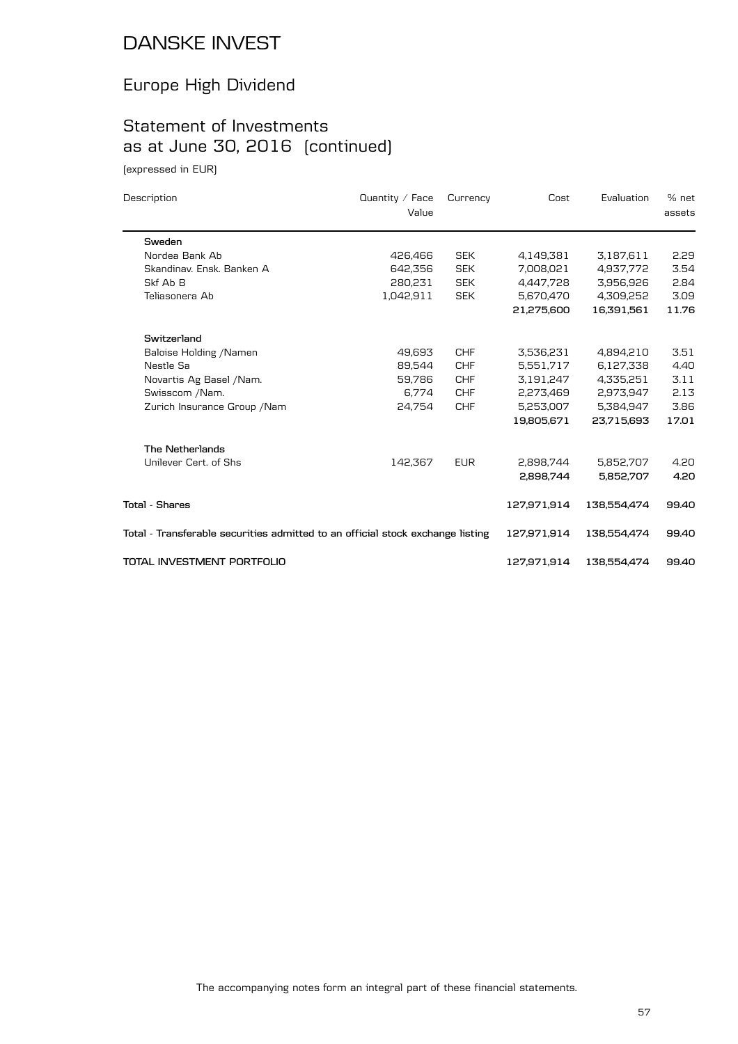# DANSKE INVEST

## Europe High Dividend

## Statement of Investments as at June 30, 2016 (continued)

(expressed in EUR)

| Description | Quantity / Face Value | Currency | Cost | Evaluation | % net assets |
|---|---|---|---|---|---|
| **Sweden** | | | | | |
| Nordea Bank Ab | 426,466 | SEK | 4,149,381 | 3,187,611 | 2.29 |
| Skandinav. Ensk. Banken A | 642,356 | SEK | 7,008,021 | 4,937,772 | 3.54 |
| Skf Ab B | 280,231 | SEK | 4,447,728 | 3,956,926 | 2.84 |
| Teliasonera Ab | 1,042,911 | SEK | 5,670,470 | 4,309,252 | 3.09 |
| | | | **21,275,600** | **16,391,561** | **11.76** |
| **Switzerland** | | | | | |
| Baloise Holding /Namen | 49,693 | CHF | 3,536,231 | 4,894,210 | 3.51 |
| Nestle Sa | 89,544 | CHF | 5,551,717 | 6,127,338 | 4.40 |
| Novartis Ag Basel /Nam. | 59,786 | CHF | 3,191,247 | 4,335,251 | 3.11 |
| Swisscom /Nam. | 6,774 | CHF | 2,273,469 | 2,973,947 | 2.13 |
| Zurich Insurance Group /Nam | 24,754 | CHF | 5,253,007 | 5,384,947 | 3.86 |
| | | | **19,805,671** | **23,715,693** | **17.01** |
| **The Netherlands** | | | | | |
| Unilever Cert. of Shs | 142,367 | EUR | 2,898,744 | 5,852,707 | 4.20 |
| | | | **2,898,744** | **5,852,707** | **4.20** |
| **Total - Shares** | | | **127,971,914** | **138,554,474** | **99.40** |
| **Total - Transferable securities admitted to an official stock exchange listing** | | | **127,971,914** | **138,554,474** | **99.40** |
| **TOTAL INVESTMENT PORTFOLIO** | | | **127,971,914** | **138,554,474** | **99.40** |

The accompanying notes form an integral part of these financial statements.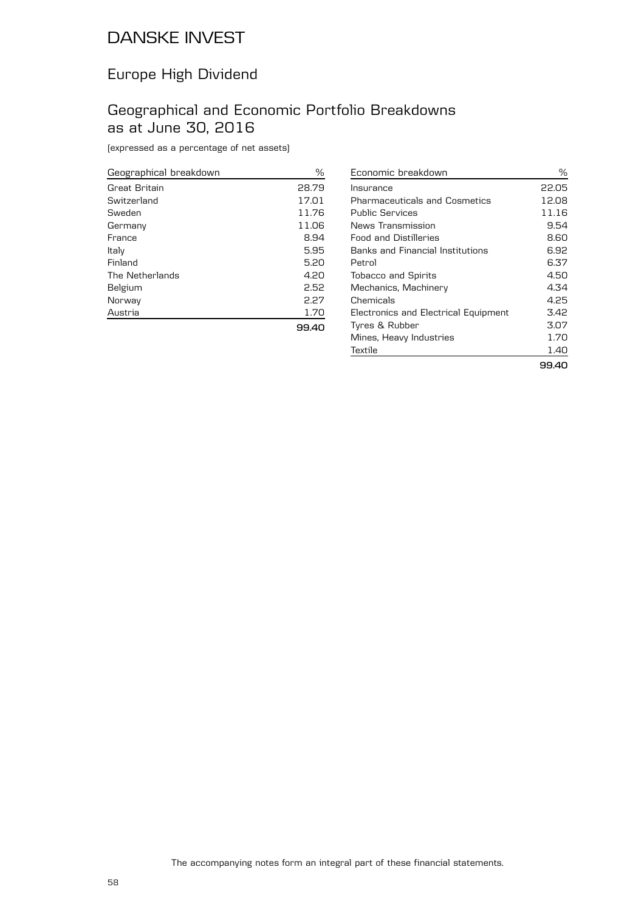# DANSKE INVEST

## Europe High Dividend

## Geographical and Economic Portfolio Breakdowns as at June 30, 2016

(expressed as a percentage of net assets)

| Geographical breakdown | % |
|---|---|
| Great Britain | 28.79 |
| Switzerland | 17.01 |
| Sweden | 11.76 |
| Germany | 11.06 |
| France | 8.94 |
| Italy | 5.95 |
| Finland | 5.20 |
| The Netherlands | 4.20 |
| Belgium | 2.52 |
| Norway | 2.27 |
| Austria | 1.70 |
| | **99.40** |

| Economic breakdown | % |
|---|---|
| Insurance | 22.05 |
| Pharmaceuticals and Cosmetics | 12.08 |
| Public Services | 11.16 |
| News Transmission | 9.54 |
| Food and Distilleries | 8.60 |
| Banks and Financial Institutions | 6.92 |
| Petrol | 6.37 |
| Tobacco and Spirits | 4.50 |
| Mechanics, Machinery | 4.34 |
| Chemicals | 4.25 |
| Electronics and Electrical Equipment | 3.42 |
| Tyres & Rubber | 3.07 |
| Mines, Heavy Industries | 1.70 |
| Textile | 1.40 |
| | **99.40** |

The accompanying notes form an integral part of these financial statements.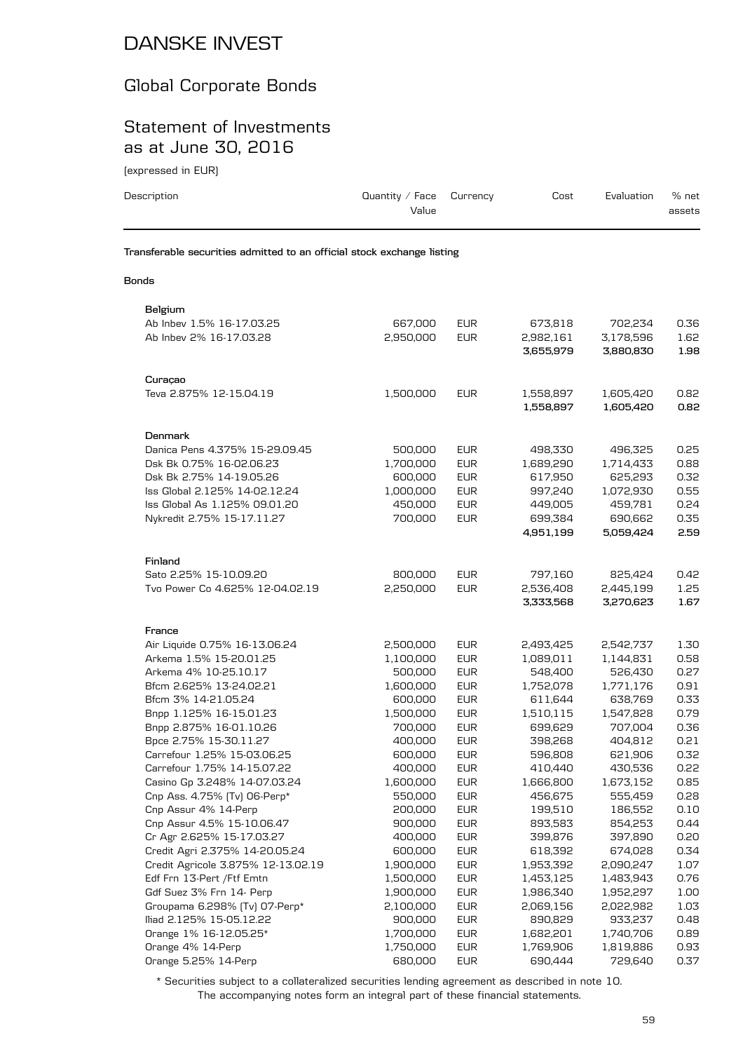# DANSKE INVEST

## Global Corporate Bonds

## Statement of Investments as at June 30, 2016

(expressed in EUR)

| Description | Quantity / Face Value | Currency | Cost | Evaluation | % net assets |
|---|---|---|---|---|---|
| **Transferable securities admitted to an official stock exchange listing** | | | | | |
| **Bonds** | | | | | |
| **Belgium** | | | | | |
| Ab Inbev 1.5% 16-17.03.25 | 667,000 | EUR | 673,818 | 702,234 | 0.36 |
| Ab Inbev 2% 16-17.03.28 | 2,950,000 | EUR | 2,982,161 | 3,178,596 | 1.62 |
| | | | **3,655,979** | **3,880,830** | **1.98** |
| **Curaçao** | | | | | |
| Teva 2.875% 12-15.04.19 | 1,500,000 | EUR | 1,558,897 | 1,605,420 | 0.82 |
| | | | **1,558,897** | **1,605,420** | **0.82** |
| **Denmark** | | | | | |
| Danica Pens 4.375% 15-29.09.45 | 500,000 | EUR | 498,330 | 496,325 | 0.25 |
| Dsk Bk 0.75% 16-02.06.23 | 1,700,000 | EUR | 1,689,290 | 1,714,433 | 0.88 |
| Dsk Bk 2.75% 14-19.05.26 | 600,000 | EUR | 617,950 | 625,293 | 0.32 |
| Iss Global 2.125% 14-02.12.24 | 1,000,000 | EUR | 997,240 | 1,072,930 | 0.55 |
| Iss Global As 1.125% 09.01.20 | 450,000 | EUR | 449,005 | 459,781 | 0.24 |
| Nykredit 2.75% 15-17.11.27 | 700,000 | EUR | 699,384 | 690,662 | 0.35 |
| | | | **4,951,199** | **5,059,424** | **2.59** |
| **Finland** | | | | | |
| Sato 2.25% 15-10.09.20 | 800,000 | EUR | 797,160 | 825,424 | 0.42 |
| Tvo Power Co 4.625% 12-04.02.19 | 2,250,000 | EUR | 2,536,408 | 2,445,199 | 1.25 |
| | | | **3,333,568** | **3,270,623** | **1.67** |
| **France** | | | | | |
| Air Liquide 0.75% 16-13.06.24 | 2,500,000 | EUR | 2,493,425 | 2,542,737 | 1.30 |
| Arkema 1.5% 15-20.01.25 | 1,100,000 | EUR | 1,089,011 | 1,144,831 | 0.58 |
| Arkema 4% 10-25.10.17 | 500,000 | EUR | 548,400 | 526,430 | 0.27 |
| Bfcm 2.625% 13-24.02.21 | 1,600,000 | EUR | 1,752,078 | 1,771,176 | 0.91 |
| Bfcm 3% 14-21.05.24 | 600,000 | EUR | 611,644 | 638,769 | 0.33 |
| Bnpp 1.125% 16-15.01.23 | 1,500,000 | EUR | 1,510,115 | 1,547,828 | 0.79 |
| Bnpp 2.875% 16-01.10.26 | 700,000 | EUR | 699,629 | 707,004 | 0.36 |
| Bpce 2.75% 15-30.11.27 | 400,000 | EUR | 398,268 | 404,812 | 0.21 |
| Carrefour 1.25% 15-03.06.25 | 600,000 | EUR | 596,808 | 621,906 | 0.32 |
| Carrefour 1.75% 14-15.07.22 | 400,000 | EUR | 410,440 | 430,536 | 0.22 |
| Casino Gp 3.248% 14-07.03.24 | 1,600,000 | EUR | 1,666,800 | 1,673,152 | 0.85 |
| Cnp Ass. 4.75% (Tv) 06-Perp* | 550,000 | EUR | 456,675 | 555,459 | 0.28 |
| Cnp Assur 4% 14-Perp | 200,000 | EUR | 199,510 | 186,552 | 0.10 |
| Cnp Assur 4.5% 15-10.06.47 | 900,000 | EUR | 893,583 | 854,253 | 0.44 |
| Cr Agr 2.625% 15-17.03.27 | 400,000 | EUR | 399,876 | 397,890 | 0.20 |
| Credit Agri 2.375% 14-20.05.24 | 600,000 | EUR | 618,392 | 674,028 | 0.34 |
| Credit Agricole 3.875% 12-13.02.19 | 1,900,000 | EUR | 1,953,392 | 2,090,247 | 1.07 |
| Edf Frn 13-Pert /Ftf Emtn | 1,500,000 | EUR | 1,453,125 | 1,483,943 | 0.76 |
| Gdf Suez 3% Frn 14- Perp | 1,900,000 | EUR | 1,986,340 | 1,952,297 | 1.00 |
| Groupama 6.298% (Tv) 07-Perp* | 2,100,000 | EUR | 2,069,156 | 2,022,982 | 1.03 |
| Iliad 2.125% 15-05.12.22 | 900,000 | EUR | 890,829 | 933,237 | 0.48 |
| Orange 1% 16-12.05.25* | 1,700,000 | EUR | 1,682,201 | 1,740,706 | 0.89 |
| Orange 4% 14-Perp | 1,750,000 | EUR | 1,769,906 | 1,819,886 | 0.93 |
| Orange 5.25% 14-Perp | 680,000 | EUR | 690,444 | 729,640 | 0.37 |

\* Securities subject to a collateralized securities lending agreement as described in note 10.

The accompanying notes form an integral part of these financial statements.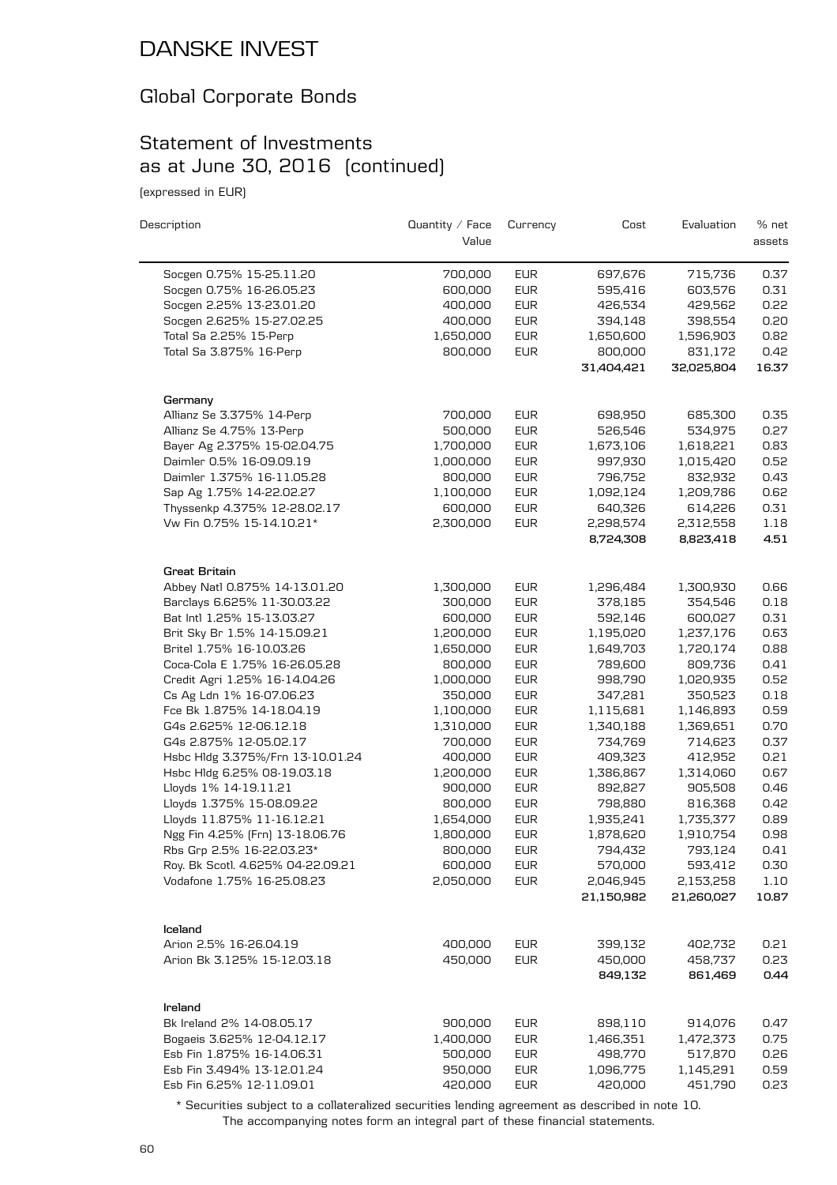# DANSKE INVEST

## Global Corporate Bonds

## Statement of Investments as at June 30, 2016 (continued)

(expressed in EUR)

| Description | Quantity / Face Value | Currency | Cost | Evaluation | % net assets |
|---|---|---|---|---|---|
| Socgen 0.75% 15-25.11.20 | 700,000 | EUR | 697,676 | 715,736 | 0.37 |
| Socgen 0.75% 16-26.05.23 | 600,000 | EUR | 595,416 | 603,576 | 0.31 |
| Socgen 2.25% 13-23.01.20 | 400,000 | EUR | 426,534 | 429,562 | 0.22 |
| Socgen 2.625% 15-27.02.25 | 400,000 | EUR | 394,148 | 398,554 | 0.20 |
| Total Sa 2.25% 15-Perp | 1,650,000 | EUR | 1,650,600 | 1,596,903 | 0.82 |
| Total Sa 3.875% 16-Perp | 800,000 | EUR | 800,000 | 831,172 | 0.42 |
| | | | **31,404,421** | **32,025,804** | **16.37** |
| **Germany** | | | | | |
| Allianz Se 3.375% 14-Perp | 700,000 | EUR | 698,950 | 685,300 | 0.35 |
| Allianz Se 4.75% 13-Perp | 500,000 | EUR | 526,546 | 534,975 | 0.27 |
| Bayer Ag 2.375% 15-02.04.75 | 1,700,000 | EUR | 1,673,106 | 1,618,221 | 0.83 |
| Daimler 0.5% 16-09.09.19 | 1,000,000 | EUR | 997,930 | 1,015,420 | 0.52 |
| Daimler 1.375% 16-11.05.28 | 800,000 | EUR | 796,752 | 832,932 | 0.43 |
| Sap Ag 1.75% 14-22.02.27 | 1,100,000 | EUR | 1,092,124 | 1,209,786 | 0.62 |
| Thyssenkp 4.375% 12-28.02.17 | 600,000 | EUR | 640,326 | 614,226 | 0.31 |
| Vw Fin 0.75% 15-14.10.21* | 2,300,000 | EUR | 2,298,574 | 2,312,558 | 1.18 |
| | | | **8,724,308** | **8,823,418** | **4.51** |
| **Great Britain** | | | | | |
| Abbey Natl 0.875% 14-13.01.20 | 1,300,000 | EUR | 1,296,484 | 1,300,930 | 0.66 |
| Barclays 6.625% 11-30.03.22 | 300,000 | EUR | 378,185 | 354,546 | 0.18 |
| Bat Intl 1.25% 15-13.03.27 | 600,000 | EUR | 592,146 | 600,027 | 0.31 |
| Brit Sky Br 1.5% 14-15.09.21 | 1,200,000 | EUR | 1,195,020 | 1,237,176 | 0.63 |
| Britel 1.75% 16-10.03.26 | 1,650,000 | EUR | 1,649,703 | 1,720,174 | 0.88 |
| Coca-Cola E 1.75% 16-26.05.28 | 800,000 | EUR | 789,600 | 809,736 | 0.41 |
| Credit Agri 1.25% 16-14.04.26 | 1,000,000 | EUR | 998,790 | 1,020,935 | 0.52 |
| Cs Ag Ldn 1% 16-07.06.23 | 350,000 | EUR | 347,281 | 350,523 | 0.18 |
| Fce Bk 1.875% 14-18.04.19 | 1,100,000 | EUR | 1,115,681 | 1,146,893 | 0.59 |
| G4s 2.625% 12-06.12.18 | 1,310,000 | EUR | 1,340,188 | 1,369,651 | 0.70 |
| G4s 2.875% 12-05.02.17 | 700,000 | EUR | 734,769 | 714,623 | 0.37 |
| Hsbc Hldg 3.375%/Frn 13-10.01.24 | 400,000 | EUR | 409,323 | 412,952 | 0.21 |
| Hsbc Hldg 6.25% 08-19.03.18 | 1,200,000 | EUR | 1,386,867 | 1,314,060 | 0.67 |
| Lloyds 1% 14-19.11.21 | 900,000 | EUR | 892,827 | 905,508 | 0.46 |
| Lloyds 1.375% 15-08.09.22 | 800,000 | EUR | 798,880 | 816,368 | 0.42 |
| Lloyds 11.875% 11-16.12.21 | 1,654,000 | EUR | 1,935,241 | 1,735,377 | 0.89 |
| Ngg Fin 4.25% (Frn) 13-18.06.76 | 1,800,000 | EUR | 1,878,620 | 1,910,754 | 0.98 |
| Rbs Grp 2.5% 16-22.03.23* | 800,000 | EUR | 794,432 | 793,124 | 0.41 |
| Roy. Bk Scotl. 4.625% 04-22.09.21 | 600,000 | EUR | 570,000 | 593,412 | 0.30 |
| Vodafone 1.75% 16-25.08.23 | 2,050,000 | EUR | 2,046,945 | 2,153,258 | 1.10 |
| | | | **21,150,982** | **21,260,027** | **10.87** |
| **Iceland** | | | | | |
| Arion 2.5% 16-26.04.19 | 400,000 | EUR | 399,132 | 402,732 | 0.21 |
| Arion Bk 3.125% 15-12.03.18 | 450,000 | EUR | 450,000 | 458,737 | 0.23 |
| | | | **849,132** | **861,469** | **0.44** |
| **Ireland** | | | | | |
| Bk Ireland 2% 14-08.05.17 | 900,000 | EUR | 898,110 | 914,076 | 0.47 |
| Bogaeis 3.625% 12-04.12.17 | 1,400,000 | EUR | 1,466,351 | 1,472,373 | 0.75 |
| Esb Fin 1.875% 16-14.06.31 | 500,000 | EUR | 498,770 | 517,870 | 0.26 |
| Esb Fin 3.494% 13-12.01.24 | 950,000 | EUR | 1,096,775 | 1,145,291 | 0.59 |
| Esb Fin 6.25% 12-11.09.01 | 420,000 | EUR | 420,000 | 451,790 | 0.23 |

\* Securities subject to a collateralized securities lending agreement as described in note 10.

The accompanying notes form an integral part of these financial statements.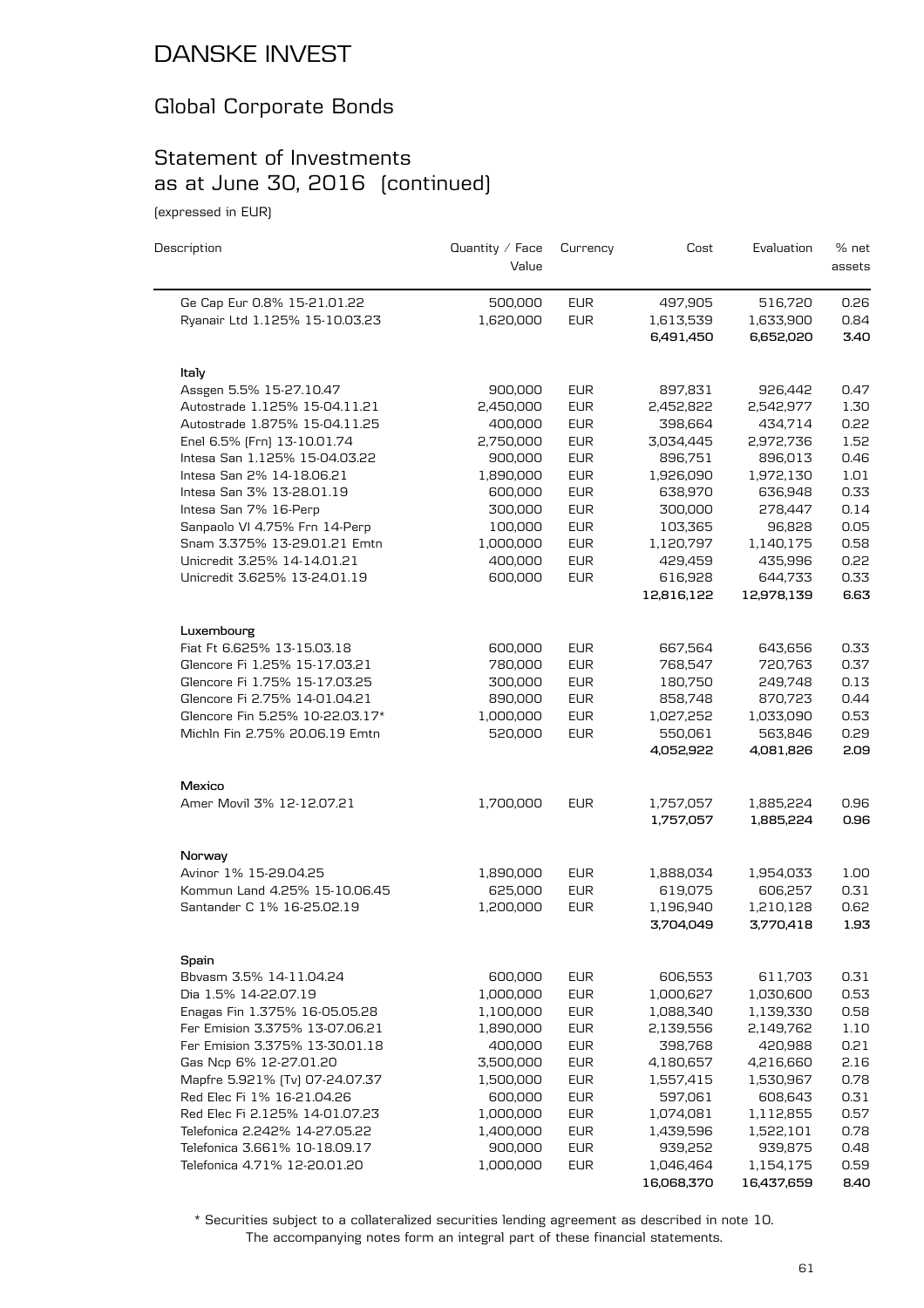# DANSKE INVEST

## Global Corporate Bonds

## Statement of Investments as at June 30, 2016 (continued)

(expressed in EUR)

| Description | Quantity / Face Value | Currency | Cost | Evaluation | % net assets |
|---|---|---|---|---|---|
| Ge Cap Eur 0.8% 15-21.01.22 | 500,000 | EUR | 497,905 | 516,720 | 0.26 |
| Ryanair Ltd 1.125% 15-10.03.23 | 1,620,000 | EUR | 1,613,539 | 1,633,900 | 0.84 |
| | | | **6,491,450** | **6,652,020** | **3.40** |
| **Italy** | | | | | |
| Assgen 5.5% 15-27.10.47 | 900,000 | EUR | 897,831 | 926,442 | 0.47 |
| Autostrade 1.125% 15-04.11.21 | 2,450,000 | EUR | 2,452,822 | 2,542,977 | 1.30 |
| Autostrade 1.875% 15-04.11.25 | 400,000 | EUR | 398,664 | 434,714 | 0.22 |
| Enel 6.5% (Frn) 13-10.01.74 | 2,750,000 | EUR | 3,034,445 | 2,972,736 | 1.52 |
| Intesa San 1.125% 15-04.03.22 | 900,000 | EUR | 896,751 | 896,013 | 0.46 |
| Intesa San 2% 14-18.06.21 | 1,890,000 | EUR | 1,926,090 | 1,972,130 | 1.01 |
| Intesa San 3% 13-28.01.19 | 600,000 | EUR | 638,970 | 636,948 | 0.33 |
| Intesa San 7% 16-Perp | 300,000 | EUR | 300,000 | 278,447 | 0.14 |
| Sanpaolo VI 4.75% Frn 14-Perp | 100,000 | EUR | 103,365 | 96,828 | 0.05 |
| Snam 3.375% 13-29.01.21 Emtn | 1,000,000 | EUR | 1,120,797 | 1,140,175 | 0.58 |
| Unicredit 3.25% 14-14.01.21 | 400,000 | EUR | 429,459 | 435,996 | 0.22 |
| Unicredit 3.625% 13-24.01.19 | 600,000 | EUR | 616,928 | 644,733 | 0.33 |
| | | | **12,816,122** | **12,978,139** | **6.63** |
| **Luxembourg** | | | | | |
| Fiat Ft 6.625% 13-15.03.18 | 600,000 | EUR | 667,564 | 643,656 | 0.33 |
| Glencore Fi 1.25% 15-17.03.21 | 780,000 | EUR | 768,547 | 720,763 | 0.37 |
| Glencore Fi 1.75% 15-17.03.25 | 300,000 | EUR | 180,750 | 249,748 | 0.13 |
| Glencore Fi 2.75% 14-01.04.21 | 890,000 | EUR | 858,748 | 870,723 | 0.44 |
| Glencore Fin 5.25% 10-22.03.17* | 1,000,000 | EUR | 1,027,252 | 1,033,090 | 0.53 |
| Michln Fin 2.75% 20.06.19 Emtn | 520,000 | EUR | 550,061 | 563,846 | 0.29 |
| | | | **4,052,922** | **4,081,826** | **2.09** |
| **Mexico** | | | | | |
| Amer Movil 3% 12-12.07.21 | 1,700,000 | EUR | 1,757,057 | 1,885,224 | 0.96 |
| | | | **1,757,057** | **1,885,224** | **0.96** |
| **Norway** | | | | | |
| Avinor 1% 15-29.04.25 | 1,890,000 | EUR | 1,888,034 | 1,954,033 | 1.00 |
| Kommun Land 4.25% 15-10.06.45 | 625,000 | EUR | 619,075 | 606,257 | 0.31 |
| Santander C 1% 16-25.02.19 | 1,200,000 | EUR | 1,196,940 | 1,210,128 | 0.62 |
| | | | **3,704,049** | **3,770,418** | **1.93** |
| **Spain** | | | | | |
| Bbvasm 3.5% 14-11.04.24 | 600,000 | EUR | 606,553 | 611,703 | 0.31 |
| Dia 1.5% 14-22.07.19 | 1,000,000 | EUR | 1,000,627 | 1,030,600 | 0.53 |
| Enagas Fin 1.375% 16-05.05.28 | 1,100,000 | EUR | 1,088,340 | 1,139,330 | 0.58 |
| Fer Emision 3.375% 13-07.06.21 | 1,890,000 | EUR | 2,139,556 | 2,149,762 | 1.10 |
| Fer Emision 3.375% 13-30.01.18 | 400,000 | EUR | 398,768 | 420,988 | 0.21 |
| Gas Ncp 6% 12-27.01.20 | 3,500,000 | EUR | 4,180,657 | 4,216,660 | 2.16 |
| Mapfre 5.921% (Tv) 07-24.07.37 | 1,500,000 | EUR | 1,557,415 | 1,530,967 | 0.78 |
| Red Elec Fi 1% 16-21.04.26 | 600,000 | EUR | 597,061 | 608,643 | 0.31 |
| Red Elec Fi 2.125% 14-01.07.23 | 1,000,000 | EUR | 1,074,081 | 1,112,855 | 0.57 |
| Telefonica 2.242% 14-27.05.22 | 1,400,000 | EUR | 1,439,596 | 1,522,101 | 0.78 |
| Telefonica 3.661% 10-18.09.17 | 900,000 | EUR | 939,252 | 939,875 | 0.48 |
| Telefonica 4.71% 12-20.01.20 | 1,000,000 | EUR | 1,046,464 | 1,154,175 | 0.59 |
| | | | **16,068,370** | **16,437,659** | **8.40** |

* Securities subject to a collateralized securities lending agreement as described in note 10.

The accompanying notes form an integral part of these financial statements.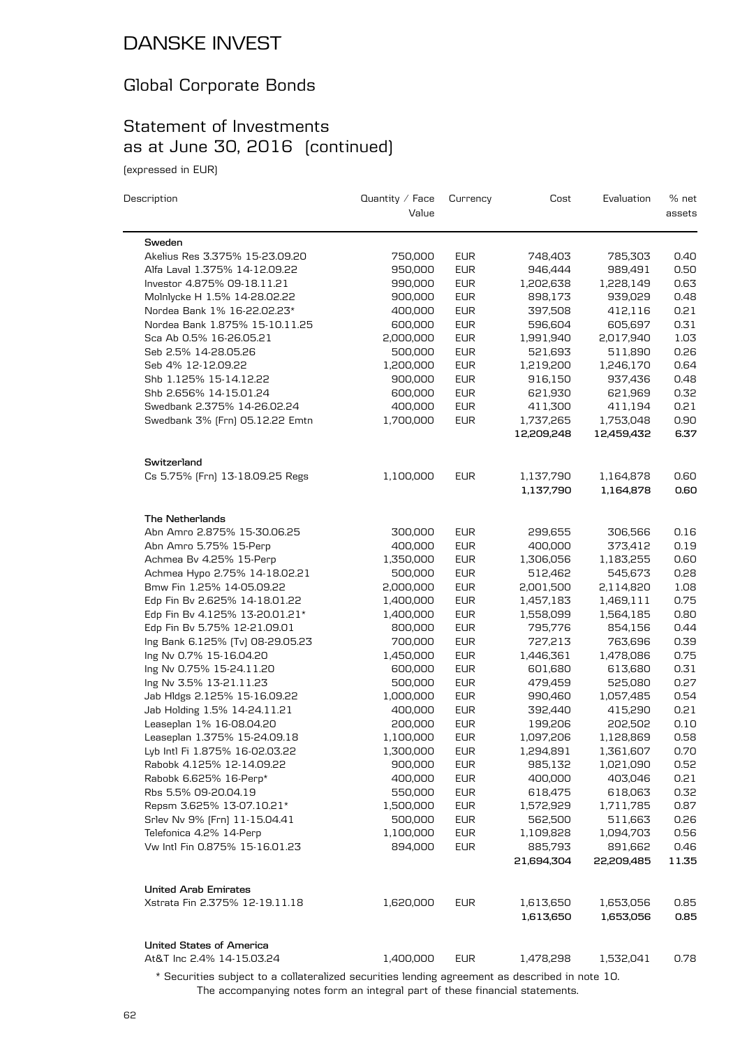# DANSKE INVEST

## Global Corporate Bonds

## Statement of Investments as at June 30, 2016 (continued)

(expressed in EUR)

| Description | Quantity / Face Value | Currency | Cost | Evaluation | % net assets |
|---|---|---|---|---|---|
| **Sweden** | | | | | |
| Akelius Res 3.375% 15-23.09.20 | 750,000 | EUR | 748,403 | 785,303 | 0.40 |
| Alfa Laval 1.375% 14-12.09.22 | 950,000 | EUR | 946,444 | 989,491 | 0.50 |
| Investor 4.875% 09-18.11.21 | 990,000 | EUR | 1,202,638 | 1,228,149 | 0.63 |
| Molnlycke H 1.5% 14-28.02.22 | 900,000 | EUR | 898,173 | 939,029 | 0.48 |
| Nordea Bank 1% 16-22.02.23* | 400,000 | EUR | 397,508 | 412,116 | 0.21 |
| Nordea Bank 1.875% 15-10.11.25 | 600,000 | EUR | 596,604 | 605,697 | 0.31 |
| Sca Ab 0.5% 16-26.05.21 | 2,000,000 | EUR | 1,991,940 | 2,017,940 | 1.03 |
| Seb 2.5% 14-28.05.26 | 500,000 | EUR | 521,693 | 511,890 | 0.26 |
| Seb 4% 12-12.09.22 | 1,200,000 | EUR | 1,219,200 | 1,246,170 | 0.64 |
| Shb 1.125% 15-14.12.22 | 900,000 | EUR | 916,150 | 937,436 | 0.48 |
| Shb 2.656% 14-15.01.24 | 600,000 | EUR | 621,930 | 621,969 | 0.32 |
| Swedbank 2.375% 14-26.02.24 | 400,000 | EUR | 411,300 | 411,194 | 0.21 |
| Swedbank 3% (Frn) 05.12.22 Emtn | 1,700,000 | EUR | 1,737,265 | 1,753,048 | 0.90 |
| | | | **12,209,248** | **12,459,432** | **6.37** |
| **Switzerland** | | | | | |
| Cs 5.75% (Frn) 13-18.09.25 Regs | 1,100,000 | EUR | 1,137,790 | 1,164,878 | 0.60 |
| | | | **1,137,790** | **1,164,878** | **0.60** |
| **The Netherlands** | | | | | |
| Abn Amro 2.875% 15-30.06.25 | 300,000 | EUR | 299,655 | 306,566 | 0.16 |
| Abn Amro 5.75% 15-Perp | 400,000 | EUR | 400,000 | 373,412 | 0.19 |
| Achmea Bv 4.25% 15-Perp | 1,350,000 | EUR | 1,306,056 | 1,183,255 | 0.60 |
| Achmea Hypo 2.75% 14-18.02.21 | 500,000 | EUR | 512,462 | 545,673 | 0.28 |
| Bmw Fin 1.25% 14-05.09.22 | 2,000,000 | EUR | 2,001,500 | 2,114,820 | 1.08 |
| Edp Fin Bv 2.625% 14-18.01.22 | 1,400,000 | EUR | 1,457,183 | 1,469,111 | 0.75 |
| Edp Fin Bv 4.125% 13-20.01.21* | 1,400,000 | EUR | 1,558,099 | 1,564,185 | 0.80 |
| Edp Fin Bv 5.75% 12-21.09.01 | 800,000 | EUR | 795,776 | 854,156 | 0.44 |
| Ing Bank 6.125% (Tv) 08-29.05.23 | 700,000 | EUR | 727,213 | 763,696 | 0.39 |
| Ing Nv 0.7% 15-16.04.20 | 1,450,000 | EUR | 1,446,361 | 1,478,086 | 0.75 |
| Ing Nv 0.75% 15-24.11.20 | 600,000 | EUR | 601,680 | 613,680 | 0.31 |
| Ing Nv 3.5% 13-21.11.23 | 500,000 | EUR | 479,459 | 525,080 | 0.27 |
| Jab Hldgs 2.125% 15-16.09.22 | 1,000,000 | EUR | 990,460 | 1,057,485 | 0.54 |
| Jab Holding 1.5% 14-24.11.21 | 400,000 | EUR | 392,440 | 415,290 | 0.21 |
| Leaseplan 1% 16-08.04.20 | 200,000 | EUR | 199,206 | 202,502 | 0.10 |
| Leaseplan 1.375% 15-24.09.18 | 1,100,000 | EUR | 1,097,206 | 1,128,869 | 0.58 |
| Lyb Intl Fi 1.875% 16-02.03.22 | 1,300,000 | EUR | 1,294,891 | 1,361,607 | 0.70 |
| Rabobk 4.125% 12-14.09.22 | 900,000 | EUR | 985,132 | 1,021,090 | 0.52 |
| Rabobk 6.625% 16-Perp* | 400,000 | EUR | 400,000 | 403,046 | 0.21 |
| Rbs 5.5% 09-20.04.19 | 550,000 | EUR | 618,475 | 618,063 | 0.32 |
| Repsm 3.625% 13-07.10.21* | 1,500,000 | EUR | 1,572,929 | 1,711,785 | 0.87 |
| Srlev Nv 9% (Frn) 11-15.04.41 | 500,000 | EUR | 562,500 | 511,663 | 0.26 |
| Telefonica 4.2% 14-Perp | 1,100,000 | EUR | 1,109,828 | 1,094,703 | 0.56 |
| Vw Intl Fin 0.875% 15-16.01.23 | 894,000 | EUR | 885,793 | 891,662 | 0.46 |
| | | | **21,694,304** | **22,209,485** | **11.35** |
| **United Arab Emirates** | | | | | |
| Xstrata Fin 2.375% 12-19.11.18 | 1,620,000 | EUR | 1,613,650 | 1,653,056 | 0.85 |
| | | | **1,613,650** | **1,653,056** | **0.85** |
| **United States of America** | | | | | |
| At&T Inc 2.4% 14-15.03.24 | 1,400,000 | EUR | 1,478,298 | 1,532,041 | 0.78 |

* Securities subject to a collateralized securities lending agreement as described in note 10.

The accompanying notes form an integral part of these financial statements.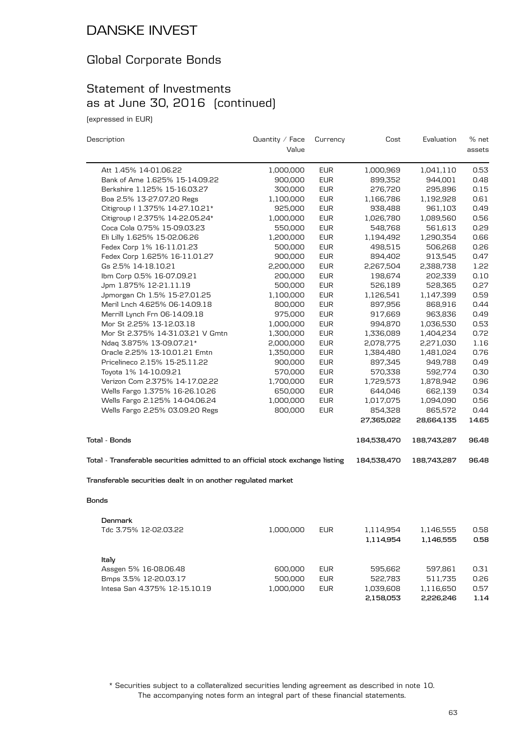# DANSKE INVEST

## Global Corporate Bonds

## Statement of Investments as at June 30, 2016 (continued)

(expressed in EUR)

| Description | Quantity / Face Value | Currency | Cost | Evaluation | % net assets |
|---|---|---|---|---|---|
| Att 1.45% 14-01.06.22 | 1,000,000 | EUR | 1,000,969 | 1,041,110 | 0.53 |
| Bank of Ame 1.625% 15-14.09.22 | 900,000 | EUR | 899,352 | 944,001 | 0.48 |
| Berkshire 1.125% 15-16.03.27 | 300,000 | EUR | 276,720 | 295,896 | 0.15 |
| Boa 2.5% 13-27.07.20 Regs | 1,100,000 | EUR | 1,166,786 | 1,192,928 | 0.61 |
| Citigroup I 1.375% 14-27.10.21* | 925,000 | EUR | 938,488 | 961,103 | 0.49 |
| Citigroup I 2.375% 14-22.05.24* | 1,000,000 | EUR | 1,026,780 | 1,089,560 | 0.56 |
| Coca Cola 0.75% 15-09.03.23 | 550,000 | EUR | 548,768 | 561,613 | 0.29 |
| Eli Lilly 1.625% 15-02.06.26 | 1,200,000 | EUR | 1,194,492 | 1,290,354 | 0.66 |
| Fedex Corp 1% 16-11.01.23 | 500,000 | EUR | 498,515 | 506,268 | 0.26 |
| Fedex Corp 1.625% 16-11.01.27 | 900,000 | EUR | 894,402 | 913,545 | 0.47 |
| Gs 2.5% 14-18.10.21 | 2,200,000 | EUR | 2,267,504 | 2,388,738 | 1.22 |
| Ibm Corp 0.5% 16-07.09.21 | 200,000 | EUR | 198,674 | 202,339 | 0.10 |
| Jpm 1.875% 12-21.11.19 | 500,000 | EUR | 526,189 | 528,365 | 0.27 |
| Jpmorgan Ch 1.5% 15-27.01.25 | 1,100,000 | EUR | 1,126,541 | 1,147,399 | 0.59 |
| Meril Lnch 4.625% 06-14.09.18 | 800,000 | EUR | 897,956 | 868,916 | 0.44 |
| Merrill Lynch Frn 06-14.09.18 | 975,000 | EUR | 917,669 | 963,836 | 0.49 |
| Mor St 2.25% 13-12.03.18 | 1,000,000 | EUR | 994,870 | 1,036,530 | 0.53 |
| Mor St 2.375% 14-31.03.21 V Gmtn | 1,300,000 | EUR | 1,336,089 | 1,404,234 | 0.72 |
| Ndaq 3.875% 13-09.07.21* | 2,000,000 | EUR | 2,078,775 | 2,271,030 | 1.16 |
| Oracle 2.25% 13-10.01.21 Emtn | 1,350,000 | EUR | 1,384,480 | 1,481,024 | 0.76 |
| Pricelineco 2.15% 15-25.11.22 | 900,000 | EUR | 897,345 | 949,788 | 0.49 |
| Toyota 1% 14-10.09.21 | 570,000 | EUR | 570,338 | 592,774 | 0.30 |
| Verizon Com 2.375% 14-17.02.22 | 1,700,000 | EUR | 1,729,573 | 1,878,942 | 0.96 |
| Wells Fargo 1.375% 16-26.10.26 | 650,000 | EUR | 644,046 | 662,139 | 0.34 |
| Wells Fargo 2.125% 14-04.06.24 | 1,000,000 | EUR | 1,017,075 | 1,094,090 | 0.56 |
| Wells Fargo 2.25% 03.09.20 Regs | 800,000 | EUR | 854,328 | 865,572 | 0.44 |
| | | | **27,365,022** | **28,664,135** | **14.65** |
| **Total - Bonds** | | | **184,538,470** | **188,743,287** | **96.48** |
| **Total - Transferable securities admitted to an official stock exchange listing** | | | **184,538,470** | **188,743,287** | **96.48** |
| **Transferable securities dealt in on another regulated market** | | | | | |
| **Bonds** | | | | | |
| **Denmark** | | | | | |
| Tdc 3.75% 12-02.03.22 | 1,000,000 | EUR | 1,114,954 | 1,146,555 | 0.58 |
| | | | **1,114,954** | **1,146,555** | **0.58** |
| **Italy** | | | | | |
| Assgen 5% 16-08.06.48 | 600,000 | EUR | 595,662 | 597,861 | 0.31 |
| Bmps 3.5% 12-20.03.17 | 500,000 | EUR | 522,783 | 511,735 | 0.26 |
| Intesa San 4.375% 12-15.10.19 | 1,000,000 | EUR | 1,039,608 | 1,116,650 | 0.57 |
| | | | **2,158,053** | **2,226,246** | **1.14** |

\* Securities subject to a collateralized securities lending agreement as described in note 10.
The accompanying notes form an integral part of these financial statements.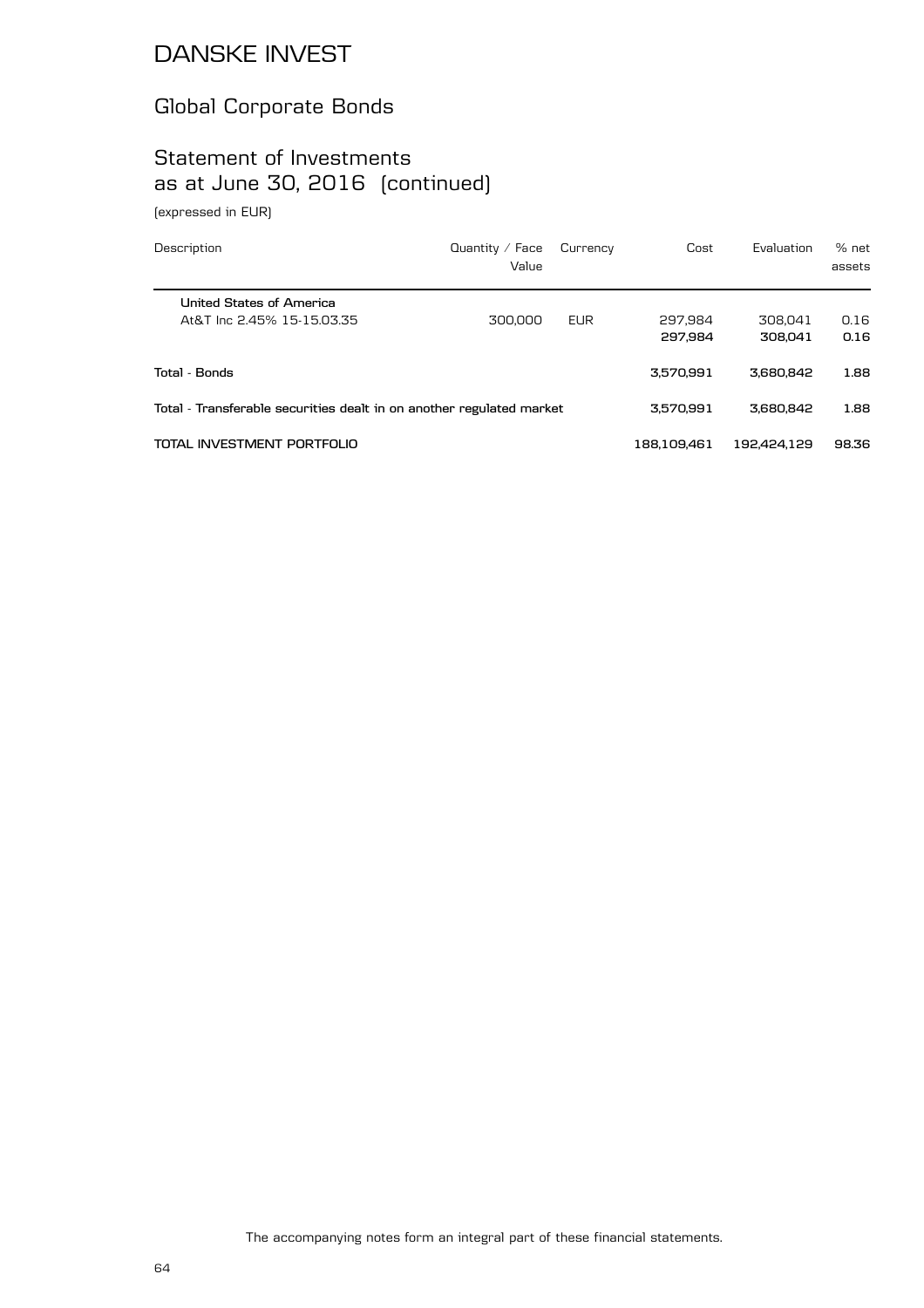# DANSKE INVEST

## Global Corporate Bonds

## Statement of Investments as at June 30, 2016 (continued)

(expressed in EUR)

| Description | Quantity / Face Value | Currency | Cost | Evaluation | % net assets |
|---|---|---|---|---|---|
| **United States of America** | | | | | |
| At&T Inc 2.45% 15-15.03.35 | 300,000 | EUR | 297,984 | 308,041 | 0.16 |
| | | | **297,984** | **308,041** | **0.16** |
| **Total - Bonds** | | | **3,570,991** | **3,680,842** | **1.88** |
| **Total - Transferable securities dealt in on another regulated market** | | | **3,570,991** | **3,680,842** | **1.88** |
| **TOTAL INVESTMENT PORTFOLIO** | | | **188,109,461** | **192,424,129** | **98.36** |

The accompanying notes form an integral part of these financial statements.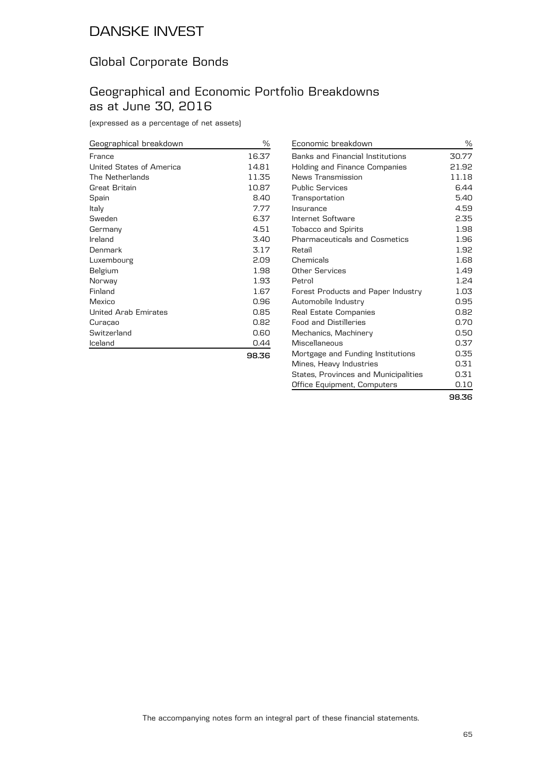# DANSKE INVEST

## Global Corporate Bonds

## Geographical and Economic Portfolio Breakdowns as at June 30, 2016

(expressed as a percentage of net assets)

| Geographical breakdown | % |
| --- | --- |
| France | 16.37 |
| United States of America | 14.81 |
| The Netherlands | 11.35 |
| Great Britain | 10.87 |
| Spain | 8.40 |
| Italy | 7.77 |
| Sweden | 6.37 |
| Germany | 4.51 |
| Ireland | 3.40 |
| Denmark | 3.17 |
| Luxembourg | 2.09 |
| Belgium | 1.98 |
| Norway | 1.93 |
| Finland | 1.67 |
| Mexico | 0.96 |
| United Arab Emirates | 0.85 |
| Curaçao | 0.82 |
| Switzerland | 0.60 |
| Iceland | 0.44 |
| | **98.36** |

| Economic breakdown | % |
| --- | --- |
| Banks and Financial Institutions | 30.77 |
| Holding and Finance Companies | 21.92 |
| News Transmission | 11.18 |
| Public Services | 6.44 |
| Transportation | 5.40 |
| Insurance | 4.59 |
| Internet Software | 2.35 |
| Tobacco and Spirits | 1.98 |
| Pharmaceuticals and Cosmetics | 1.96 |
| Retail | 1.92 |
| Chemicals | 1.68 |
| Other Services | 1.49 |
| Petrol | 1.24 |
| Forest Products and Paper Industry | 1.03 |
| Automobile Industry | 0.95 |
| Real Estate Companies | 0.82 |
| Food and Distilleries | 0.70 |
| Mechanics, Machinery | 0.50 |
| Miscellaneous | 0.37 |
| Mortgage and Funding Institutions | 0.35 |
| Mines, Heavy Industries | 0.31 |
| States, Provinces and Municipalities | 0.31 |
| Office Equipment, Computers | 0.10 |
| | **98.36** |

The accompanying notes form an integral part of these financial statements.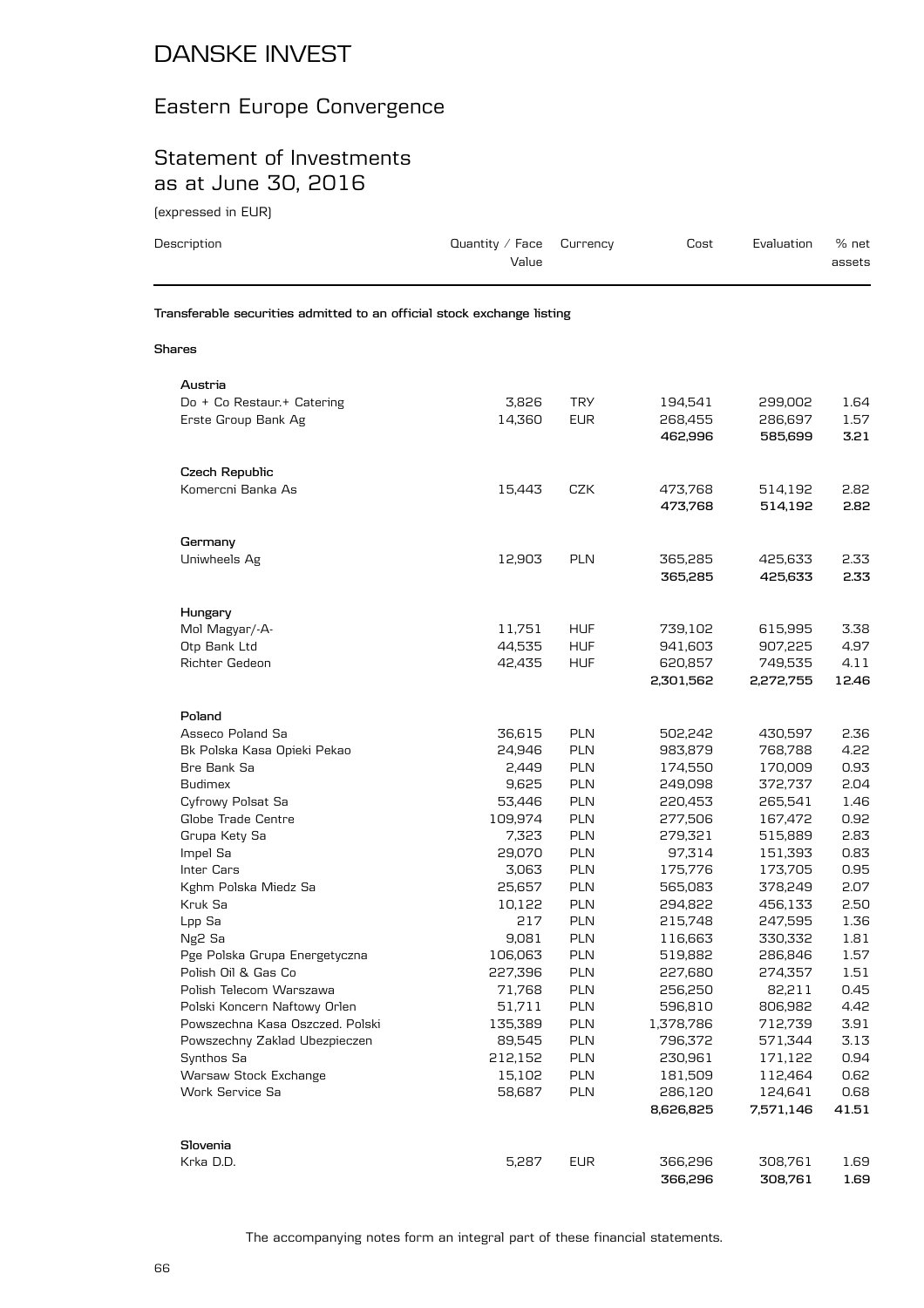# DANSKE INVEST

## Eastern Europe Convergence

## Statement of Investments as at June 30, 2016

(expressed in EUR)

| Description | Quantity / Face Value | Currency | Cost | Evaluation | % net assets |
|---|---|---|---|---|---|
| **Transferable securities admitted to an official stock exchange listing** | | | | | |
| **Shares** | | | | | |
| **Austria** | | | | | |
| Do + Co Restaur.+ Catering | 3,826 | TRY | 194,541 | 299,002 | 1.64 |
| Erste Group Bank Ag | 14,360 | EUR | 268,455 | 286,697 | 1.57 |
| | | | **462,996** | **585,699** | **3.21** |
| **Czech Republic** | | | | | |
| Komercni Banka As | 15,443 | CZK | 473,768 | 514,192 | 2.82 |
| | | | **473,768** | **514,192** | **2.82** |
| **Germany** | | | | | |
| Uniwheels Ag | 12,903 | PLN | 365,285 | 425,633 | 2.33 |
| | | | **365,285** | **425,633** | **2.33** |
| **Hungary** | | | | | |
| Mol Magyar/-A- | 11,751 | HUF | 739,102 | 615,995 | 3.38 |
| Otp Bank Ltd | 44,535 | HUF | 941,603 | 907,225 | 4.97 |
| Richter Gedeon | 42,435 | HUF | 620,857 | 749,535 | 4.11 |
| | | | **2,301,562** | **2,272,755** | **12.46** |
| **Poland** | | | | | |
| Asseco Poland Sa | 36,615 | PLN | 502,242 | 430,597 | 2.36 |
| Bk Polska Kasa Opieki Pekao | 24,946 | PLN | 983,879 | 768,788 | 4.22 |
| Bre Bank Sa | 2,449 | PLN | 174,550 | 170,009 | 0.93 |
| Budimex | 9,625 | PLN | 249,098 | 372,737 | 2.04 |
| Cyfrowy Polsat Sa | 53,446 | PLN | 220,453 | 265,541 | 1.46 |
| Globe Trade Centre | 109,974 | PLN | 277,506 | 167,472 | 0.92 |
| Grupa Kety Sa | 7,323 | PLN | 279,321 | 515,889 | 2.83 |
| Impel Sa | 29,070 | PLN | 97,314 | 151,393 | 0.83 |
| Inter Cars | 3,063 | PLN | 175,776 | 173,705 | 0.95 |
| Kghm Polska Miedz Sa | 25,657 | PLN | 565,083 | 378,249 | 2.07 |
| Kruk Sa | 10,122 | PLN | 294,822 | 456,133 | 2.50 |
| Lpp Sa | 217 | PLN | 215,748 | 247,595 | 1.36 |
| Ng2 Sa | 9,081 | PLN | 116,663 | 330,332 | 1.81 |
| Pge Polska Grupa Energetyczna | 106,063 | PLN | 519,882 | 286,846 | 1.57 |
| Polish Oil & Gas Co | 227,396 | PLN | 227,680 | 274,357 | 1.51 |
| Polish Telecom Warszawa | 71,768 | PLN | 256,250 | 82,211 | 0.45 |
| Polski Koncern Naftowy Orlen | 51,711 | PLN | 596,810 | 806,982 | 4.42 |
| Powszechna Kasa Oszczed. Polski | 135,389 | PLN | 1,378,786 | 712,739 | 3.91 |
| Powszechny Zaklad Ubezpieczen | 89,545 | PLN | 796,372 | 571,344 | 3.13 |
| Synthos Sa | 212,152 | PLN | 230,961 | 171,122 | 0.94 |
| Warsaw Stock Exchange | 15,102 | PLN | 181,509 | 112,464 | 0.62 |
| Work Service Sa | 58,687 | PLN | 286,120 | 124,641 | 0.68 |
| | | | **8,626,825** | **7,571,146** | **41.51** |
| **Slovenia** | | | | | |
| Krka D.D. | 5,287 | EUR | 366,296 | 308,761 | 1.69 |
| | | | **366,296** | **308,761** | **1.69** |

The accompanying notes form an integral part of these financial statements.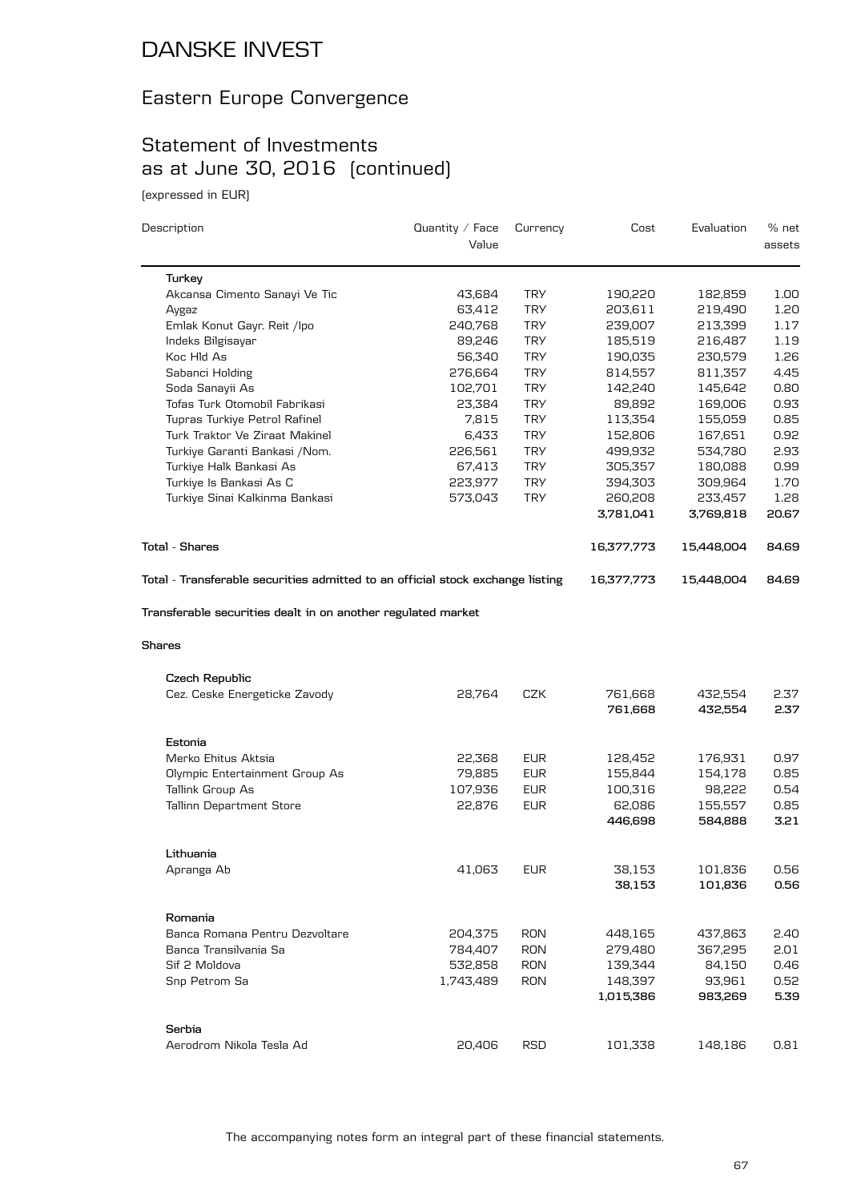# DANSKE INVEST

## Eastern Europe Convergence

## Statement of Investments as at June 30, 2016 (continued)

(expressed in EUR)

| Description | Quantity / Face Value | Currency | Cost | Evaluation | % net assets |
|---|---|---|---|---|---|
| **Turkey** | | | | | |
| Akcansa Cimento Sanayi Ve Tic | 43,684 | TRY | 190,220 | 182,859 | 1.00 |
| Aygaz | 63,412 | TRY | 203,611 | 219,490 | 1.20 |
| Emlak Konut Gayr. Reit /Ipo | 240,768 | TRY | 239,007 | 213,399 | 1.17 |
| Indeks Bilgisayar | 89,246 | TRY | 185,519 | 216,487 | 1.19 |
| Koc Hld As | 56,340 | TRY | 190,035 | 230,579 | 1.26 |
| Sabanci Holding | 276,664 | TRY | 814,557 | 811,357 | 4.45 |
| Soda Sanayii As | 102,701 | TRY | 142,240 | 145,642 | 0.80 |
| Tofas Turk Otomobil Fabrikasi | 23,384 | TRY | 89,892 | 169,006 | 0.93 |
| Tupras Turkiye Petrol Rafinel | 7,815 | TRY | 113,354 | 155,059 | 0.85 |
| Turk Traktor Ve Ziraat Makinel | 6,433 | TRY | 152,806 | 167,651 | 0.92 |
| Turkiye Garanti Bankasi /Nom. | 226,561 | TRY | 499,932 | 534,780 | 2.93 |
| Turkiye Halk Bankasi As | 67,413 | TRY | 305,357 | 180,088 | 0.99 |
| Turkiye Is Bankasi As C | 223,977 | TRY | 394,303 | 309,964 | 1.70 |
| Turkiye Sinai Kalkinma Bankasi | 573,043 | TRY | 260,208 | 233,457 | 1.28 |
| | | | **3,781,041** | **3,769,818** | **20.67** |
| **Total - Shares** | | | **16,377,773** | **15,448,004** | **84.69** |
| **Total - Transferable securities admitted to an official stock exchange listing** | | | **16,377,773** | **15,448,004** | **84.69** |
| **Transferable securities dealt in on another regulated market** | | | | | |
| **Shares** | | | | | |
| **Czech Republic** | | | | | |
| Cez. Ceske Energeticke Zavody | 28,764 | CZK | 761,668 | 432,554 | 2.37 |
| | | | **761,668** | **432,554** | **2.37** |
| **Estonia** | | | | | |
| Merko Ehitus Aktsia | 22,368 | EUR | 128,452 | 176,931 | 0.97 |
| Olympic Entertainment Group As | 79,885 | EUR | 155,844 | 154,178 | 0.85 |
| Tallink Group As | 107,936 | EUR | 100,316 | 98,222 | 0.54 |
| Tallinn Department Store | 22,876 | EUR | 62,086 | 155,557 | 0.85 |
| | | | **446,698** | **584,888** | **3.21** |
| **Lithuania** | | | | | |
| Apranga Ab | 41,063 | EUR | 38,153 | 101,836 | 0.56 |
| | | | **38,153** | **101,836** | **0.56** |
| **Romania** | | | | | |
| Banca Romana Pentru Dezvoltare | 204,375 | RON | 448,165 | 437,863 | 2.40 |
| Banca Transilvania Sa | 784,407 | RON | 279,480 | 367,295 | 2.01 |
| Sif 2 Moldova | 532,858 | RON | 139,344 | 84,150 | 0.46 |
| Snp Petrom Sa | 1,743,489 | RON | 148,397 | 93,961 | 0.52 |
| | | | **1,015,386** | **983,269** | **5.39** |
| **Serbia** | | | | | |
| Aerodrom Nikola Tesla Ad | 20,406 | RSD | 101,338 | 148,186 | 0.81 |

The accompanying notes form an integral part of these financial statements.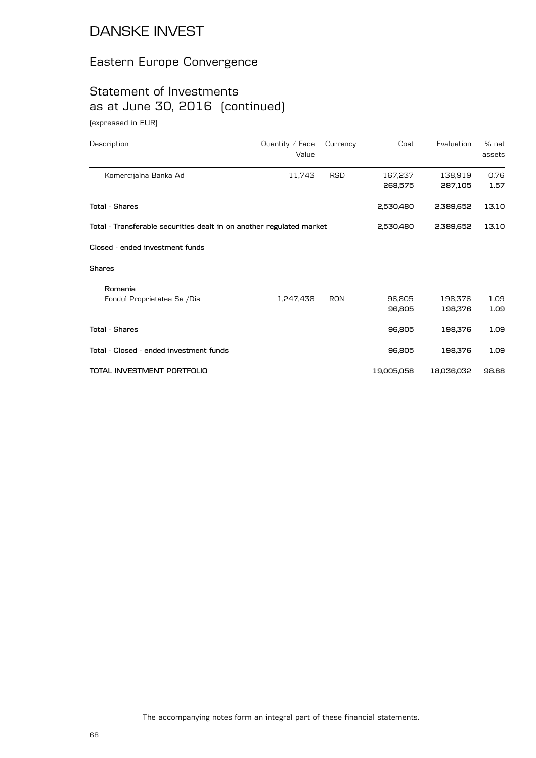# DANSKE INVEST

## Eastern Europe Convergence

## Statement of Investments as at June 30, 2016 (continued)

(expressed in EUR)

| Description | Quantity / Face Value | Currency | Cost | Evaluation | % net assets |
|---|---|---|---|---|---|
| Komercijalna Banka Ad | 11,743 | RSD | 167,237 | 138,919 | 0.76 |
| | | | **268,575** | **287,105** | **1.57** |
| **Total - Shares** | | | **2,530,480** | **2,389,652** | **13.10** |
| **Total - Transferable securities dealt in on another regulated market** | | | **2,530,480** | **2,389,652** | **13.10** |
| **Closed - ended investment funds** | | | | | |
| **Shares** | | | | | |
| **Romania** | | | | | |
| Fondul Proprietatea Sa /Dis | 1,247,438 | RON | 96,805 | 198,376 | 1.09 |
| | | | **96,805** | **198,376** | **1.09** |
| **Total - Shares** | | | **96,805** | **198,376** | **1.09** |
| **Total - Closed - ended investment funds** | | | **96,805** | **198,376** | **1.09** |
| **TOTAL INVESTMENT PORTFOLIO** | | | **19,005,058** | **18,036,032** | **98.88** |

The accompanying notes form an integral part of these financial statements.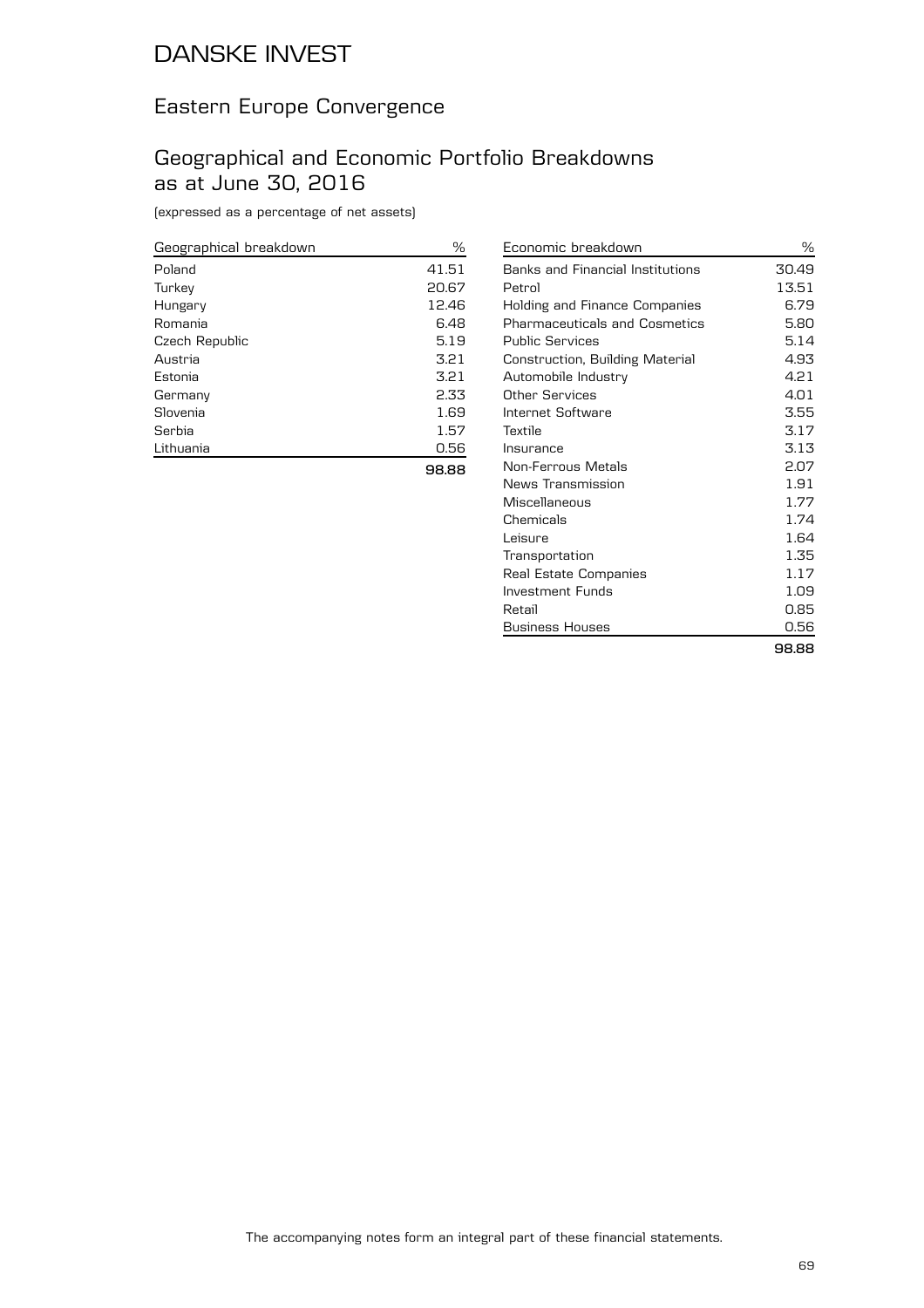# DANSKE INVEST

## Eastern Europe Convergence

## Geographical and Economic Portfolio Breakdowns as at June 30, 2016

(expressed as a percentage of net assets)

| Geographical breakdown | % |
|---|---|
| Poland | 41.51 |
| Turkey | 20.67 |
| Hungary | 12.46 |
| Romania | 6.48 |
| Czech Republic | 5.19 |
| Austria | 3.21 |
| Estonia | 3.21 |
| Germany | 2.33 |
| Slovenia | 1.69 |
| Serbia | 1.57 |
| Lithuania | 0.56 |
| | **98.88** |

| Economic breakdown | % |
|---|---|
| Banks and Financial Institutions | 30.49 |
| Petrol | 13.51 |
| Holding and Finance Companies | 6.79 |
| Pharmaceuticals and Cosmetics | 5.80 |
| Public Services | 5.14 |
| Construction, Building Material | 4.93 |
| Automobile Industry | 4.21 |
| Other Services | 4.01 |
| Internet Software | 3.55 |
| Textile | 3.17 |
| Insurance | 3.13 |
| Non-Ferrous Metals | 2.07 |
| News Transmission | 1.91 |
| Miscellaneous | 1.77 |
| Chemicals | 1.74 |
| Leisure | 1.64 |
| Transportation | 1.35 |
| Real Estate Companies | 1.17 |
| Investment Funds | 1.09 |
| Retail | 0.85 |
| Business Houses | 0.56 |
| | **98.88** |

The accompanying notes form an integral part of these financial statements.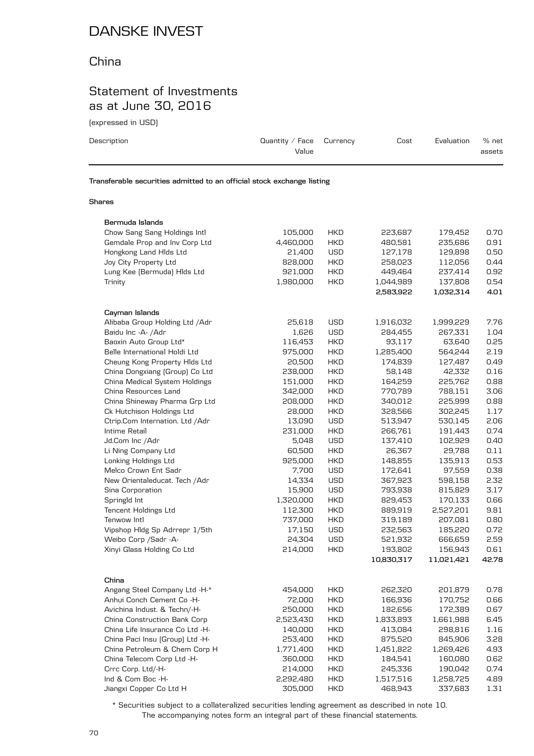# DANSKE INVEST

## China

## Statement of Investments as at June 30, 2016

(expressed in USD)

| Description | Quantity / Face Value | Currency | Cost | Evaluation | % net assets |
|---|---|---|---|---|---|
| **Transferable securities admitted to an official stock exchange listing** | | | | | |
| **Shares** | | | | | |
| **Bermuda Islands** | | | | | |
| Chow Sang Sang Holdings Intl | 105,000 | HKD | 223,687 | 179,452 | 0.70 |
| Gemdale Prop and Inv Corp Ltd | 4,460,000 | HKD | 480,581 | 235,686 | 0.91 |
| Hongkong Land Hlds Ltd | 21,400 | USD | 127,178 | 129,898 | 0.50 |
| Joy City Property Ltd | 828,000 | HKD | 258,023 | 112,056 | 0.44 |
| Lung Kee (Bermuda) Hlds Ltd | 921,000 | HKD | 449,464 | 237,414 | 0.92 |
| Trinity | 1,980,000 | HKD | 1,044,989 | 137,808 | 0.54 |
| | | | **2,583,922** | **1,032,314** | **4.01** |
| **Cayman Islands** | | | | | |
| Alibaba Group Holding Ltd /Adr | 25,618 | USD | 1,916,032 | 1,999,229 | 7.76 |
| Baidu Inc -A- /Adr | 1,626 | USD | 284,455 | 267,331 | 1.04 |
| Baoxin Auto Group Ltd* | 116,453 | HKD | 93,117 | 63,640 | 0.25 |
| Belle International Holdi Ltd | 975,000 | HKD | 1,285,400 | 564,244 | 2.19 |
| Cheung Kong Property Hlds Ltd | 20,500 | HKD | 174,839 | 127,487 | 0.49 |
| China Dongxiang (Group) Co Ltd | 238,000 | HKD | 58,148 | 42,332 | 0.16 |
| China Medical System Holdings | 151,000 | HKD | 164,259 | 225,762 | 0.88 |
| China Resources Land | 342,000 | HKD | 770,789 | 788,151 | 3.06 |
| China Shineway Pharma Grp Ltd | 208,000 | HKD | 340,012 | 225,999 | 0.88 |
| Ck Hutchison Holdings Ltd | 28,000 | HKD | 328,566 | 302,245 | 1.17 |
| Ctrip.Com Internation. Ltd /Adr | 13,090 | USD | 513,947 | 530,145 | 2.06 |
| Intime Retail | 231,000 | HKD | 266,761 | 191,443 | 0.74 |
| Jd.Com Inc /Adr | 5,048 | USD | 137,410 | 102,929 | 0.40 |
| Li Ning Company Ltd | 60,500 | HKD | 26,367 | 29,788 | 0.11 |
| Lonking Holdings Ltd | 925,000 | HKD | 148,855 | 135,913 | 0.53 |
| Melco Crown Ent Sadr | 7,700 | USD | 172,641 | 97,559 | 0.38 |
| New Orientaleducat. Tech /Adr | 14,334 | USD | 367,923 | 598,158 | 2.32 |
| Sina Corporation | 15,900 | USD | 793,938 | 815,829 | 3.17 |
| Springld Int | 1,320,000 | HKD | 829,453 | 170,133 | 0.66 |
| Tencent Holdings Ltd | 112,300 | HKD | 889,919 | 2,527,201 | 9.81 |
| Tenwow Intl | 737,000 | HKD | 319,189 | 207,081 | 0.80 |
| Vipshop Hldg Sp Adrrepr 1/5th | 17,150 | USD | 232,563 | 185,220 | 0.72 |
| Weibo Corp /Sadr -A- | 24,304 | USD | 521,932 | 666,659 | 2.59 |
| Xinyi Glass Holding Co Ltd | 214,000 | HKD | 193,802 | 156,943 | 0.61 |
| | | | **10,830,317** | **11,021,421** | **42.78** |
| **China** | | | | | |
| Angang Steel Company Ltd -H-* | 454,000 | HKD | 262,320 | 201,879 | 0.78 |
| Anhui Conch Cement Co -H- | 72,000 | HKD | 166,936 | 170,752 | 0.66 |
| Avichina Indust. & Techn/-H- | 250,000 | HKD | 182,656 | 172,389 | 0.67 |
| China Construction Bank Corp | 2,523,430 | HKD | 1,833,893 | 1,661,988 | 6.45 |
| China Life Insurance Co Ltd -H- | 140,000 | HKD | 413,084 | 298,816 | 1.16 |
| China Paci Insu (Group) Ltd -H- | 253,400 | HKD | 875,520 | 845,906 | 3.28 |
| China Petroleum & Chem Corp H | 1,771,400 | HKD | 1,451,822 | 1,269,426 | 4.93 |
| China Telecom Corp Ltd -H- | 360,000 | HKD | 184,541 | 160,080 | 0.62 |
| Crrc Corp. Ltd/-H- | 214,000 | HKD | 245,336 | 190,042 | 0.74 |
| Ind & Com Boc -H- | 2,292,480 | HKD | 1,517,516 | 1,258,725 | 4.89 |
| Jiangxi Copper Co Ltd H | 305,000 | HKD | 468,943 | 337,683 | 1.31 |

\* Securities subject to a collateralized securities lending agreement as described in note 10.
The accompanying notes form an integral part of these financial statements.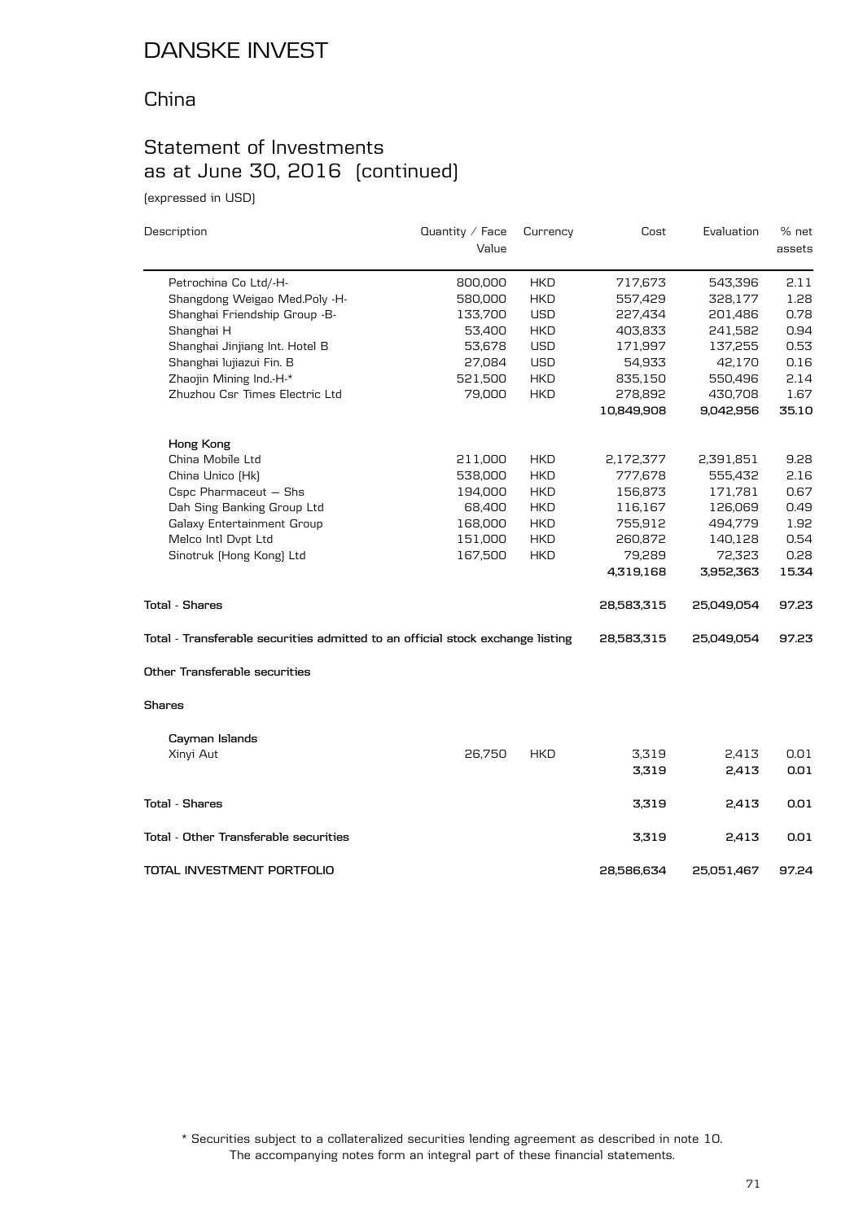# DANSKE INVEST

## China

## Statement of Investments as at June 30, 2016 (continued)

(expressed in USD)

| Description | Quantity / Face Value | Currency | Cost | Evaluation | % net assets |
|---|---|---|---|---|---|
| Petrochina Co Ltd/-H- | 800,000 | HKD | 717,673 | 543,396 | 2.11 |
| Shangdong Weigao Med.Poly -H- | 580,000 | HKD | 557,429 | 328,177 | 1.28 |
| Shanghai Friendship Group -B- | 133,700 | USD | 227,434 | 201,486 | 0.78 |
| Shanghai H | 53,400 | HKD | 403,833 | 241,582 | 0.94 |
| Shanghai Jinjiang Int. Hotel B | 53,678 | USD | 171,997 | 137,255 | 0.53 |
| Shanghai lujiazui Fin. B | 27,084 | USD | 54,933 | 42,170 | 0.16 |
| Zhaojin Mining Ind.-H-* | 521,500 | HKD | 835,150 | 550,496 | 2.14 |
| Zhuzhou Csr Times Electric Ltd | 79,000 | HKD | 278,892 | 430,708 | 1.67 |
| | | | **10,849,908** | **9,042,956** | **35.10** |
| **Hong Kong** | | | | | |
| China Mobile Ltd | 211,000 | HKD | 2,172,377 | 2,391,851 | 9.28 |
| China Unico (Hk) | 538,000 | HKD | 777,678 | 555,432 | 2.16 |
| Cspc Pharmaceut — Shs | 194,000 | HKD | 156,873 | 171,781 | 0.67 |
| Dah Sing Banking Group Ltd | 68,400 | HKD | 116,167 | 126,069 | 0.49 |
| Galaxy Entertainment Group | 168,000 | HKD | 755,912 | 494,779 | 1.92 |
| Melco Intl Dvpt Ltd | 151,000 | HKD | 260,872 | 140,128 | 0.54 |
| Sinotruk (Hong Kong) Ltd | 167,500 | HKD | 79,289 | 72,323 | 0.28 |
| | | | **4,319,168** | **3,952,363** | **15.34** |
| **Total - Shares** | | | **28,583,315** | **25,049,054** | **97.23** |
| **Total - Transferable securities admitted to an official stock exchange listing** | | | **28,583,315** | **25,049,054** | **97.23** |
| **Other Transferable securities** | | | | | |
| **Shares** | | | | | |
| **Cayman Islands** | | | | | |
| Xinyi Aut | 26,750 | HKD | 3,319 | 2,413 | 0.01 |
| | | | **3,319** | **2,413** | **0.01** |
| **Total - Shares** | | | **3,319** | **2,413** | **0.01** |
| **Total - Other Transferable securities** | | | **3,319** | **2,413** | **0.01** |
| **TOTAL INVESTMENT PORTFOLIO** | | | **28,586,634** | **25,051,467** | **97.24** |

\* Securities subject to a collateralized securities lending agreement as described in note 10.
The accompanying notes form an integral part of these financial statements.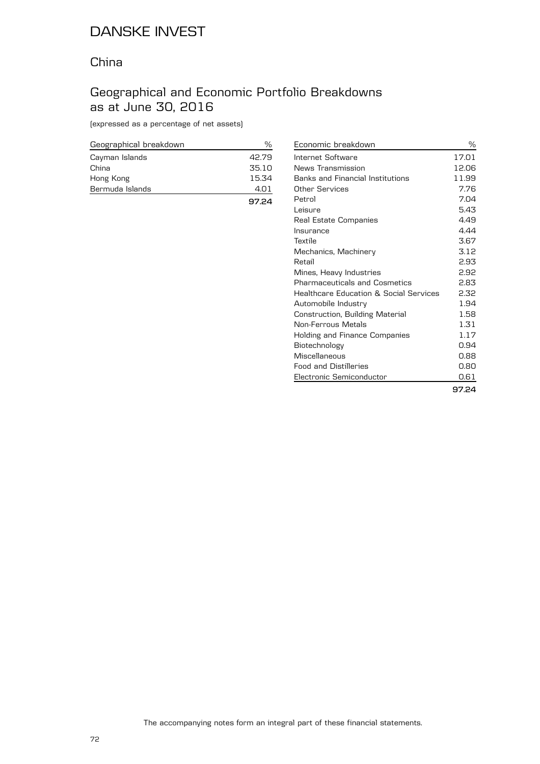# DANSKE INVEST

## China

## Geographical and Economic Portfolio Breakdowns as at June 30, 2016

(expressed as a percentage of net assets)

| Geographical breakdown | % |
|---|---|
| Cayman Islands | 42.79 |
| China | 35.10 |
| Hong Kong | 15.34 |
| Bermuda Islands | 4.01 |
| | **97.24** |

| Economic breakdown | % |
|---|---|
| Internet Software | 17.01 |
| News Transmission | 12.06 |
| Banks and Financial Institutions | 11.99 |
| Other Services | 7.76 |
| Petrol | 7.04 |
| Leisure | 5.43 |
| Real Estate Companies | 4.49 |
| Insurance | 4.44 |
| Textile | 3.67 |
| Mechanics, Machinery | 3.12 |
| Retail | 2.93 |
| Mines, Heavy Industries | 2.92 |
| Pharmaceuticals and Cosmetics | 2.83 |
| Healthcare Education & Social Services | 2.32 |
| Automobile Industry | 1.94 |
| Construction, Building Material | 1.58 |
| Non-Ferrous Metals | 1.31 |
| Holding and Finance Companies | 1.17 |
| Biotechnology | 0.94 |
| Miscellaneous | 0.88 |
| Food and Distilleries | 0.80 |
| Electronic Semiconductor | 0.61 |
| | **97.24** |

The accompanying notes form an integral part of these financial statements.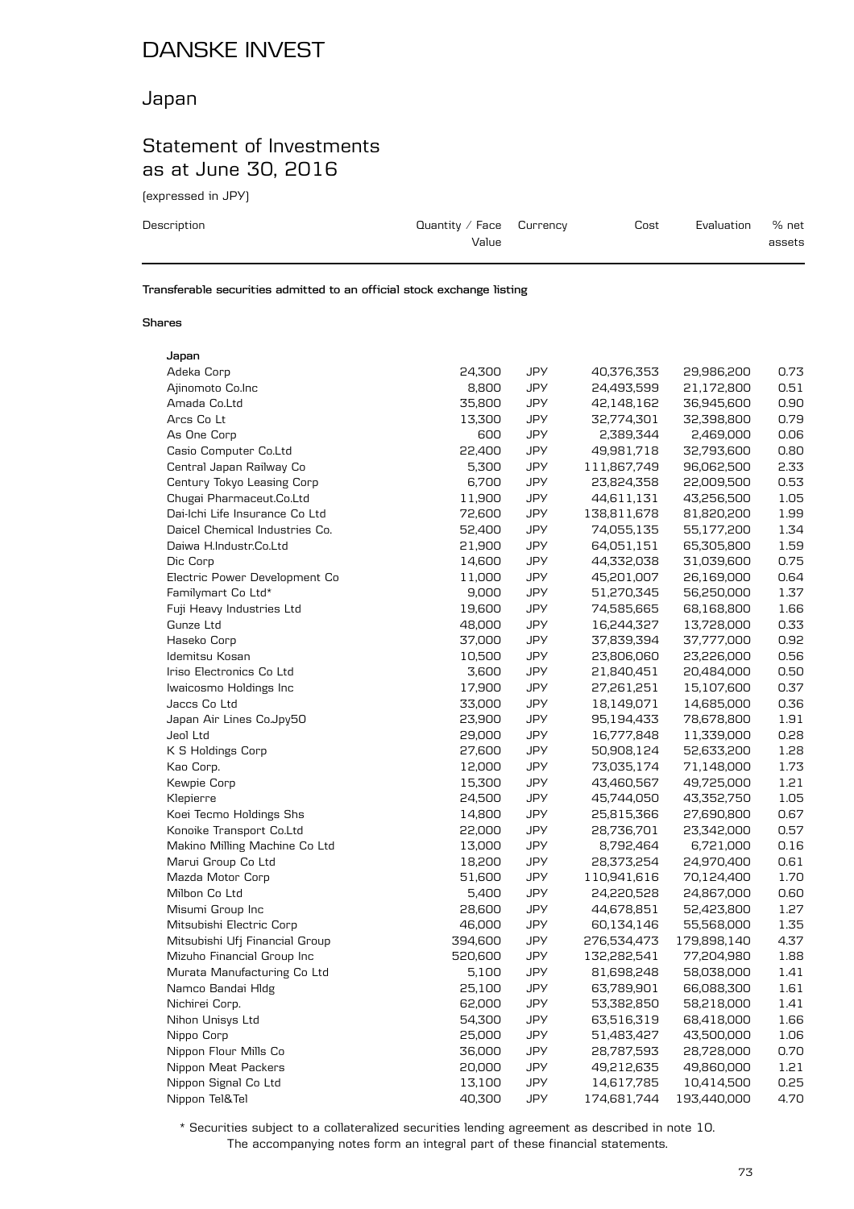# DANSKE INVEST

## Japan

## Statement of Investments as at June 30, 2016

(expressed in JPY)

| Description | Quantity / Face Value | Currency | Cost | Evaluation | % net assets |
|---|---|---|---|---|---|
| **Transferable securities admitted to an official stock exchange listing** | | | | | |
| **Shares** | | | | | |
| **Japan** | | | | | |
| Adeka Corp | 24,300 | JPY | 40,376,353 | 29,986,200 | 0.73 |
| Ajinomoto Co.Inc | 8,800 | JPY | 24,493,599 | 21,172,800 | 0.51 |
| Amada Co.Ltd | 35,800 | JPY | 42,148,162 | 36,945,600 | 0.90 |
| Arcs Co Lt | 13,300 | JPY | 32,774,301 | 32,398,800 | 0.79 |
| As One Corp | 600 | JPY | 2,389,344 | 2,469,000 | 0.06 |
| Casio Computer Co.Ltd | 22,400 | JPY | 49,981,718 | 32,793,600 | 0.80 |
| Central Japan Railway Co | 5,300 | JPY | 111,867,749 | 96,062,500 | 2.33 |
| Century Tokyo Leasing Corp | 6,700 | JPY | 23,824,358 | 22,009,500 | 0.53 |
| Chugai Pharmaceut.Co.Ltd | 11,900 | JPY | 44,611,131 | 43,256,500 | 1.05 |
| Dai-Ichi Life Insurance Co Ltd | 72,600 | JPY | 138,811,678 | 81,820,200 | 1.99 |
| Daicel Chemical Industries Co. | 52,400 | JPY | 74,055,135 | 55,177,200 | 1.34 |
| Daiwa H.Industr.Co.Ltd | 21,900 | JPY | 64,051,151 | 65,305,800 | 1.59 |
| Dic Corp | 14,600 | JPY | 44,332,038 | 31,039,600 | 0.75 |
| Electric Power Development Co | 11,000 | JPY | 45,201,007 | 26,169,000 | 0.64 |
| Familymart Co Ltd* | 9,000 | JPY | 51,270,345 | 56,250,000 | 1.37 |
| Fuji Heavy Industries Ltd | 19,600 | JPY | 74,585,665 | 68,168,800 | 1.66 |
| Gunze Ltd | 48,000 | JPY | 16,244,327 | 13,728,000 | 0.33 |
| Haseko Corp | 37,000 | JPY | 37,839,394 | 37,777,000 | 0.92 |
| Idemitsu Kosan | 10,500 | JPY | 23,806,060 | 23,226,000 | 0.56 |
| Iriso Electronics Co Ltd | 3,600 | JPY | 21,840,451 | 20,484,000 | 0.50 |
| Iwaicosmo Holdings Inc | 17,900 | JPY | 27,261,251 | 15,107,600 | 0.37 |
| Jaccs Co Ltd | 33,000 | JPY | 18,149,071 | 14,685,000 | 0.36 |
| Japan Air Lines Co.Jpy50 | 23,900 | JPY | 95,194,433 | 78,678,800 | 1.91 |
| Jeol Ltd | 29,000 | JPY | 16,777,848 | 11,339,000 | 0.28 |
| K S Holdings Corp | 27,600 | JPY | 50,908,124 | 52,633,200 | 1.28 |
| Kao Corp. | 12,000 | JPY | 73,035,174 | 71,148,000 | 1.73 |
| Kewpie Corp | 15,300 | JPY | 43,460,567 | 49,725,000 | 1.21 |
| Klepierre | 24,500 | JPY | 45,744,050 | 43,352,750 | 1.05 |
| Koei Tecmo Holdings Shs | 14,800 | JPY | 25,815,366 | 27,690,800 | 0.67 |
| Konoike Transport Co.Ltd | 22,000 | JPY | 28,736,701 | 23,342,000 | 0.57 |
| Makino Milling Machine Co Ltd | 13,000 | JPY | 8,792,464 | 6,721,000 | 0.16 |
| Marui Group Co Ltd | 18,200 | JPY | 28,373,254 | 24,970,400 | 0.61 |
| Mazda Motor Corp | 51,600 | JPY | 110,941,616 | 70,124,400 | 1.70 |
| Milbon Co Ltd | 5,400 | JPY | 24,220,528 | 24,867,000 | 0.60 |
| Misumi Group Inc | 28,600 | JPY | 44,678,851 | 52,423,800 | 1.27 |
| Mitsubishi Electric Corp | 46,000 | JPY | 60,134,146 | 55,568,000 | 1.35 |
| Mitsubishi Ufj Financial Group | 394,600 | JPY | 276,534,473 | 179,898,140 | 4.37 |
| Mizuho Financial Group Inc | 520,600 | JPY | 132,282,541 | 77,204,980 | 1.88 |
| Murata Manufacturing Co Ltd | 5,100 | JPY | 81,698,248 | 58,038,000 | 1.41 |
| Namco Bandai Hldg | 25,100 | JPY | 63,789,901 | 66,088,300 | 1.61 |
| Nichirei Corp. | 62,000 | JPY | 53,382,850 | 58,218,000 | 1.41 |
| Nihon Unisys Ltd | 54,300 | JPY | 63,516,319 | 68,418,000 | 1.66 |
| Nippo Corp | 25,000 | JPY | 51,483,427 | 43,500,000 | 1.06 |
| Nippon Flour Mills Co | 36,000 | JPY | 28,787,593 | 28,728,000 | 0.70 |
| Nippon Meat Packers | 20,000 | JPY | 49,212,635 | 49,860,000 | 1.21 |
| Nippon Signal Co Ltd | 13,100 | JPY | 14,617,785 | 10,414,500 | 0.25 |
| Nippon Tel&Tel | 40,300 | JPY | 174,681,744 | 193,440,000 | 4.70 |

\* Securities subject to a collateralized securities lending agreement as described in note 10.

The accompanying notes form an integral part of these financial statements.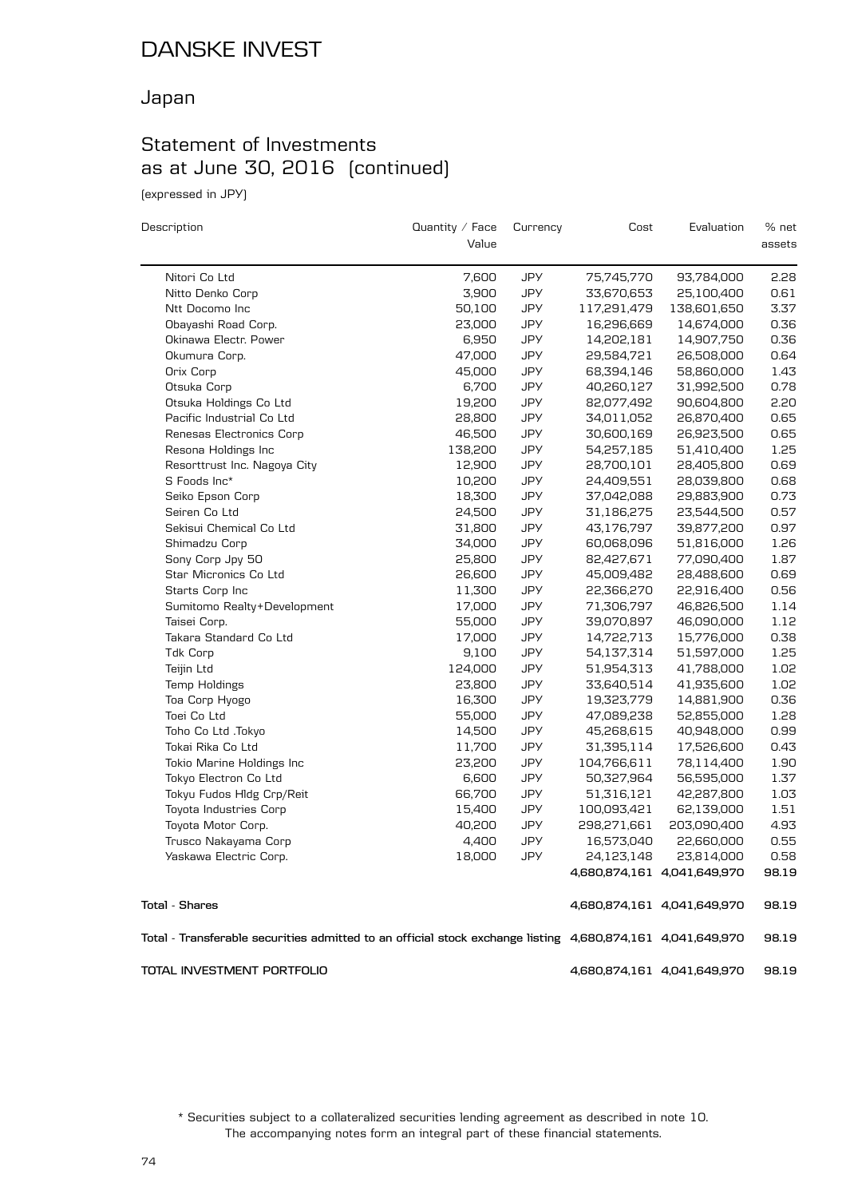# DANSKE INVEST

## Japan

## Statement of Investments as at June 30, 2016 (continued)

(expressed in JPY)

| Description | Quantity / Face Value | Currency | Cost | Evaluation | % net assets |
|---|---|---|---|---|---|
| Nitori Co Ltd | 7,600 | JPY | 75,745,770 | 93,784,000 | 2.28 |
| Nitto Denko Corp | 3,900 | JPY | 33,670,653 | 25,100,400 | 0.61 |
| Ntt Docomo Inc | 50,100 | JPY | 117,291,479 | 138,601,650 | 3.37 |
| Obayashi Road Corp. | 23,000 | JPY | 16,296,669 | 14,674,000 | 0.36 |
| Okinawa Electr. Power | 6,950 | JPY | 14,202,181 | 14,907,750 | 0.36 |
| Okumura Corp. | 47,000 | JPY | 29,584,721 | 26,508,000 | 0.64 |
| Orix Corp | 45,000 | JPY | 68,394,146 | 58,860,000 | 1.43 |
| Otsuka Corp | 6,700 | JPY | 40,260,127 | 31,992,500 | 0.78 |
| Otsuka Holdings Co Ltd | 19,200 | JPY | 82,077,492 | 90,604,800 | 2.20 |
| Pacific Industrial Co Ltd | 28,800 | JPY | 34,011,052 | 26,870,400 | 0.65 |
| Renesas Electronics Corp | 46,500 | JPY | 30,600,169 | 26,923,500 | 0.65 |
| Resona Holdings Inc | 138,200 | JPY | 54,257,185 | 51,410,400 | 1.25 |
| Resorttrust Inc. Nagoya City | 12,900 | JPY | 28,700,101 | 28,405,800 | 0.69 |
| S Foods Inc* | 10,200 | JPY | 24,409,551 | 28,039,800 | 0.68 |
| Seiko Epson Corp | 18,300 | JPY | 37,042,088 | 29,883,900 | 0.73 |
| Seiren Co Ltd | 24,500 | JPY | 31,186,275 | 23,544,500 | 0.57 |
| Sekisui Chemical Co Ltd | 31,800 | JPY | 43,176,797 | 39,877,200 | 0.97 |
| Shimadzu Corp | 34,000 | JPY | 60,068,096 | 51,816,000 | 1.26 |
| Sony Corp Jpy 50 | 25,800 | JPY | 82,427,671 | 77,090,400 | 1.87 |
| Star Micronics Co Ltd | 26,600 | JPY | 45,009,482 | 28,488,600 | 0.69 |
| Starts Corp Inc | 11,300 | JPY | 22,366,270 | 22,916,400 | 0.56 |
| Sumitomo Realty+Development | 17,000 | JPY | 71,306,797 | 46,826,500 | 1.14 |
| Taisei Corp. | 55,000 | JPY | 39,070,897 | 46,090,000 | 1.12 |
| Takara Standard Co Ltd | 17,000 | JPY | 14,722,713 | 15,776,000 | 0.38 |
| Tdk Corp | 9,100 | JPY | 54,137,314 | 51,597,000 | 1.25 |
| Teijin Ltd | 124,000 | JPY | 51,954,313 | 41,788,000 | 1.02 |
| Temp Holdings | 23,800 | JPY | 33,640,514 | 41,935,600 | 1.02 |
| Toa Corp Hyogo | 16,300 | JPY | 19,323,779 | 14,881,900 | 0.36 |
| Toei Co Ltd | 55,000 | JPY | 47,089,238 | 52,855,000 | 1.28 |
| Toho Co Ltd .Tokyo | 14,500 | JPY | 45,268,615 | 40,948,000 | 0.99 |
| Tokai Rika Co Ltd | 11,700 | JPY | 31,395,114 | 17,526,600 | 0.43 |
| Tokio Marine Holdings Inc | 23,200 | JPY | 104,766,611 | 78,114,400 | 1.90 |
| Tokyo Electron Co Ltd | 6,600 | JPY | 50,327,964 | 56,595,000 | 1.37 |
| Tokyu Fudos Hldg Crp/Reit | 66,700 | JPY | 51,316,121 | 42,287,800 | 1.03 |
| Toyota Industries Corp | 15,400 | JPY | 100,093,421 | 62,139,000 | 1.51 |
| Toyota Motor Corp. | 40,200 | JPY | 298,271,661 | 203,090,400 | 4.93 |
| Trusco Nakayama Corp | 4,400 | JPY | 16,573,040 | 22,660,000 | 0.55 |
| Yaskawa Electric Corp. | 18,000 | JPY | 24,123,148 | 23,814,000 | 0.58 |
| | | | **4,680,874,161** | **4,041,649,970** | **98.19** |
| **Total - Shares** | | | **4,680,874,161** | **4,041,649,970** | **98.19** |
| **Total - Transferable securities admitted to an official stock exchange listing** | | | **4,680,874,161** | **4,041,649,970** | **98.19** |
| **TOTAL INVESTMENT PORTFOLIO** | | | **4,680,874,161** | **4,041,649,970** | **98.19** |

\* Securities subject to a collateralized securities lending agreement as described in note 10.
The accompanying notes form an integral part of these financial statements.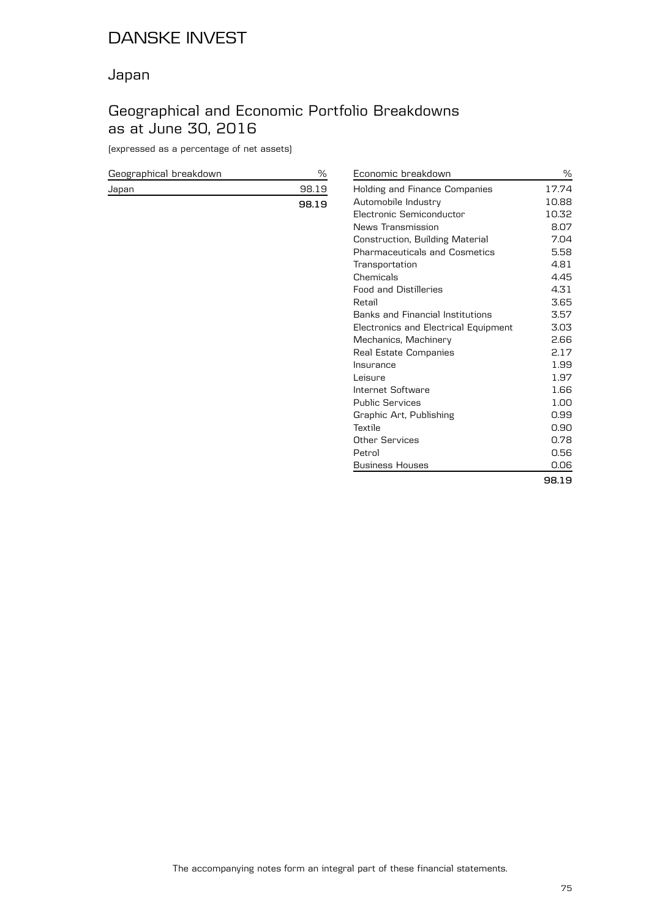# DANSKE INVEST

## Japan

## Geographical and Economic Portfolio Breakdowns as at June 30, 2016

(expressed as a percentage of net assets)

| Geographical breakdown | % |
|---|---|
| Japan | 98.19 |
| | **98.19** |

| Economic breakdown | % |
|---|---|
| Holding and Finance Companies | 17.74 |
| Automobile Industry | 10.88 |
| Electronic Semiconductor | 10.32 |
| News Transmission | 8.07 |
| Construction, Building Material | 7.04 |
| Pharmaceuticals and Cosmetics | 5.58 |
| Transportation | 4.81 |
| Chemicals | 4.45 |
| Food and Distilleries | 4.31 |
| Retail | 3.65 |
| Banks and Financial Institutions | 3.57 |
| Electronics and Electrical Equipment | 3.03 |
| Mechanics, Machinery | 2.66 |
| Real Estate Companies | 2.17 |
| Insurance | 1.99 |
| Leisure | 1.97 |
| Internet Software | 1.66 |
| Public Services | 1.00 |
| Graphic Art, Publishing | 0.99 |
| Textile | 0.90 |
| Other Services | 0.78 |
| Petrol | 0.56 |
| Business Houses | 0.06 |
| | **98.19** |

The accompanying notes form an integral part of these financial statements.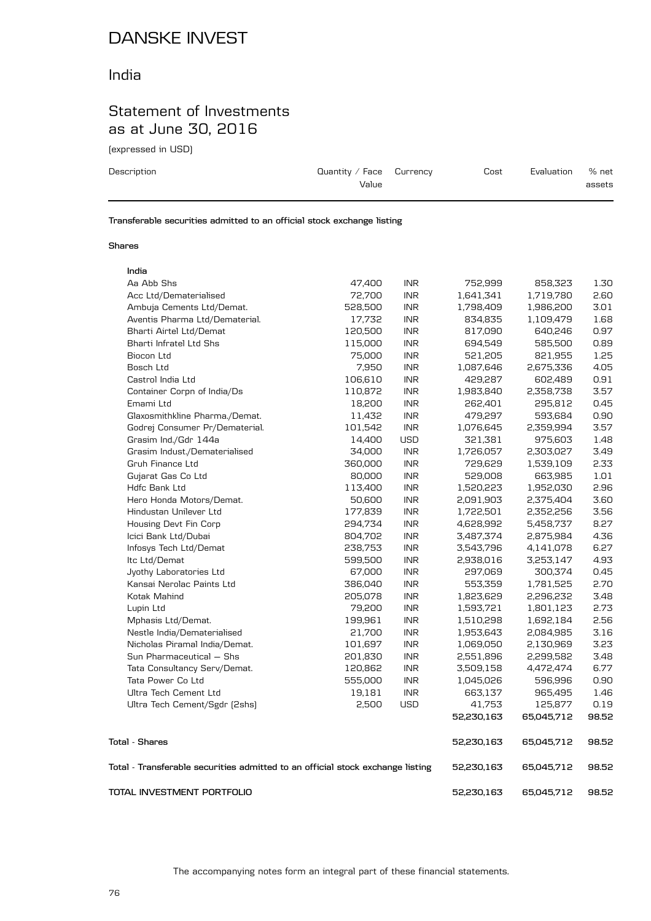# DANSKE INVEST

## India

## Statement of Investments as at June 30, 2016

(expressed in USD)

| Description | Quantity / Face Value | Currency | Cost | Evaluation | % net assets |
|---|---|---|---|---|---|
| **Transferable securities admitted to an official stock exchange listing** | | | | | |
| **Shares** | | | | | |
| **India** | | | | | |
| Aa Abb Shs | 47,400 | INR | 752,999 | 858,323 | 1.30 |
| Acc Ltd/Dematerialised | 72,700 | INR | 1,641,341 | 1,719,780 | 2.60 |
| Ambuja Cements Ltd/Demat. | 528,500 | INR | 1,798,409 | 1,986,200 | 3.01 |
| Aventis Pharma Ltd/Dematerial. | 17,732 | INR | 834,835 | 1,109,479 | 1.68 |
| Bharti Airtel Ltd/Demat | 120,500 | INR | 817,090 | 640,246 | 0.97 |
| Bharti Infratel Ltd Shs | 115,000 | INR | 694,549 | 585,500 | 0.89 |
| Biocon Ltd | 75,000 | INR | 521,205 | 821,955 | 1.25 |
| Bosch Ltd | 7,950 | INR | 1,087,646 | 2,675,336 | 4.05 |
| Castrol India Ltd | 106,610 | INR | 429,287 | 602,489 | 0.91 |
| Container Corpn of India/Ds | 110,872 | INR | 1,983,840 | 2,358,738 | 3.57 |
| Emami Ltd | 18,200 | INR | 262,401 | 295,812 | 0.45 |
| Glaxosmithkline Pharma./Demat. | 11,432 | INR | 479,297 | 593,684 | 0.90 |
| Godrej Consumer Pr/Dematerial. | 101,542 | INR | 1,076,645 | 2,359,994 | 3.57 |
| Grasim Ind./Gdr 144a | 14,400 | USD | 321,381 | 975,603 | 1.48 |
| Grasim Indust./Dematerialised | 34,000 | INR | 1,726,057 | 2,303,027 | 3.49 |
| Gruh Finance Ltd | 360,000 | INR | 729,629 | 1,539,109 | 2.33 |
| Gujarat Gas Co Ltd | 80,000 | INR | 529,008 | 663,985 | 1.01 |
| Hdfc Bank Ltd | 113,400 | INR | 1,520,223 | 1,952,030 | 2.96 |
| Hero Honda Motors/Demat. | 50,600 | INR | 2,091,903 | 2,375,404 | 3.60 |
| Hindustan Unilever Ltd | 177,839 | INR | 1,722,501 | 2,352,256 | 3.56 |
| Housing Devt Fin Corp | 294,734 | INR | 4,628,992 | 5,458,737 | 8.27 |
| Icici Bank Ltd/Dubai | 804,702 | INR | 3,487,374 | 2,875,984 | 4.36 |
| Infosys Tech Ltd/Demat | 238,753 | INR | 3,543,796 | 4,141,078 | 6.27 |
| Itc Ltd/Demat | 599,500 | INR | 2,938,016 | 3,253,147 | 4.93 |
| Jyothy Laboratories Ltd | 67,000 | INR | 297,069 | 300,374 | 0.45 |
| Kansai Nerolac Paints Ltd | 386,040 | INR | 553,359 | 1,781,525 | 2.70 |
| Kotak Mahind | 205,078 | INR | 1,823,629 | 2,296,232 | 3.48 |
| Lupin Ltd | 79,200 | INR | 1,593,721 | 1,801,123 | 2.73 |
| Mphasis Ltd/Demat. | 199,961 | INR | 1,510,298 | 1,692,184 | 2.56 |
| Nestle India/Dematerialised | 21,700 | INR | 1,953,643 | 2,084,985 | 3.16 |
| Nicholas Piramal India/Demat. | 101,697 | INR | 1,069,050 | 2,130,969 | 3.23 |
| Sun Pharmaceutical – Shs | 201,830 | INR | 2,551,896 | 2,299,582 | 3.48 |
| Tata Consultancy Serv/Demat. | 120,862 | INR | 3,509,158 | 4,472,474 | 6.77 |
| Tata Power Co Ltd | 555,000 | INR | 1,045,026 | 596,996 | 0.90 |
| Ultra Tech Cement Ltd | 19,181 | INR | 663,137 | 965,495 | 1.46 |
| Ultra Tech Cement/Sgdr (2shs) | 2,500 | USD | 41,753 | 125,877 | 0.19 |
| | | | **52,230,163** | **65,045,712** | **98.52** |
| **Total - Shares** | | | **52,230,163** | **65,045,712** | **98.52** |
| **Total - Transferable securities admitted to an official stock exchange listing** | | | **52,230,163** | **65,045,712** | **98.52** |
| **TOTAL INVESTMENT PORTFOLIO** | | | **52,230,163** | **65,045,712** | **98.52** |

The accompanying notes form an integral part of these financial statements.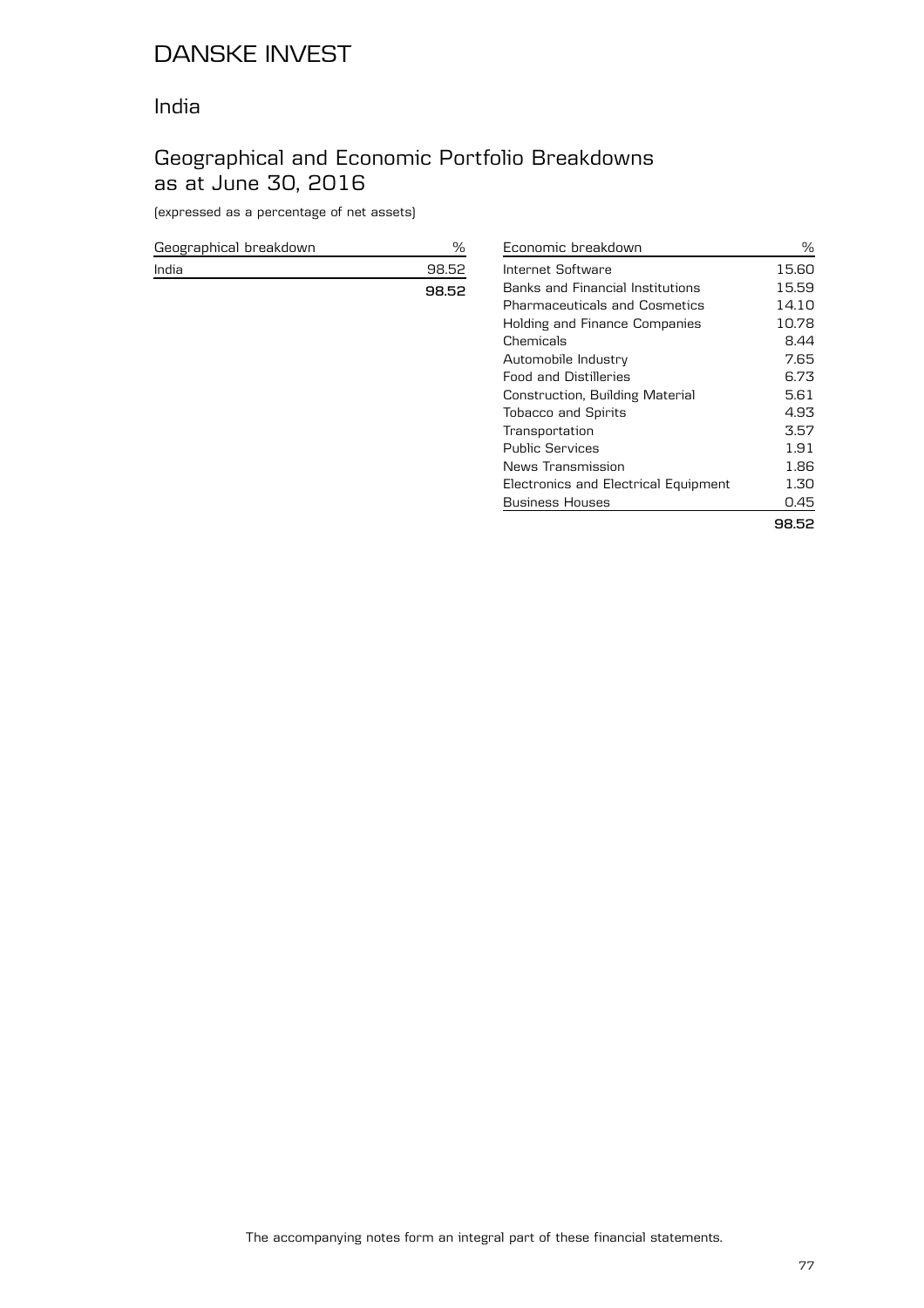# DANSKE INVEST

## India

## Geographical and Economic Portfolio Breakdowns as at June 30, 2016

(expressed as a percentage of net assets)

| Geographical breakdown | % |
|---|---|
| India | 98.52 |
| | **98.52** |

| Economic breakdown | % |
|---|---|
| Internet Software | 15.60 |
| Banks and Financial Institutions | 15.59 |
| Pharmaceuticals and Cosmetics | 14.10 |
| Holding and Finance Companies | 10.78 |
| Chemicals | 8.44 |
| Automobile Industry | 7.65 |
| Food and Distilleries | 6.73 |
| Construction, Building Material | 5.61 |
| Tobacco and Spirits | 4.93 |
| Transportation | 3.57 |
| Public Services | 1.91 |
| News Transmission | 1.86 |
| Electronics and Electrical Equipment | 1.30 |
| Business Houses | 0.45 |
| | **98.52** |

The accompanying notes form an integral part of these financial statements.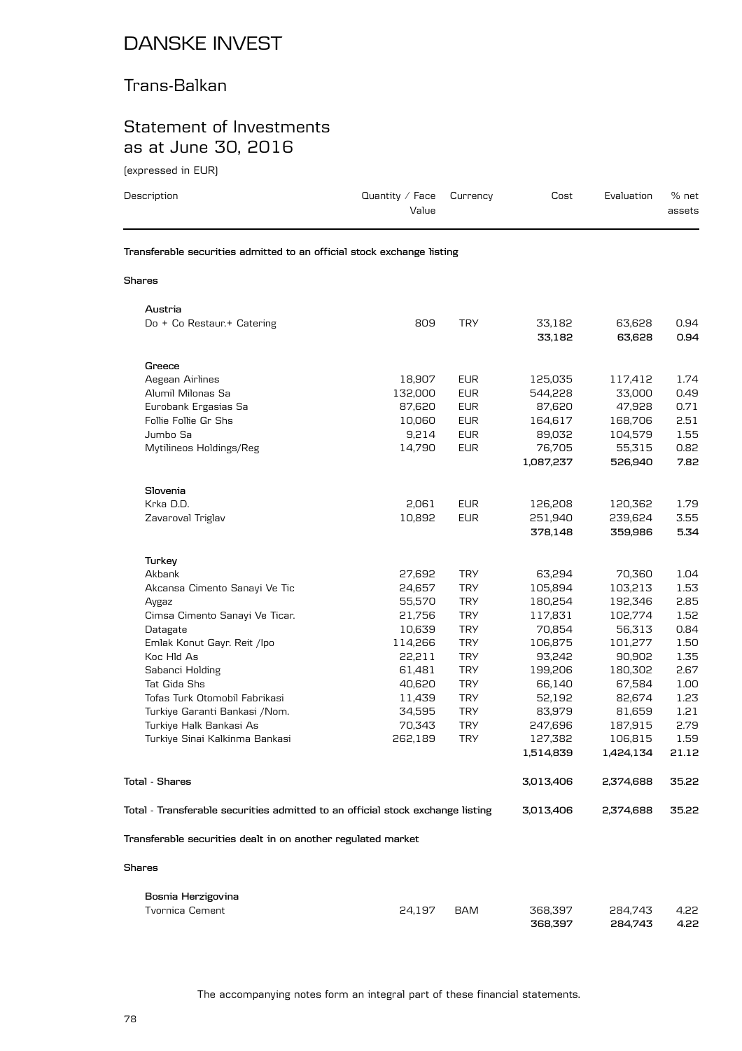# DANSKE INVEST

## Trans-Balkan

## Statement of Investments as at June 30, 2016

(expressed in EUR)

| Description | Quantity / Face Value | Currency | Cost | Evaluation | % net assets |
|---|---|---|---|---|---|
| **Transferable securities admitted to an official stock exchange listing** | | | | | |
| **Shares** | | | | | |
| **Austria** | | | | | |
| Do + Co Restaur.+ Catering | 809 | TRY | 33,182 | 63,628 | 0.94 |
| | | | **33,182** | **63,628** | **0.94** |
| **Greece** | | | | | |
| Aegean Airlines | 18,907 | EUR | 125,035 | 117,412 | 1.74 |
| Alumil Milonas Sa | 132,000 | EUR | 544,228 | 33,000 | 0.49 |
| Eurobank Ergasias Sa | 87,620 | EUR | 87,620 | 47,928 | 0.71 |
| Follie Follie Gr Shs | 10,060 | EUR | 164,617 | 168,706 | 2.51 |
| Jumbo Sa | 9,214 | EUR | 89,032 | 104,579 | 1.55 |
| Mytilineos Holdings/Reg | 14,790 | EUR | 76,705 | 55,315 | 0.82 |
| | | | **1,087,237** | **526,940** | **7.82** |
| **Slovenia** | | | | | |
| Krka D.D. | 2,061 | EUR | 126,208 | 120,362 | 1.79 |
| Zavaroval Triglav | 10,892 | EUR | 251,940 | 239,624 | 3.55 |
| | | | **378,148** | **359,986** | **5.34** |
| **Turkey** | | | | | |
| Akbank | 27,692 | TRY | 63,294 | 70,360 | 1.04 |
| Akcansa Cimento Sanayi Ve Tic | 24,657 | TRY | 105,894 | 103,213 | 1.53 |
| Aygaz | 55,570 | TRY | 180,254 | 192,346 | 2.85 |
| Cimsa Cimento Sanayi Ve Ticar. | 21,756 | TRY | 117,831 | 102,774 | 1.52 |
| Datagate | 10,639 | TRY | 70,854 | 56,313 | 0.84 |
| Emlak Konut Gayr. Reit /Ipo | 114,266 | TRY | 106,875 | 101,277 | 1.50 |
| Koc Hld As | 22,211 | TRY | 93,242 | 90,902 | 1.35 |
| Sabanci Holding | 61,481 | TRY | 199,206 | 180,302 | 2.67 |
| Tat Gida Shs | 40,620 | TRY | 66,140 | 67,584 | 1.00 |
| Tofas Turk Otomobil Fabrikasi | 11,439 | TRY | 52,192 | 82,674 | 1.23 |
| Turkiye Garanti Bankasi /Nom. | 34,595 | TRY | 83,979 | 81,659 | 1.21 |
| Turkiye Halk Bankasi As | 70,343 | TRY | 247,696 | 187,915 | 2.79 |
| Turkiye Sinai Kalkinma Bankasi | 262,189 | TRY | 127,382 | 106,815 | 1.59 |
| | | | **1,514,839** | **1,424,134** | **21.12** |
| **Total - Shares** | | | **3,013,406** | **2,374,688** | **35.22** |
| **Total - Transferable securities admitted to an official stock exchange listing** | | | **3,013,406** | **2,374,688** | **35.22** |
| **Transferable securities dealt in on another regulated market** | | | | | |
| **Shares** | | | | | |
| **Bosnia Herzigovina** | | | | | |
| Tvornica Cement | 24,197 | BAM | 368,397 | 284,743 | 4.22 |
| | | | **368,397** | **284,743** | **4.22** |

The accompanying notes form an integral part of these financial statements.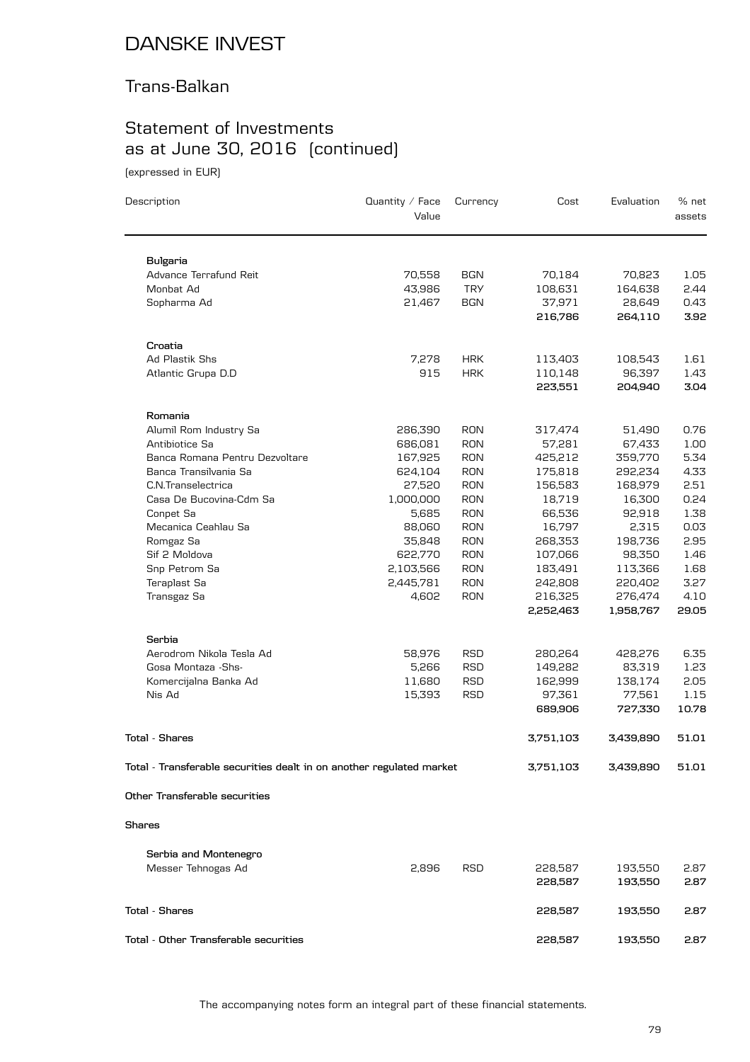# DANSKE INVEST

## Trans-Balkan

## Statement of Investments as at June 30, 2016 (continued)

(expressed in EUR)

| Description | Quantity / Face Value | Currency | Cost | Evaluation | % net assets |
|---|---|---|---|---|---|
| **Bulgaria** | | | | | |
| Advance Terrafund Reit | 70,558 | BGN | 70,184 | 70,823 | 1.05 |
| Monbat Ad | 43,986 | TRY | 108,631 | 164,638 | 2.44 |
| Sopharma Ad | 21,467 | BGN | 37,971 | 28,649 | 0.43 |
| | | | **216,786** | **264,110** | **3.92** |
| **Croatia** | | | | | |
| Ad Plastik Shs | 7,278 | HRK | 113,403 | 108,543 | 1.61 |
| Atlantic Grupa D.D | 915 | HRK | 110,148 | 96,397 | 1.43 |
| | | | **223,551** | **204,940** | **3.04** |
| **Romania** | | | | | |
| Alumil Rom Industry Sa | 286,390 | RON | 317,474 | 51,490 | 0.76 |
| Antibiotice Sa | 686,081 | RON | 57,281 | 67,433 | 1.00 |
| Banca Romana Pentru Dezvoltare | 167,925 | RON | 425,212 | 359,770 | 5.34 |
| Banca Transilvania Sa | 624,104 | RON | 175,818 | 292,234 | 4.33 |
| C.N.Transelectrica | 27,520 | RON | 156,583 | 168,979 | 2.51 |
| Casa De Bucovina-Cdm Sa | 1,000,000 | RON | 18,719 | 16,300 | 0.24 |
| Conpet Sa | 5,685 | RON | 66,536 | 92,918 | 1.38 |
| Mecanica Ceahlau Sa | 88,060 | RON | 16,797 | 2,315 | 0.03 |
| Romgaz Sa | 35,848 | RON | 268,353 | 198,736 | 2.95 |
| Sif 2 Moldova | 622,770 | RON | 107,066 | 98,350 | 1.46 |
| Snp Petrom Sa | 2,103,566 | RON | 183,491 | 113,366 | 1.68 |
| Teraplast Sa | 2,445,781 | RON | 242,808 | 220,402 | 3.27 |
| Transgaz Sa | 4,602 | RON | 216,325 | 276,474 | 4.10 |
| | | | **2,252,463** | **1,958,767** | **29.05** |
| **Serbia** | | | | | |
| Aerodrom Nikola Tesla Ad | 58,976 | RSD | 280,264 | 428,276 | 6.35 |
| Gosa Montaza -Shs- | 5,266 | RSD | 149,282 | 83,319 | 1.23 |
| Komercijalna Banka Ad | 11,680 | RSD | 162,999 | 138,174 | 2.05 |
| Nis Ad | 15,393 | RSD | 97,361 | 77,561 | 1.15 |
| | | | **689,906** | **727,330** | **10.78** |
| **Total - Shares** | | | **3,751,103** | **3,439,890** | **51.01** |
| **Total - Transferable securities dealt in on another regulated market** | | | **3,751,103** | **3,439,890** | **51.01** |
| **Other Transferable securities** | | | | | |
| **Shares** | | | | | |
| **Serbia and Montenegro** | | | | | |
| Messer Tehnogas Ad | 2,896 | RSD | 228,587 | 193,550 | 2.87 |
| | | | **228,587** | **193,550** | **2.87** |
| **Total - Shares** | | | **228,587** | **193,550** | **2.87** |
| **Total - Other Transferable securities** | | | **228,587** | **193,550** | **2.87** |

The accompanying notes form an integral part of these financial statements.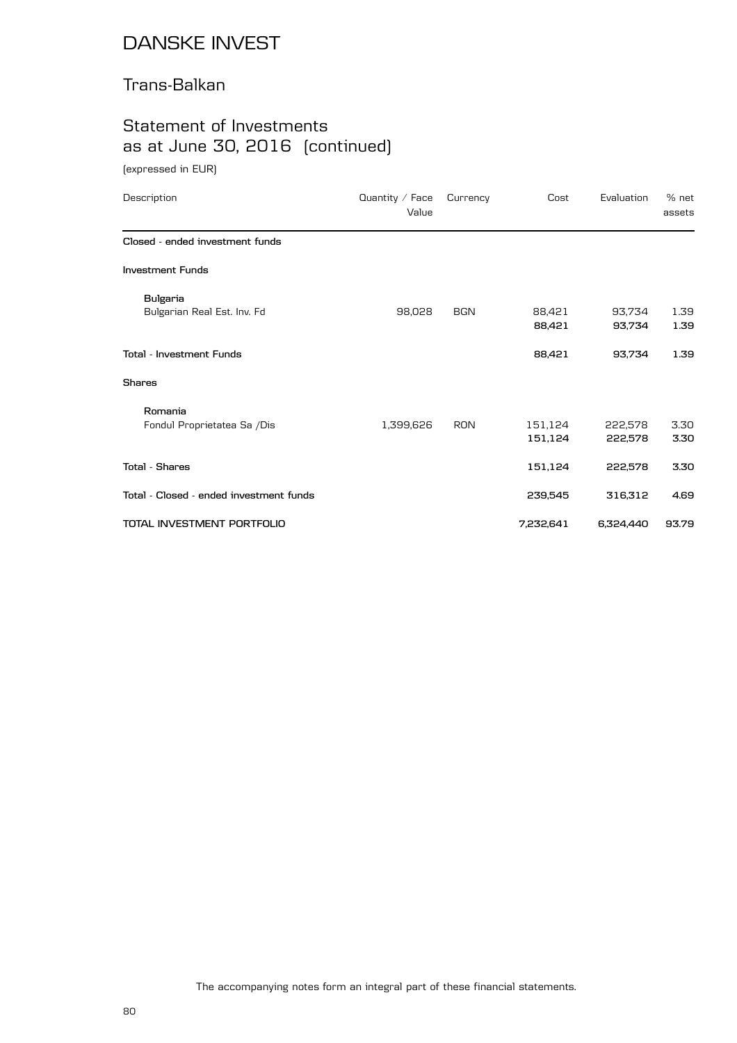# DANSKE INVEST

## Trans-Balkan

## Statement of Investments as at June 30, 2016 (continued)

(expressed in EUR)

| Description | Quantity / Face Value | Currency | Cost | Evaluation | % net assets |
|---|---|---|---|---|---|
| **Closed - ended investment funds** | | | | | |
| **Investment Funds** | | | | | |
| **Bulgaria** | | | | | |
| Bulgarian Real Est. Inv. Fd | 98,028 | BGN | 88,421 | 93,734 | 1.39 |
| | | | **88,421** | **93,734** | **1.39** |
| **Total - Investment Funds** | | | **88,421** | **93,734** | **1.39** |
| **Shares** | | | | | |
| **Romania** | | | | | |
| Fondul Proprietatea Sa /Dis | 1,399,626 | RON | 151,124 | 222,578 | 3.30 |
| | | | **151,124** | **222,578** | **3.30** |
| **Total - Shares** | | | **151,124** | **222,578** | **3.30** |
| **Total - Closed - ended investment funds** | | | **239,545** | **316,312** | **4.69** |
| **TOTAL INVESTMENT PORTFOLIO** | | | **7,232,641** | **6,324,440** | **93.79** |

The accompanying notes form an integral part of these financial statements.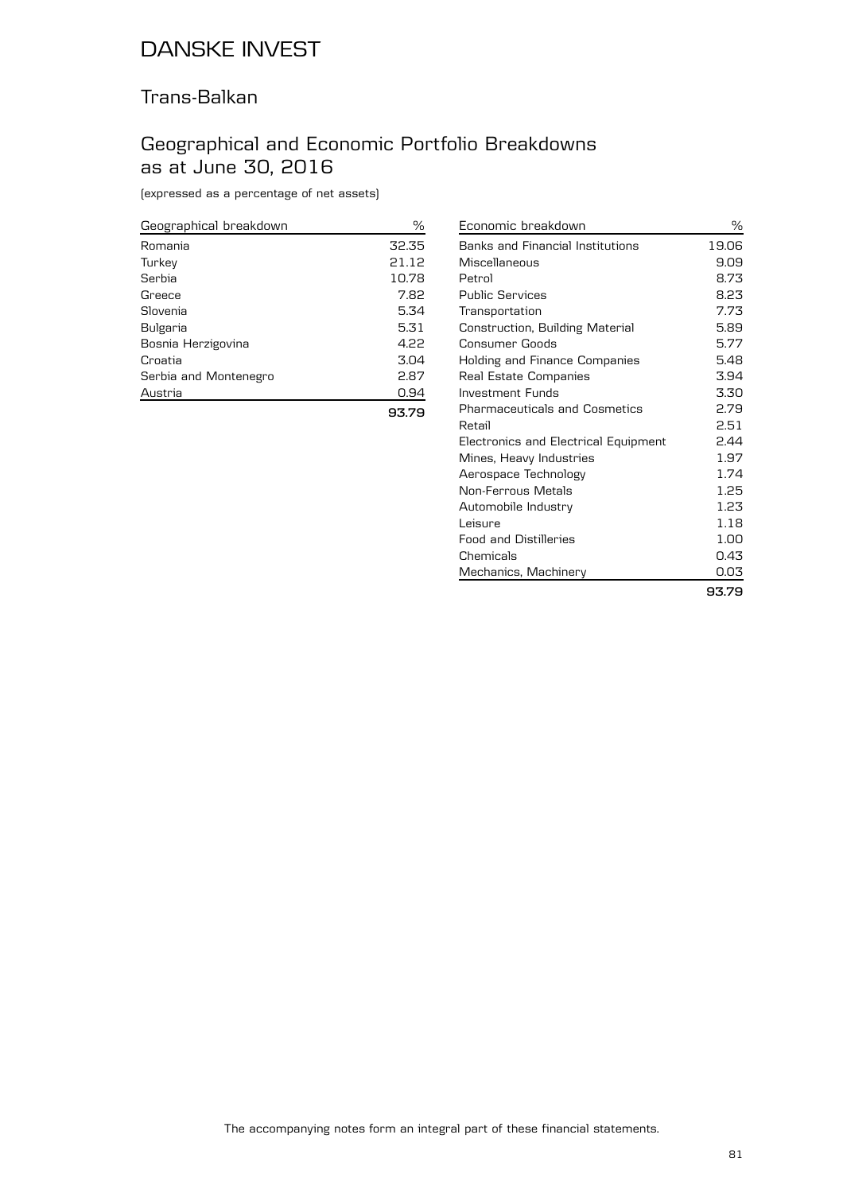# DANSKE INVEST

## Trans-Balkan

## Geographical and Economic Portfolio Breakdowns as at June 30, 2016

(expressed as a percentage of net assets)

| Geographical breakdown | % |
|---|---|
| Romania | 32.35 |
| Turkey | 21.12 |
| Serbia | 10.78 |
| Greece | 7.82 |
| Slovenia | 5.34 |
| Bulgaria | 5.31 |
| Bosnia Herzigovina | 4.22 |
| Croatia | 3.04 |
| Serbia and Montenegro | 2.87 |
| Austria | 0.94 |
| | **93.79** |

| Economic breakdown | % |
|---|---|
| Banks and Financial Institutions | 19.06 |
| Miscellaneous | 9.09 |
| Petrol | 8.73 |
| Public Services | 8.23 |
| Transportation | 7.73 |
| Construction, Building Material | 5.89 |
| Consumer Goods | 5.77 |
| Holding and Finance Companies | 5.48 |
| Real Estate Companies | 3.94 |
| Investment Funds | 3.30 |
| Pharmaceuticals and Cosmetics | 2.79 |
| Retail | 2.51 |
| Electronics and Electrical Equipment | 2.44 |
| Mines, Heavy Industries | 1.97 |
| Aerospace Technology | 1.74 |
| Non-Ferrous Metals | 1.25 |
| Automobile Industry | 1.23 |
| Leisure | 1.18 |
| Food and Distilleries | 1.00 |
| Chemicals | 0.43 |
| Mechanics, Machinery | 0.03 |
| | **93.79** |

The accompanying notes form an integral part of these financial statements.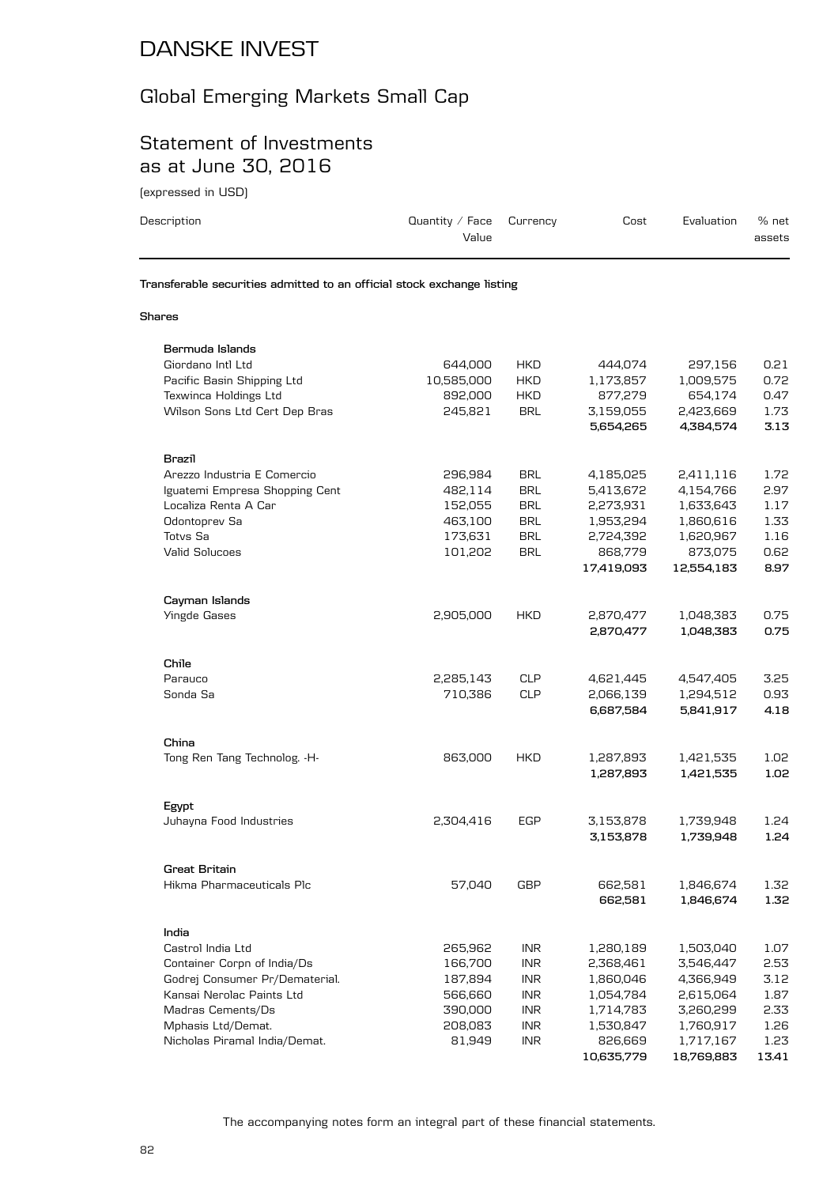# DANSKE INVEST

## Global Emerging Markets Small Cap

## Statement of Investments as at June 30, 2016

(expressed in USD)

| Description | Quantity / Face Value | Currency | Cost | Evaluation | % net assets |
|---|---|---|---|---|---|
| **Transferable securities admitted to an official stock exchange listing** | | | | | |
| **Shares** | | | | | |
| **Bermuda Islands** | | | | | |
| Giordano Intl Ltd | 644,000 | HKD | 444,074 | 297,156 | 0.21 |
| Pacific Basin Shipping Ltd | 10,585,000 | HKD | 1,173,857 | 1,009,575 | 0.72 |
| Texwinca Holdings Ltd | 892,000 | HKD | 877,279 | 654,174 | 0.47 |
| Wilson Sons Ltd Cert Dep Bras | 245,821 | BRL | 3,159,055 | 2,423,669 | 1.73 |
| | | | **5,654,265** | **4,384,574** | **3.13** |
| **Brazil** | | | | | |
| Arezzo Industria E Comercio | 296,984 | BRL | 4,185,025 | 2,411,116 | 1.72 |
| Iguatemi Empresa Shopping Cent | 482,114 | BRL | 5,413,672 | 4,154,766 | 2.97 |
| Localiza Renta A Car | 152,055 | BRL | 2,273,931 | 1,633,643 | 1.17 |
| Odontoprev Sa | 463,100 | BRL | 1,953,294 | 1,860,616 | 1.33 |
| Totvs Sa | 173,631 | BRL | 2,724,392 | 1,620,967 | 1.16 |
| Valid Solucoes | 101,202 | BRL | 868,779 | 873,075 | 0.62 |
| | | | **17,419,093** | **12,554,183** | **8.97** |
| **Cayman Islands** | | | | | |
| Yingde Gases | 2,905,000 | HKD | 2,870,477 | 1,048,383 | 0.75 |
| | | | **2,870,477** | **1,048,383** | **0.75** |
| **Chile** | | | | | |
| Parauco | 2,285,143 | CLP | 4,621,445 | 4,547,405 | 3.25 |
| Sonda Sa | 710,386 | CLP | 2,066,139 | 1,294,512 | 0.93 |
| | | | **6,687,584** | **5,841,917** | **4.18** |
| **China** | | | | | |
| Tong Ren Tang Technolog. -H- | 863,000 | HKD | 1,287,893 | 1,421,535 | 1.02 |
| | | | **1,287,893** | **1,421,535** | **1.02** |
| **Egypt** | | | | | |
| Juhayna Food Industries | 2,304,416 | EGP | 3,153,878 | 1,739,948 | 1.24 |
| | | | **3,153,878** | **1,739,948** | **1.24** |
| **Great Britain** | | | | | |
| Hikma Pharmaceuticals Plc | 57,040 | GBP | 662,581 | 1,846,674 | 1.32 |
| | | | **662,581** | **1,846,674** | **1.32** |
| **India** | | | | | |
| Castrol India Ltd | 265,962 | INR | 1,280,189 | 1,503,040 | 1.07 |
| Container Corpn of India/Ds | 166,700 | INR | 2,368,461 | 3,546,447 | 2.53 |
| Godrej Consumer Pr/Dematerial. | 187,894 | INR | 1,860,046 | 4,366,949 | 3.12 |
| Kansai Nerolac Paints Ltd | 566,660 | INR | 1,054,784 | 2,615,064 | 1.87 |
| Madras Cements/Ds | 390,000 | INR | 1,714,783 | 3,260,299 | 2.33 |
| Mphasis Ltd/Demat. | 208,083 | INR | 1,530,847 | 1,760,917 | 1.26 |
| Nicholas Piramal India/Demat. | 81,949 | INR | 826,669 | 1,717,167 | 1.23 |
| | | | **10,635,779** | **18,769,883** | **13.41** |

The accompanying notes form an integral part of these financial statements.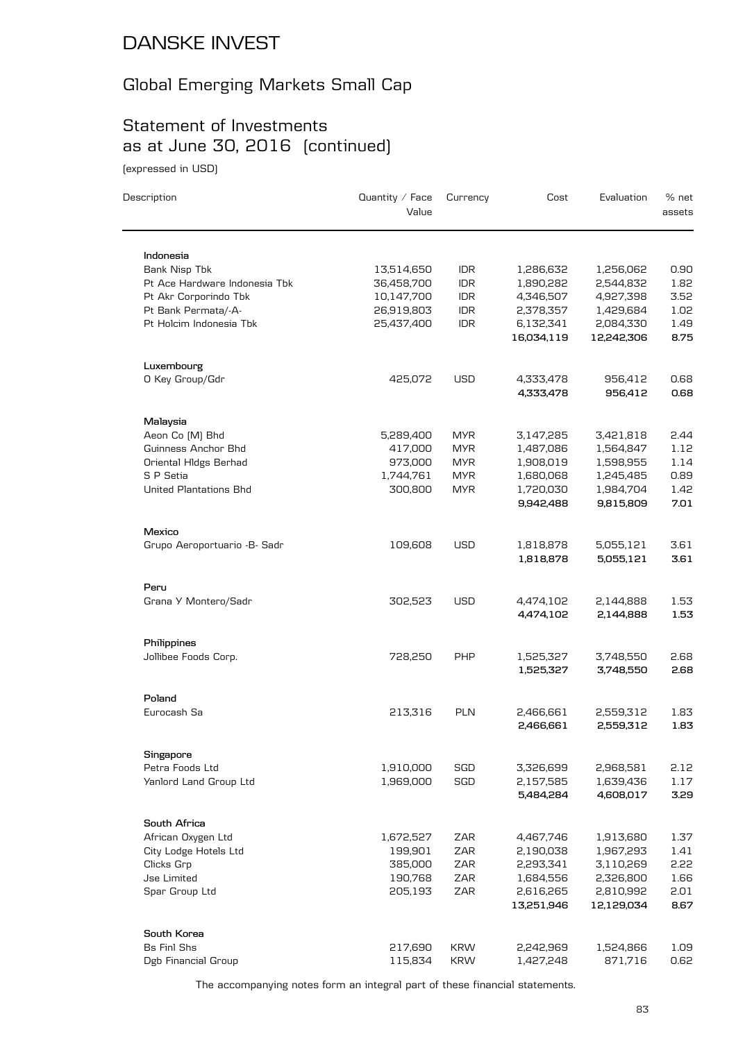# DANSKE INVEST

## Global Emerging Markets Small Cap

### Statement of Investments as at June 30, 2016 (continued)

(expressed in USD)

| Description | Quantity / Face Value | Currency | Cost | Evaluation | % net assets |
|---|---|---|---|---|---|
| **Indonesia** | | | | | |
| Bank Nisp Tbk | 13,514,650 | IDR | 1,286,632 | 1,256,062 | 0.90 |
| Pt Ace Hardware Indonesia Tbk | 36,458,700 | IDR | 1,890,282 | 2,544,832 | 1.82 |
| Pt Akr Corporindo Tbk | 10,147,700 | IDR | 4,346,507 | 4,927,398 | 3.52 |
| Pt Bank Permata/-A- | 26,919,803 | IDR | 2,378,357 | 1,429,684 | 1.02 |
| Pt Holcim Indonesia Tbk | 25,437,400 | IDR | 6,132,341 | 2,084,330 | 1.49 |
| | | | **16,034,119** | **12,242,306** | **8.75** |
| **Luxembourg** | | | | | |
| O Key Group/Gdr | 425,072 | USD | 4,333,478 | 956,412 | 0.68 |
| | | | **4,333,478** | **956,412** | **0.68** |
| **Malaysia** | | | | | |
| Aeon Co (M) Bhd | 5,289,400 | MYR | 3,147,285 | 3,421,818 | 2.44 |
| Guinness Anchor Bhd | 417,000 | MYR | 1,487,086 | 1,564,847 | 1.12 |
| Oriental Hldgs Berhad | 973,000 | MYR | 1,908,019 | 1,598,955 | 1.14 |
| S P Setia | 1,744,761 | MYR | 1,680,068 | 1,245,485 | 0.89 |
| United Plantations Bhd | 300,800 | MYR | 1,720,030 | 1,984,704 | 1.42 |
| | | | **9,942,488** | **9,815,809** | **7.01** |
| **Mexico** | | | | | |
| Grupo Aeroportuario -B- Sadr | 109,608 | USD | 1,818,878 | 5,055,121 | 3.61 |
| | | | **1,818,878** | **5,055,121** | **3.61** |
| **Peru** | | | | | |
| Grana Y Montero/Sadr | 302,523 | USD | 4,474,102 | 2,144,888 | 1.53 |
| | | | **4,474,102** | **2,144,888** | **1.53** |
| **Philippines** | | | | | |
| Jollibee Foods Corp. | 728,250 | PHP | 1,525,327 | 3,748,550 | 2.68 |
| | | | **1,525,327** | **3,748,550** | **2.68** |
| **Poland** | | | | | |
| Eurocash Sa | 213,316 | PLN | 2,466,661 | 2,559,312 | 1.83 |
| | | | **2,466,661** | **2,559,312** | **1.83** |
| **Singapore** | | | | | |
| Petra Foods Ltd | 1,910,000 | SGD | 3,326,699 | 2,968,581 | 2.12 |
| Yanlord Land Group Ltd | 1,969,000 | SGD | 2,157,585 | 1,639,436 | 1.17 |
| | | | **5,484,284** | **4,608,017** | **3.29** |
| **South Africa** | | | | | |
| African Oxygen Ltd | 1,672,527 | ZAR | 4,467,746 | 1,913,680 | 1.37 |
| City Lodge Hotels Ltd | 199,901 | ZAR | 2,190,038 | 1,967,293 | 1.41 |
| Clicks Grp | 385,000 | ZAR | 2,293,341 | 3,110,269 | 2.22 |
| Jse Limited | 190,768 | ZAR | 1,684,556 | 2,326,800 | 1.66 |
| Spar Group Ltd | 205,193 | ZAR | 2,616,265 | 2,810,992 | 2.01 |
| | | | **13,251,946** | **12,129,034** | **8.67** |
| **South Korea** | | | | | |
| Bs Finl Shs | 217,690 | KRW | 2,242,969 | 1,524,866 | 1.09 |
| Dgb Financial Group | 115,834 | KRW | 1,427,248 | 871,716 | 0.62 |

The accompanying notes form an integral part of these financial statements.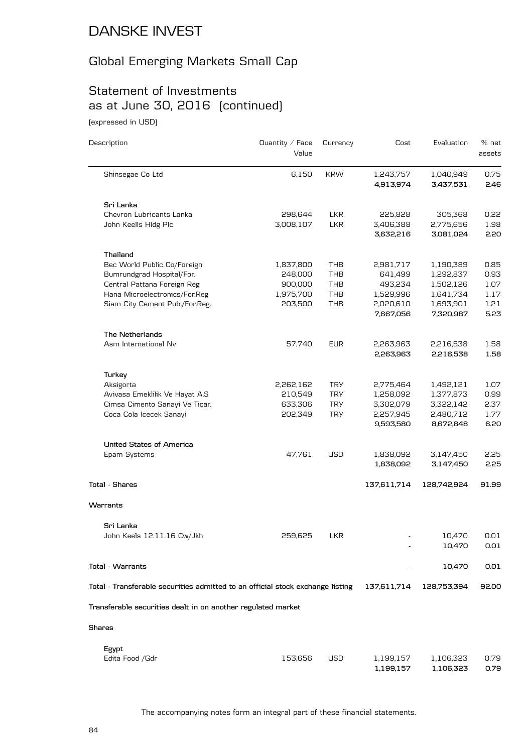# DANSKE INVEST

## Global Emerging Markets Small Cap

## Statement of Investments as at June 30, 2016 (continued)

(expressed in USD)

| Description | Quantity / Face Value | Currency | Cost | Evaluation | % net assets |
|---|---|---|---|---|---|
| Shinsegae Co Ltd | 6,150 | KRW | 1,243,757 | 1,040,949 | 0.75 |
| | | | **4,913,974** | **3,437,531** | **2.46** |
| **Sri Lanka** | | | | | |
| Chevron Lubricants Lanka | 298,644 | LKR | 225,828 | 305,368 | 0.22 |
| John Keells Hldg Plc | 3,008,107 | LKR | 3,406,388 | 2,775,656 | 1.98 |
| | | | **3,632,216** | **3,081,024** | **2.20** |
| **Thailand** | | | | | |
| Bec World Public Co/Foreign | 1,837,800 | THB | 2,981,717 | 1,190,389 | 0.85 |
| Bumrundgrad Hospital/For. | 248,000 | THB | 641,499 | 1,292,837 | 0.93 |
| Central Pattana Foreign Reg | 900,000 | THB | 493,234 | 1,502,126 | 1.07 |
| Hana Microelectronics/For.Reg | 1,975,700 | THB | 1,529,996 | 1,641,734 | 1.17 |
| Siam City Cement Pub./For.Reg. | 203,500 | THB | 2,020,610 | 1,693,901 | 1.21 |
| | | | **7,667,056** | **7,320,987** | **5.23** |
| **The Netherlands** | | | | | |
| Asm International Nv | 57,740 | EUR | 2,263,963 | 2,216,538 | 1.58 |
| | | | **2,263,963** | **2,216,538** | **1.58** |
| **Turkey** | | | | | |
| Aksigorta | 2,262,162 | TRY | 2,775,464 | 1,492,121 | 1.07 |
| Avivasa Emeklilik Ve Hayat A.S | 210,549 | TRY | 1,258,092 | 1,377,873 | 0.99 |
| Cimsa Cimento Sanayi Ve Ticar. | 633,306 | TRY | 3,302,079 | 3,322,142 | 2.37 |
| Coca Cola Icecek Sanayi | 202,349 | TRY | 2,257,945 | 2,480,712 | 1.77 |
| | | | **9,593,580** | **8,672,848** | **6.20** |
| **United States of America** | | | | | |
| Epam Systems | 47,761 | USD | 1,838,092 | 3,147,450 | 2.25 |
| | | | **1,838,092** | **3,147,450** | **2.25** |
| **Total - Shares** | | | **137,611,714** | **128,742,924** | **91.99** |
| **Warrants** | | | | | |
| **Sri Lanka** | | | | | |
| John Keels 12.11.16 Cw/Jkh | 259,625 | LKR | - | 10,470 | 0.01 |
| | | | - | **10,470** | **0.01** |
| **Total - Warrants** | | | - | **10,470** | **0.01** |
| **Total - Transferable securities admitted to an official stock exchange listing** | | | **137,611,714** | **128,753,394** | **92.00** |
| **Transferable securities dealt in on another regulated market** | | | | | |
| **Shares** | | | | | |
| **Egypt** | | | | | |
| Edita Food /Gdr | 153,656 | USD | 1,199,157 | 1,106,323 | 0.79 |
| | | | **1,199,157** | **1,106,323** | **0.79** |

The accompanying notes form an integral part of these financial statements.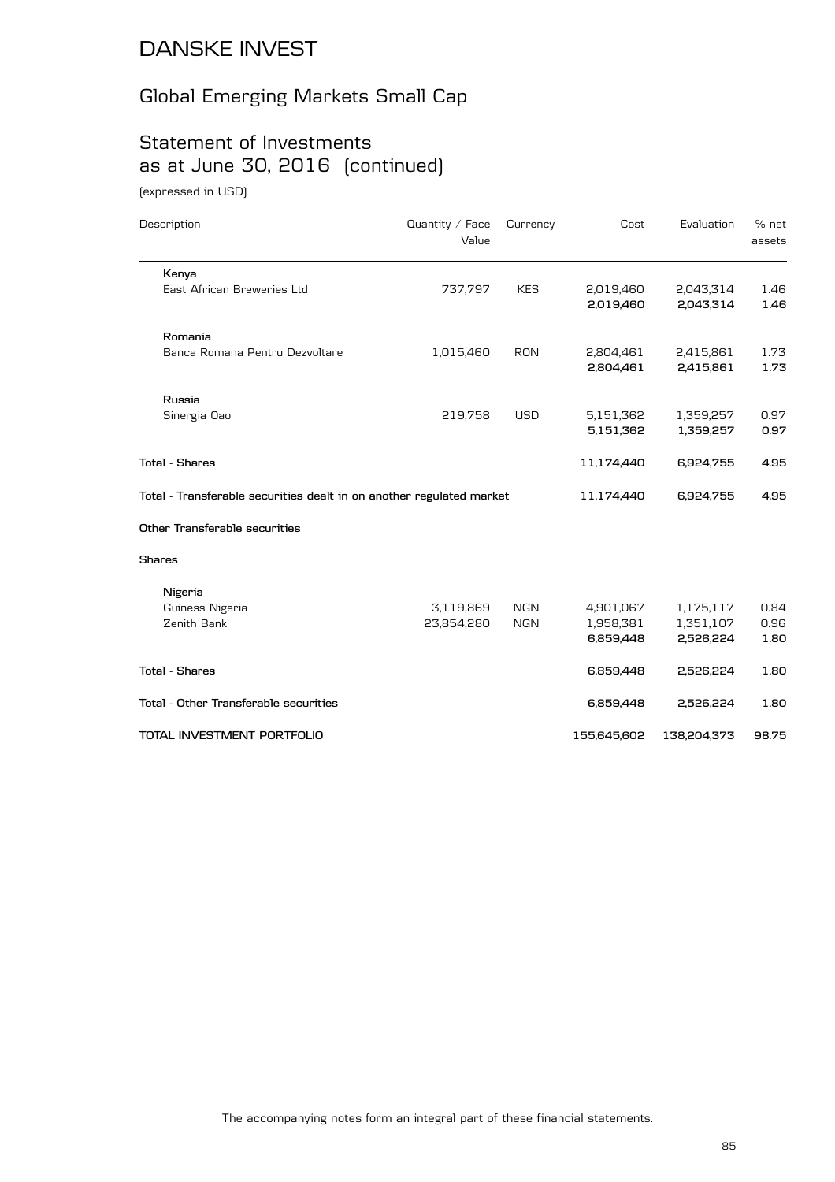# DANSKE INVEST

## Global Emerging Markets Small Cap

## Statement of Investments as at June 30, 2016 (continued)

(expressed in USD)

| Description | Quantity / Face Value | Currency | Cost | Evaluation | % net assets |
|---|---|---|---|---|---|
| **Kenya** | | | | | |
| East African Breweries Ltd | 737,797 | KES | 2,019,460 | 2,043,314 | 1.46 |
| | | | **2,019,460** | **2,043,314** | **1.46** |
| **Romania** | | | | | |
| Banca Romana Pentru Dezvoltare | 1,015,460 | RON | 2,804,461 | 2,415,861 | 1.73 |
| | | | **2,804,461** | **2,415,861** | **1.73** |
| **Russia** | | | | | |
| Sinergia Oao | 219,758 | USD | 5,151,362 | 1,359,257 | 0.97 |
| | | | **5,151,362** | **1,359,257** | **0.97** |
| **Total - Shares** | | | **11,174,440** | **6,924,755** | **4.95** |
| **Total - Transferable securities dealt in on another regulated market** | | | **11,174,440** | **6,924,755** | **4.95** |
| **Other Transferable securities** | | | | | |
| **Shares** | | | | | |
| **Nigeria** | | | | | |
| Guiness Nigeria | 3,119,869 | NGN | 4,901,067 | 1,175,117 | 0.84 |
| Zenith Bank | 23,854,280 | NGN | 1,958,381 | 1,351,107 | 0.96 |
| | | | **6,859,448** | **2,526,224** | **1.80** |
| **Total - Shares** | | | **6,859,448** | **2,526,224** | **1.80** |
| **Total - Other Transferable securities** | | | **6,859,448** | **2,526,224** | **1.80** |
| **TOTAL INVESTMENT PORTFOLIO** | | | **155,645,602** | **138,204,373** | **98.75** |

The accompanying notes form an integral part of these financial statements.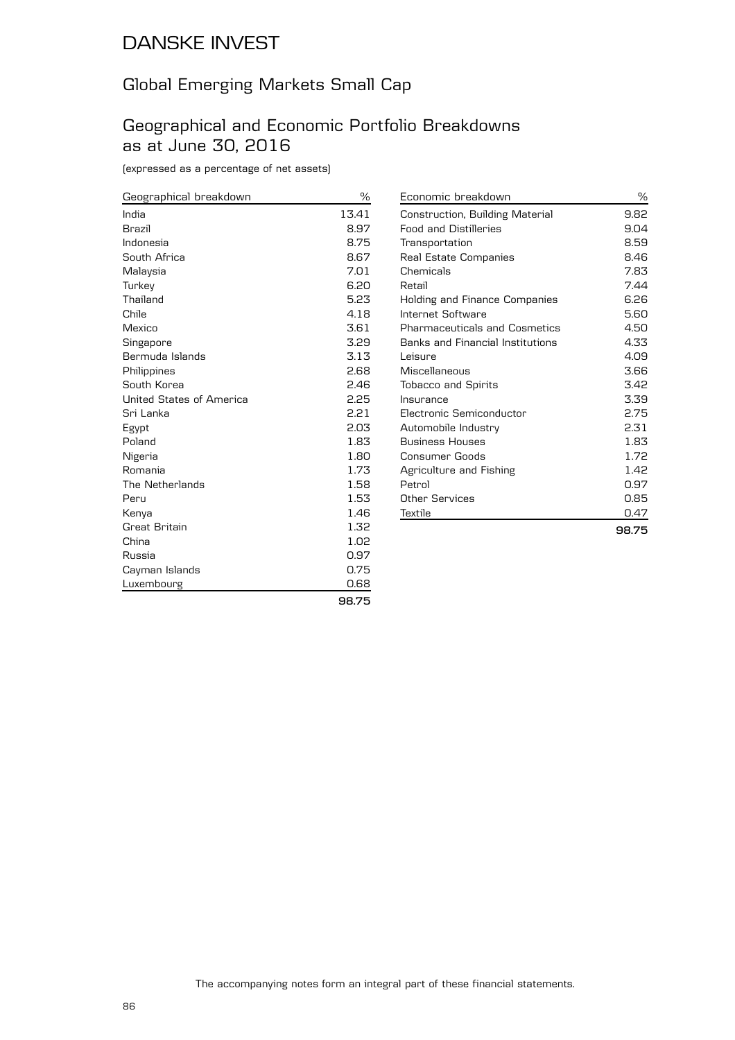# DANSKE INVEST

## Global Emerging Markets Small Cap

## Geographical and Economic Portfolio Breakdowns as at June 30, 2016

(expressed as a percentage of net assets)

| Geographical breakdown | % |
|---|---|
| India | 13.41 |
| Brazil | 8.97 |
| Indonesia | 8.75 |
| South Africa | 8.67 |
| Malaysia | 7.01 |
| Turkey | 6.20 |
| Thailand | 5.23 |
| Chile | 4.18 |
| Mexico | 3.61 |
| Singapore | 3.29 |
| Bermuda Islands | 3.13 |
| Philippines | 2.68 |
| South Korea | 2.46 |
| United States of America | 2.25 |
| Sri Lanka | 2.21 |
| Egypt | 2.03 |
| Poland | 1.83 |
| Nigeria | 1.80 |
| Romania | 1.73 |
| The Netherlands | 1.58 |
| Peru | 1.53 |
| Kenya | 1.46 |
| Great Britain | 1.32 |
| China | 1.02 |
| Russia | 0.97 |
| Cayman Islands | 0.75 |
| Luxembourg | 0.68 |
| | **98.75** |

| Economic breakdown | % |
|---|---|
| Construction, Building Material | 9.82 |
| Food and Distilleries | 9.04 |
| Transportation | 8.59 |
| Real Estate Companies | 8.46 |
| Chemicals | 7.83 |
| Retail | 7.44 |
| Holding and Finance Companies | 6.26 |
| Internet Software | 5.60 |
| Pharmaceuticals and Cosmetics | 4.50 |
| Banks and Financial Institutions | 4.33 |
| Leisure | 4.09 |
| Miscellaneous | 3.66 |
| Tobacco and Spirits | 3.42 |
| Insurance | 3.39 |
| Electronic Semiconductor | 2.75 |
| Automobile Industry | 2.31 |
| Business Houses | 1.83 |
| Consumer Goods | 1.72 |
| Agriculture and Fishing | 1.42 |
| Petrol | 0.97 |
| Other Services | 0.85 |
| Textile | 0.47 |
| | **98.75** |

The accompanying notes form an integral part of these financial statements.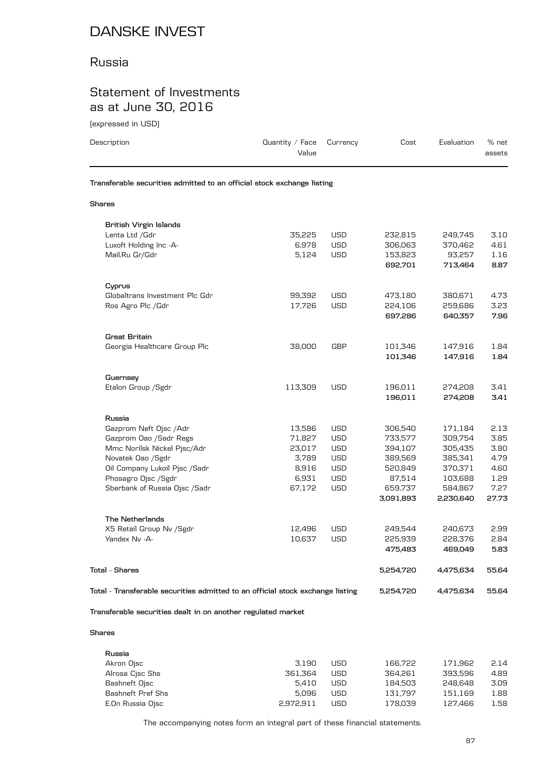# DANSKE INVEST

## Russia

## Statement of Investments as at June 30, 2016

(expressed in USD)

| Description | Quantity / Face Value | Currency | Cost | Evaluation | % net assets |
|---|---|---|---|---|---|
| **Transferable securities admitted to an official stock exchange listing** | | | | | |
| **Shares** | | | | | |
| **British Virgin Islands** | | | | | |
| Lenta Ltd /Gdr | 35,225 | USD | 232,815 | 249,745 | 3.10 |
| Luxoft Holding Inc -A- | 6,978 | USD | 306,063 | 370,462 | 4.61 |
| Mail.Ru Gr/Gdr | 5,124 | USD | 153,823 | 93,257 | 1.16 |
| | | | **692,701** | **713,464** | **8.87** |
| **Cyprus** | | | | | |
| Globaltrans Investment Plc Gdr | 99,392 | USD | 473,180 | 380,671 | 4.73 |
| Ros Agro Plc /Gdr | 17,726 | USD | 224,106 | 259,686 | 3.23 |
| | | | **697,286** | **640,357** | **7.96** |
| **Great Britain** | | | | | |
| Georgia Healthcare Group Plc | 38,000 | GBP | 101,346 | 147,916 | 1.84 |
| | | | **101,346** | **147,916** | **1.84** |
| **Guernsey** | | | | | |
| Etalon Group /Sgdr | 113,309 | USD | 196,011 | 274,208 | 3.41 |
| | | | **196,011** | **274,208** | **3.41** |
| **Russia** | | | | | |
| Gazprom Neft Ojsc /Adr | 13,586 | USD | 306,540 | 171,184 | 2.13 |
| Gazprom Oao /Sadr Regs | 71,827 | USD | 733,577 | 309,754 | 3.85 |
| Mmc Norilsk Nickel Pjsc/Adr | 23,017 | USD | 394,107 | 305,435 | 3.80 |
| Novatek Oao /Sgdr | 3,789 | USD | 389,569 | 385,341 | 4.79 |
| Oil Company Lukoil Pjsc /Sadr | 8,916 | USD | 520,849 | 370,371 | 4.60 |
| Phosagro Ojsc /Sgdr | 6,931 | USD | 87,514 | 103,688 | 1.29 |
| Sberbank of Russia Ojsc /Sadr | 67,172 | USD | 659,737 | 584,867 | 7.27 |
| | | | **3,091,893** | **2,230,640** | **27.73** |
| **The Netherlands** | | | | | |
| X5 Retail Group Nv /Sgdr | 12,496 | USD | 249,544 | 240,673 | 2.99 |
| Yandex Nv -A- | 10,637 | USD | 225,939 | 228,376 | 2.84 |
| | | | **475,483** | **469,049** | **5.83** |
| **Total - Shares** | | | **5,254,720** | **4,475,634** | **55.64** |
| **Total - Transferable securities admitted to an official stock exchange listing** | | | **5,254,720** | **4,475,634** | **55.64** |
| **Transferable securities dealt in on another regulated market** | | | | | |
| **Shares** | | | | | |
| **Russia** | | | | | |
| Akron Ojsc | 3,190 | USD | 166,722 | 171,962 | 2.14 |
| Alrosa Cjsc Shs | 361,364 | USD | 364,261 | 393,596 | 4.89 |
| Bashneft Ojsc | 5,410 | USD | 184,503 | 248,648 | 3.09 |
| Bashneft Pref Shs | 5,096 | USD | 131,797 | 151,169 | 1.88 |
| E.On Russia Ojsc | 2,972,911 | USD | 178,039 | 127,466 | 1.58 |

The accompanying notes form an integral part of these financial statements.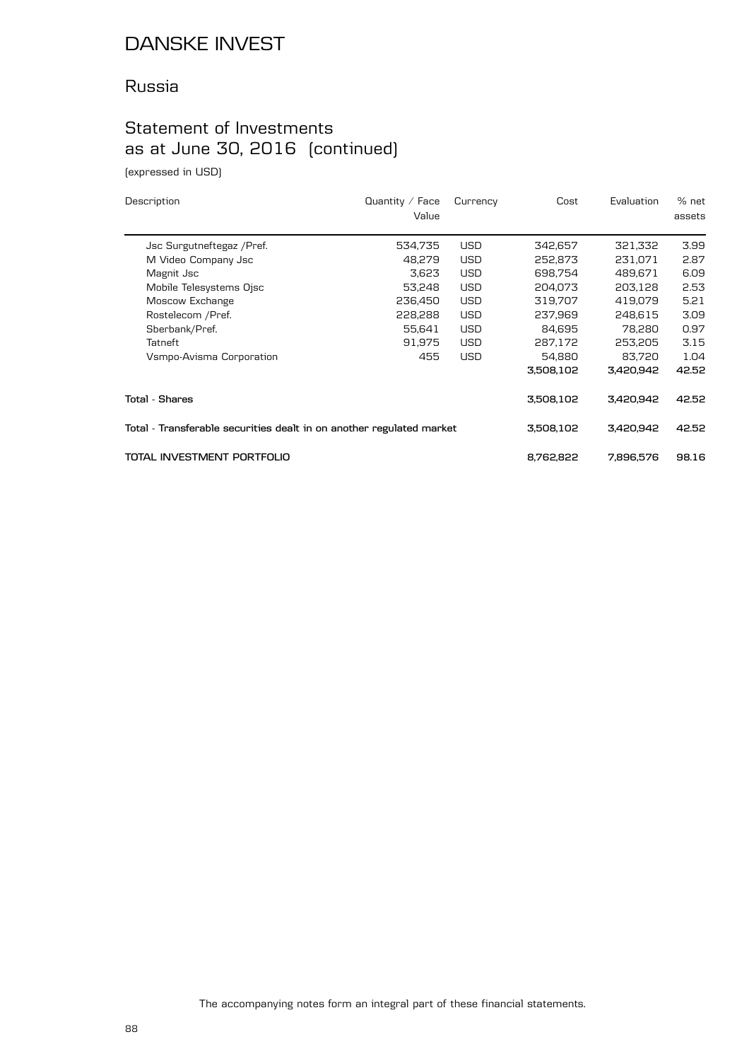# DANSKE INVEST

## Russia

## Statement of Investments as at June 30, 2016 (continued)

(expressed in USD)

| Description | Quantity / Face Value | Currency | Cost | Evaluation | % net assets |
|---|---|---|---|---|---|
| Jsc Surgutneftegaz /Pref. | 534,735 | USD | 342,657 | 321,332 | 3.99 |
| M Video Company Jsc | 48,279 | USD | 252,873 | 231,071 | 2.87 |
| Magnit Jsc | 3,623 | USD | 698,754 | 489,671 | 6.09 |
| Mobile Telesystems Ojsc | 53,248 | USD | 204,073 | 203,128 | 2.53 |
| Moscow Exchange | 236,450 | USD | 319,707 | 419,079 | 5.21 |
| Rostelecom /Pref. | 228,288 | USD | 237,969 | 248,615 | 3.09 |
| Sberbank/Pref. | 55,641 | USD | 84,695 | 78,280 | 0.97 |
| Tatneft | 91,975 | USD | 287,172 | 253,205 | 3.15 |
| Vsmpo-Avisma Corporation | 455 | USD | 54,880 | 83,720 | 1.04 |
| | | | **3,508,102** | **3,420,942** | **42.52** |
| **Total - Shares** | | | **3,508,102** | **3,420,942** | **42.52** |
| **Total - Transferable securities dealt in on another regulated market** | | | **3,508,102** | **3,420,942** | **42.52** |
| **TOTAL INVESTMENT PORTFOLIO** | | | **8,762,822** | **7,896,576** | **98.16** |

The accompanying notes form an integral part of these financial statements.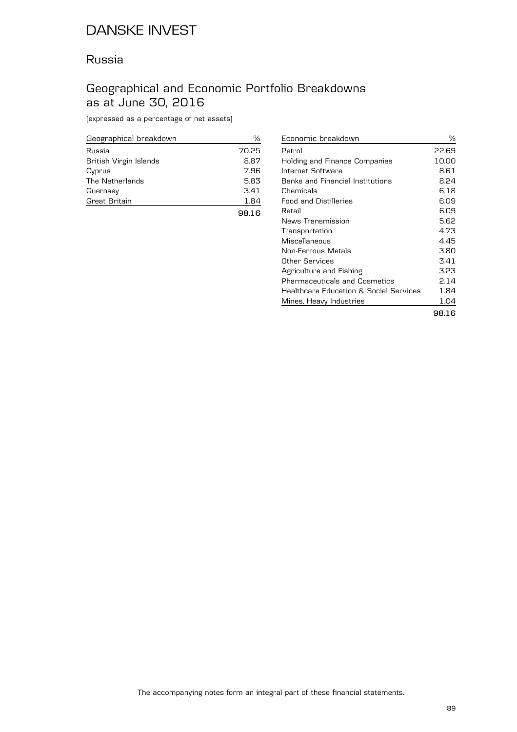# DANSKE INVEST

## Russia

## Geographical and Economic Portfolio Breakdowns as at June 30, 2016

(expressed as a percentage of net assets)

| Geographical breakdown | % |
|---|---|
| Russia | 70.25 |
| British Virgin Islands | 8.87 |
| Cyprus | 7.96 |
| The Netherlands | 5.83 |
| Guernsey | 3.41 |
| Great Britain | 1.84 |
| | **98.16** |

| Economic breakdown | % |
|---|---|
| Petrol | 22.69 |
| Holding and Finance Companies | 10.00 |
| Internet Software | 8.61 |
| Banks and Financial Institutions | 8.24 |
| Chemicals | 6.18 |
| Food and Distilleries | 6.09 |
| Retail | 6.09 |
| News Transmission | 5.62 |
| Transportation | 4.73 |
| Miscellaneous | 4.45 |
| Non-Ferrous Metals | 3.80 |
| Other Services | 3.41 |
| Agriculture and Fishing | 3.23 |
| Pharmaceuticals and Cosmetics | 2.14 |
| Healthcare Education & Social Services | 1.84 |
| Mines, Heavy Industries | 1.04 |
| | **98.16** |

The accompanying notes form an integral part of these financial statements.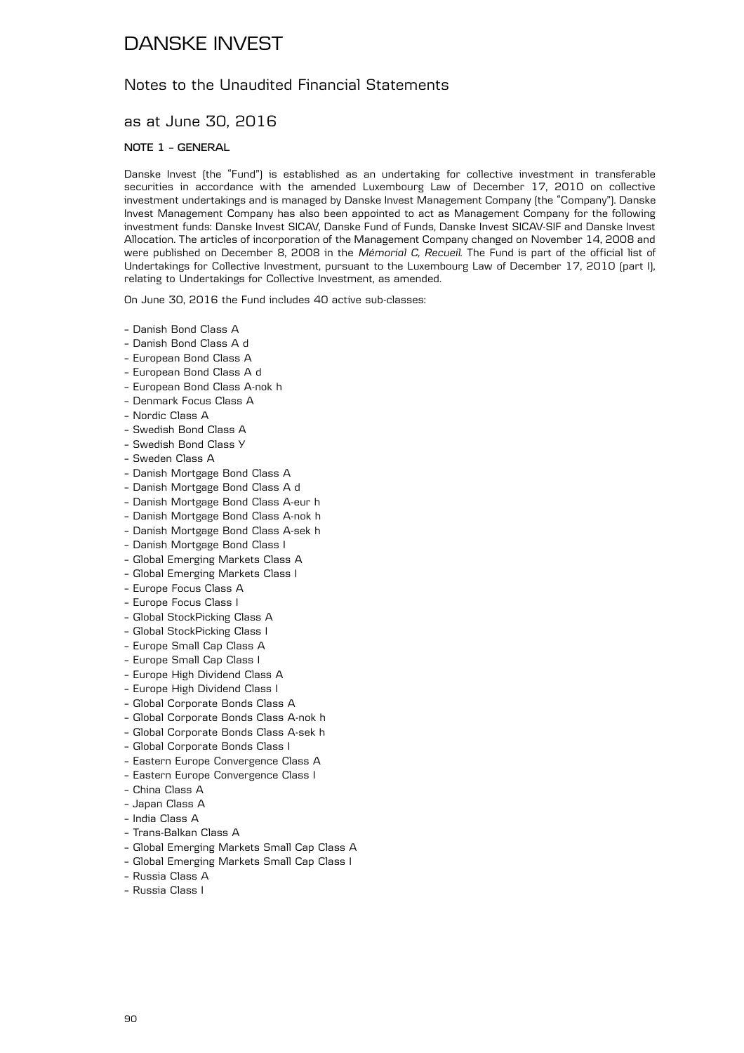# DANSKE INVEST

## Notes to the Unaudited Financial Statements

## as at June 30, 2016

### NOTE 1 – GENERAL

Danske Invest (the "Fund") is established as an undertaking for collective investment in transferable securities in accordance with the amended Luxembourg Law of December 17, 2010 on collective investment undertakings and is managed by Danske Invest Management Company (the "Company"). Danske Invest Management Company has also been appointed to act as Management Company for the following investment funds: Danske Invest SICAV, Danske Fund of Funds, Danske Invest SICAV-SIF and Danske Invest Allocation. The articles of incorporation of the Management Company changed on November 14, 2008 and were published on December 8, 2008 in the *Mémorial C, Recueil*. The Fund is part of the official list of Undertakings for Collective Investment, pursuant to the Luxembourg Law of December 17, 2010 (part I), relating to Undertakings for Collective Investment, as amended.

On June 30, 2016 the Fund includes 40 active sub-classes:

- Danish Bond Class A
- Danish Bond Class A d
- European Bond Class A
- European Bond Class A d
- European Bond Class A-nok h
- Denmark Focus Class A
- Nordic Class A
- Swedish Bond Class A
- Swedish Bond Class Y
- Sweden Class A
- Danish Mortgage Bond Class A
- Danish Mortgage Bond Class A d
- Danish Mortgage Bond Class A-eur h
- Danish Mortgage Bond Class A-nok h
- Danish Mortgage Bond Class A-sek h
- Danish Mortgage Bond Class I
- Global Emerging Markets Class A
- Global Emerging Markets Class I
- Europe Focus Class A
- Europe Focus Class I
- Global StockPicking Class A
- Global StockPicking Class I
- Europe Small Cap Class A
- Europe Small Cap Class I
- Europe High Dividend Class A
- Europe High Dividend Class I
- Global Corporate Bonds Class A
- Global Corporate Bonds Class A-nok h
- Global Corporate Bonds Class A-sek h
- Global Corporate Bonds Class I
- Eastern Europe Convergence Class A
- Eastern Europe Convergence Class I
- China Class A
- Japan Class A
- India Class A
- Trans-Balkan Class A
- Global Emerging Markets Small Cap Class A
- Global Emerging Markets Small Cap Class I
- Russia Class A
- Russia Class I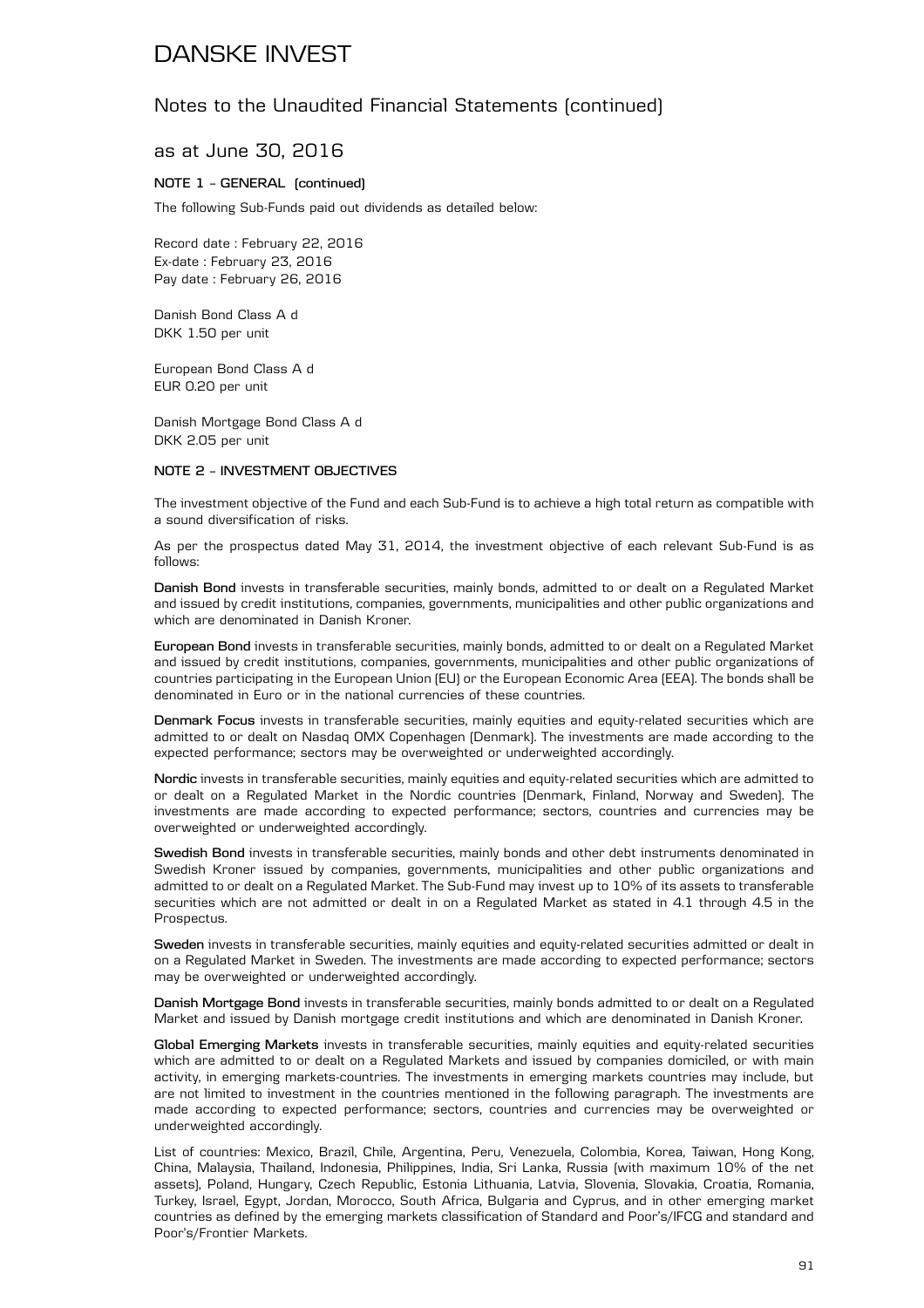# DANSKE INVEST

## Notes to the Unaudited Financial Statements (continued)

## as at June 30, 2016

### NOTE 1 – GENERAL (continued)

The following Sub-Funds paid out dividends as detailed below:

Record date : February 22, 2016
Ex-date : February 23, 2016
Pay date : February 26, 2016

Danish Bond Class A d
DKK 1.50 per unit

European Bond Class A d
EUR 0.20 per unit

Danish Mortgage Bond Class A d
DKK 2.05 per unit

### NOTE 2 – INVESTMENT OBJECTIVES

The investment objective of the Fund and each Sub-Fund is to achieve a high total return as compatible with a sound diversification of risks.

As per the prospectus dated May 31, 2014, the investment objective of each relevant Sub-Fund is as follows:

**Danish Bond** invests in transferable securities, mainly bonds, admitted to or dealt on a Regulated Market and issued by credit institutions, companies, governments, municipalities and other public organizations and which are denominated in Danish Kroner.

**European Bond** invests in transferable securities, mainly bonds, admitted to or dealt on a Regulated Market and issued by credit institutions, companies, governments, municipalities and other public organizations of countries participating in the European Union (EU) or the European Economic Area (EEA). The bonds shall be denominated in Euro or in the national currencies of these countries.

**Denmark Focus** invests in transferable securities, mainly equities and equity-related securities which are admitted to or dealt on Nasdaq OMX Copenhagen (Denmark). The investments are made according to the expected performance; sectors may be overweighted or underweighted accordingly.

**Nordic** invests in transferable securities, mainly equities and equity-related securities which are admitted to or dealt on a Regulated Market in the Nordic countries (Denmark, Finland, Norway and Sweden). The investments are made according to expected performance; sectors, countries and currencies may be overweighted or underweighted accordingly.

**Swedish Bond** invests in transferable securities, mainly bonds and other debt instruments denominated in Swedish Kroner issued by companies, governments, municipalities and other public organizations and admitted to or dealt on a Regulated Market. The Sub-Fund may invest up to 10% of its assets to transferable securities which are not admitted or dealt in on a Regulated Market as stated in 4.1 through 4.5 in the Prospectus.

**Sweden** invests in transferable securities, mainly equities and equity-related securities admitted or dealt in on a Regulated Market in Sweden. The investments are made according to expected performance; sectors may be overweighted or underweighted accordingly.

**Danish Mortgage Bond** invests in transferable securities, mainly bonds admitted to or dealt on a Regulated Market and issued by Danish mortgage credit institutions and which are denominated in Danish Kroner.

**Global Emerging Markets** invests in transferable securities, mainly equities and equity-related securities which are admitted to or dealt on a Regulated Markets and issued by companies domiciled, or with main activity, in emerging markets-countries. The investments in emerging markets countries may include, but are not limited to investment in the countries mentioned in the following paragraph. The investments are made according to expected performance; sectors, countries and currencies may be overweighted or underweighted accordingly.

List of countries: Mexico, Brazil, Chile, Argentina, Peru, Venezuela, Colombia, Korea, Taiwan, Hong Kong, China, Malaysia, Thailand, Indonesia, Philippines, India, Sri Lanka, Russia (with maximum 10% of the net assets), Poland, Hungary, Czech Republic, Estonia Lithuania, Latvia, Slovenia, Slovakia, Croatia, Romania, Turkey, Israel, Egypt, Jordan, Morocco, South Africa, Bulgaria and Cyprus, and in other emerging market countries as defined by the emerging markets classification of Standard and Poor's/IFCG and standard and Poor's/Frontier Markets.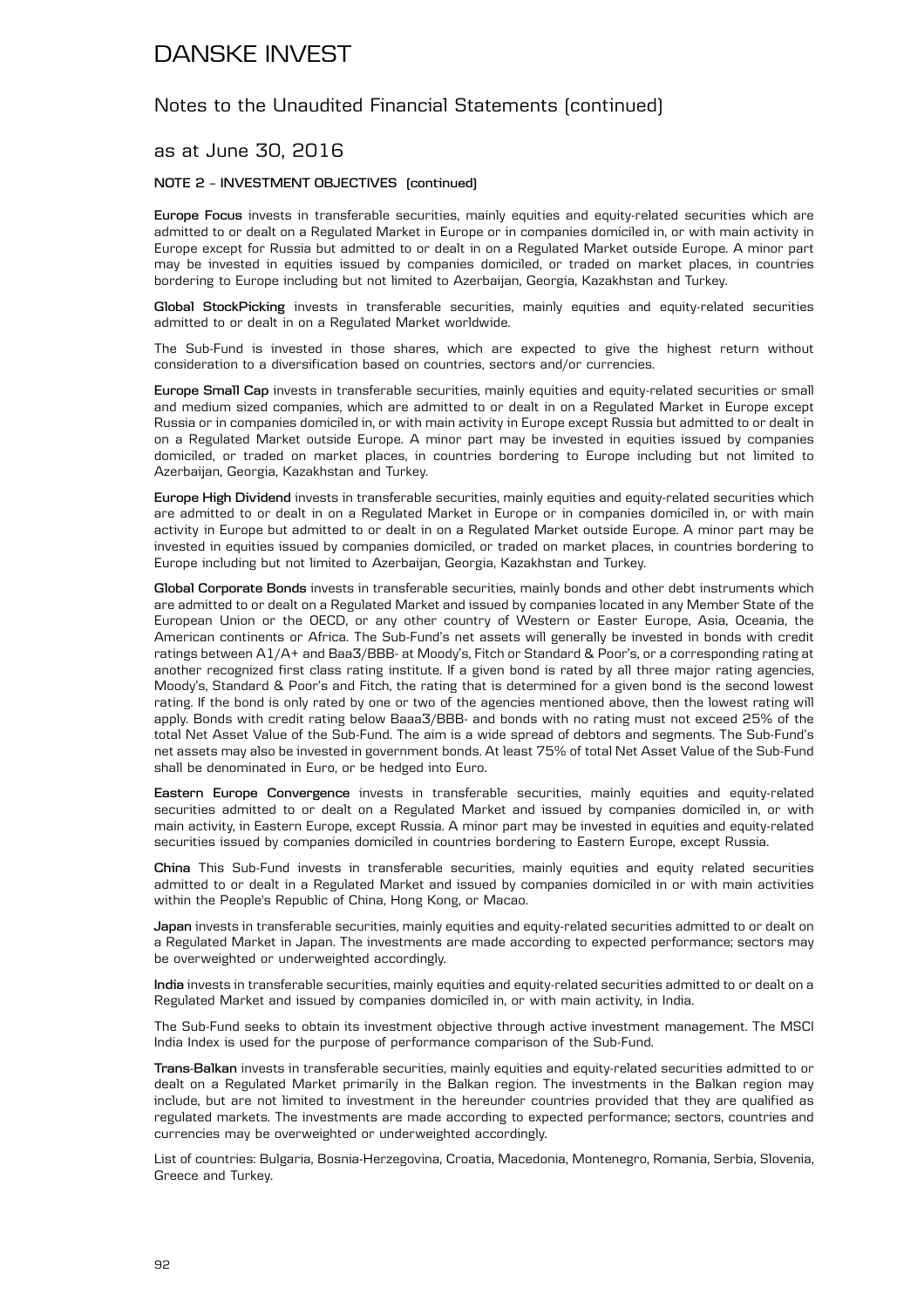# DANSKE INVEST

## Notes to the Unaudited Financial Statements (continued)

## as at June 30, 2016

### NOTE 2 – INVESTMENT OBJECTIVES (continued)

**Europe Focus** invests in transferable securities, mainly equities and equity-related securities which are admitted to or dealt on a Regulated Market in Europe or in companies domiciled in, or with main activity in Europe except for Russia but admitted to or dealt in on a Regulated Market outside Europe. A minor part may be invested in equities issued by companies domiciled, or traded on market places, in countries bordering to Europe including but not limited to Azerbaijan, Georgia, Kazakhstan and Turkey.

**Global StockPicking** invests in transferable securities, mainly equities and equity-related securities admitted to or dealt in on a Regulated Market worldwide.

The Sub-Fund is invested in those shares, which are expected to give the highest return without consideration to a diversification based on countries, sectors and/or currencies.

**Europe Small Cap** invests in transferable securities, mainly equities and equity-related securities or small and medium sized companies, which are admitted to or dealt in on a Regulated Market in Europe except Russia or in companies domiciled in, or with main activity in Europe except Russia but admitted to or dealt in on a Regulated Market outside Europe. A minor part may be invested in equities issued by companies domiciled, or traded on market places, in countries bordering to Europe including but not limited to Azerbaijan, Georgia, Kazakhstan and Turkey.

**Europe High Dividend** invests in transferable securities, mainly equities and equity-related securities which are admitted to or dealt in on a Regulated Market in Europe or in companies domiciled in, or with main activity in Europe but admitted to or dealt in on a Regulated Market outside Europe. A minor part may be invested in equities issued by companies domiciled, or traded on market places, in countries bordering to Europe including but not limited to Azerbaijan, Georgia, Kazakhstan and Turkey.

**Global Corporate Bonds** invests in transferable securities, mainly bonds and other debt instruments which are admitted to or dealt on a Regulated Market and issued by companies located in any Member State of the European Union or the OECD, or any other country of Western or Easter Europe, Asia, Oceania, the American continents or Africa. The Sub-Fund's net assets will generally be invested in bonds with credit ratings between A1/A+ and Baa3/BBB- at Moody's, Fitch or Standard & Poor's, or a corresponding rating at another recognized first class rating institute. If a given bond is rated by all three major rating agencies, Moody's, Standard & Poor's and Fitch, the rating that is determined for a given bond is the second lowest rating. If the bond is only rated by one or two of the agencies mentioned above, then the lowest rating will apply. Bonds with credit rating below Baaa3/BBB- and bonds with no rating must not exceed 25% of the total Net Asset Value of the Sub-Fund. The aim is a wide spread of debtors and segments. The Sub-Fund's net assets may also be invested in government bonds. At least 75% of total Net Asset Value of the Sub-Fund shall be denominated in Euro, or be hedged into Euro.

**Eastern Europe Convergence** invests in transferable securities, mainly equities and equity-related securities admitted to or dealt on a Regulated Market and issued by companies domiciled in, or with main activity, in Eastern Europe, except Russia. A minor part may be invested in equities and equity-related securities issued by companies domiciled in countries bordering to Eastern Europe, except Russia.

**China** This Sub-Fund invests in transferable securities, mainly equities and equity related securities admitted to or dealt in a Regulated Market and issued by companies domiciled in or with main activities within the People's Republic of China, Hong Kong, or Macao.

**Japan** invests in transferable securities, mainly equities and equity-related securities admitted to or dealt on a Regulated Market in Japan. The investments are made according to expected performance; sectors may be overweighted or underweighted accordingly.

**India** invests in transferable securities, mainly equities and equity-related securities admitted to or dealt on a Regulated Market and issued by companies domiciled in, or with main activity, in India.

The Sub-Fund seeks to obtain its investment objective through active investment management. The MSCI India Index is used for the purpose of performance comparison of the Sub-Fund.

**Trans-Balkan** invests in transferable securities, mainly equities and equity-related securities admitted to or dealt on a Regulated Market primarily in the Balkan region. The investments in the Balkan region may include, but are not limited to investment in the hereunder countries provided that they are qualified as regulated markets. The investments are made according to expected performance; sectors, countries and currencies may be overweighted or underweighted accordingly.

List of countries: Bulgaria, Bosnia-Herzegovina, Croatia, Macedonia, Montenegro, Romania, Serbia, Slovenia, Greece and Turkey.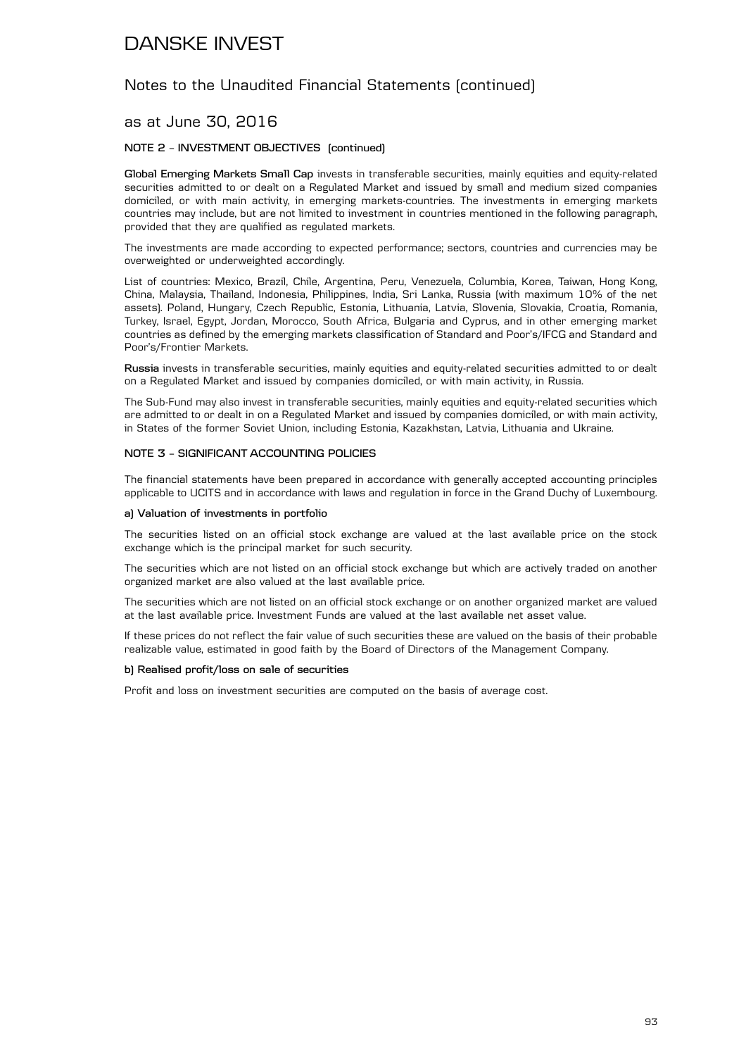# DANSKE INVEST

## Notes to the Unaudited Financial Statements (continued)

## as at June 30, 2016

### NOTE 2 – INVESTMENT OBJECTIVES (continued)

**Global Emerging Markets Small Cap** invests in transferable securities, mainly equities and equity-related securities admitted to or dealt on a Regulated Market and issued by small and medium sized companies domiciled, or with main activity, in emerging markets-countries. The investments in emerging markets countries may include, but are not limited to investment in countries mentioned in the following paragraph, provided that they are qualified as regulated markets.

The investments are made according to expected performance; sectors, countries and currencies may be overweighted or underweighted accordingly.

List of countries: Mexico, Brazil, Chile, Argentina, Peru, Venezuela, Columbia, Korea, Taiwan, Hong Kong, China, Malaysia, Thailand, Indonesia, Philippines, India, Sri Lanka, Russia (with maximum 10% of the net assets). Poland, Hungary, Czech Republic, Estonia, Lithuania, Latvia, Slovenia, Slovakia, Croatia, Romania, Turkey, Israel, Egypt, Jordan, Morocco, South Africa, Bulgaria and Cyprus, and in other emerging market countries as defined by the emerging markets classification of Standard and Poor's/IFCG and Standard and Poor's/Frontier Markets.

**Russia** invests in transferable securities, mainly equities and equity-related securities admitted to or dealt on a Regulated Market and issued by companies domiciled, or with main activity, in Russia.

The Sub-Fund may also invest in transferable securities, mainly equities and equity-related securities which are admitted to or dealt in on a Regulated Market and issued by companies domiciled, or with main activity, in States of the former Soviet Union, including Estonia, Kazakhstan, Latvia, Lithuania and Ukraine.

### NOTE 3 – SIGNIFICANT ACCOUNTING POLICIES

The financial statements have been prepared in accordance with generally accepted accounting principles applicable to UCITS and in accordance with laws and regulation in force in the Grand Duchy of Luxembourg.

#### a) Valuation of investments in portfolio

The securities listed on an official stock exchange are valued at the last available price on the stock exchange which is the principal market for such security.

The securities which are not listed on an official stock exchange but which are actively traded on another organized market are also valued at the last available price.

The securities which are not listed on an official stock exchange or on another organized market are valued at the last available price. Investment Funds are valued at the last available net asset value.

If these prices do not reflect the fair value of such securities these are valued on the basis of their probable realizable value, estimated in good faith by the Board of Directors of the Management Company.

#### b) Realised profit/loss on sale of securities

Profit and loss on investment securities are computed on the basis of average cost.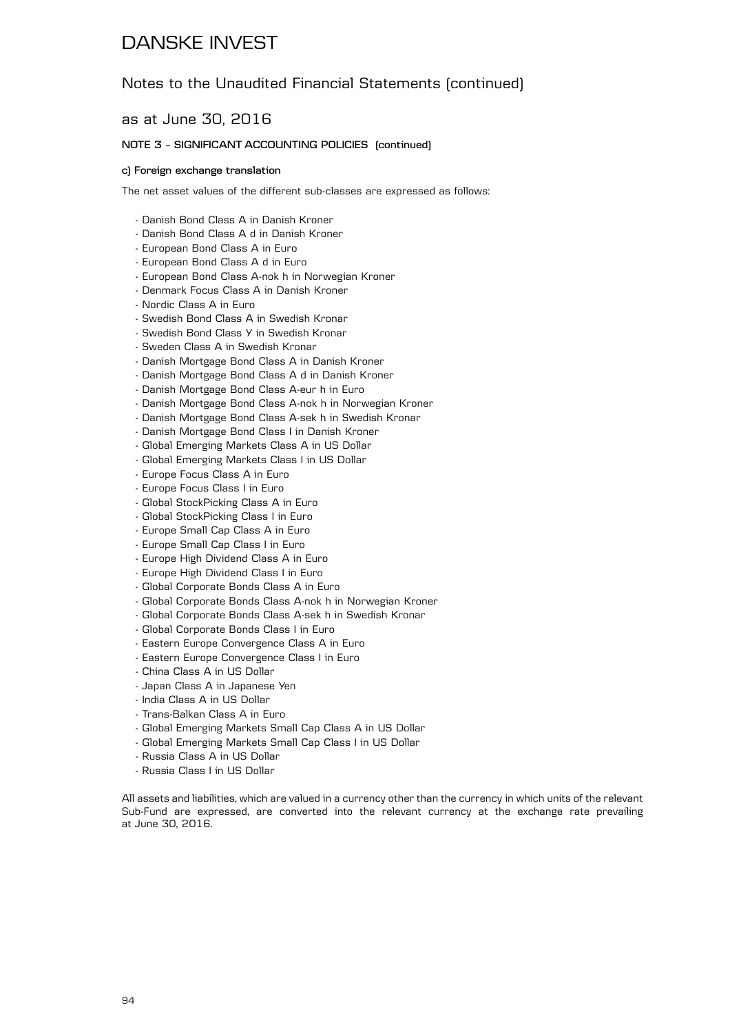# DANSKE INVEST

## Notes to the Unaudited Financial Statements (continued)

## as at June 30, 2016

#### NOTE 3 – SIGNIFICANT ACCOUNTING POLICIES (continued)

**c) Foreign exchange translation**

The net asset values of the different sub-classes are expressed as follows:

- Danish Bond Class A in Danish Kroner
- Danish Bond Class A d in Danish Kroner
- European Bond Class A in Euro
- European Bond Class A d in Euro
- European Bond Class A-nok h in Norwegian Kroner
- Denmark Focus Class A in Danish Kroner
- Nordic Class A in Euro
- Swedish Bond Class A in Swedish Kronar
- Swedish Bond Class Y in Swedish Kronar
- Sweden Class A in Swedish Kronar
- Danish Mortgage Bond Class A in Danish Kroner
- Danish Mortgage Bond Class A d in Danish Kroner
- Danish Mortgage Bond Class A-eur h in Euro
- Danish Mortgage Bond Class A-nok h in Norwegian Kroner
- Danish Mortgage Bond Class A-sek h in Swedish Kronar
- Danish Mortgage Bond Class I in Danish Kroner
- Global Emerging Markets Class A in US Dollar
- Global Emerging Markets Class I in US Dollar
- Europe Focus Class A in Euro
- Europe Focus Class I in Euro
- Global StockPicking Class A in Euro
- Global StockPicking Class I in Euro
- Europe Small Cap Class A in Euro
- Europe Small Cap Class I in Euro
- Europe High Dividend Class A in Euro
- Europe High Dividend Class I in Euro
- Global Corporate Bonds Class A in Euro
- Global Corporate Bonds Class A-nok h in Norwegian Kroner
- Global Corporate Bonds Class A-sek h in Swedish Kronar
- Global Corporate Bonds Class I in Euro
- Eastern Europe Convergence Class A in Euro
- Eastern Europe Convergence Class I in Euro
- China Class A in US Dollar
- Japan Class A in Japanese Yen
- India Class A in US Dollar
- Trans-Balkan Class A in Euro
- Global Emerging Markets Small Cap Class A in US Dollar
- Global Emerging Markets Small Cap Class I in US Dollar
- Russia Class A in US Dollar
- Russia Class I in US Dollar

All assets and liabilities, which are valued in a currency other than the currency in which units of the relevant Sub-Fund are expressed, are converted into the relevant currency at the exchange rate prevailing at June 30, 2016.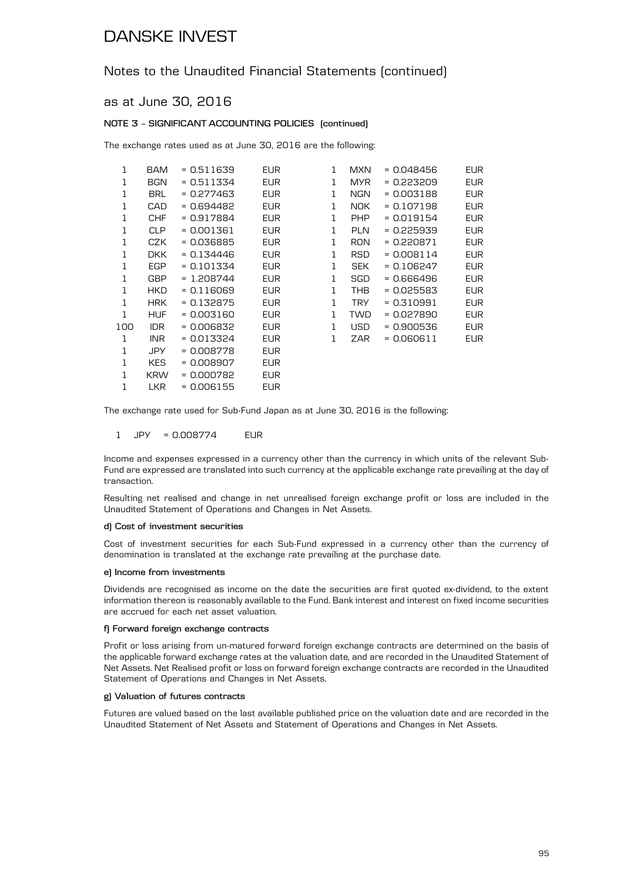# DANSKE INVEST

## Notes to the Unaudited Financial Statements (continued)

## as at June 30, 2016

**NOTE 3 – SIGNIFICANT ACCOUNTING POLICIES (continued)**

The exchange rates used as at June 30, 2016 are the following:

| | | | | | | | |
|---|---|---|---|---|---|---|---|
| 1 | BAM | = 0.511639 | EUR | 1 | MXN | = 0.048456 | EUR |
| 1 | BGN | = 0.511334 | EUR | 1 | MYR | = 0.223209 | EUR |
| 1 | BRL | = 0.277463 | EUR | 1 | NGN | = 0.003188 | EUR |
| 1 | CAD | = 0.694482 | EUR | 1 | NOK | = 0.107198 | EUR |
| 1 | CHF | = 0.917884 | EUR | 1 | PHP | = 0.019154 | EUR |
| 1 | CLP | = 0.001361 | EUR | 1 | PLN | = 0.225939 | EUR |
| 1 | CZK | = 0.036885 | EUR | 1 | RON | = 0.220871 | EUR |
| 1 | DKK | = 0.134446 | EUR | 1 | RSD | = 0.008114 | EUR |
| 1 | EGP | = 0.101334 | EUR | 1 | SEK | = 0.106247 | EUR |
| 1 | GBP | = 1.208744 | EUR | 1 | SGD | = 0.666496 | EUR |
| 1 | HKD | = 0.116069 | EUR | 1 | THB | = 0.025583 | EUR |
| 1 | HRK | = 0.132875 | EUR | 1 | TRY | = 0.310991 | EUR |
| 1 | HUF | = 0.003160 | EUR | 1 | TWD | = 0.027890 | EUR |
| 100 | IDR | = 0.006832 | EUR | 1 | USD | = 0.900536 | EUR |
| 1 | INR | = 0.013324 | EUR | 1 | ZAR | = 0.060611 | EUR |
| 1 | JPY | = 0.008778 | EUR | | | | |
| 1 | KES | = 0.008907 | EUR | | | | |
| 1 | KRW | = 0.000782 | EUR | | | | |
| 1 | LKR | = 0.006155 | EUR | | | | |

The exchange rate used for Sub-Fund Japan as at June 30, 2016 is the following:

1 JPY = 0.008774 EUR

Income and expenses expressed in a currency other than the currency in which units of the relevant Sub-Fund are expressed are translated into such currency at the applicable exchange rate prevailing at the day of transaction.

Resulting net realised and change in net unrealised foreign exchange profit or loss are included in the Unaudited Statement of Operations and Changes in Net Assets.

**d) Cost of investment securities**

Cost of investment securities for each Sub-Fund expressed in a currency other than the currency of denomination is translated at the exchange rate prevailing at the purchase date.

**e) Income from investments**

Dividends are recognised as income on the date the securities are first quoted ex-dividend, to the extent information thereon is reasonably available to the Fund. Bank interest and interest on fixed income securities are accrued for each net asset valuation.

**f) Forward foreign exchange contracts**

Profit or loss arising from un-matured forward foreign exchange contracts are determined on the basis of the applicable forward exchange rates at the valuation date, and are recorded in the Unaudited Statement of Net Assets. Net Realised profit or loss on forward foreign exchange contracts are recorded in the Unaudited Statement of Operations and Changes in Net Assets.

**g) Valuation of futures contracts**

Futures are valued based on the last available published price on the valuation date and are recorded in the Unaudited Statement of Net Assets and Statement of Operations and Changes in Net Assets.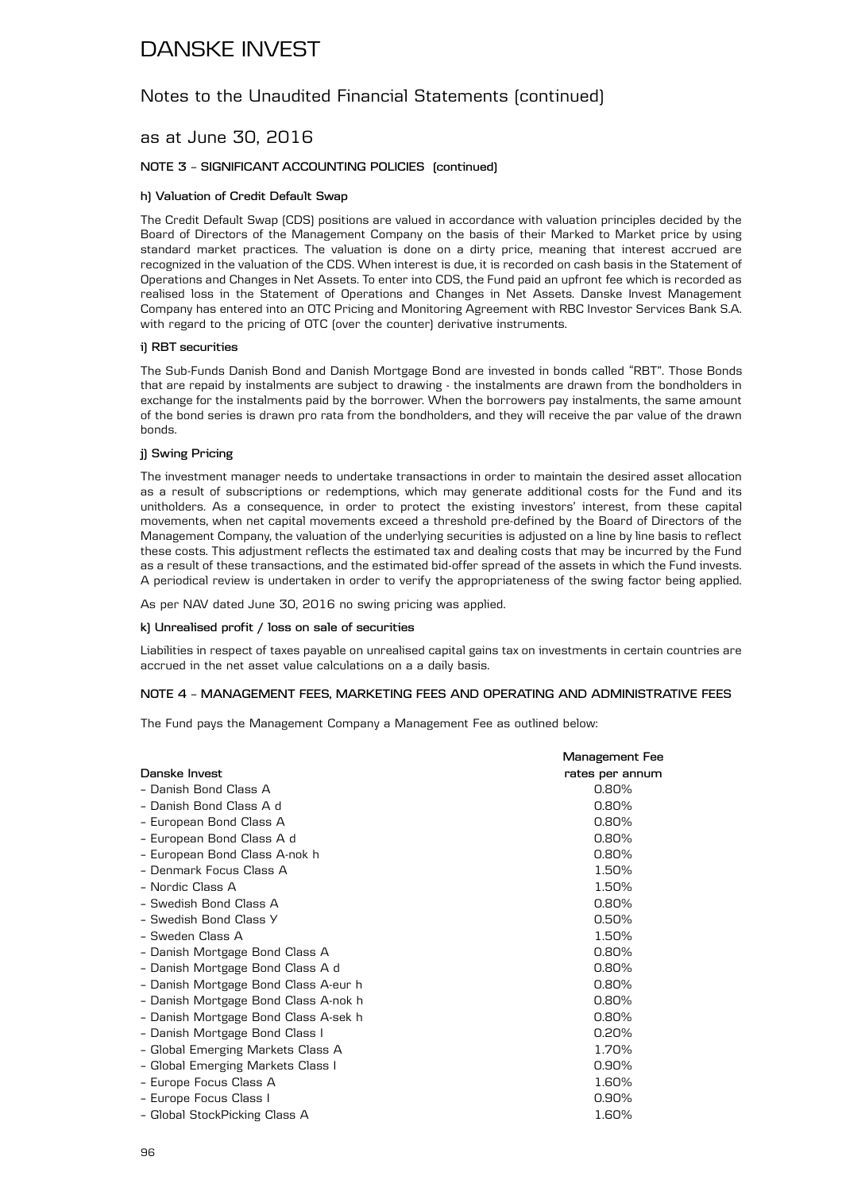# DANSKE INVEST

## Notes to the Unaudited Financial Statements (continued)

## as at June 30, 2016

### NOTE 3 – SIGNIFICANT ACCOUNTING POLICIES (continued)

#### h) Valuation of Credit Default Swap

The Credit Default Swap (CDS) positions are valued in accordance with valuation principles decided by the Board of Directors of the Management Company on the basis of their Marked to Market price by using standard market practices. The valuation is done on a dirty price, meaning that interest accrued are recognized in the valuation of the CDS. When interest is due, it is recorded on cash basis in the Statement of Operations and Changes in Net Assets. To enter into CDS, the Fund paid an upfront fee which is recorded as realised loss in the Statement of Operations and Changes in Net Assets. Danske Invest Management Company has entered into an OTC Pricing and Monitoring Agreement with RBC Investor Services Bank S.A. with regard to the pricing of OTC (over the counter) derivative instruments.

#### i) RBT securities

The Sub-Funds Danish Bond and Danish Mortgage Bond are invested in bonds called "RBT". Those Bonds that are repaid by instalments are subject to drawing - the instalments are drawn from the bondholders in exchange for the instalments paid by the borrower. When the borrowers pay instalments, the same amount of the bond series is drawn pro rata from the bondholders, and they will receive the par value of the drawn bonds.

#### j) Swing Pricing

The investment manager needs to undertake transactions in order to maintain the desired asset allocation as a result of subscriptions or redemptions, which may generate additional costs for the Fund and its unitholders. As a consequence, in order to protect the existing investors' interest, from these capital movements, when net capital movements exceed a threshold pre-defined by the Board of Directors of the Management Company, the valuation of the underlying securities is adjusted on a line by line basis to reflect these costs. This adjustment reflects the estimated tax and dealing costs that may be incurred by the Fund as a result of these transactions, and the estimated bid-offer spread of the assets in which the Fund invests. A periodical review is undertaken in order to verify the appropriateness of the swing factor being applied.

As per NAV dated June 30, 2016 no swing pricing was applied.

#### k) Unrealised profit / loss on sale of securities

Liabilities in respect of taxes payable on unrealised capital gains tax on investments in certain countries are accrued in the net asset value calculations on a a daily basis.

### NOTE 4 – MANAGEMENT FEES, MARKETING FEES AND OPERATING AND ADMINISTRATIVE FEES

The Fund pays the Management Company a Management Fee as outlined below:

| Danske Invest | Management Fee rates per annum |
|---|---|
| – Danish Bond Class A | 0.80% |
| – Danish Bond Class A d | 0.80% |
| – European Bond Class A | 0.80% |
| – European Bond Class A d | 0.80% |
| – European Bond Class A-nok h | 0.80% |
| – Denmark Focus Class A | 1.50% |
| – Nordic Class A | 1.50% |
| – Swedish Bond Class A | 0.80% |
| – Swedish Bond Class Y | 0.50% |
| – Sweden Class A | 1.50% |
| – Danish Mortgage Bond Class A | 0.80% |
| – Danish Mortgage Bond Class A d | 0.80% |
| – Danish Mortgage Bond Class A-eur h | 0.80% |
| – Danish Mortgage Bond Class A-nok h | 0.80% |
| – Danish Mortgage Bond Class A-sek h | 0.80% |
| – Danish Mortgage Bond Class I | 0.20% |
| – Global Emerging Markets Class A | 1.70% |
| – Global Emerging Markets Class I | 0.90% |
| – Europe Focus Class A | 1.60% |
| – Europe Focus Class I | 0.90% |
| – Global StockPicking Class A | 1.60% |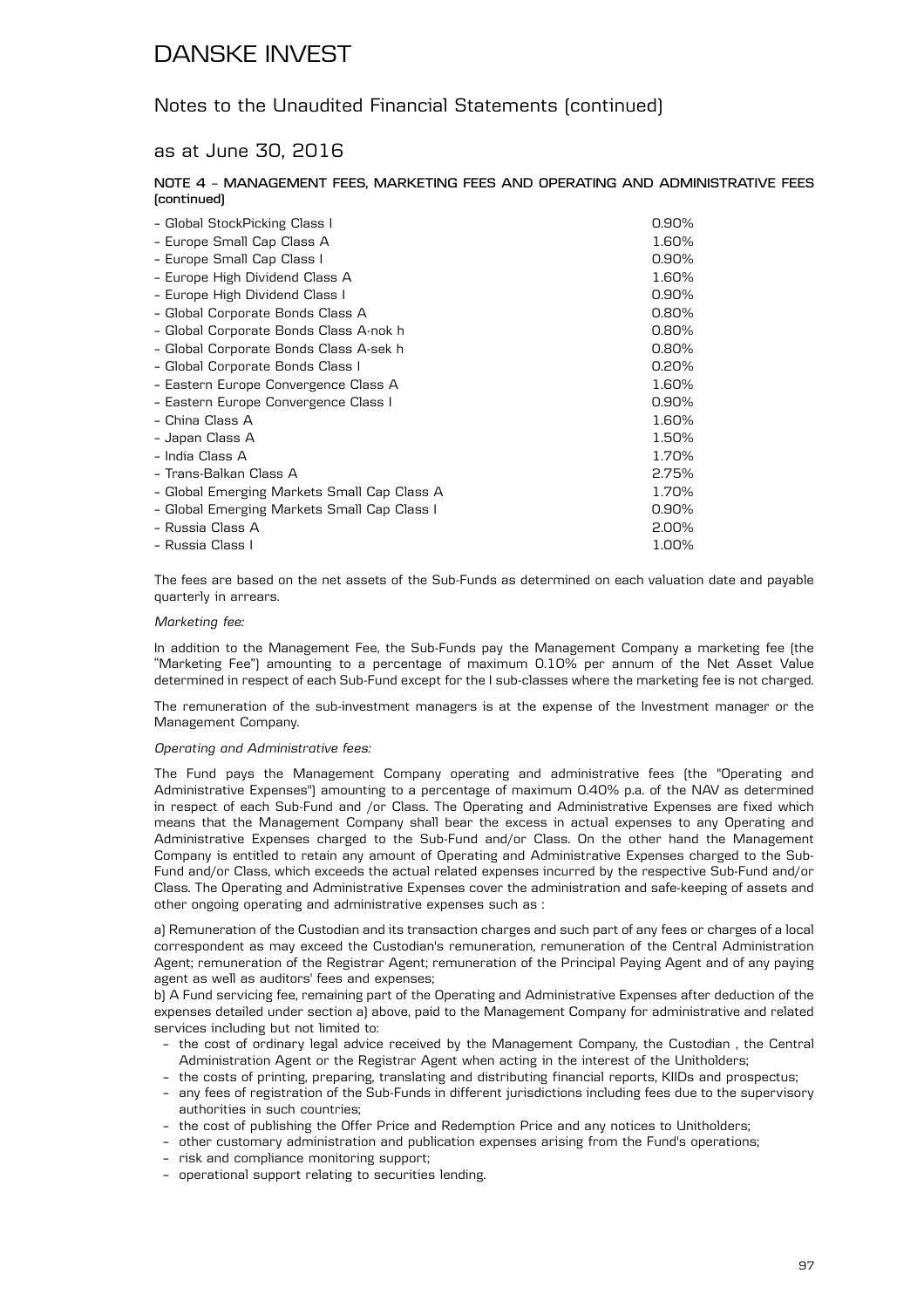# DANSKE INVEST

## Notes to the Unaudited Financial Statements (continued)

## as at June 30, 2016

### NOTE 4 – MANAGEMENT FEES, MARKETING FEES AND OPERATING AND ADMINISTRATIVE FEES (continued)

| | |
|---|---|
| – Global StockPicking Class I | 0.90% |
| – Europe Small Cap Class A | 1.60% |
| – Europe Small Cap Class I | 0.90% |
| – Europe High Dividend Class A | 1.60% |
| – Europe High Dividend Class I | 0.90% |
| – Global Corporate Bonds Class A | 0.80% |
| – Global Corporate Bonds Class A-nok h | 0.80% |
| – Global Corporate Bonds Class A-sek h | 0.80% |
| – Global Corporate Bonds Class I | 0.20% |
| – Eastern Europe Convergence Class A | 1.60% |
| – Eastern Europe Convergence Class I | 0.90% |
| – China Class A | 1.60% |
| – Japan Class A | 1.50% |
| – India Class A | 1.70% |
| – Trans-Balkan Class A | 2.75% |
| – Global Emerging Markets Small Cap Class A | 1.70% |
| – Global Emerging Markets Small Cap Class I | 0.90% |
| – Russia Class A | 2.00% |
| – Russia Class I | 1.00% |

The fees are based on the net assets of the Sub-Funds as determined on each valuation date and payable quarterly in arrears.

*Marketing fee:*

In addition to the Management Fee, the Sub-Funds pay the Management Company a marketing fee (the "Marketing Fee") amounting to a percentage of maximum 0.10% per annum of the Net Asset Value determined in respect of each Sub-Fund except for the I sub-classes where the marketing fee is not charged.

The remuneration of the sub-investment managers is at the expense of the Investment manager or the Management Company.

*Operating and Administrative fees:*

The Fund pays the Management Company operating and administrative fees (the "Operating and Administrative Expenses") amounting to a percentage of maximum 0.40% p.a. of the NAV as determined in respect of each Sub-Fund and /or Class. The Operating and Administrative Expenses are fixed which means that the Management Company shall bear the excess in actual expenses to any Operating and Administrative Expenses charged to the Sub-Fund and/or Class. On the other hand the Management Company is entitled to retain any amount of Operating and Administrative Expenses charged to the Sub-Fund and/or Class, which exceeds the actual related expenses incurred by the respective Sub-Fund and/or Class. The Operating and Administrative Expenses cover the administration and safe-keeping of assets and other ongoing operating and administrative expenses such as :

a) Remuneration of the Custodian and its transaction charges and such part of any fees or charges of a local correspondent as may exceed the Custodian's remuneration, remuneration of the Central Administration Agent; remuneration of the Registrar Agent; remuneration of the Principal Paying Agent and of any paying agent as well as auditors' fees and expenses;

b) A Fund servicing fee, remaining part of the Operating and Administrative Expenses after deduction of the expenses detailed under section a) above, paid to the Management Company for administrative and related services including but not limited to:

- the cost of ordinary legal advice received by the Management Company, the Custodian , the Central Administration Agent or the Registrar Agent when acting in the interest of the Unitholders;
- the costs of printing, preparing, translating and distributing financial reports, KIIDs and prospectus;
- any fees of registration of the Sub-Funds in different jurisdictions including fees due to the supervisory authorities in such countries;
- the cost of publishing the Offer Price and Redemption Price and any notices to Unitholders;
- other customary administration and publication expenses arising from the Fund's operations;
- risk and compliance monitoring support;
- operational support relating to securities lending.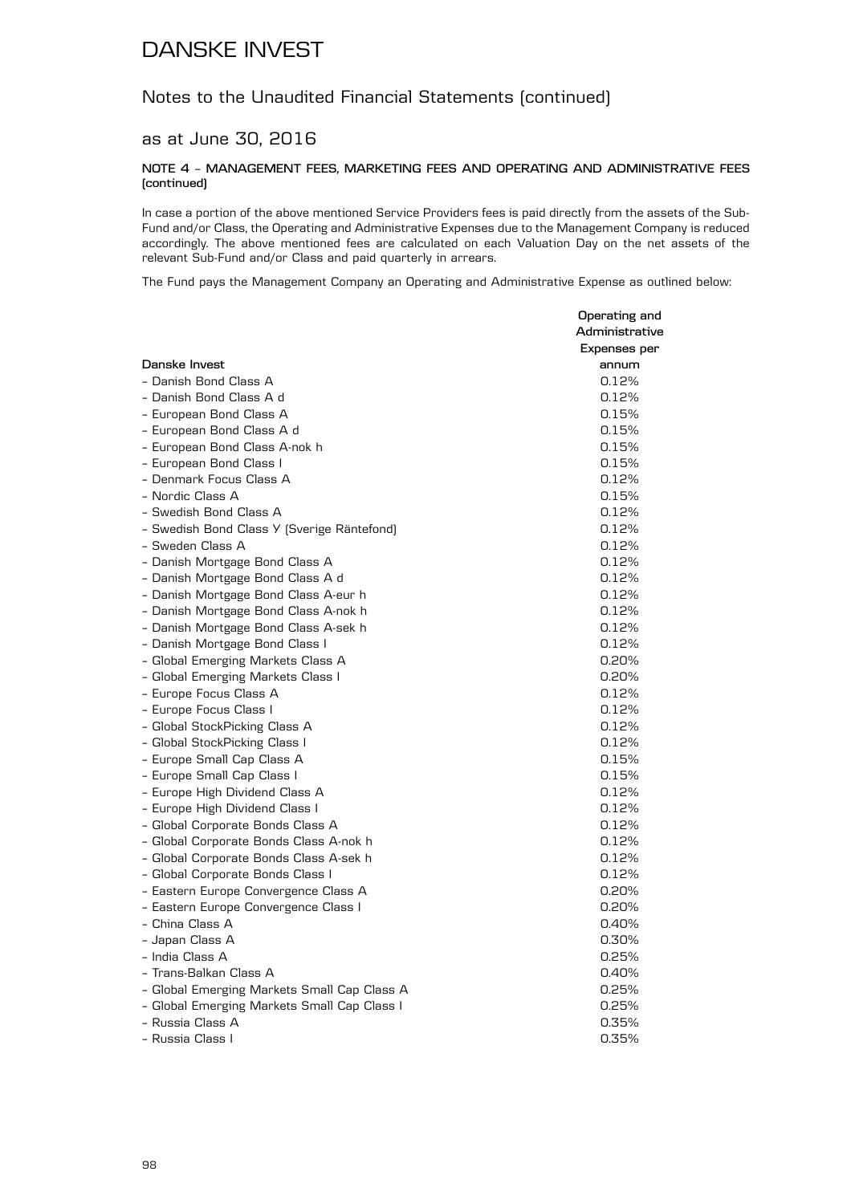# DANSKE INVEST

## Notes to the Unaudited Financial Statements (continued)

### as at June 30, 2016

#### NOTE 4 – MANAGEMENT FEES, MARKETING FEES AND OPERATING AND ADMINISTRATIVE FEES (continued)

In case a portion of the above mentioned Service Providers fees is paid directly from the assets of the Sub-Fund and/or Class, the Operating and Administrative Expenses due to the Management Company is reduced accordingly. The above mentioned fees are calculated on each Valuation Day on the net assets of the relevant Sub-Fund and/or Class and paid quarterly in arrears.

The Fund pays the Management Company an Operating and Administrative Expense as outlined below:

| Danske Invest | Operating and Administrative Expenses per annum |
|---|---|
| – Danish Bond Class A | 0.12% |
| – Danish Bond Class A d | 0.12% |
| – European Bond Class A | 0.15% |
| – European Bond Class A d | 0.15% |
| – European Bond Class A-nok h | 0.15% |
| – European Bond Class I | 0.15% |
| – Denmark Focus Class A | 0.12% |
| – Nordic Class A | 0.15% |
| – Swedish Bond Class A | 0.12% |
| – Swedish Bond Class Y (Sverige Räntefond) | 0.12% |
| – Sweden Class A | 0.12% |
| – Danish Mortgage Bond Class A | 0.12% |
| – Danish Mortgage Bond Class A d | 0.12% |
| – Danish Mortgage Bond Class A-eur h | 0.12% |
| – Danish Mortgage Bond Class A-nok h | 0.12% |
| – Danish Mortgage Bond Class A-sek h | 0.12% |
| – Danish Mortgage Bond Class I | 0.12% |
| – Global Emerging Markets Class A | 0.20% |
| – Global Emerging Markets Class I | 0.20% |
| – Europe Focus Class A | 0.12% |
| – Europe Focus Class I | 0.12% |
| – Global StockPicking Class A | 0.12% |
| – Global StockPicking Class I | 0.12% |
| – Europe Small Cap Class A | 0.15% |
| – Europe Small Cap Class I | 0.15% |
| – Europe High Dividend Class A | 0.12% |
| – Europe High Dividend Class I | 0.12% |
| – Global Corporate Bonds Class A | 0.12% |
| – Global Corporate Bonds Class A-nok h | 0.12% |
| – Global Corporate Bonds Class A-sek h | 0.12% |
| – Global Corporate Bonds Class I | 0.12% |
| – Eastern Europe Convergence Class A | 0.20% |
| – Eastern Europe Convergence Class I | 0.20% |
| – China Class A | 0.40% |
| – Japan Class A | 0.30% |
| – India Class A | 0.25% |
| – Trans-Balkan Class A | 0.40% |
| – Global Emerging Markets Small Cap Class A | 0.25% |
| – Global Emerging Markets Small Cap Class I | 0.25% |
| – Russia Class A | 0.35% |
| – Russia Class I | 0.35% |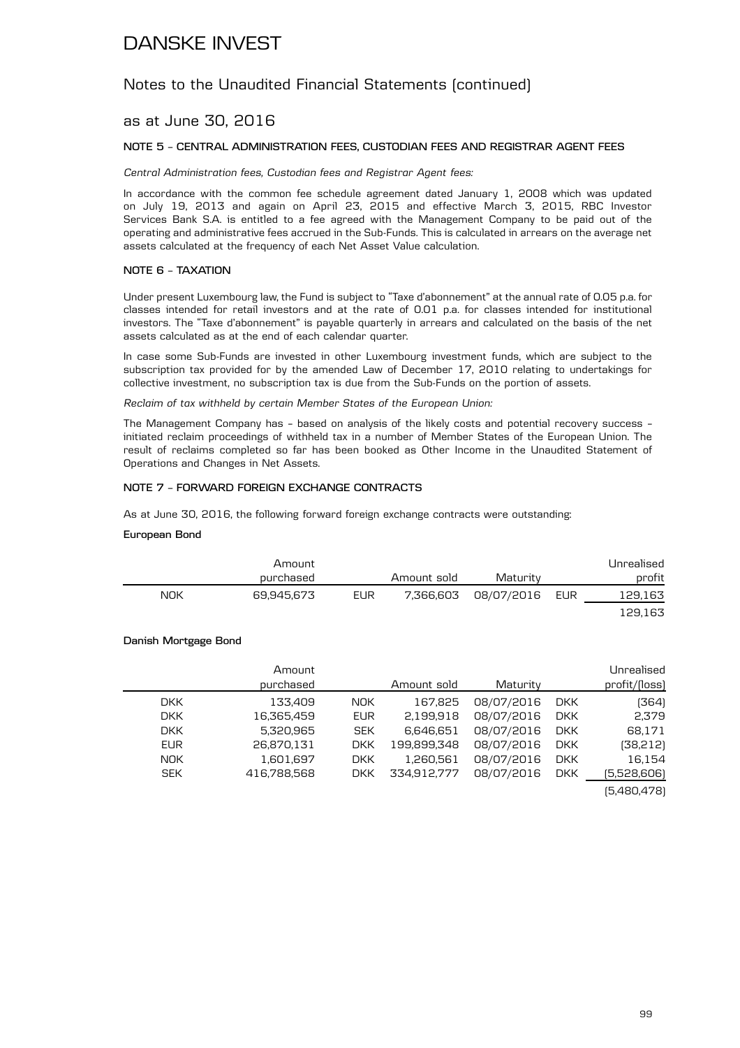# DANSKE INVEST

## Notes to the Unaudited Financial Statements (continued)

## as at June 30, 2016

### NOTE 5 – CENTRAL ADMINISTRATION FEES, CUSTODIAN FEES AND REGISTRAR AGENT FEES

*Central Administration fees, Custodian fees and Registrar Agent fees:*

In accordance with the common fee schedule agreement dated January 1, 2008 which was updated on July 19, 2013 and again on April 23, 2015 and effective March 3, 2015, RBC Investor Services Bank S.A. is entitled to a fee agreed with the Management Company to be paid out of the operating and administrative fees accrued in the Sub-Funds. This is calculated in arrears on the average net assets calculated at the frequency of each Net Asset Value calculation.

### NOTE 6 – TAXATION

Under present Luxembourg law, the Fund is subject to "Taxe d'abonnement" at the annual rate of 0.05 p.a. for classes intended for retail investors and at the rate of 0.01 p.a. for classes intended for institutional investors. The "Taxe d'abonnement" is payable quarterly in arrears and calculated on the basis of the net assets calculated as at the end of each calendar quarter.

In case some Sub-Funds are invested in other Luxembourg investment funds, which are subject to the subscription tax provided for by the amended Law of December 17, 2010 relating to undertakings for collective investment, no subscription tax is due from the Sub-Funds on the portion of assets.

*Reclaim of tax withheld by certain Member States of the European Union:*

The Management Company has – based on analysis of the likely costs and potential recovery success – initiated reclaim proceedings of withheld tax in a number of Member States of the European Union. The result of reclaims completed so far has been booked as Other Income in the Unaudited Statement of Operations and Changes in Net Assets.

### NOTE 7 – FORWARD FOREIGN EXCHANGE CONTRACTS

As at June 30, 2016, the following forward foreign exchange contracts were outstanding:

**European Bond**

| | Amount purchased | | Amount sold | Maturity | | Unrealised profit |
|---|---|---|---|---|---|---|
| NOK | 69,945,673 | EUR | 7,366,603 | 08/07/2016 | EUR | 129,163 |
| | | | | | | 129,163 |

**Danish Mortgage Bond**

| | Amount purchased | | Amount sold | Maturity | | Unrealised profit/(loss) |
|---|---|---|---|---|---|---|
| DKK | 133,409 | NOK | 167,825 | 08/07/2016 | DKK | (364) |
| DKK | 16,365,459 | EUR | 2,199,918 | 08/07/2016 | DKK | 2,379 |
| DKK | 5,320,965 | SEK | 6,646,651 | 08/07/2016 | DKK | 68,171 |
| EUR | 26,870,131 | DKK | 199,899,348 | 08/07/2016 | DKK | (38,212) |
| NOK | 1,601,697 | DKK | 1,260,561 | 08/07/2016 | DKK | 16,154 |
| SEK | 416,788,568 | DKK | 334,912,777 | 08/07/2016 | DKK | (5,528,606) |
| | | | | | | (5,480,478) |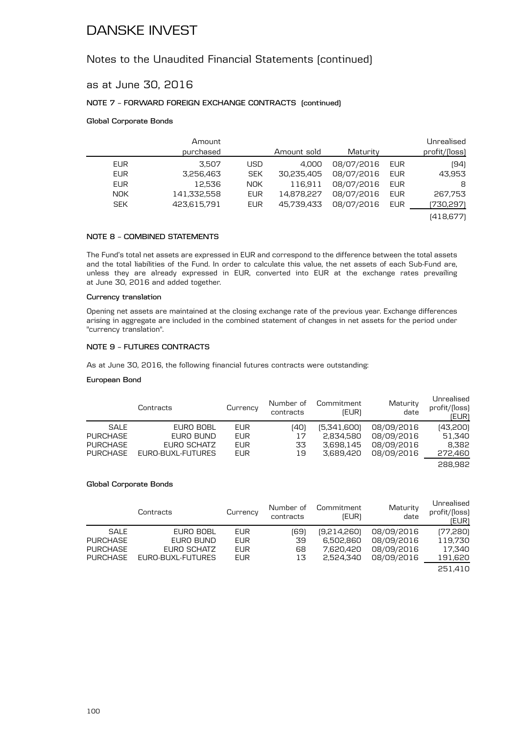# DANSKE INVEST

## Notes to the Unaudited Financial Statements (continued)

## as at June 30, 2016

### NOTE 7 - FORWARD FOREIGN EXCHANGE CONTRACTS (continued)

**Global Corporate Bonds**

| | Amount purchased | | Amount sold | Maturity | | Unrealised profit/(loss) |
|---|---|---|---|---|---|---|
| EUR | 3,507 | USD | 4,000 | 08/07/2016 | EUR | (94) |
| EUR | 3,256,463 | SEK | 30,235,405 | 08/07/2016 | EUR | 43,953 |
| EUR | 12,536 | NOK | 116,911 | 08/07/2016 | EUR | 8 |
| NOK | 141,332,558 | EUR | 14,878,227 | 08/07/2016 | EUR | 267,753 |
| SEK | 423,615,791 | EUR | 45,739,433 | 08/07/2016 | EUR | (730,297) |
| | | | | | | (418,677) |

### NOTE 8 - COMBINED STATEMENTS

The Fund's total net assets are expressed in EUR and correspond to the difference between the total assets and the total liabilities of the Fund. In order to calculate this value, the net assets of each Sub-Fund are, unless they are already expressed in EUR, converted into EUR at the exchange rates prevailing at June 30, 2016 and added together.

**Currency translation**

Opening net assets are maintained at the closing exchange rate of the previous year. Exchange differences arising in aggregate are included in the combined statement of changes in net assets for the period under "currency translation".

### NOTE 9 - FUTURES CONTRACTS

As at June 30, 2016, the following financial futures contracts were outstanding:

**European Bond**

| | Contracts | Currency | Number of contracts | Commitment (EUR) | Maturity date | Unrealised profit/(loss) (EUR) |
|---|---|---|---|---|---|---|
| SALE | EURO BOBL | EUR | (40) | (5,341,600) | 08/09/2016 | (43,200) |
| PURCHASE | EURO BUND | EUR | 17 | 2,834,580 | 08/09/2016 | 51,340 |
| PURCHASE | EURO SCHATZ | EUR | 33 | 3,698,145 | 08/09/2016 | 8,382 |
| PURCHASE | EURO-BUXL-FUTURES | EUR | 19 | 3,689,420 | 08/09/2016 | 272,460 |
| | | | | | | 288,982 |

**Global Corporate Bonds**

| | Contracts | Currency | Number of contracts | Commitment (EUR) | Maturity date | Unrealised profit/(loss) (EUR) |
|---|---|---|---|---|---|---|
| SALE | EURO BOBL | EUR | (69) | (9,214,260) | 08/09/2016 | (77,280) |
| PURCHASE | EURO BUND | EUR | 39 | 6,502,860 | 08/09/2016 | 119,730 |
| PURCHASE | EURO SCHATZ | EUR | 68 | 7,620,420 | 08/09/2016 | 17,340 |
| PURCHASE | EURO-BUXL-FUTURES | EUR | 13 | 2,524,340 | 08/09/2016 | 191,620 |
| | | | | | | 251,410 |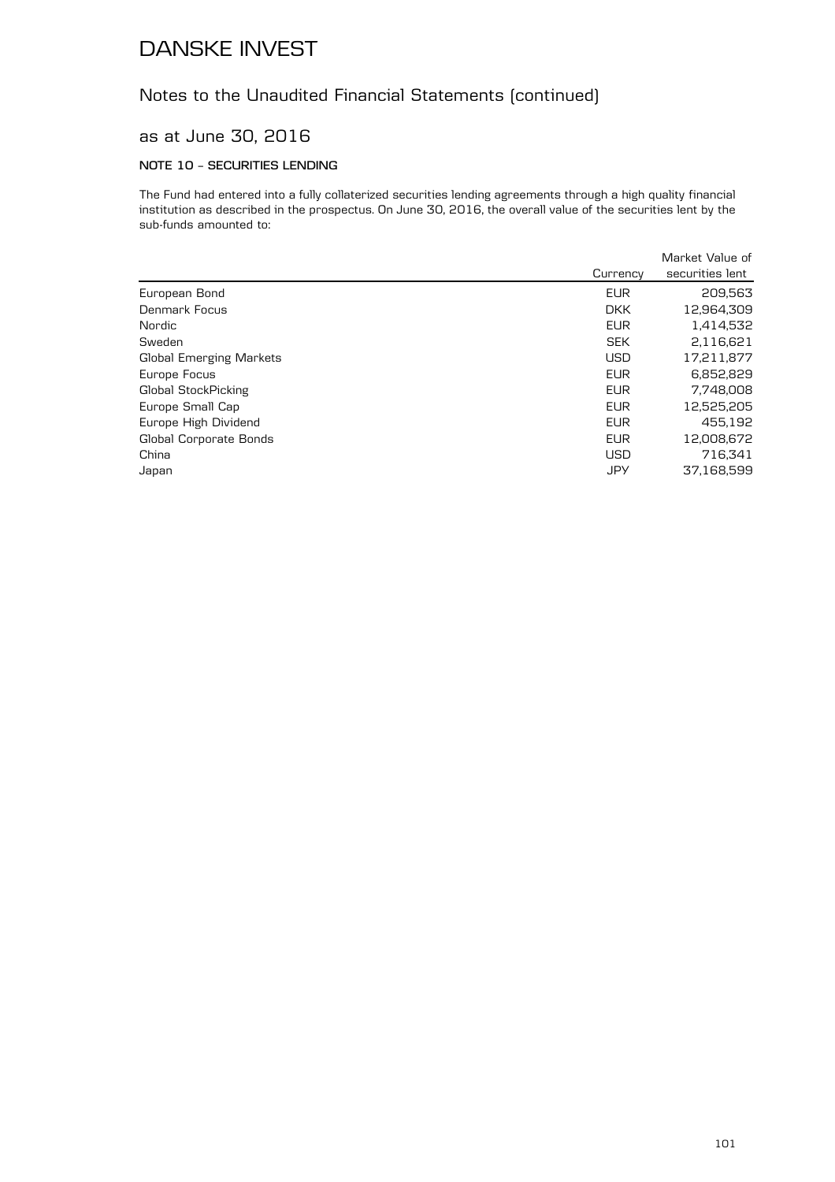# DANSKE INVEST

## Notes to the Unaudited Financial Statements (continued)

### as at June 30, 2016

#### NOTE 10 – SECURITIES LENDING

The Fund had entered into a fully collaterized securities lending agreements through a high quality financial institution as described in the prospectus. On June 30, 2016, the overall value of the securities lent by the sub-funds amounted to:

| | Currency | Market Value of securities lent |
|---|---|---|
| European Bond | EUR | 209,563 |
| Denmark Focus | DKK | 12,964,309 |
| Nordic | EUR | 1,414,532 |
| Sweden | SEK | 2,116,621 |
| Global Emerging Markets | USD | 17,211,877 |
| Europe Focus | EUR | 6,852,829 |
| Global StockPicking | EUR | 7,748,008 |
| Europe Small Cap | EUR | 12,525,205 |
| Europe High Dividend | EUR | 455,192 |
| Global Corporate Bonds | EUR | 12,008,672 |
| China | USD | 716,341 |
| Japan | JPY | 37,168,599 |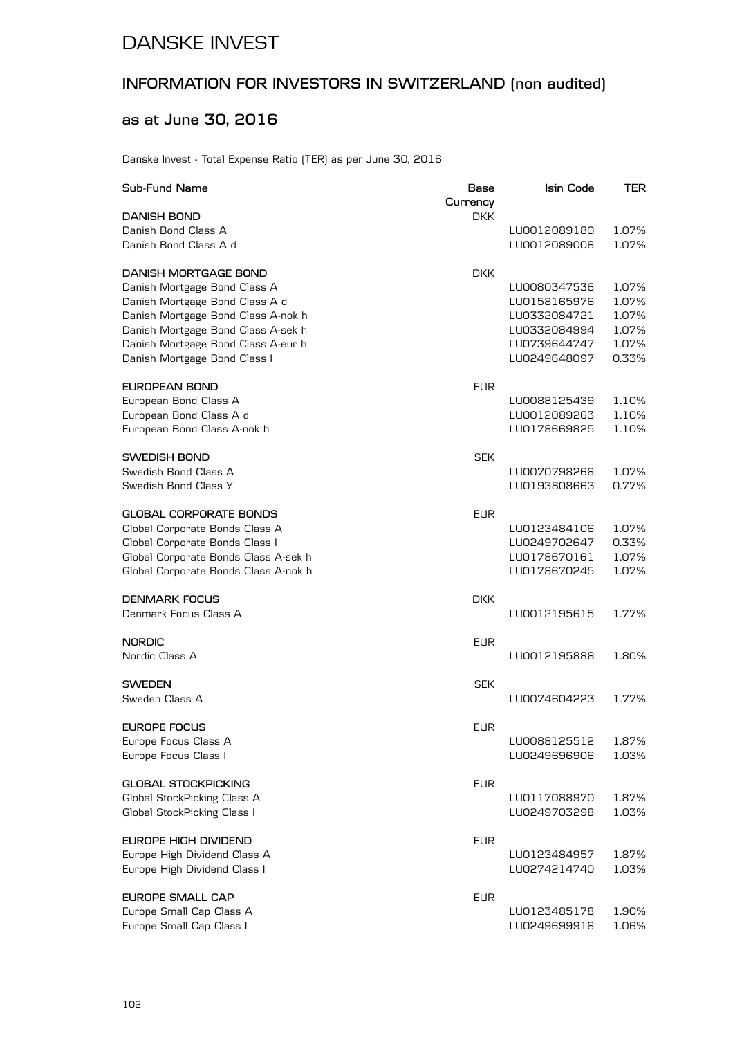# DANSKE INVEST

## INFORMATION FOR INVESTORS IN SWITZERLAND (non audited)

### as at June 30, 2016

Danske Invest - Total Expense Ratio (TER) as per June 30, 2016

| Sub-Fund Name | Base Currency | Isin Code | TER |
|---|---|---|---|
| **DANISH BOND** | DKK | | |
| Danish Bond Class A | | LU0012089180 | 1.07% |
| Danish Bond Class A d | | LU0012089008 | 1.07% |
| | | | |
| **DANISH MORTGAGE BOND** | DKK | | |
| Danish Mortgage Bond Class A | | LU0080347536 | 1.07% |
| Danish Mortgage Bond Class A d | | LU0158165976 | 1.07% |
| Danish Mortgage Bond Class A-nok h | | LU0332084721 | 1.07% |
| Danish Mortgage Bond Class A-sek h | | LU0332084994 | 1.07% |
| Danish Mortgage Bond Class A-eur h | | LU0739644747 | 1.07% |
| Danish Mortgage Bond Class I | | LU0249648097 | 0.33% |
| | | | |
| **EUROPEAN BOND** | EUR | | |
| European Bond Class A | | LU0088125439 | 1.10% |
| European Bond Class A d | | LU0012089263 | 1.10% |
| European Bond Class A-nok h | | LU0178669825 | 1.10% |
| | | | |
| **SWEDISH BOND** | SEK | | |
| Swedish Bond Class A | | LU0070798268 | 1.07% |
| Swedish Bond Class Y | | LU0193808663 | 0.77% |
| | | | |
| **GLOBAL CORPORATE BONDS** | EUR | | |
| Global Corporate Bonds Class A | | LU0123484106 | 1.07% |
| Global Corporate Bonds Class I | | LU0249702647 | 0.33% |
| Global Corporate Bonds Class A-sek h | | LU0178670161 | 1.07% |
| Global Corporate Bonds Class A-nok h | | LU0178670245 | 1.07% |
| | | | |
| **DENMARK FOCUS** | DKK | | |
| Denmark Focus Class A | | LU0012195615 | 1.77% |
| | | | |
| **NORDIC** | EUR | | |
| Nordic Class A | | LU0012195888 | 1.80% |
| | | | |
| **SWEDEN** | SEK | | |
| Sweden Class A | | LU0074604223 | 1.77% |
| | | | |
| **EUROPE FOCUS** | EUR | | |
| Europe Focus Class A | | LU0088125512 | 1.87% |
| Europe Focus Class I | | LU0249696906 | 1.03% |
| | | | |
| **GLOBAL STOCKPICKING** | EUR | | |
| Global StockPicking Class A | | LU0117088970 | 1.87% |
| Global StockPicking Class I | | LU0249703298 | 1.03% |
| | | | |
| **EUROPE HIGH DIVIDEND** | EUR | | |
| Europe High Dividend Class A | | LU0123484957 | 1.87% |
| Europe High Dividend Class I | | LU0274214740 | 1.03% |
| | | | |
| **EUROPE SMALL CAP** | EUR | | |
| Europe Small Cap Class A | | LU0123485178 | 1.90% |
| Europe Small Cap Class I | | LU0249699918 | 1.06% |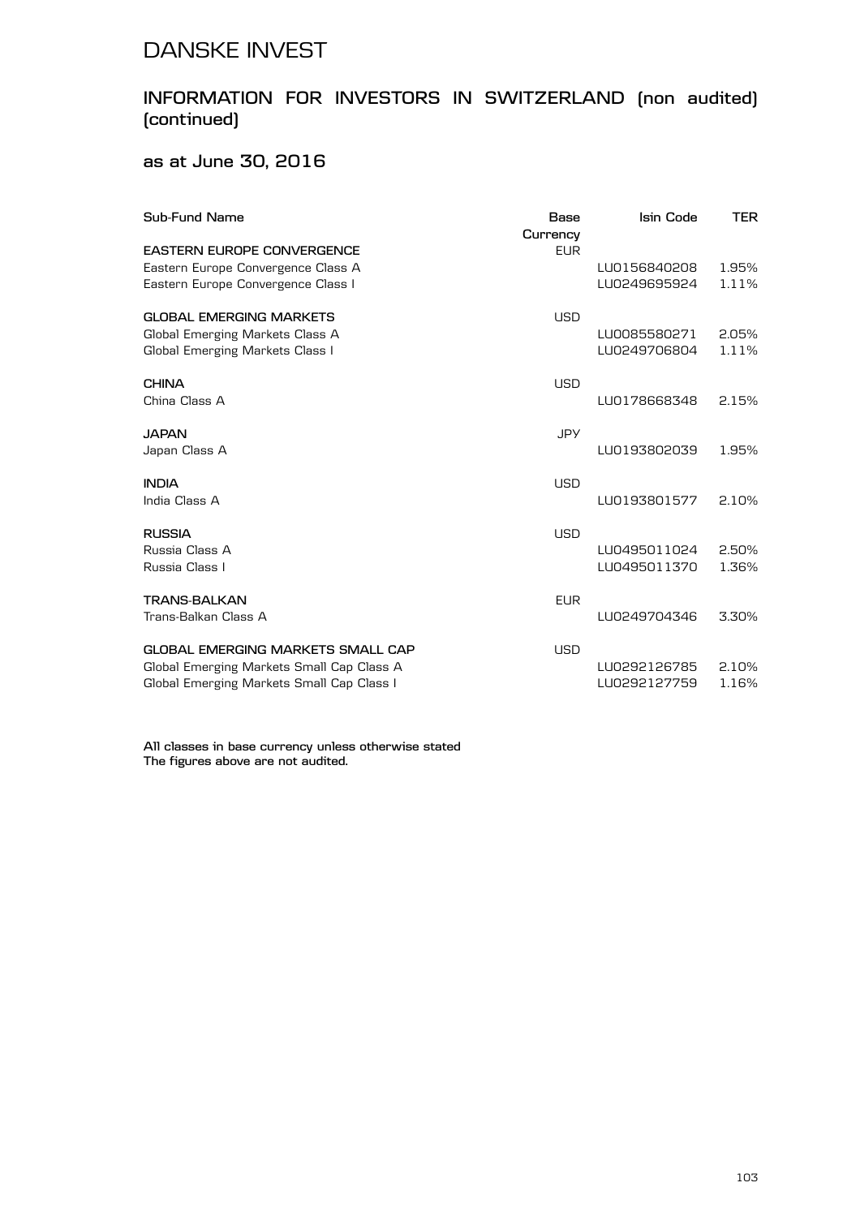# DANSKE INVEST

## INFORMATION FOR INVESTORS IN SWITZERLAND (non audited) (continued)

### as at June 30, 2016

| Sub-Fund Name | Base Currency | Isin Code | TER |
| --- | --- | --- | --- |
| **EASTERN EUROPE CONVERGENCE** | EUR | | |
| Eastern Europe Convergence Class A | | LU0156840208 | 1.95% |
| Eastern Europe Convergence Class I | | LU0249695924 | 1.11% |
| **GLOBAL EMERGING MARKETS** | USD | | |
| Global Emerging Markets Class A | | LU0085580271 | 2.05% |
| Global Emerging Markets Class I | | LU0249706804 | 1.11% |
| **CHINA** | USD | | |
| China Class A | | LU0178668348 | 2.15% |
| **JAPAN** | JPY | | |
| Japan Class A | | LU0193802039 | 1.95% |
| **INDIA** | USD | | |
| India Class A | | LU0193801577 | 2.10% |
| **RUSSIA** | USD | | |
| Russia Class A | | LU0495011024 | 2.50% |
| Russia Class I | | LU0495011370 | 1.36% |
| **TRANS-BALKAN** | EUR | | |
| Trans-Balkan Class A | | LU0249704346 | 3.30% |
| **GLOBAL EMERGING MARKETS SMALL CAP** | USD | | |
| Global Emerging Markets Small Cap Class A | | LU0292126785 | 2.10% |
| Global Emerging Markets Small Cap Class I | | LU0292127759 | 1.16% |

All classes in base currency unless otherwise stated
The figures above are not audited.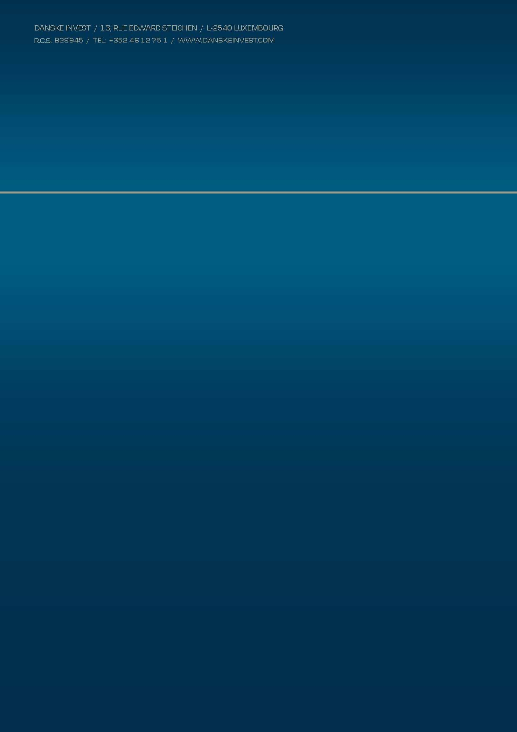DANSKE INVEST / 13, RUE EDWARD STEICHEN / L-2540 LUXEMBOURG
R.C.S. B28945 / TEL: +352 46 12 75 1 / WWW.DANSKEINVEST.COM